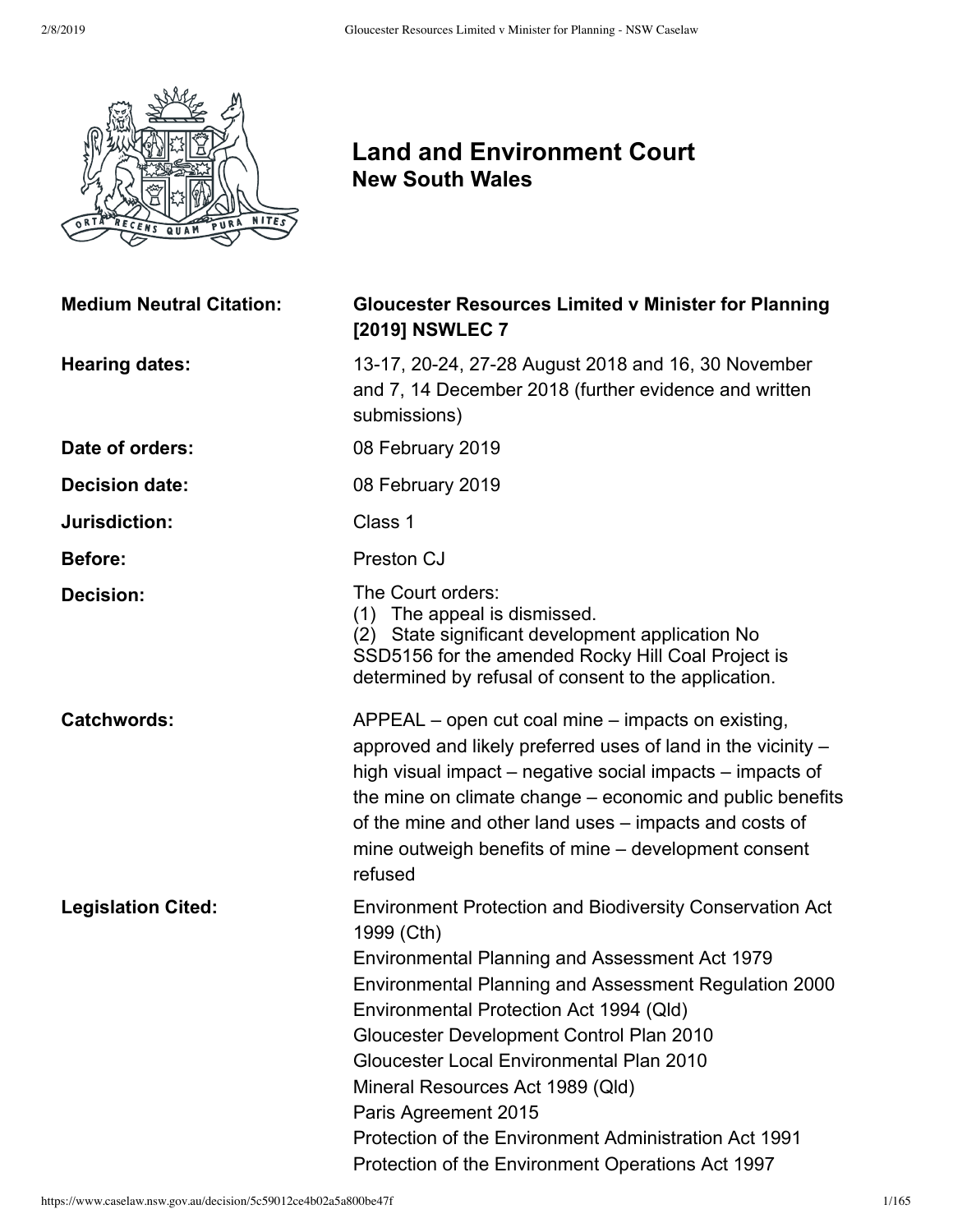# Land and Environment Court
## New South Wales

| | |
|---|---|
| **Medium Neutral Citation:** | **Gloucester Resources Limited v Minister for Planning [2019] NSWLEC 7** |
| **Hearing dates:** | 13-17, 20-24, 27-28 August 2018 and 16, 30 November and 7, 14 December 2018 (further evidence and written submissions) |
| **Date of orders:** | 08 February 2019 |
| **Decision date:** | 08 February 2019 |
| **Jurisdiction:** | Class 1 |
| **Before:** | Preston CJ |
| **Decision:** | The Court orders: (1) The appeal is dismissed. (2) State significant development application No SSD5156 for the amended Rocky Hill Coal Project is determined by refusal of consent to the application. |
| **Catchwords:** | APPEAL – open cut coal mine – impacts on existing, approved and likely preferred uses of land in the vicinity – high visual impact – negative social impacts – impacts of the mine on climate change – economic and public benefits of the mine and other land uses – impacts and costs of mine outweigh benefits of mine – development consent refused |
| **Legislation Cited:** | Environment Protection and Biodiversity Conservation Act 1999 (Cth)<br>Environmental Planning and Assessment Act 1979<br>Environmental Planning and Assessment Regulation 2000<br>Environmental Protection Act 1994 (Qld)<br>Gloucester Development Control Plan 2010<br>Gloucester Local Environmental Plan 2010<br>Mineral Resources Act 1989 (Qld)<br>Paris Agreement 2015<br>Protection of the Environment Administration Act 1991<br>Protection of the Environment Operations Act 1997 |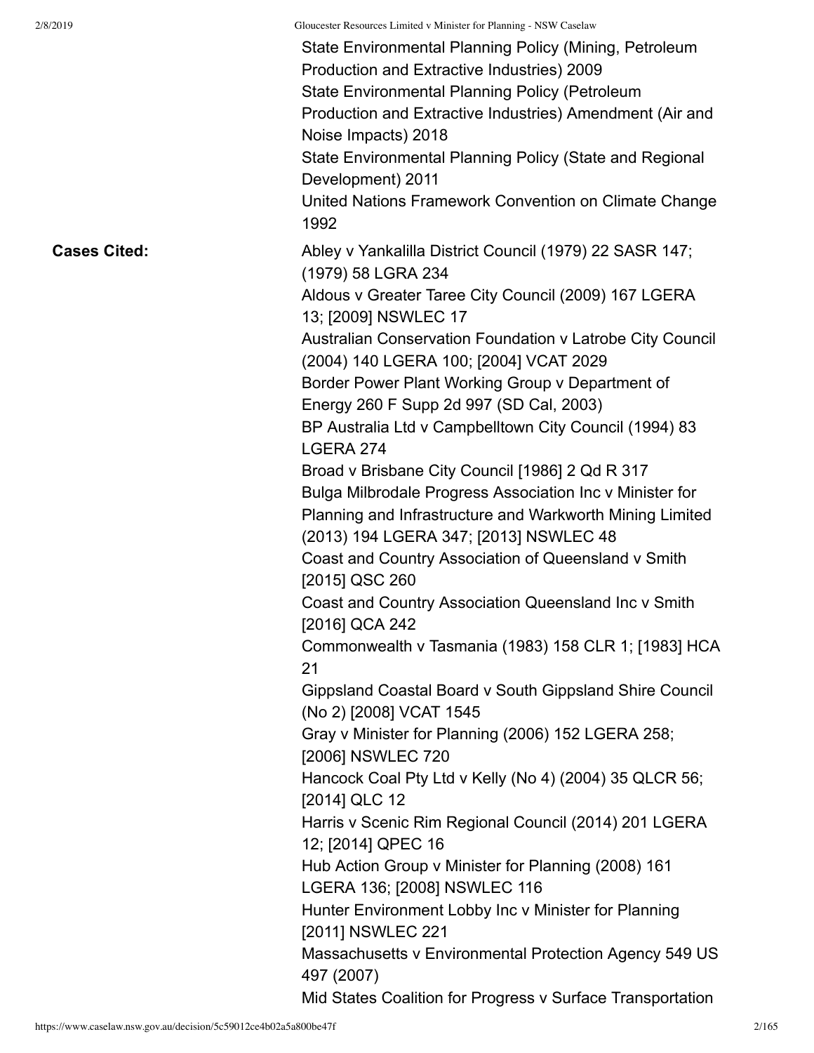State Environmental Planning Policy (Mining, Petroleum Production and Extractive Industries) 2009
State Environmental Planning Policy (Petroleum Production and Extractive Industries) Amendment (Air and Noise Impacts) 2018
State Environmental Planning Policy (State and Regional Development) 2011
United Nations Framework Convention on Climate Change 1992

**Cases Cited:**

Abley v Yankalilla District Council (1979) 22 SASR 147; (1979) 58 LGRA 234
Aldous v Greater Taree City Council (2009) 167 LGERA 13; [2009] NSWLEC 17
Australian Conservation Foundation v Latrobe City Council (2004) 140 LGERA 100; [2004] VCAT 2029
Border Power Plant Working Group v Department of Energy 260 F Supp 2d 997 (SD Cal, 2003)
BP Australia Ltd v Campbelltown City Council (1994) 83 LGERA 274
Broad v Brisbane City Council [1986] 2 Qd R 317
Bulga Milbrodale Progress Association Inc v Minister for Planning and Infrastructure and Warkworth Mining Limited (2013) 194 LGERA 347; [2013] NSWLEC 48
Coast and Country Association of Queensland v Smith [2015] QSC 260
Coast and Country Association Queensland Inc v Smith [2016] QCA 242
Commonwealth v Tasmania (1983) 158 CLR 1; [1983] HCA 21
Gippsland Coastal Board v South Gippsland Shire Council (No 2) [2008] VCAT 1545
Gray v Minister for Planning (2006) 152 LGERA 258; [2006] NSWLEC 720
Hancock Coal Pty Ltd v Kelly (No 4) (2004) 35 QLCR 56; [2014] QLC 12
Harris v Scenic Rim Regional Council (2014) 201 LGERA 12; [2014] QPEC 16
Hub Action Group v Minister for Planning (2008) 161 LGERA 136; [2008] NSWLEC 116
Hunter Environment Lobby Inc v Minister for Planning [2011] NSWLEC 221
Massachusetts v Environmental Protection Agency 549 US 497 (2007)
Mid States Coalition for Progress v Surface Transportation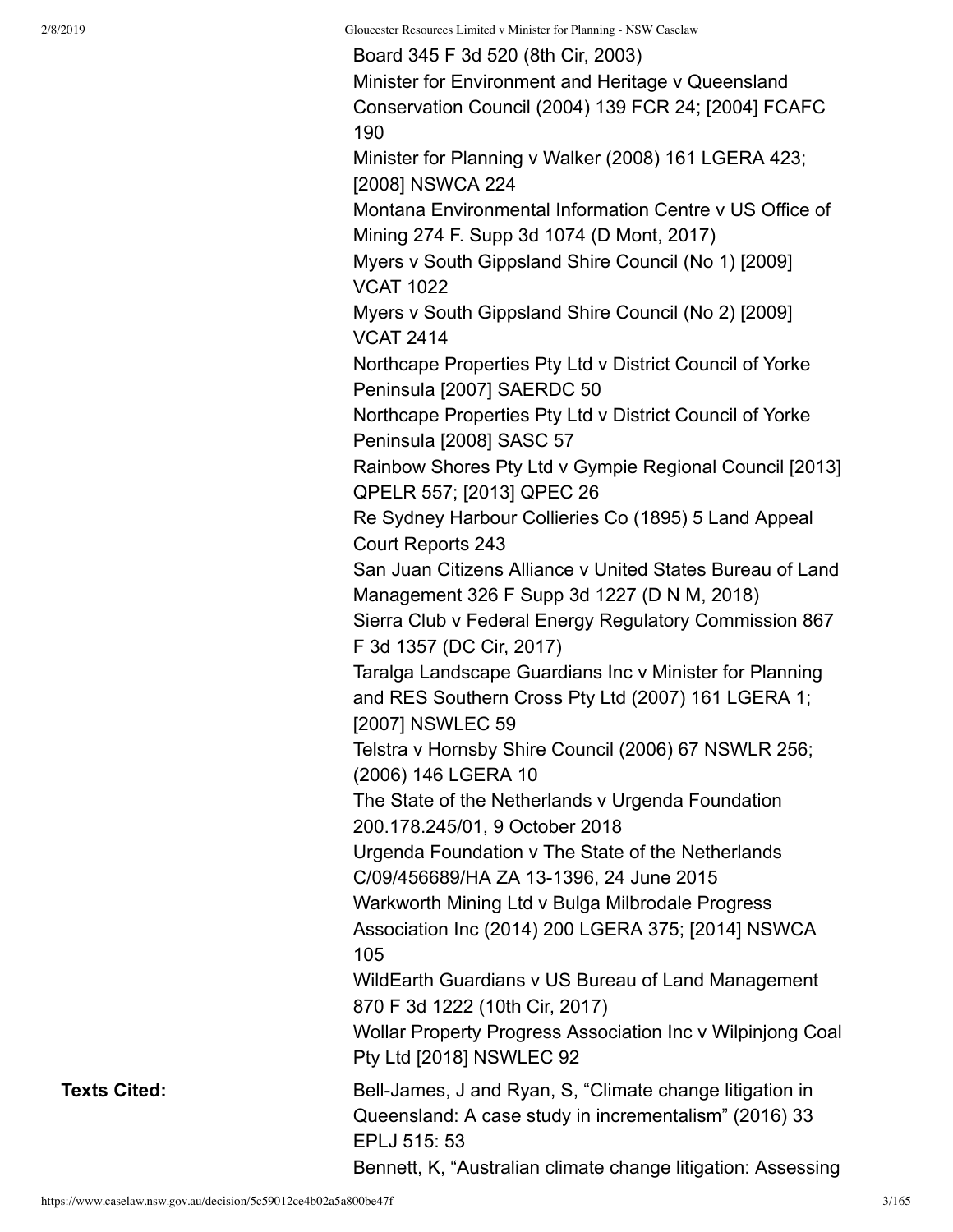Board 345 F 3d 520 (8th Cir, 2003)
Minister for Environment and Heritage v Queensland Conservation Council (2004) 139 FCR 24; [2004] FCAFC 190
Minister for Planning v Walker (2008) 161 LGERA 423; [2008] NSWCA 224
Montana Environmental Information Centre v US Office of Mining 274 F. Supp 3d 1074 (D Mont, 2017)
Myers v South Gippsland Shire Council (No 1) [2009] VCAT 1022
Myers v South Gippsland Shire Council (No 2) [2009] VCAT 2414
Northcape Properties Pty Ltd v District Council of Yorke Peninsula [2007] SAERDC 50
Northcape Properties Pty Ltd v District Council of Yorke Peninsula [2008] SASC 57
Rainbow Shores Pty Ltd v Gympie Regional Council [2013] QPELR 557; [2013] QPEC 26
Re Sydney Harbour Collieries Co (1895) 5 Land Appeal Court Reports 243
San Juan Citizens Alliance v United States Bureau of Land Management 326 F Supp 3d 1227 (D N M, 2018)
Sierra Club v Federal Energy Regulatory Commission 867 F 3d 1357 (DC Cir, 2017)
Taralga Landscape Guardians Inc v Minister for Planning and RES Southern Cross Pty Ltd (2007) 161 LGERA 1; [2007] NSWLEC 59
Telstra v Hornsby Shire Council (2006) 67 NSWLR 256; (2006) 146 LGERA 10
The State of the Netherlands v Urgenda Foundation 200.178.245/01, 9 October 2018
Urgenda Foundation v The State of the Netherlands C/09/456689/HA ZA 13-1396, 24 June 2015
Warkworth Mining Ltd v Bulga Milbrodale Progress Association Inc (2014) 200 LGERA 375; [2014] NSWCA 105
WildEarth Guardians v US Bureau of Land Management 870 F 3d 1222 (10th Cir, 2017)
Wollar Property Progress Association Inc v Wilpinjong Coal Pty Ltd [2018] NSWLEC 92

**Texts Cited:**

Bell-James, J and Ryan, S, "Climate change litigation in Queensland: A case study in incrementalism" (2016) 33 EPLJ 515: 53
Bennett, K, "Australian climate change litigation: Assessing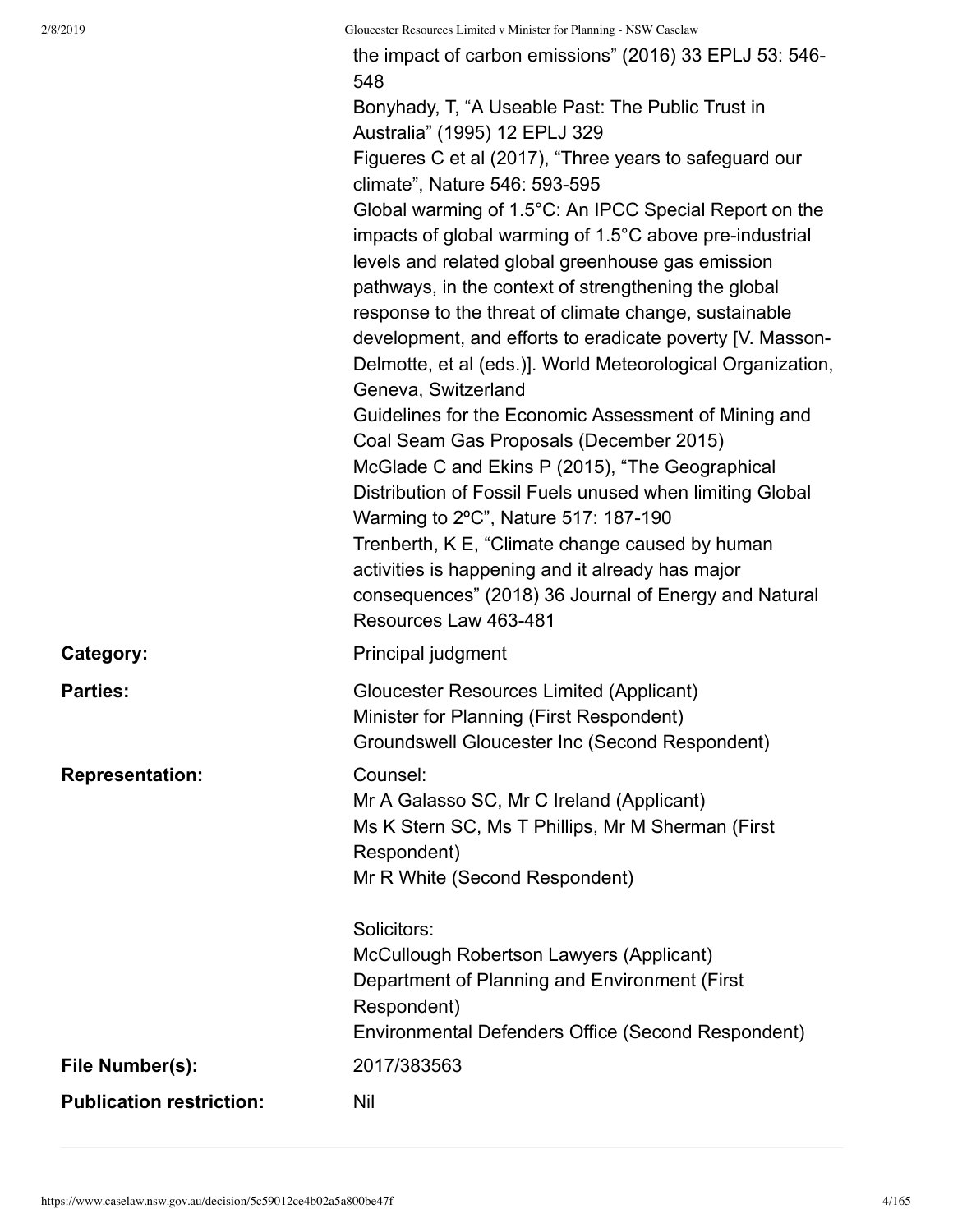the impact of carbon emissions" (2016) 33 EPLJ 53: 546-548
Bonyhady, T, "A Useable Past: The Public Trust in Australia" (1995) 12 EPLJ 329
Figueres C et al (2017), "Three years to safeguard our climate", Nature 546: 593-595
Global warming of 1.5°C: An IPCC Special Report on the impacts of global warming of 1.5°C above pre-industrial levels and related global greenhouse gas emission pathways, in the context of strengthening the global response to the threat of climate change, sustainable development, and efforts to eradicate poverty [V. Masson-Delmotte, et al (eds.)]. World Meteorological Organization, Geneva, Switzerland
Guidelines for the Economic Assessment of Mining and Coal Seam Gas Proposals (December 2015)
McGlade C and Ekins P (2015), "The Geographical Distribution of Fossil Fuels unused when limiting Global Warming to 2ºC", Nature 517: 187-190
Trenberth, K E, "Climate change caused by human activities is happening and it already has major consequences" (2018) 36 Journal of Energy and Natural Resources Law 463-481

| | |
|---|---|
| **Category:** | Principal judgment |
| **Parties:** | Gloucester Resources Limited (Applicant)<br>Minister for Planning (First Respondent)<br>Groundswell Gloucester Inc (Second Respondent) |
| **Representation:** | Counsel:<br>Mr A Galasso SC, Mr C Ireland (Applicant)<br>Ms K Stern SC, Ms T Phillips, Mr M Sherman (First Respondent)<br>Mr R White (Second Respondent)<br><br>Solicitors:<br>McCullough Robertson Lawyers (Applicant)<br>Department of Planning and Environment (First Respondent)<br>Environmental Defenders Office (Second Respondent) |
| **File Number(s):** | 2017/383563 |
| **Publication restriction:** | Nil |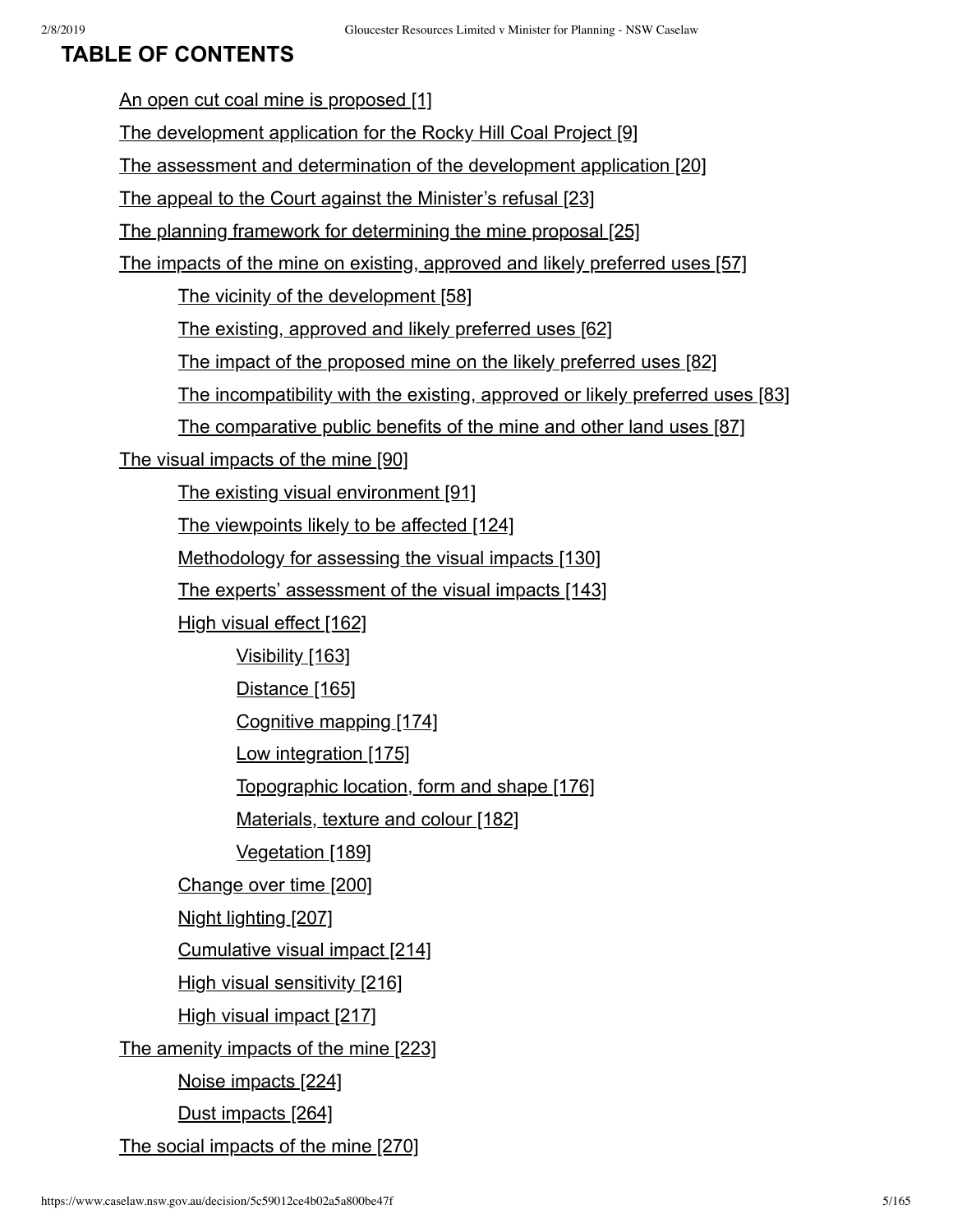## TABLE OF CONTENTS

- An open cut coal mine is proposed [1]
- The development application for the Rocky Hill Coal Project [9]
- The assessment and determination of the development application [20]
- The appeal to the Court against the Minister's refusal [23]
- The planning framework for determining the mine proposal [25]
- The impacts of the mine on existing, approved and likely preferred uses [57]
    - The vicinity of the development [58]
    - The existing, approved and likely preferred uses [62]
    - The impact of the proposed mine on the likely preferred uses [82]
    - The incompatibility with the existing, approved or likely preferred uses [83]
    - The comparative public benefits of the mine and other land uses [87]
- The visual impacts of the mine [90]
    - The existing visual environment [91]
    - The viewpoints likely to be affected [124]
    - Methodology for assessing the visual impacts [130]
    - The experts' assessment of the visual impacts [143]
    - High visual effect [162]
        - Visibility [163]
        - Distance [165]
        - Cognitive mapping [174]
        - Low integration [175]
        - Topographic location, form and shape [176]
        - Materials, texture and colour [182]
        - Vegetation [189]
    - Change over time [200]
    - Night lighting [207]
    - Cumulative visual impact [214]
    - High visual sensitivity [216]
    - High visual impact [217]
- The amenity impacts of the mine [223]
    - Noise impacts [224]
    - Dust impacts [264]
- The social impacts of the mine [270]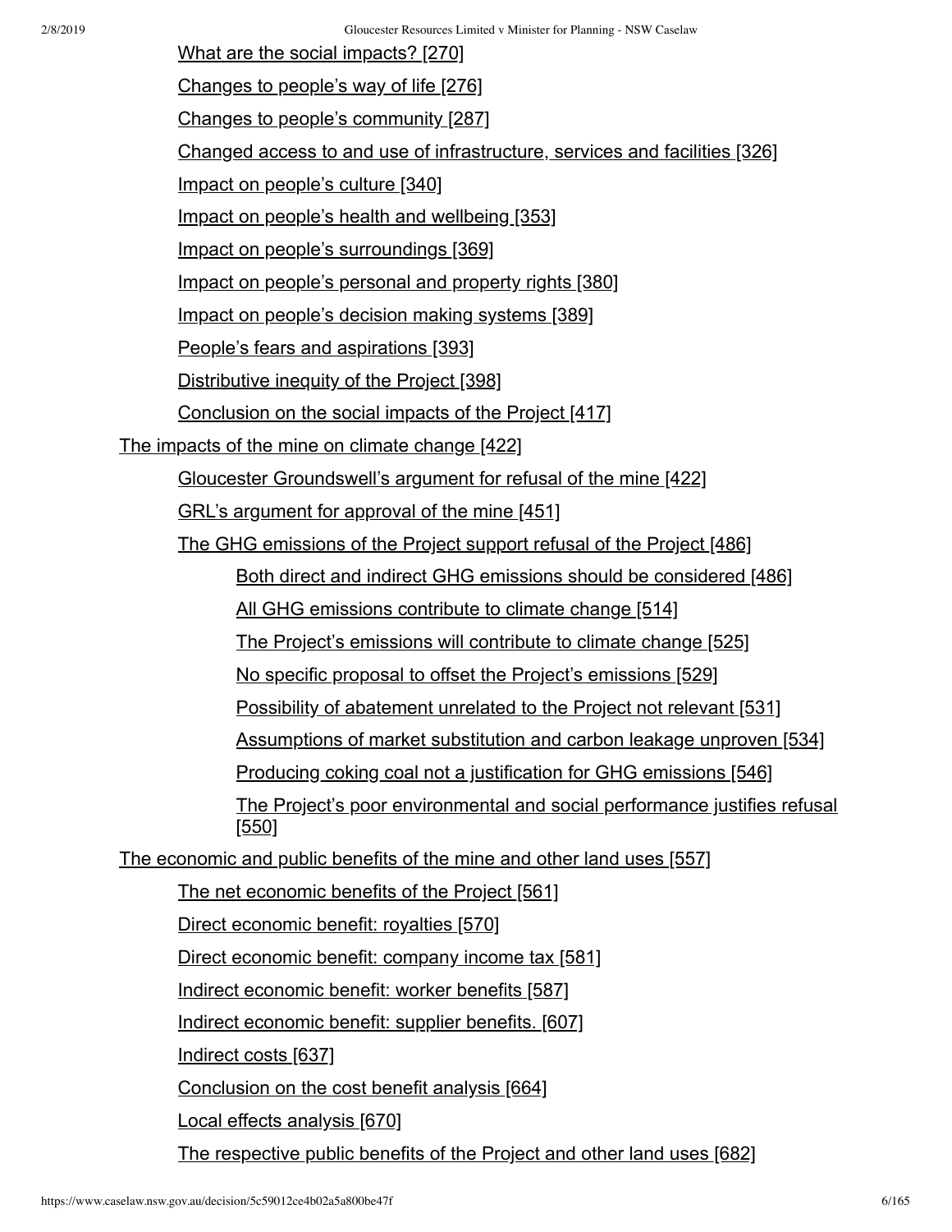- What are the social impacts? [270]
- Changes to people's way of life [276]
- Changes to people's community [287]
- Changed access to and use of infrastructure, services and facilities [326]
- Impact on people's culture [340]
- Impact on people's health and wellbeing [353]
- Impact on people's surroundings [369]
- Impact on people's personal and property rights [380]
- Impact on people's decision making systems [389]
- People's fears and aspirations [393]
- Distributive inequity of the Project [398]
- Conclusion on the social impacts of the Project [417]

The impacts of the mine on climate change [422]

- Gloucester Groundswell's argument for refusal of the mine [422]
- GRL's argument for approval of the mine [451]
- The GHG emissions of the Project support refusal of the Project [486]
  - Both direct and indirect GHG emissions should be considered [486]
  - All GHG emissions contribute to climate change [514]
  - The Project's emissions will contribute to climate change [525]
  - No specific proposal to offset the Project's emissions [529]
  - Possibility of abatement unrelated to the Project not relevant [531]
  - Assumptions of market substitution and carbon leakage unproven [534]
  - Producing coking coal not a justification for GHG emissions [546]
  - The Project's poor environmental and social performance justifies refusal [550]

The economic and public benefits of the mine and other land uses [557]

- The net economic benefits of the Project [561]
- Direct economic benefit: royalties [570]
- Direct economic benefit: company income tax [581]
- Indirect economic benefit: worker benefits [587]
- Indirect economic benefit: supplier benefits. [607]
- Indirect costs [637]
- Conclusion on the cost benefit analysis [664]
- Local effects analysis [670]
- The respective public benefits of the Project and other land uses [682]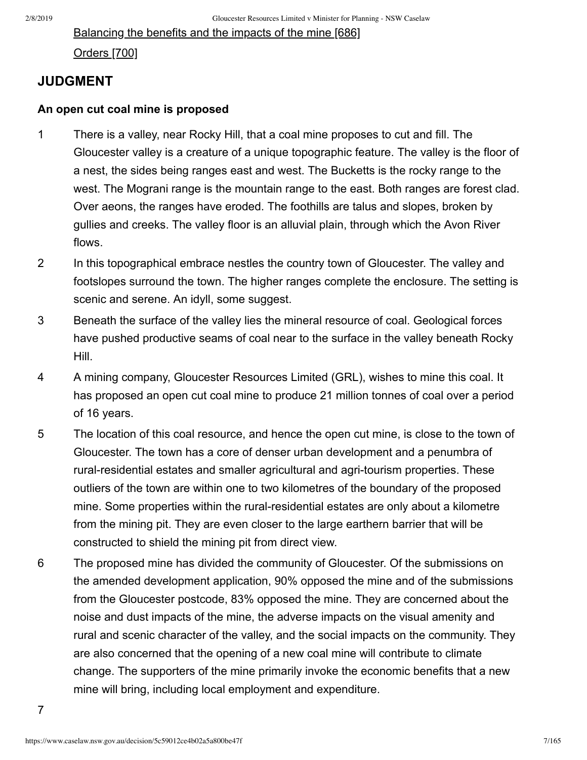[Balancing the benefits and the impacts of the mine [686]](#)

[Orders [700]](#)

## JUDGMENT

### An open cut coal mine is proposed

1 There is a valley, near Rocky Hill, that a coal mine proposes to cut and fill. The Gloucester valley is a creature of a unique topographic feature. The valley is the floor of a nest, the sides being ranges east and west. The Bucketts is the rocky range to the west. The Mograni range is the mountain range to the east. Both ranges are forest clad. Over aeons, the ranges have eroded. The foothills are talus and slopes, broken by gullies and creeks. The valley floor is an alluvial plain, through which the Avon River flows.

2 In this topographical embrace nestles the country town of Gloucester. The valley and footslopes surround the town. The higher ranges complete the enclosure. The setting is scenic and serene. An idyll, some suggest.

3 Beneath the surface of the valley lies the mineral resource of coal. Geological forces have pushed productive seams of coal near to the surface in the valley beneath Rocky Hill.

4 A mining company, Gloucester Resources Limited (GRL), wishes to mine this coal. It has proposed an open cut coal mine to produce 21 million tonnes of coal over a period of 16 years.

5 The location of this coal resource, and hence the open cut mine, is close to the town of Gloucester. The town has a core of denser urban development and a penumbra of rural-residential estates and smaller agricultural and agri-tourism properties. These outliers of the town are within one to two kilometres of the boundary of the proposed mine. Some properties within the rural-residential estates are only about a kilometre from the mining pit. They are even closer to the large earthern barrier that will be constructed to shield the mining pit from direct view.

6 The proposed mine has divided the community of Gloucester. Of the submissions on the amended development application, 90% opposed the mine and of the submissions from the Gloucester postcode, 83% opposed the mine. They are concerned about the noise and dust impacts of the mine, the adverse impacts on the visual amenity and rural and scenic character of the valley, and the social impacts on the community. They are also concerned that the opening of a new coal mine will contribute to climate change. The supporters of the mine primarily invoke the economic benefits that a new mine will bring, including local employment and expenditure.

7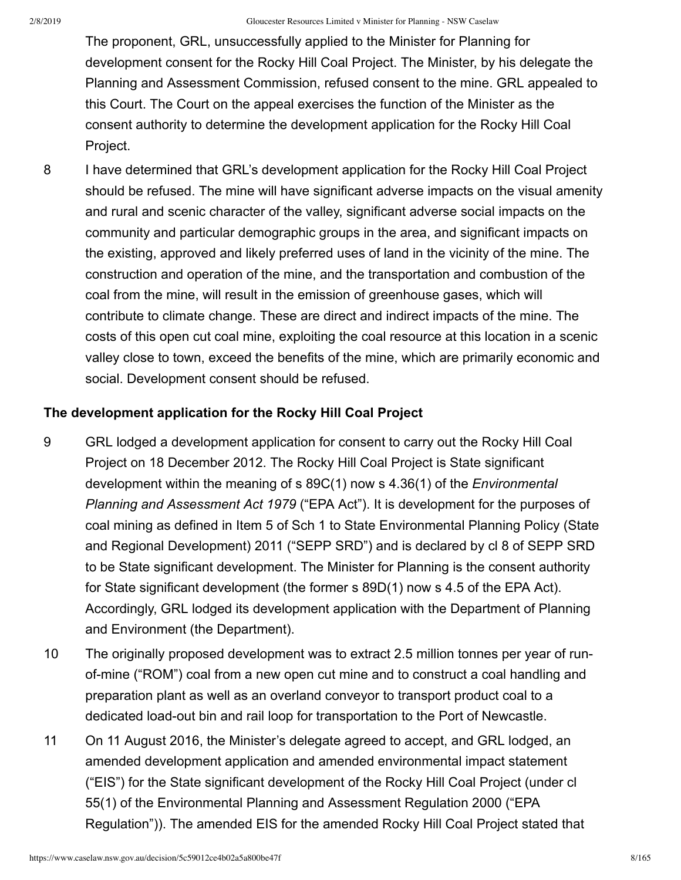The proponent, GRL, unsuccessfully applied to the Minister for Planning for development consent for the Rocky Hill Coal Project. The Minister, by his delegate the Planning and Assessment Commission, refused consent to the mine. GRL appealed to this Court. The Court on the appeal exercises the function of the Minister as the consent authority to determine the development application for the Rocky Hill Coal Project.

8 I have determined that GRL's development application for the Rocky Hill Coal Project should be refused. The mine will have significant adverse impacts on the visual amenity and rural and scenic character of the valley, significant adverse social impacts on the community and particular demographic groups in the area, and significant impacts on the existing, approved and likely preferred uses of land in the vicinity of the mine. The construction and operation of the mine, and the transportation and combustion of the coal from the mine, will result in the emission of greenhouse gases, which will contribute to climate change. These are direct and indirect impacts of the mine. The costs of this open cut coal mine, exploiting the coal resource at this location in a scenic valley close to town, exceed the benefits of the mine, which are primarily economic and social. Development consent should be refused.

**The development application for the Rocky Hill Coal Project**

9 GRL lodged a development application for consent to carry out the Rocky Hill Coal Project on 18 December 2012. The Rocky Hill Coal Project is State significant development within the meaning of s 89C(1) now s 4.36(1) of the *Environmental Planning and Assessment Act 1979* ("EPA Act"). It is development for the purposes of coal mining as defined in Item 5 of Sch 1 to State Environmental Planning Policy (State and Regional Development) 2011 ("SEPP SRD") and is declared by cl 8 of SEPP SRD to be State significant development. The Minister for Planning is the consent authority for State significant development (the former s 89D(1) now s 4.5 of the EPA Act). Accordingly, GRL lodged its development application with the Department of Planning and Environment (the Department).

10 The originally proposed development was to extract 2.5 million tonnes per year of run-of-mine ("ROM") coal from a new open cut mine and to construct a coal handling and preparation plant as well as an overland conveyor to transport product coal to a dedicated load-out bin and rail loop for transportation to the Port of Newcastle.

11 On 11 August 2016, the Minister's delegate agreed to accept, and GRL lodged, an amended development application and amended environmental impact statement ("EIS") for the State significant development of the Rocky Hill Coal Project (under cl 55(1) of the Environmental Planning and Assessment Regulation 2000 ("EPA Regulation")). The amended EIS for the amended Rocky Hill Coal Project stated that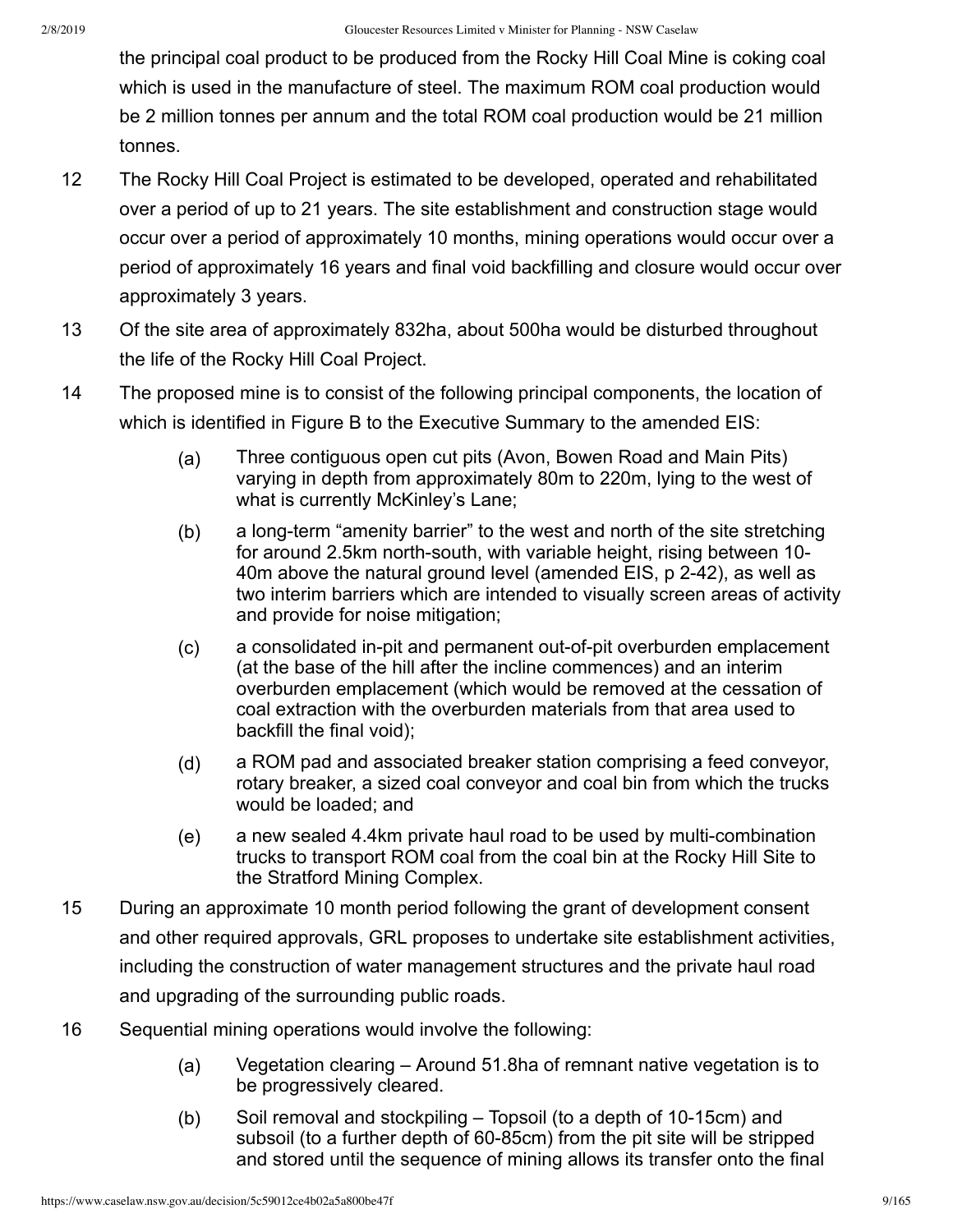the principal coal product to be produced from the Rocky Hill Coal Mine is coking coal which is used in the manufacture of steel. The maximum ROM coal production would be 2 million tonnes per annum and the total ROM coal production would be 21 million tonnes.

12 The Rocky Hill Coal Project is estimated to be developed, operated and rehabilitated over a period of up to 21 years. The site establishment and construction stage would occur over a period of approximately 10 months, mining operations would occur over a period of approximately 16 years and final void backfilling and closure would occur over approximately 3 years.

13 Of the site area of approximately 832ha, about 500ha would be disturbed throughout the life of the Rocky Hill Coal Project.

14 The proposed mine is to consist of the following principal components, the location of which is identified in Figure B to the Executive Summary to the amended EIS:

> (a) Three contiguous open cut pits (Avon, Bowen Road and Main Pits) varying in depth from approximately 80m to 220m, lying to the west of what is currently McKinley's Lane;
>
> (b) a long-term "amenity barrier" to the west and north of the site stretching for around 2.5km north-south, with variable height, rising between 10-40m above the natural ground level (amended EIS, p 2-42), as well as two interim barriers which are intended to visually screen areas of activity and provide for noise mitigation;
>
> (c) a consolidated in-pit and permanent out-of-pit overburden emplacement (at the base of the hill after the incline commences) and an interim overburden emplacement (which would be removed at the cessation of coal extraction with the overburden materials from that area used to backfill the final void);
>
> (d) a ROM pad and associated breaker station comprising a feed conveyor, rotary breaker, a sized coal conveyor and coal bin from which the trucks would be loaded; and
>
> (e) a new sealed 4.4km private haul road to be used by multi-combination trucks to transport ROM coal from the coal bin at the Rocky Hill Site to the Stratford Mining Complex.

15 During an approximate 10 month period following the grant of development consent and other required approvals, GRL proposes to undertake site establishment activities, including the construction of water management structures and the private haul road and upgrading of the surrounding public roads.

16 Sequential mining operations would involve the following:

> (a) Vegetation clearing – Around 51.8ha of remnant native vegetation is to be progressively cleared.
>
> (b) Soil removal and stockpiling – Topsoil (to a depth of 10-15cm) and subsoil (to a further depth of 60-85cm) from the pit site will be stripped and stored until the sequence of mining allows its transfer onto the final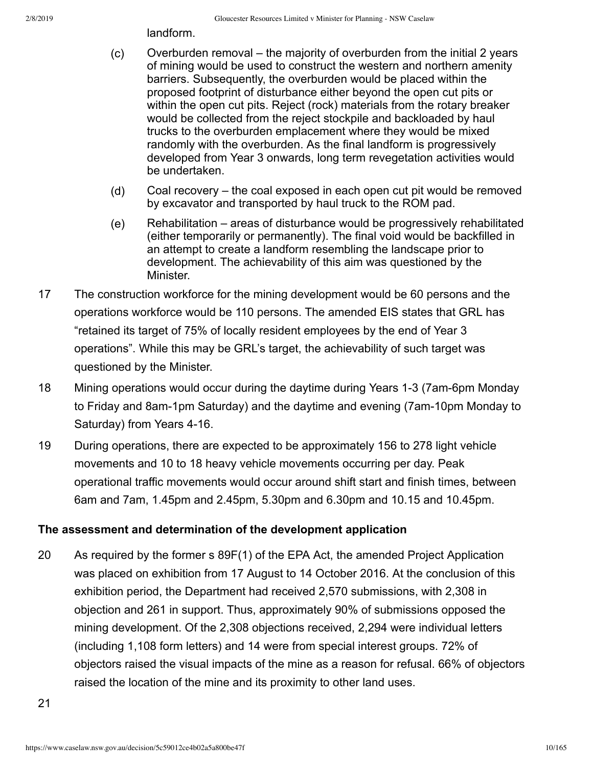landform.

(c) Overburden removal – the majority of overburden from the initial 2 years of mining would be used to construct the western and northern amenity barriers. Subsequently, the overburden would be placed within the proposed footprint of disturbance either beyond the open cut pits or within the open cut pits. Reject (rock) materials from the rotary breaker would be collected from the reject stockpile and backloaded by haul trucks to the overburden emplacement where they would be mixed randomly with the overburden. As the final landform is progressively developed from Year 3 onwards, long term revegetation activities would be undertaken.

(d) Coal recovery – the coal exposed in each open cut pit would be removed by excavator and transported by haul truck to the ROM pad.

(e) Rehabilitation – areas of disturbance would be progressively rehabilitated (either temporarily or permanently). The final void would be backfilled in an attempt to create a landform resembling the landscape prior to development. The achievability of this aim was questioned by the Minister.

17 The construction workforce for the mining development would be 60 persons and the operations workforce would be 110 persons. The amended EIS states that GRL has "retained its target of 75% of locally resident employees by the end of Year 3 operations". While this may be GRL's target, the achievability of such target was questioned by the Minister.

18 Mining operations would occur during the daytime during Years 1-3 (7am-6pm Monday to Friday and 8am-1pm Saturday) and the daytime and evening (7am-10pm Monday to Saturday) from Years 4-16.

19 During operations, there are expected to be approximately 156 to 278 light vehicle movements and 10 to 18 heavy vehicle movements occurring per day. Peak operational traffic movements would occur around shift start and finish times, between 6am and 7am, 1.45pm and 2.45pm, 5.30pm and 6.30pm and 10.15 and 10.45pm.

**The assessment and determination of the development application**

20 As required by the former s 89F(1) of the EPA Act, the amended Project Application was placed on exhibition from 17 August to 14 October 2016. At the conclusion of this exhibition period, the Department had received 2,570 submissions, with 2,308 in objection and 261 in support. Thus, approximately 90% of submissions opposed the mining development. Of the 2,308 objections received, 2,294 were individual letters (including 1,108 form letters) and 14 were from special interest groups. 72% of objectors raised the visual impacts of the mine as a reason for refusal. 66% of objectors raised the location of the mine and its proximity to other land uses.

21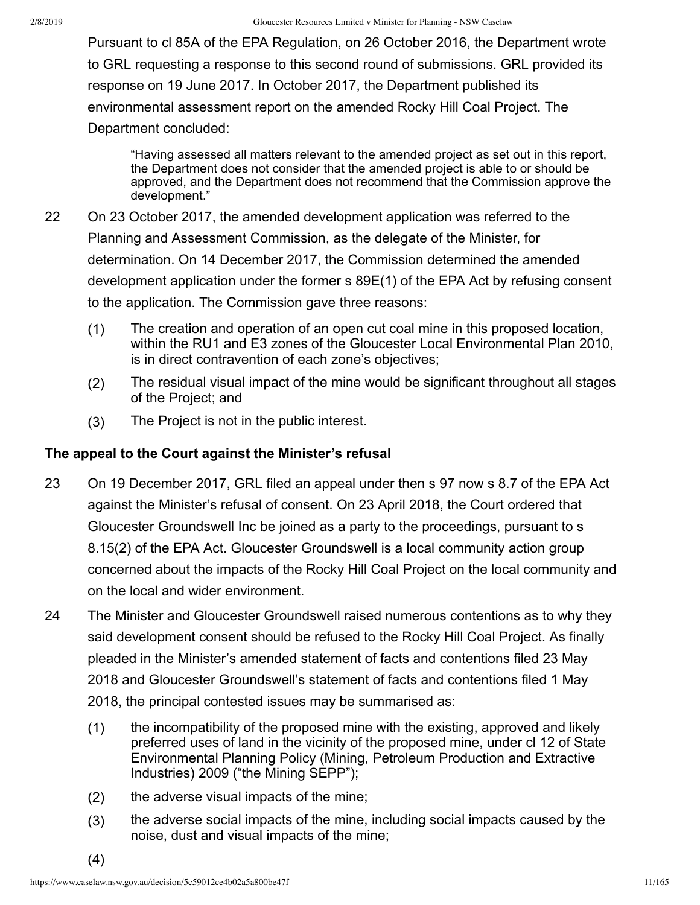Pursuant to cl 85A of the EPA Regulation, on 26 October 2016, the Department wrote to GRL requesting a response to this second round of submissions. GRL provided its response on 19 June 2017. In October 2017, the Department published its environmental assessment report on the amended Rocky Hill Coal Project. The Department concluded:

> "Having assessed all matters relevant to the amended project as set out in this report, the Department does not consider that the amended project is able to or should be approved, and the Department does not recommend that the Commission approve the development."

22 On 23 October 2017, the amended development application was referred to the Planning and Assessment Commission, as the delegate of the Minister, for determination. On 14 December 2017, the Commission determined the amended development application under the former s 89E(1) of the EPA Act by refusing consent to the application. The Commission gave three reasons:

> (1) The creation and operation of an open cut coal mine in this proposed location, within the RU1 and E3 zones of the Gloucester Local Environmental Plan 2010, is in direct contravention of each zone's objectives;
>
> (2) The residual visual impact of the mine would be significant throughout all stages of the Project; and
>
> (3) The Project is not in the public interest.

## The appeal to the Court against the Minister's refusal

23 On 19 December 2017, GRL filed an appeal under then s 97 now s 8.7 of the EPA Act against the Minister's refusal of consent. On 23 April 2018, the Court ordered that Gloucester Groundswell Inc be joined as a party to the proceedings, pursuant to s 8.15(2) of the EPA Act. Gloucester Groundswell is a local community action group concerned about the impacts of the Rocky Hill Coal Project on the local community and on the local and wider environment.

24 The Minister and Gloucester Groundswell raised numerous contentions as to why they said development consent should be refused to the Rocky Hill Coal Project. As finally pleaded in the Minister's amended statement of facts and contentions filed 23 May 2018 and Gloucester Groundswell's statement of facts and contentions filed 1 May 2018, the principal contested issues may be summarised as:

> (1) the incompatibility of the proposed mine with the existing, approved and likely preferred uses of land in the vicinity of the proposed mine, under cl 12 of State Environmental Planning Policy (Mining, Petroleum Production and Extractive Industries) 2009 ("the Mining SEPP");
>
> (2) the adverse visual impacts of the mine;
>
> (3) the adverse social impacts of the mine, including social impacts caused by the noise, dust and visual impacts of the mine;
>
> (4)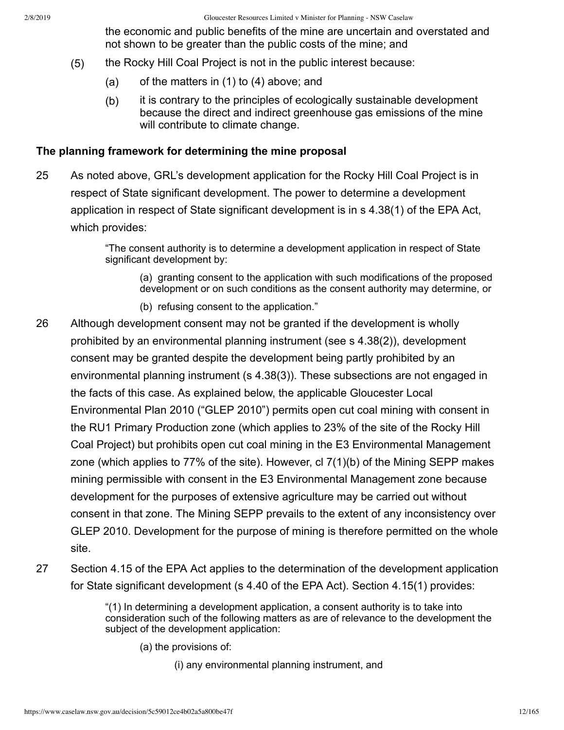the economic and public benefits of the mine are uncertain and overstated and not shown to be greater than the public costs of the mine; and

(5) the Rocky Hill Coal Project is not in the public interest because:

(a) of the matters in (1) to (4) above; and

(b) it is contrary to the principles of ecologically sustainable development because the direct and indirect greenhouse gas emissions of the mine will contribute to climate change.

**The planning framework for determining the mine proposal**

25 As noted above, GRL's development application for the Rocky Hill Coal Project is in respect of State significant development. The power to determine a development application in respect of State significant development is in s 4.38(1) of the EPA Act, which provides:

> "The consent authority is to determine a development application in respect of State significant development by:
>
> (a) granting consent to the application with such modifications of the proposed development or on such conditions as the consent authority may determine, or
>
> (b) refusing consent to the application."

26 Although development consent may not be granted if the development is wholly prohibited by an environmental planning instrument (see s 4.38(2)), development consent may be granted despite the development being partly prohibited by an environmental planning instrument (s 4.38(3)). These subsections are not engaged in the facts of this case. As explained below, the applicable Gloucester Local Environmental Plan 2010 ("GLEP 2010") permits open cut coal mining with consent in the RU1 Primary Production zone (which applies to 23% of the site of the Rocky Hill Coal Project) but prohibits open cut coal mining in the E3 Environmental Management zone (which applies to 77% of the site). However, cl 7(1)(b) of the Mining SEPP makes mining permissible with consent in the E3 Environmental Management zone because development for the purposes of extensive agriculture may be carried out without consent in that zone. The Mining SEPP prevails to the extent of any inconsistency over GLEP 2010. Development for the purpose of mining is therefore permitted on the whole site.

27 Section 4.15 of the EPA Act applies to the determination of the development application for State significant development (s 4.40 of the EPA Act). Section 4.15(1) provides:

> "(1) In determining a development application, a consent authority is to take into consideration such of the following matters as are of relevance to the development the subject of the development application:
>
> (a) the provisions of:
>
> (i) any environmental planning instrument, and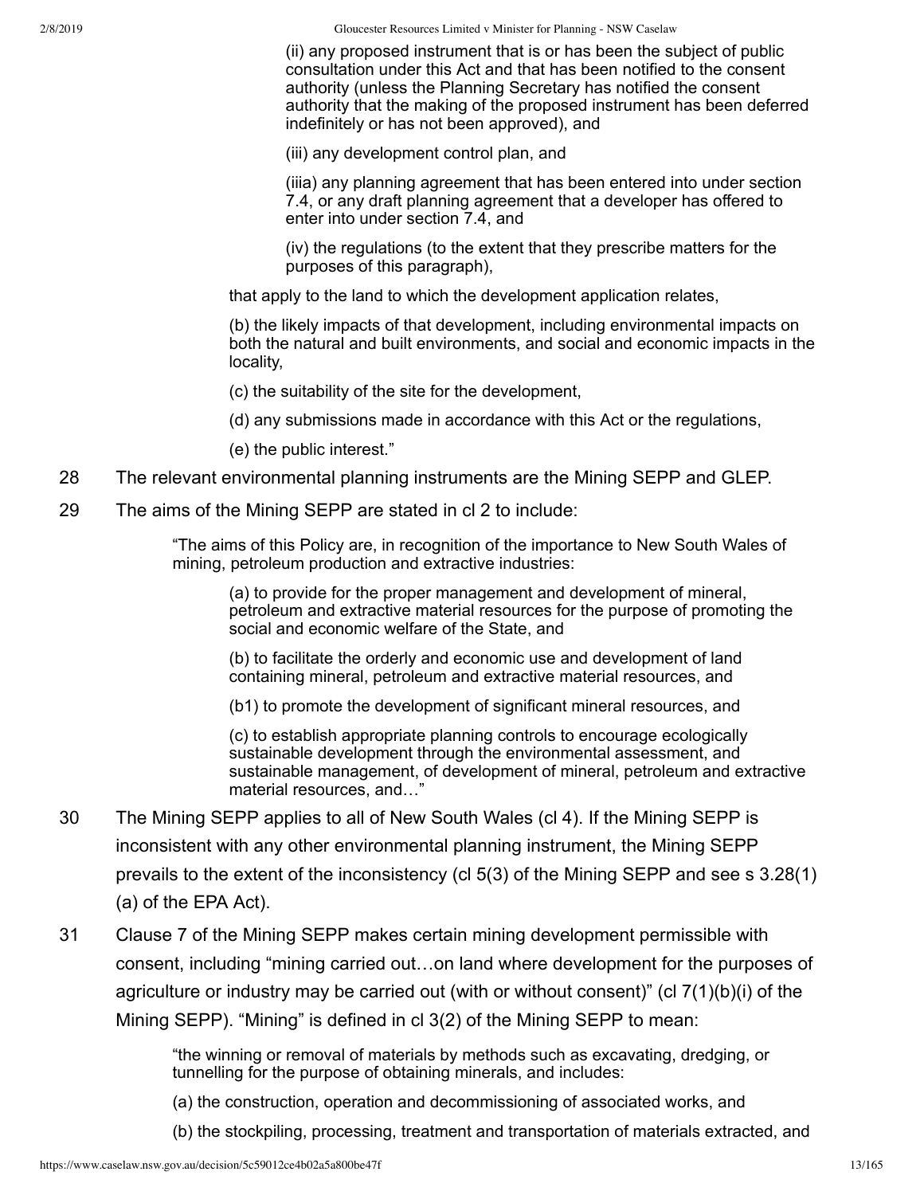(ii) any proposed instrument that is or has been the subject of public consultation under this Act and that has been notified to the consent authority (unless the Planning Secretary has notified the consent authority that the making of the proposed instrument has been deferred indefinitely or has not been approved), and

(iii) any development control plan, and

(iiia) any planning agreement that has been entered into under section 7.4, or any draft planning agreement that a developer has offered to enter into under section 7.4, and

(iv) the regulations (to the extent that they prescribe matters for the purposes of this paragraph),

that apply to the land to which the development application relates,

(b) the likely impacts of that development, including environmental impacts on both the natural and built environments, and social and economic impacts in the locality,

(c) the suitability of the site for the development,

(d) any submissions made in accordance with this Act or the regulations,

(e) the public interest."

28 The relevant environmental planning instruments are the Mining SEPP and GLEP.

29 The aims of the Mining SEPP are stated in cl 2 to include:

> "The aims of this Policy are, in recognition of the importance to New South Wales of mining, petroleum production and extractive industries:
>
> (a) to provide for the proper management and development of mineral, petroleum and extractive material resources for the purpose of promoting the social and economic welfare of the State, and
>
> (b) to facilitate the orderly and economic use and development of land containing mineral, petroleum and extractive material resources, and
>
> (b1) to promote the development of significant mineral resources, and
>
> (c) to establish appropriate planning controls to encourage ecologically sustainable development through the environmental assessment, and sustainable management, of development of mineral, petroleum and extractive material resources, and…"

30 The Mining SEPP applies to all of New South Wales (cl 4). If the Mining SEPP is inconsistent with any other environmental planning instrument, the Mining SEPP prevails to the extent of the inconsistency (cl 5(3) of the Mining SEPP and see s 3.28(1)(a) of the EPA Act).

31 Clause 7 of the Mining SEPP makes certain mining development permissible with consent, including "mining carried out…on land where development for the purposes of agriculture or industry may be carried out (with or without consent)" (cl 7(1)(b)(i) of the Mining SEPP). "Mining" is defined in cl 3(2) of the Mining SEPP to mean:

> "the winning or removal of materials by methods such as excavating, dredging, or tunnelling for the purpose of obtaining minerals, and includes:
>
> (a) the construction, operation and decommissioning of associated works, and
>
> (b) the stockpiling, processing, treatment and transportation of materials extracted, and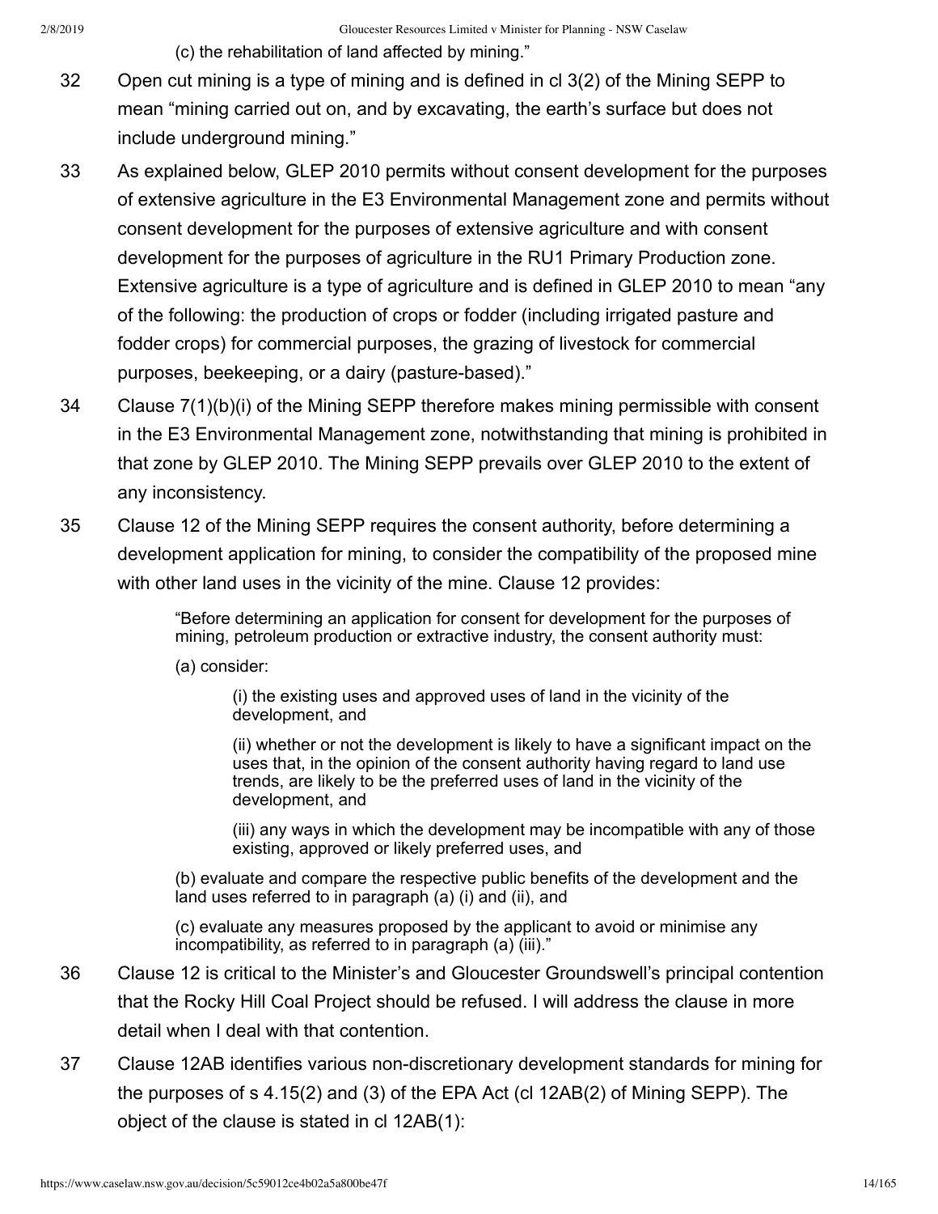(c) the rehabilitation of land affected by mining."

32 Open cut mining is a type of mining and is defined in cl 3(2) of the Mining SEPP to mean "mining carried out on, and by excavating, the earth's surface but does not include underground mining."

33 As explained below, GLEP 2010 permits without consent development for the purposes of extensive agriculture in the E3 Environmental Management zone and permits without consent development for the purposes of extensive agriculture and with consent development for the purposes of agriculture in the RU1 Primary Production zone. Extensive agriculture is a type of agriculture and is defined in GLEP 2010 to mean "any of the following: the production of crops or fodder (including irrigated pasture and fodder crops) for commercial purposes, the grazing of livestock for commercial purposes, beekeeping, or a dairy (pasture-based)."

34 Clause 7(1)(b)(i) of the Mining SEPP therefore makes mining permissible with consent in the E3 Environmental Management zone, notwithstanding that mining is prohibited in that zone by GLEP 2010. The Mining SEPP prevails over GLEP 2010 to the extent of any inconsistency.

35 Clause 12 of the Mining SEPP requires the consent authority, before determining a development application for mining, to consider the compatibility of the proposed mine with other land uses in the vicinity of the mine. Clause 12 provides:

> "Before determining an application for consent for development for the purposes of mining, petroleum production or extractive industry, the consent authority must:
>
> (a) consider:
>
> > (i) the existing uses and approved uses of land in the vicinity of the development, and
> >
> > (ii) whether or not the development is likely to have a significant impact on the uses that, in the opinion of the consent authority having regard to land use trends, are likely to be the preferred uses of land in the vicinity of the development, and
> >
> > (iii) any ways in which the development may be incompatible with any of those existing, approved or likely preferred uses, and
>
> (b) evaluate and compare the respective public benefits of the development and the land uses referred to in paragraph (a) (i) and (ii), and
>
> (c) evaluate any measures proposed by the applicant to avoid or minimise any incompatibility, as referred to in paragraph (a) (iii)."

36 Clause 12 is critical to the Minister's and Gloucester Groundswell's principal contention that the Rocky Hill Coal Project should be refused. I will address the clause in more detail when I deal with that contention.

37 Clause 12AB identifies various non-discretionary development standards for mining for the purposes of s 4.15(2) and (3) of the EPA Act (cl 12AB(2) of Mining SEPP). The object of the clause is stated in cl 12AB(1):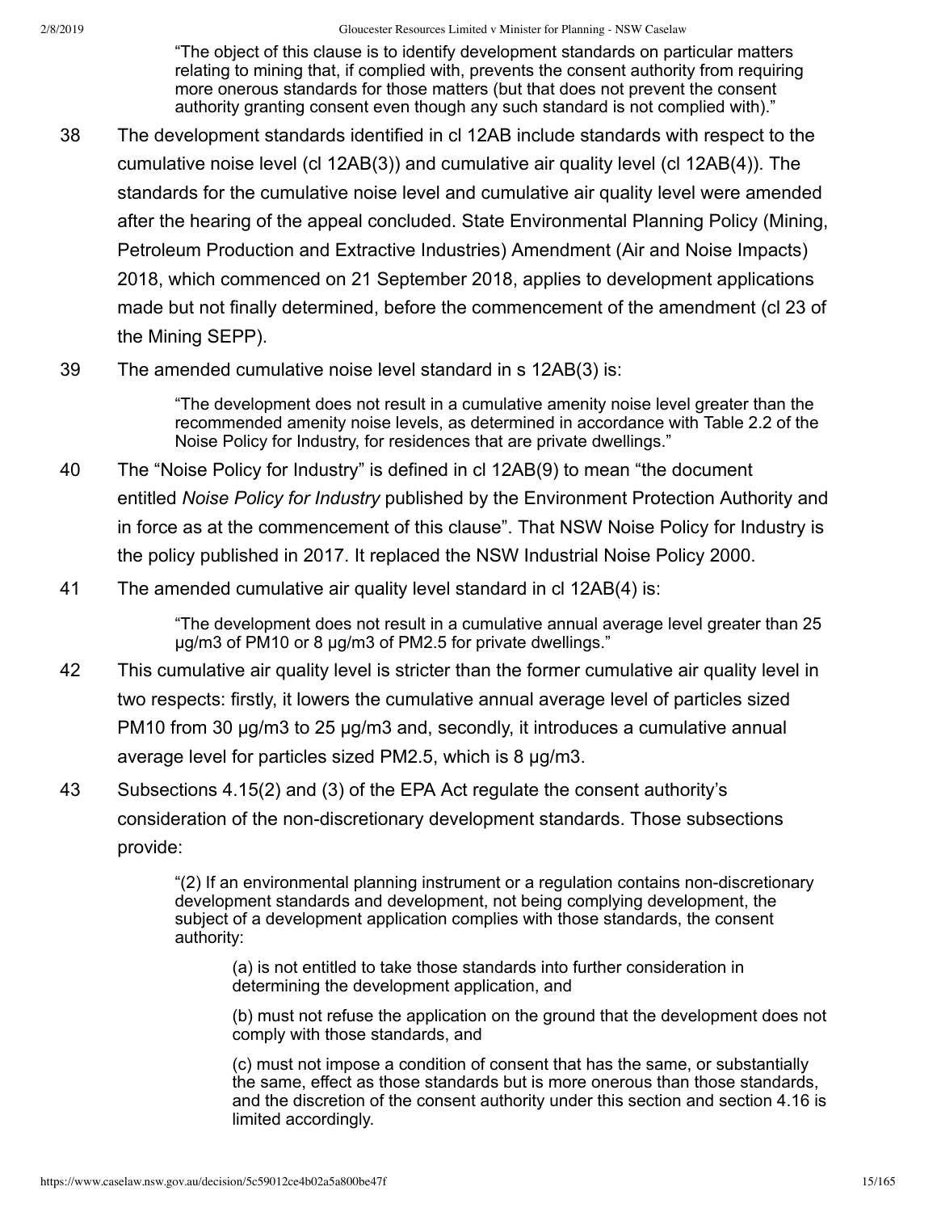> “The object of this clause is to identify development standards on particular matters relating to mining that, if complied with, prevents the consent authority from requiring more onerous standards for those matters (but that does not prevent the consent authority granting consent even though any such standard is not complied with).”

38 The development standards identified in cl 12AB include standards with respect to the cumulative noise level (cl 12AB(3)) and cumulative air quality level (cl 12AB(4)). The standards for the cumulative noise level and cumulative air quality level were amended after the hearing of the appeal concluded. State Environmental Planning Policy (Mining, Petroleum Production and Extractive Industries) Amendment (Air and Noise Impacts) 2018, which commenced on 21 September 2018, applies to development applications made but not finally determined, before the commencement of the amendment (cl 23 of the Mining SEPP).

39 The amended cumulative noise level standard in s 12AB(3) is:

> “The development does not result in a cumulative amenity noise level greater than the recommended amenity noise levels, as determined in accordance with Table 2.2 of the Noise Policy for Industry, for residences that are private dwellings.”

40 The “Noise Policy for Industry” is defined in cl 12AB(9) to mean “the document entitled *Noise Policy for Industry* published by the Environment Protection Authority and in force as at the commencement of this clause”. That NSW Noise Policy for Industry is the policy published in 2017. It replaced the NSW Industrial Noise Policy 2000.

41 The amended cumulative air quality level standard in cl 12AB(4) is:

> “The development does not result in a cumulative annual average level greater than 25 μg/m3 of PM10 or 8 μg/m3 of PM2.5 for private dwellings.”

42 This cumulative air quality level is stricter than the former cumulative air quality level in two respects: firstly, it lowers the cumulative annual average level of particles sized PM10 from 30 μg/m3 to 25 μg/m3 and, secondly, it introduces a cumulative annual average level for particles sized PM2.5, which is 8 μg/m3.

43 Subsections 4.15(2) and (3) of the EPA Act regulate the consent authority’s consideration of the non-discretionary development standards. Those subsections provide:

> “(2) If an environmental planning instrument or a regulation contains non-discretionary development standards and development, not being complying development, the subject of a development application complies with those standards, the consent authority:
>
> > (a) is not entitled to take those standards into further consideration in determining the development application, and
> >
> > (b) must not refuse the application on the ground that the development does not comply with those standards, and
> >
> > (c) must not impose a condition of consent that has the same, or substantially the same, effect as those standards but is more onerous than those standards, and the discretion of the consent authority under this section and section 4.16 is limited accordingly.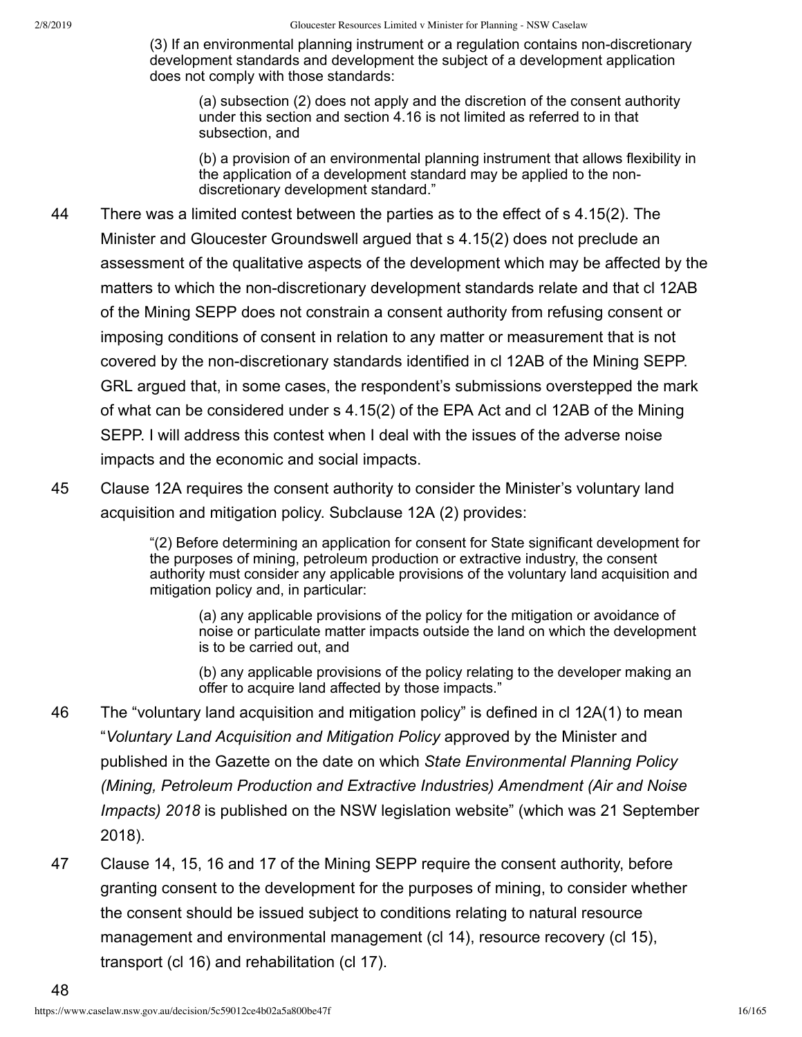> (3) If an environmental planning instrument or a regulation contains non-discretionary development standards and development the subject of a development application does not comply with those standards:
>
> > (a) subsection (2) does not apply and the discretion of the consent authority under this section and section 4.16 is not limited as referred to in that subsection, and
> >
> > (b) a provision of an environmental planning instrument that allows flexibility in the application of a development standard may be applied to the non-discretionary development standard."

44 There was a limited contest between the parties as to the effect of s 4.15(2). The Minister and Gloucester Groundswell argued that s 4.15(2) does not preclude an assessment of the qualitative aspects of the development which may be affected by the matters to which the non-discretionary development standards relate and that cl 12AB of the Mining SEPP does not constrain a consent authority from refusing consent or imposing conditions of consent in relation to any matter or measurement that is not covered by the non-discretionary standards identified in cl 12AB of the Mining SEPP. GRL argued that, in some cases, the respondent's submissions overstepped the mark of what can be considered under s 4.15(2) of the EPA Act and cl 12AB of the Mining SEPP. I will address this contest when I deal with the issues of the adverse noise impacts and the economic and social impacts.

45 Clause 12A requires the consent authority to consider the Minister's voluntary land acquisition and mitigation policy. Subclause 12A (2) provides:

> "(2) Before determining an application for consent for State significant development for the purposes of mining, petroleum production or extractive industry, the consent authority must consider any applicable provisions of the voluntary land acquisition and mitigation policy and, in particular:
>
> > (a) any applicable provisions of the policy for the mitigation or avoidance of noise or particulate matter impacts outside the land on which the development is to be carried out, and
> >
> > (b) any applicable provisions of the policy relating to the developer making an offer to acquire land affected by those impacts."

46 The "voluntary land acquisition and mitigation policy" is defined in cl 12A(1) to mean "*Voluntary Land Acquisition and Mitigation Policy* approved by the Minister and published in the Gazette on the date on which *State Environmental Planning Policy (Mining, Petroleum Production and Extractive Industries) Amendment (Air and Noise Impacts) 2018* is published on the NSW legislation website" (which was 21 September 2018).

47 Clause 14, 15, 16 and 17 of the Mining SEPP require the consent authority, before granting consent to the development for the purposes of mining, to consider whether the consent should be issued subject to conditions relating to natural resource management and environmental management (cl 14), resource recovery (cl 15), transport (cl 16) and rehabilitation (cl 17).

48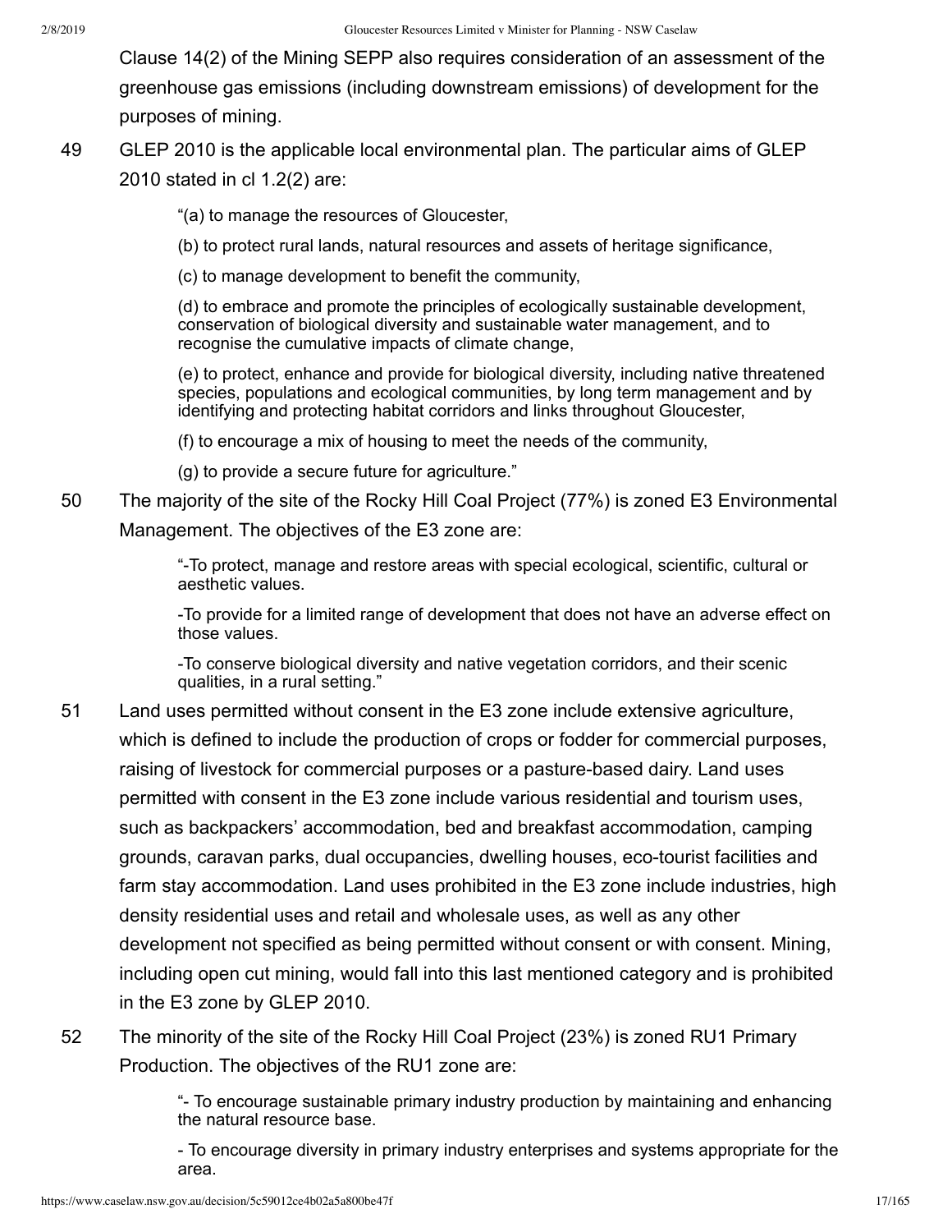Clause 14(2) of the Mining SEPP also requires consideration of an assessment of the greenhouse gas emissions (including downstream emissions) of development for the purposes of mining.

49 GLEP 2010 is the applicable local environmental plan. The particular aims of GLEP 2010 stated in cl 1.2(2) are:

> "(a) to manage the resources of Gloucester,
>
> (b) to protect rural lands, natural resources and assets of heritage significance,
>
> (c) to manage development to benefit the community,
>
> (d) to embrace and promote the principles of ecologically sustainable development, conservation of biological diversity and sustainable water management, and to recognise the cumulative impacts of climate change,
>
> (e) to protect, enhance and provide for biological diversity, including native threatened species, populations and ecological communities, by long term management and by identifying and protecting habitat corridors and links throughout Gloucester,
>
> (f) to encourage a mix of housing to meet the needs of the community,
>
> (g) to provide a secure future for agriculture."

50 The majority of the site of the Rocky Hill Coal Project (77%) is zoned E3 Environmental Management. The objectives of the E3 zone are:

> "-To protect, manage and restore areas with special ecological, scientific, cultural or aesthetic values.
>
> -To provide for a limited range of development that does not have an adverse effect on those values.
>
> -To conserve biological diversity and native vegetation corridors, and their scenic qualities, in a rural setting."

51 Land uses permitted without consent in the E3 zone include extensive agriculture, which is defined to include the production of crops or fodder for commercial purposes, raising of livestock for commercial purposes or a pasture-based dairy. Land uses permitted with consent in the E3 zone include various residential and tourism uses, such as backpackers' accommodation, bed and breakfast accommodation, camping grounds, caravan parks, dual occupancies, dwelling houses, eco-tourist facilities and farm stay accommodation. Land uses prohibited in the E3 zone include industries, high density residential uses and retail and wholesale uses, as well as any other development not specified as being permitted without consent or with consent. Mining, including open cut mining, would fall into this last mentioned category and is prohibited in the E3 zone by GLEP 2010.

52 The minority of the site of the Rocky Hill Coal Project (23%) is zoned RU1 Primary Production. The objectives of the RU1 zone are:

> "- To encourage sustainable primary industry production by maintaining and enhancing the natural resource base.
>
> - To encourage diversity in primary industry enterprises and systems appropriate for the area.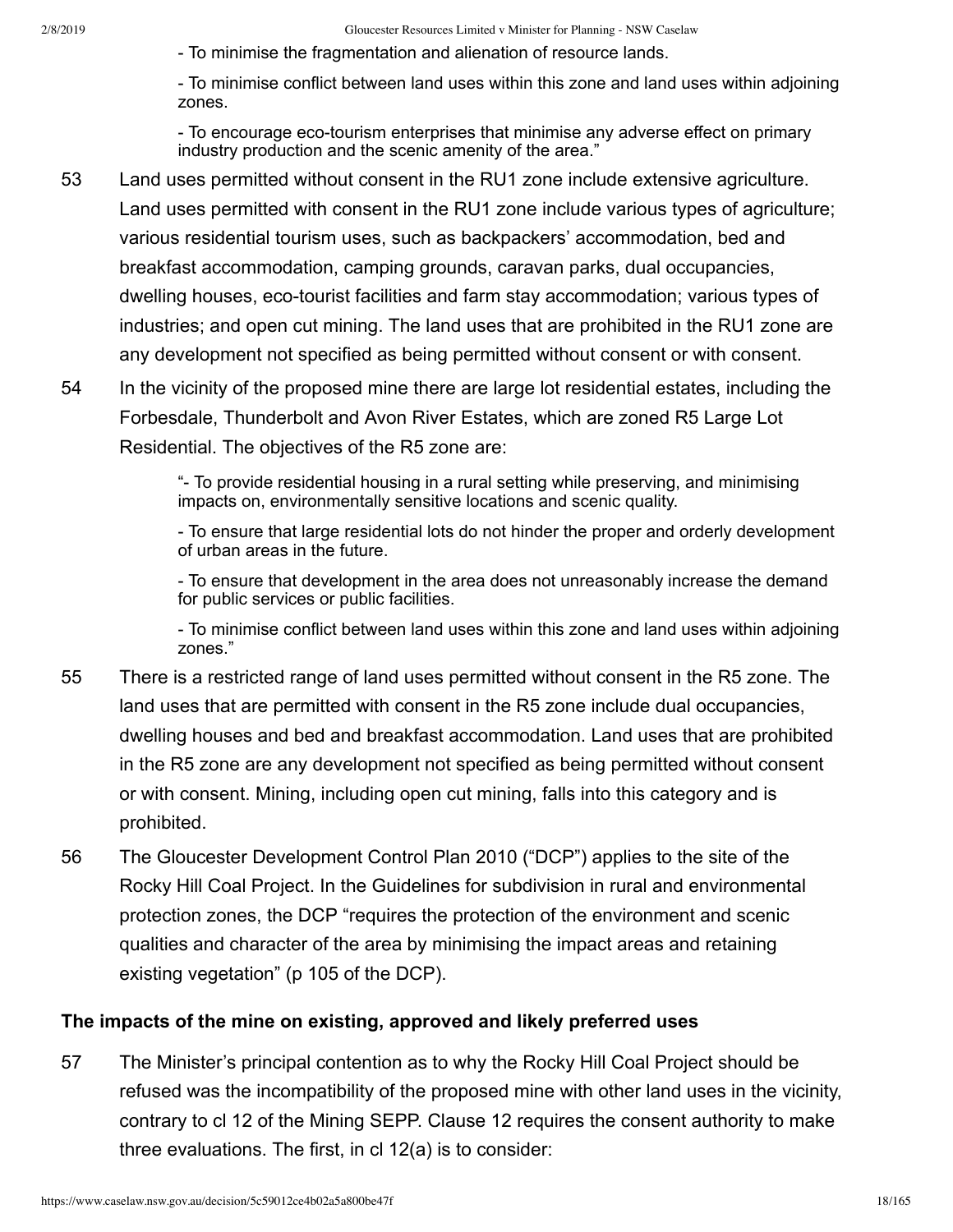- To minimise the fragmentation and alienation of resource lands.

- To minimise conflict between land uses within this zone and land uses within adjoining zones.

- To encourage eco-tourism enterprises that minimise any adverse effect on primary industry production and the scenic amenity of the area."

53 Land uses permitted without consent in the RU1 zone include extensive agriculture. Land uses permitted with consent in the RU1 zone include various types of agriculture; various residential tourism uses, such as backpackers' accommodation, bed and breakfast accommodation, camping grounds, caravan parks, dual occupancies, dwelling houses, eco-tourist facilities and farm stay accommodation; various types of industries; and open cut mining. The land uses that are prohibited in the RU1 zone are any development not specified as being permitted without consent or with consent.

54 In the vicinity of the proposed mine there are large lot residential estates, including the Forbesdale, Thunderbolt and Avon River Estates, which are zoned R5 Large Lot Residential. The objectives of the R5 zone are:

> "- To provide residential housing in a rural setting while preserving, and minimising impacts on, environmentally sensitive locations and scenic quality.
>
> - To ensure that large residential lots do not hinder the proper and orderly development of urban areas in the future.
>
> - To ensure that development in the area does not unreasonably increase the demand for public services or public facilities.
>
> - To minimise conflict between land uses within this zone and land uses within adjoining zones."

55 There is a restricted range of land uses permitted without consent in the R5 zone. The land uses that are permitted with consent in the R5 zone include dual occupancies, dwelling houses and bed and breakfast accommodation. Land uses that are prohibited in the R5 zone are any development not specified as being permitted without consent or with consent. Mining, including open cut mining, falls into this category and is prohibited.

56 The Gloucester Development Control Plan 2010 ("DCP") applies to the site of the Rocky Hill Coal Project. In the Guidelines for subdivision in rural and environmental protection zones, the DCP "requires the protection of the environment and scenic qualities and character of the area by minimising the impact areas and retaining existing vegetation" (p 105 of the DCP).

### The impacts of the mine on existing, approved and likely preferred uses

57 The Minister's principal contention as to why the Rocky Hill Coal Project should be refused was the incompatibility of the proposed mine with other land uses in the vicinity, contrary to cl 12 of the Mining SEPP. Clause 12 requires the consent authority to make three evaluations. The first, in cl 12(a) is to consider: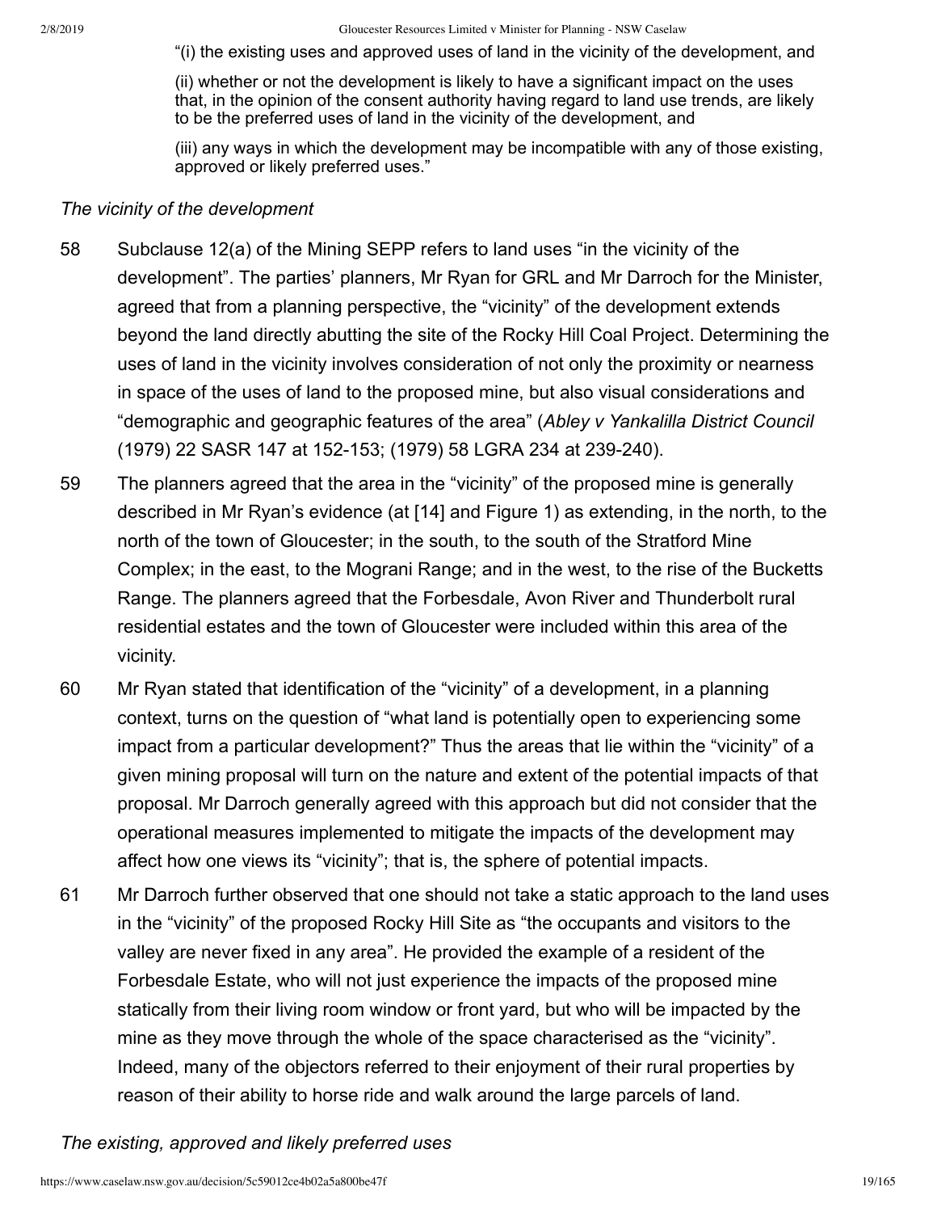"(i) the existing uses and approved uses of land in the vicinity of the development, and

(ii) whether or not the development is likely to have a significant impact on the uses that, in the opinion of the consent authority having regard to land use trends, are likely to be the preferred uses of land in the vicinity of the development, and

(iii) any ways in which the development may be incompatible with any of those existing, approved or likely preferred uses."

*The vicinity of the development*

58 Subclause 12(a) of the Mining SEPP refers to land uses "in the vicinity of the development". The parties' planners, Mr Ryan for GRL and Mr Darroch for the Minister, agreed that from a planning perspective, the "vicinity" of the development extends beyond the land directly abutting the site of the Rocky Hill Coal Project. Determining the uses of land in the vicinity involves consideration of not only the proximity or nearness in space of the uses of land to the proposed mine, but also visual considerations and "demographic and geographic features of the area" (*Abley v Yankalilla District Council* (1979) 22 SASR 147 at 152-153; (1979) 58 LGRA 234 at 239-240).

59 The planners agreed that the area in the "vicinity" of the proposed mine is generally described in Mr Ryan's evidence (at [14] and Figure 1) as extending, in the north, to the north of the town of Gloucester; in the south, to the south of the Stratford Mine Complex; in the east, to the Mograni Range; and in the west, to the rise of the Bucketts Range. The planners agreed that the Forbesdale, Avon River and Thunderbolt rural residential estates and the town of Gloucester were included within this area of the vicinity.

60 Mr Ryan stated that identification of the "vicinity" of a development, in a planning context, turns on the question of "what land is potentially open to experiencing some impact from a particular development?" Thus the areas that lie within the "vicinity" of a given mining proposal will turn on the nature and extent of the potential impacts of that proposal. Mr Darroch generally agreed with this approach but did not consider that the operational measures implemented to mitigate the impacts of the development may affect how one views its "vicinity"; that is, the sphere of potential impacts.

61 Mr Darroch further observed that one should not take a static approach to the land uses in the "vicinity" of the proposed Rocky Hill Site as "the occupants and visitors to the valley are never fixed in any area". He provided the example of a resident of the Forbesdale Estate, who will not just experience the impacts of the proposed mine statically from their living room window or front yard, but who will be impacted by the mine as they move through the whole of the space characterised as the "vicinity". Indeed, many of the objectors referred to their enjoyment of their rural properties by reason of their ability to horse ride and walk around the large parcels of land.

*The existing, approved and likely preferred uses*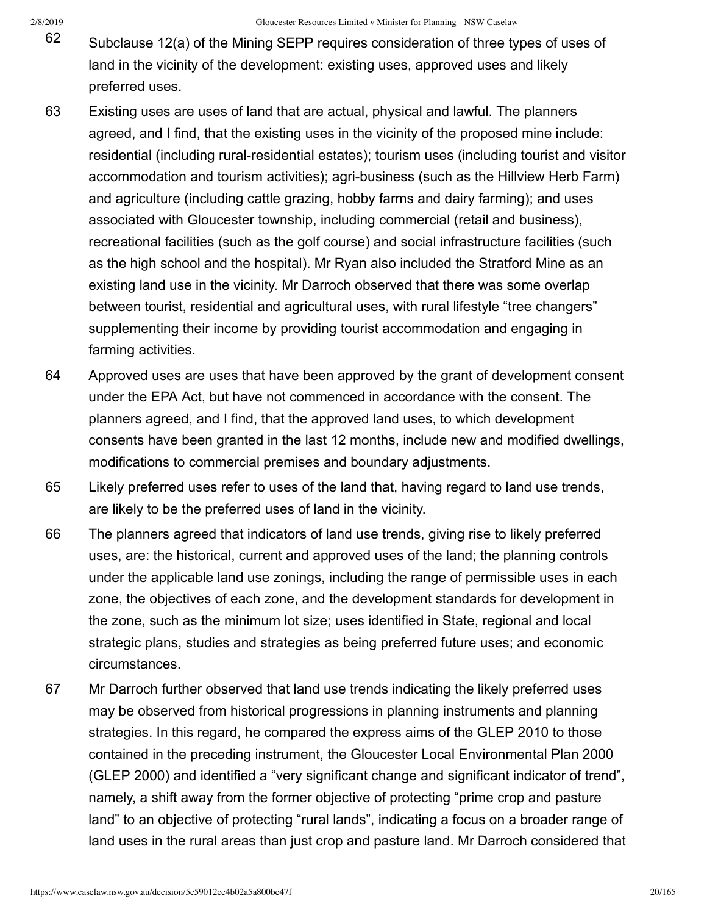62 Subclause 12(a) of the Mining SEPP requires consideration of three types of uses of land in the vicinity of the development: existing uses, approved uses and likely preferred uses.

63 Existing uses are uses of land that are actual, physical and lawful. The planners agreed, and I find, that the existing uses in the vicinity of the proposed mine include: residential (including rural-residential estates); tourism uses (including tourist and visitor accommodation and tourism activities); agri-business (such as the Hillview Herb Farm) and agriculture (including cattle grazing, hobby farms and dairy farming); and uses associated with Gloucester township, including commercial (retail and business), recreational facilities (such as the golf course) and social infrastructure facilities (such as the high school and the hospital). Mr Ryan also included the Stratford Mine as an existing land use in the vicinity. Mr Darroch observed that there was some overlap between tourist, residential and agricultural uses, with rural lifestyle "tree changers" supplementing their income by providing tourist accommodation and engaging in farming activities.

64 Approved uses are uses that have been approved by the grant of development consent under the EPA Act, but have not commenced in accordance with the consent. The planners agreed, and I find, that the approved land uses, to which development consents have been granted in the last 12 months, include new and modified dwellings, modifications to commercial premises and boundary adjustments.

65 Likely preferred uses refer to uses of the land that, having regard to land use trends, are likely to be the preferred uses of land in the vicinity.

66 The planners agreed that indicators of land use trends, giving rise to likely preferred uses, are: the historical, current and approved uses of the land; the planning controls under the applicable land use zonings, including the range of permissible uses in each zone, the objectives of each zone, and the development standards for development in the zone, such as the minimum lot size; uses identified in State, regional and local strategic plans, studies and strategies as being preferred future uses; and economic circumstances.

67 Mr Darroch further observed that land use trends indicating the likely preferred uses may be observed from historical progressions in planning instruments and planning strategies. In this regard, he compared the express aims of the GLEP 2010 to those contained in the preceding instrument, the Gloucester Local Environmental Plan 2000 (GLEP 2000) and identified a "very significant change and significant indicator of trend", namely, a shift away from the former objective of protecting "prime crop and pasture land" to an objective of protecting "rural lands", indicating a focus on a broader range of land uses in the rural areas than just crop and pasture land. Mr Darroch considered that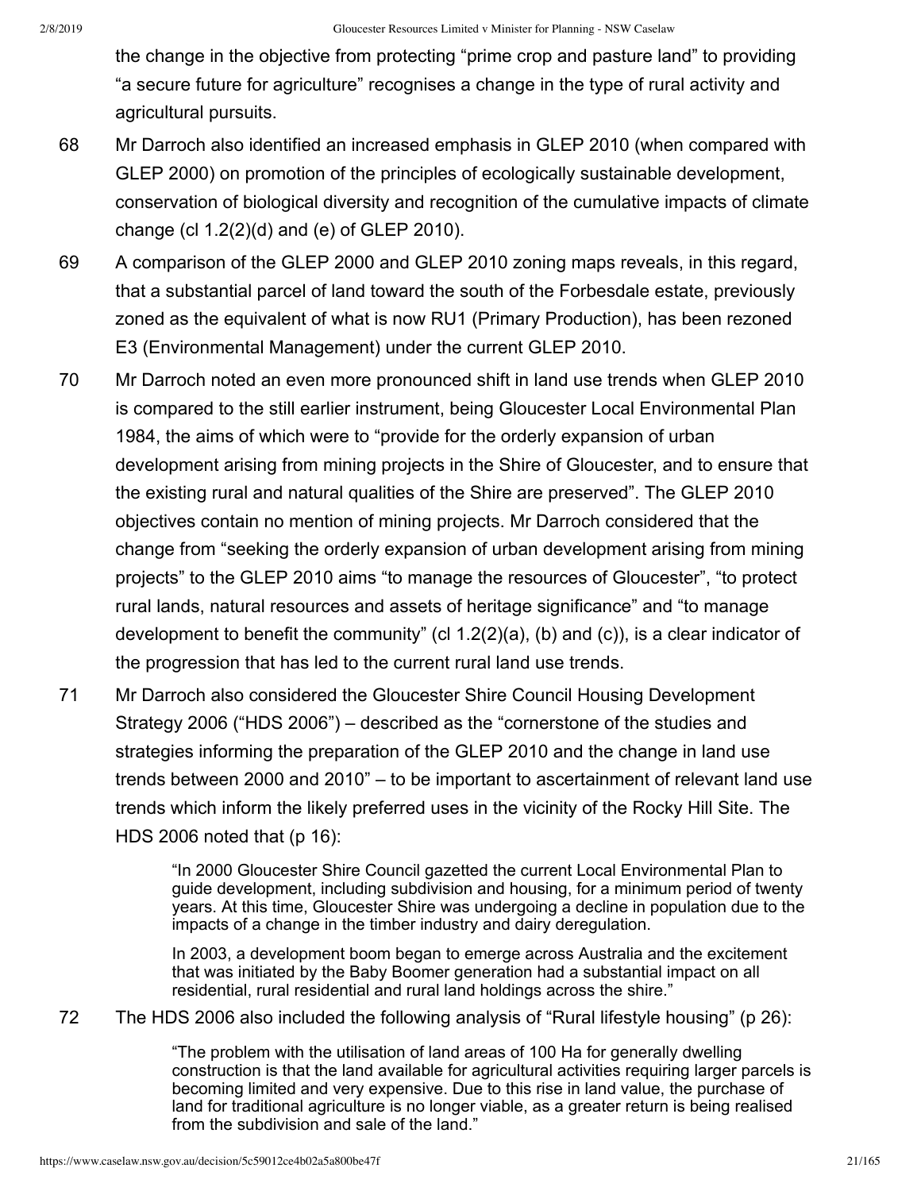the change in the objective from protecting "prime crop and pasture land" to providing "a secure future for agriculture" recognises a change in the type of rural activity and agricultural pursuits.

68 Mr Darroch also identified an increased emphasis in GLEP 2010 (when compared with GLEP 2000) on promotion of the principles of ecologically sustainable development, conservation of biological diversity and recognition of the cumulative impacts of climate change (cl 1.2(2)(d) and (e) of GLEP 2010).

69 A comparison of the GLEP 2000 and GLEP 2010 zoning maps reveals, in this regard, that a substantial parcel of land toward the south of the Forbesdale estate, previously zoned as the equivalent of what is now RU1 (Primary Production), has been rezoned E3 (Environmental Management) under the current GLEP 2010.

70 Mr Darroch noted an even more pronounced shift in land use trends when GLEP 2010 is compared to the still earlier instrument, being Gloucester Local Environmental Plan 1984, the aims of which were to "provide for the orderly expansion of urban development arising from mining projects in the Shire of Gloucester, and to ensure that the existing rural and natural qualities of the Shire are preserved". The GLEP 2010 objectives contain no mention of mining projects. Mr Darroch considered that the change from "seeking the orderly expansion of urban development arising from mining projects" to the GLEP 2010 aims "to manage the resources of Gloucester", "to protect rural lands, natural resources and assets of heritage significance" and "to manage development to benefit the community" (cl 1.2(2)(a), (b) and (c)), is a clear indicator of the progression that has led to the current rural land use trends.

71 Mr Darroch also considered the Gloucester Shire Council Housing Development Strategy 2006 ("HDS 2006") – described as the "cornerstone of the studies and strategies informing the preparation of the GLEP 2010 and the change in land use trends between 2000 and 2010" – to be important to ascertainment of relevant land use trends which inform the likely preferred uses in the vicinity of the Rocky Hill Site. The HDS 2006 noted that (p 16):

> "In 2000 Gloucester Shire Council gazetted the current Local Environmental Plan to guide development, including subdivision and housing, for a minimum period of twenty years. At this time, Gloucester Shire was undergoing a decline in population due to the impacts of a change in the timber industry and dairy deregulation.
>
> In 2003, a development boom began to emerge across Australia and the excitement that was initiated by the Baby Boomer generation had a substantial impact on all residential, rural residential and rural land holdings across the shire."

72 The HDS 2006 also included the following analysis of "Rural lifestyle housing" (p 26):

> "The problem with the utilisation of land areas of 100 Ha for generally dwelling construction is that the land available for agricultural activities requiring larger parcels is becoming limited and very expensive. Due to this rise in land value, the purchase of land for traditional agriculture is no longer viable, as a greater return is being realised from the subdivision and sale of the land."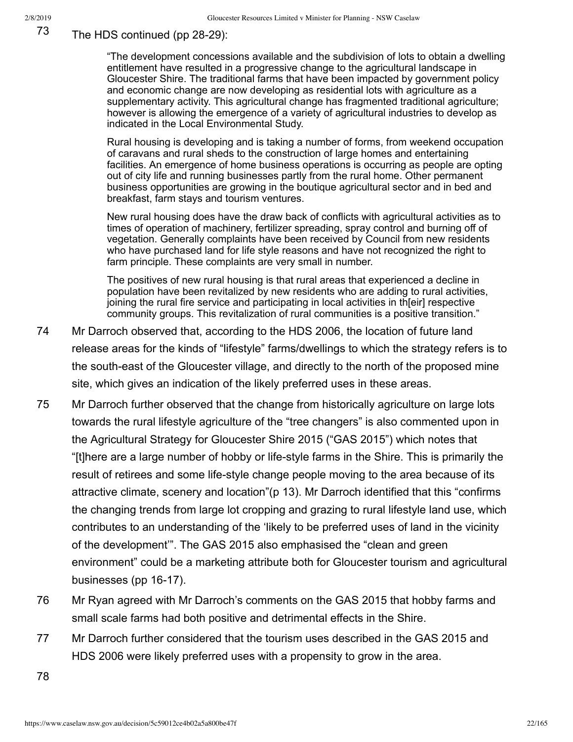73 The HDS continued (pp 28-29):

> "The development concessions available and the subdivision of lots to obtain a dwelling entitlement have resulted in a progressive change to the agricultural landscape in Gloucester Shire. The traditional farms that have been impacted by government policy and economic change are now developing as residential lots with agriculture as a supplementary activity. This agricultural change has fragmented traditional agriculture; however is allowing the emergence of a variety of agricultural industries to develop as indicated in the Local Environmental Study.
>
> Rural housing is developing and is taking a number of forms, from weekend occupation of caravans and rural sheds to the construction of large homes and entertaining facilities. An emergence of home business operations is occurring as people are opting out of city life and running businesses partly from the rural home. Other permanent business opportunities are growing in the boutique agricultural sector and in bed and breakfast, farm stays and tourism ventures.
>
> New rural housing does have the draw back of conflicts with agricultural activities as to times of operation of machinery, fertilizer spreading, spray control and burning off of vegetation. Generally complaints have been received by Council from new residents who have purchased land for life style reasons and have not recognized the right to farm principle. These complaints are very small in number.
>
> The positives of new rural housing is that rural areas that experienced a decline in population have been revitalized by new residents who are adding to rural activities, joining the rural fire service and participating in local activities in th[eir] respective community groups. This revitalization of rural communities is a positive transition."

74 Mr Darroch observed that, according to the HDS 2006, the location of future land release areas for the kinds of "lifestyle" farms/dwellings to which the strategy refers is to the south-east of the Gloucester village, and directly to the north of the proposed mine site, which gives an indication of the likely preferred uses in these areas.

75 Mr Darroch further observed that the change from historically agriculture on large lots towards the rural lifestyle agriculture of the "tree changers" is also commented upon in the Agricultural Strategy for Gloucester Shire 2015 ("GAS 2015") which notes that "[t]here are a large number of hobby or life-style farms in the Shire. This is primarily the result of retirees and some life-style change people moving to the area because of its attractive climate, scenery and location"(p 13). Mr Darroch identified that this "confirms the changing trends from large lot cropping and grazing to rural lifestyle land use, which contributes to an understanding of the 'likely to be preferred uses of land in the vicinity of the development'". The GAS 2015 also emphasised the "clean and green environment" could be a marketing attribute both for Gloucester tourism and agricultural businesses (pp 16-17).

76 Mr Ryan agreed with Mr Darroch's comments on the GAS 2015 that hobby farms and small scale farms had both positive and detrimental effects in the Shire.

77 Mr Darroch further considered that the tourism uses described in the GAS 2015 and HDS 2006 were likely preferred uses with a propensity to grow in the area.

78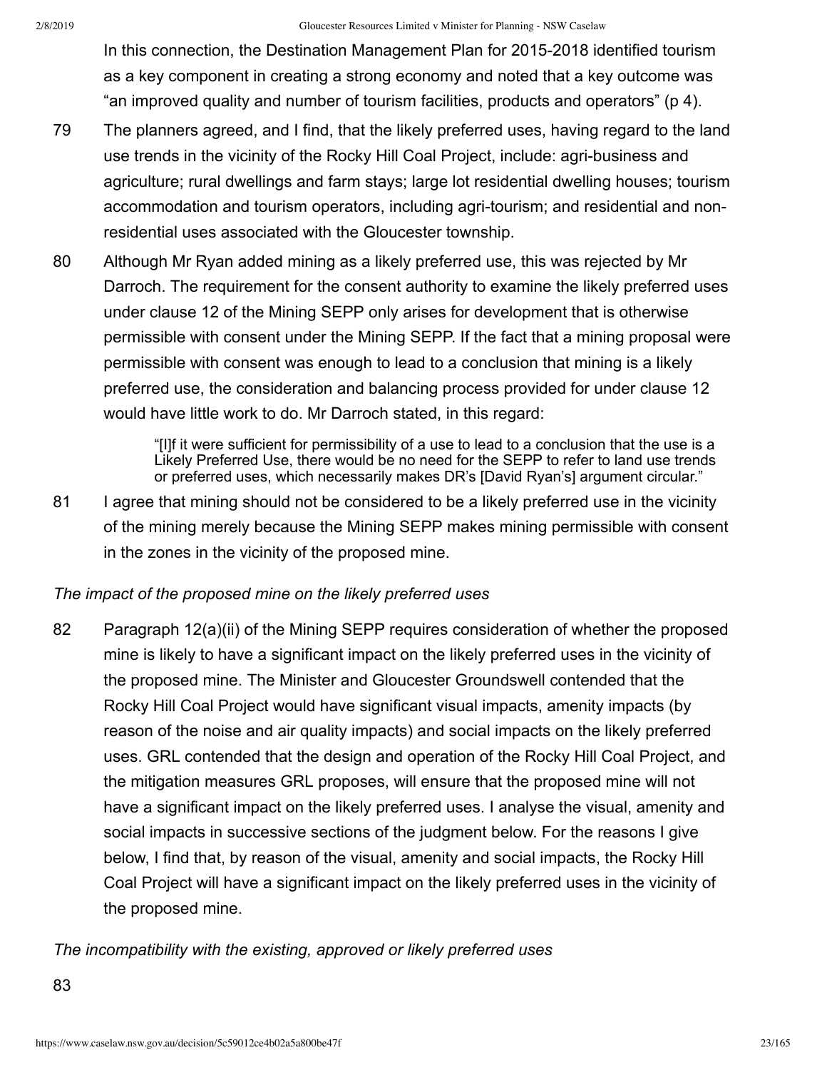In this connection, the Destination Management Plan for 2015-2018 identified tourism as a key component in creating a strong economy and noted that a key outcome was "an improved quality and number of tourism facilities, products and operators" (p 4).

79 The planners agreed, and I find, that the likely preferred uses, having regard to the land use trends in the vicinity of the Rocky Hill Coal Project, include: agri-business and agriculture; rural dwellings and farm stays; large lot residential dwelling houses; tourism accommodation and tourism operators, including agri-tourism; and residential and non-residential uses associated with the Gloucester township.

80 Although Mr Ryan added mining as a likely preferred use, this was rejected by Mr Darroch. The requirement for the consent authority to examine the likely preferred uses under clause 12 of the Mining SEPP only arises for development that is otherwise permissible with consent under the Mining SEPP. If the fact that a mining proposal were permissible with consent was enough to lead to a conclusion that mining is a likely preferred use, the consideration and balancing process provided for under clause 12 would have little work to do. Mr Darroch stated, in this regard:

> "[I]f it were sufficient for permissibility of a use to lead to a conclusion that the use is a Likely Preferred Use, there would be no need for the SEPP to refer to land use trends or preferred uses, which necessarily makes DR's [David Ryan's] argument circular."

81 I agree that mining should not be considered to be a likely preferred use in the vicinity of the mining merely because the Mining SEPP makes mining permissible with consent in the zones in the vicinity of the proposed mine.

*The impact of the proposed mine on the likely preferred uses*

82 Paragraph 12(a)(ii) of the Mining SEPP requires consideration of whether the proposed mine is likely to have a significant impact on the likely preferred uses in the vicinity of the proposed mine. The Minister and Gloucester Groundswell contended that the Rocky Hill Coal Project would have significant visual impacts, amenity impacts (by reason of the noise and air quality impacts) and social impacts on the likely preferred uses. GRL contended that the design and operation of the Rocky Hill Coal Project, and the mitigation measures GRL proposes, will ensure that the proposed mine will not have a significant impact on the likely preferred uses. I analyse the visual, amenity and social impacts in successive sections of the judgment below. For the reasons I give below, I find that, by reason of the visual, amenity and social impacts, the Rocky Hill Coal Project will have a significant impact on the likely preferred uses in the vicinity of the proposed mine.

*The incompatibility with the existing, approved or likely preferred uses*

83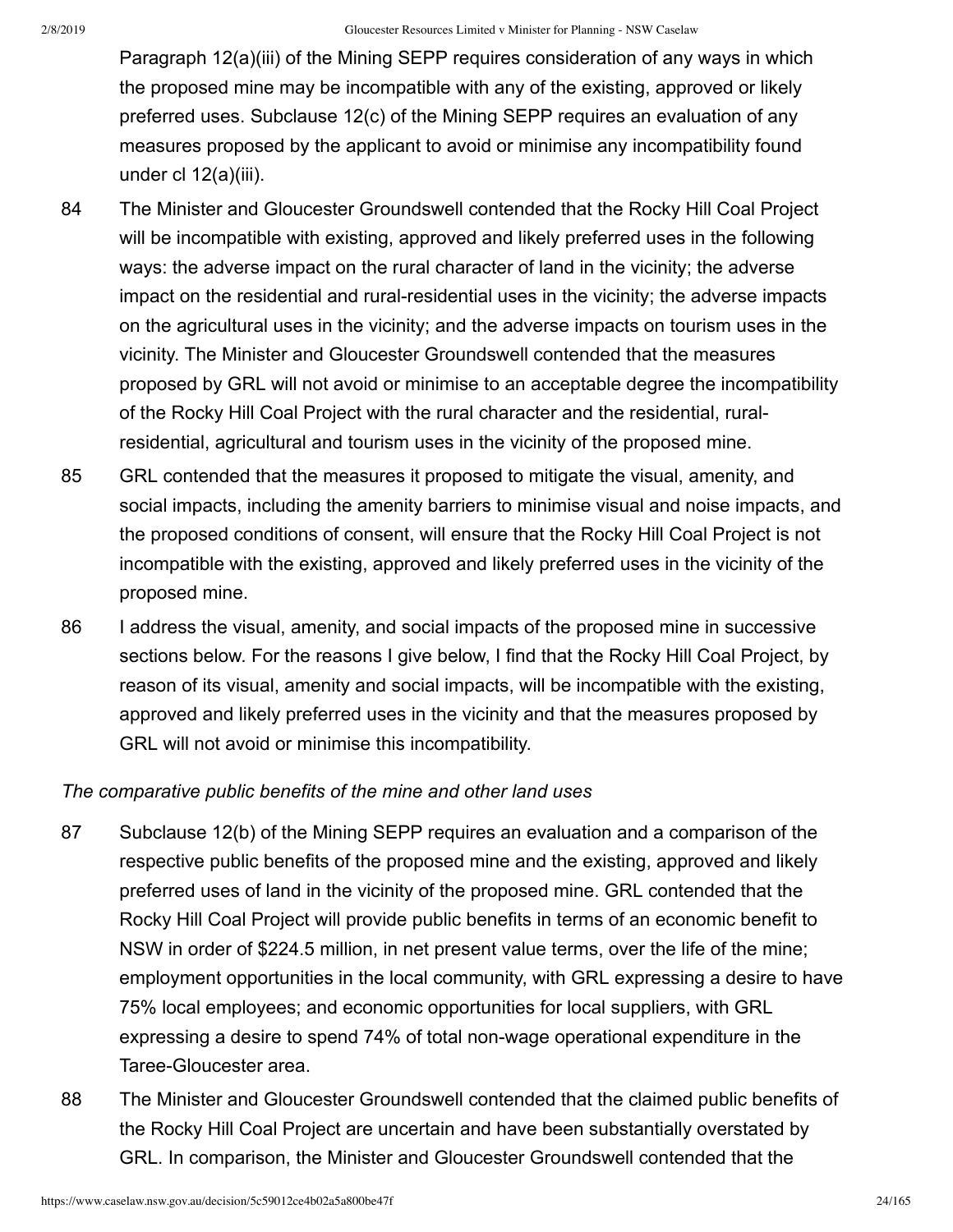Paragraph 12(a)(iii) of the Mining SEPP requires consideration of any ways in which the proposed mine may be incompatible with any of the existing, approved or likely preferred uses. Subclause 12(c) of the Mining SEPP requires an evaluation of any measures proposed by the applicant to avoid or minimise any incompatibility found under cl 12(a)(iii).

84 The Minister and Gloucester Groundswell contended that the Rocky Hill Coal Project will be incompatible with existing, approved and likely preferred uses in the following ways: the adverse impact on the rural character of land in the vicinity; the adverse impact on the residential and rural-residential uses in the vicinity; the adverse impacts on the agricultural uses in the vicinity; and the adverse impacts on tourism uses in the vicinity. The Minister and Gloucester Groundswell contended that the measures proposed by GRL will not avoid or minimise to an acceptable degree the incompatibility of the Rocky Hill Coal Project with the rural character and the residential, rural-residential, agricultural and tourism uses in the vicinity of the proposed mine.

85 GRL contended that the measures it proposed to mitigate the visual, amenity, and social impacts, including the amenity barriers to minimise visual and noise impacts, and the proposed conditions of consent, will ensure that the Rocky Hill Coal Project is not incompatible with the existing, approved and likely preferred uses in the vicinity of the proposed mine.

86 I address the visual, amenity, and social impacts of the proposed mine in successive sections below. For the reasons I give below, I find that the Rocky Hill Coal Project, by reason of its visual, amenity and social impacts, will be incompatible with the existing, approved and likely preferred uses in the vicinity and that the measures proposed by GRL will not avoid or minimise this incompatibility.

*The comparative public benefits of the mine and other land uses*

87 Subclause 12(b) of the Mining SEPP requires an evaluation and a comparison of the respective public benefits of the proposed mine and the existing, approved and likely preferred uses of land in the vicinity of the proposed mine. GRL contended that the Rocky Hill Coal Project will provide public benefits in terms of an economic benefit to NSW in order of $224.5 million, in net present value terms, over the life of the mine; employment opportunities in the local community, with GRL expressing a desire to have 75% local employees; and economic opportunities for local suppliers, with GRL expressing a desire to spend 74% of total non-wage operational expenditure in the Taree-Gloucester area.

88 The Minister and Gloucester Groundswell contended that the claimed public benefits of the Rocky Hill Coal Project are uncertain and have been substantially overstated by GRL. In comparison, the Minister and Gloucester Groundswell contended that the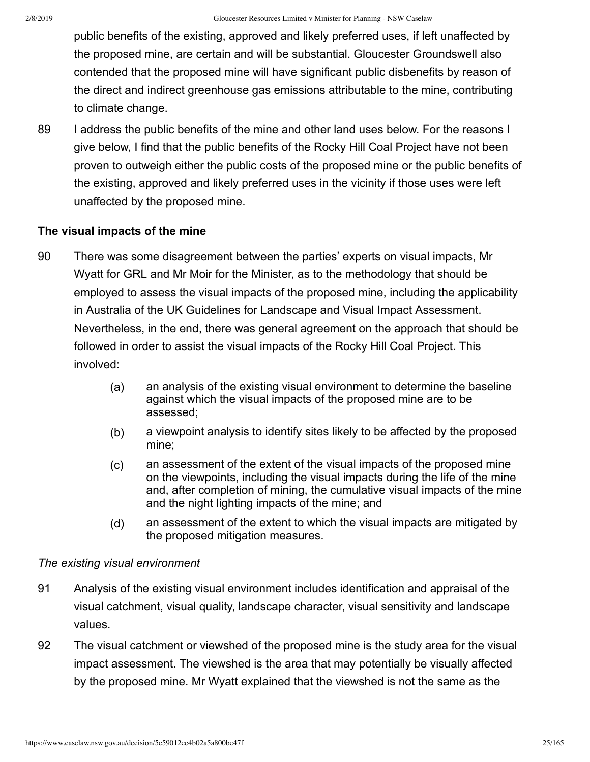public benefits of the existing, approved and likely preferred uses, if left unaffected by the proposed mine, are certain and will be substantial. Gloucester Groundswell also contended that the proposed mine will have significant public disbenefits by reason of the direct and indirect greenhouse gas emissions attributable to the mine, contributing to climate change.

89 I address the public benefits of the mine and other land uses below. For the reasons I give below, I find that the public benefits of the Rocky Hill Coal Project have not been proven to outweigh either the public costs of the proposed mine or the public benefits of the existing, approved and likely preferred uses in the vicinity if those uses were left unaffected by the proposed mine.

**The visual impacts of the mine**

90 There was some disagreement between the parties' experts on visual impacts, Mr Wyatt for GRL and Mr Moir for the Minister, as to the methodology that should be employed to assess the visual impacts of the proposed mine, including the applicability in Australia of the UK Guidelines for Landscape and Visual Impact Assessment. Nevertheless, in the end, there was general agreement on the approach that should be followed in order to assist the visual impacts of the Rocky Hill Coal Project. This involved:

> (a) an analysis of the existing visual environment to determine the baseline against which the visual impacts of the proposed mine are to be assessed;
>
> (b) a viewpoint analysis to identify sites likely to be affected by the proposed mine;
>
> (c) an assessment of the extent of the visual impacts of the proposed mine on the viewpoints, including the visual impacts during the life of the mine and, after completion of mining, the cumulative visual impacts of the mine and the night lighting impacts of the mine; and
>
> (d) an assessment of the extent to which the visual impacts are mitigated by the proposed mitigation measures.

*The existing visual environment*

91 Analysis of the existing visual environment includes identification and appraisal of the visual catchment, visual quality, landscape character, visual sensitivity and landscape values.

92 The visual catchment or viewshed of the proposed mine is the study area for the visual impact assessment. The viewshed is the area that may potentially be visually affected by the proposed mine. Mr Wyatt explained that the viewshed is not the same as the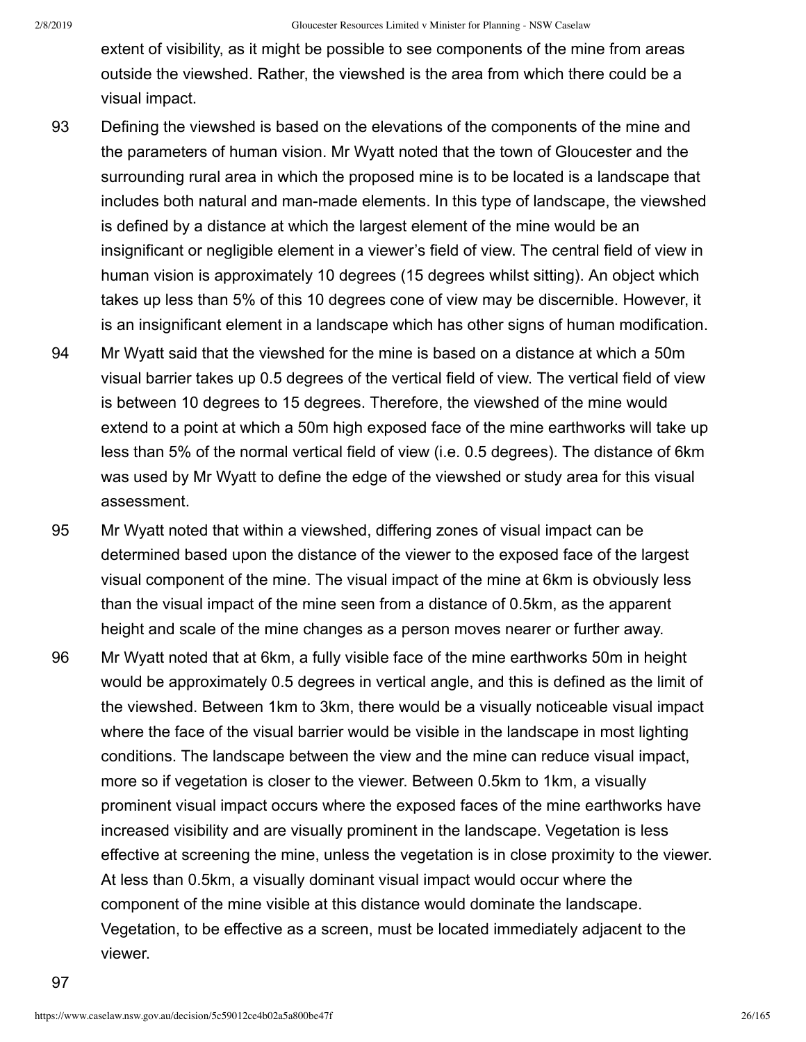extent of visibility, as it might be possible to see components of the mine from areas outside the viewshed. Rather, the viewshed is the area from which there could be a visual impact.

93 Defining the viewshed is based on the elevations of the components of the mine and the parameters of human vision. Mr Wyatt noted that the town of Gloucester and the surrounding rural area in which the proposed mine is to be located is a landscape that includes both natural and man-made elements. In this type of landscape, the viewshed is defined by a distance at which the largest element of the mine would be an insignificant or negligible element in a viewer's field of view. The central field of view in human vision is approximately 10 degrees (15 degrees whilst sitting). An object which takes up less than 5% of this 10 degrees cone of view may be discernible. However, it is an insignificant element in a landscape which has other signs of human modification.

94 Mr Wyatt said that the viewshed for the mine is based on a distance at which a 50m visual barrier takes up 0.5 degrees of the vertical field of view. The vertical field of view is between 10 degrees to 15 degrees. Therefore, the viewshed of the mine would extend to a point at which a 50m high exposed face of the mine earthworks will take up less than 5% of the normal vertical field of view (i.e. 0.5 degrees). The distance of 6km was used by Mr Wyatt to define the edge of the viewshed or study area for this visual assessment.

95 Mr Wyatt noted that within a viewshed, differing zones of visual impact can be determined based upon the distance of the viewer to the exposed face of the largest visual component of the mine. The visual impact of the mine at 6km is obviously less than the visual impact of the mine seen from a distance of 0.5km, as the apparent height and scale of the mine changes as a person moves nearer or further away.

96 Mr Wyatt noted that at 6km, a fully visible face of the mine earthworks 50m in height would be approximately 0.5 degrees in vertical angle, and this is defined as the limit of the viewshed. Between 1km to 3km, there would be a visually noticeable visual impact where the face of the visual barrier would be visible in the landscape in most lighting conditions. The landscape between the view and the mine can reduce visual impact, more so if vegetation is closer to the viewer. Between 0.5km to 1km, a visually prominent visual impact occurs where the exposed faces of the mine earthworks have increased visibility and are visually prominent in the landscape. Vegetation is less effective at screening the mine, unless the vegetation is in close proximity to the viewer. At less than 0.5km, a visually dominant visual impact would occur where the component of the mine visible at this distance would dominate the landscape. Vegetation, to be effective as a screen, must be located immediately adjacent to the viewer.

97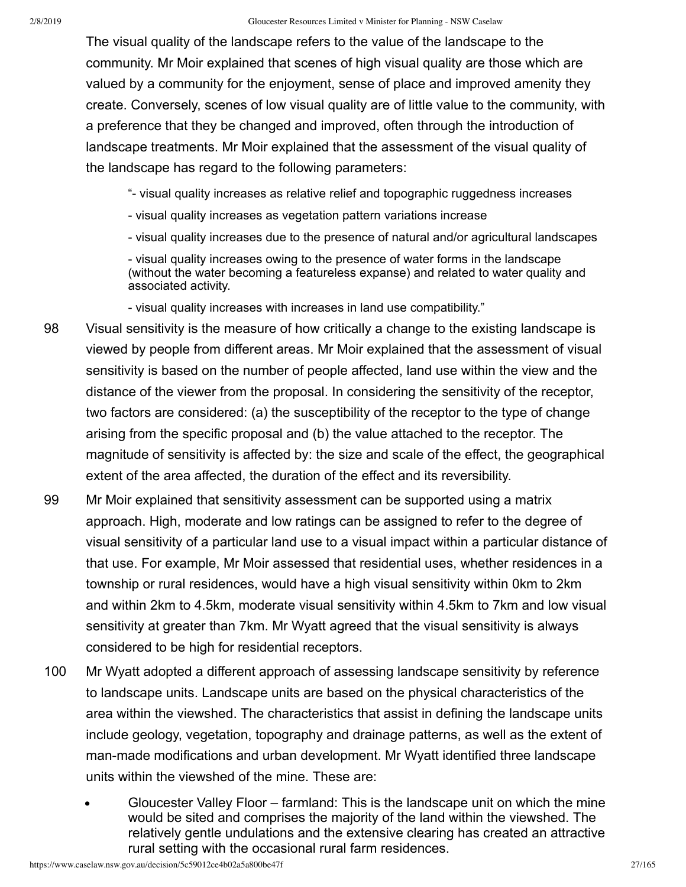The visual quality of the landscape refers to the value of the landscape to the community. Mr Moir explained that scenes of high visual quality are those which are valued by a community for the enjoyment, sense of place and improved amenity they create. Conversely, scenes of low visual quality are of little value to the community, with a preference that they be changed and improved, often through the introduction of landscape treatments. Mr Moir explained that the assessment of the visual quality of the landscape has regard to the following parameters:

> "- visual quality increases as relative relief and topographic ruggedness increases
>
> - visual quality increases as vegetation pattern variations increase
>
> - visual quality increases due to the presence of natural and/or agricultural landscapes
>
> - visual quality increases owing to the presence of water forms in the landscape (without the water becoming a featureless expanse) and related to water quality and associated activity.
>
> - visual quality increases with increases in land use compatibility."

98 Visual sensitivity is the measure of how critically a change to the existing landscape is viewed by people from different areas. Mr Moir explained that the assessment of visual sensitivity is based on the number of people affected, land use within the view and the distance of the viewer from the proposal. In considering the sensitivity of the receptor, two factors are considered: (a) the susceptibility of the receptor to the type of change arising from the specific proposal and (b) the value attached to the receptor. The magnitude of sensitivity is affected by: the size and scale of the effect, the geographical extent of the area affected, the duration of the effect and its reversibility.

99 Mr Moir explained that sensitivity assessment can be supported using a matrix approach. High, moderate and low ratings can be assigned to refer to the degree of visual sensitivity of a particular land use to a visual impact within a particular distance of that use. For example, Mr Moir assessed that residential uses, whether residences in a township or rural residences, would have a high visual sensitivity within 0km to 2km and within 2km to 4.5km, moderate visual sensitivity within 4.5km to 7km and low visual sensitivity at greater than 7km. Mr Wyatt agreed that the visual sensitivity is always considered to be high for residential receptors.

100 Mr Wyatt adopted a different approach of assessing landscape sensitivity by reference to landscape units. Landscape units are based on the physical characteristics of the area within the viewshed. The characteristics that assist in defining the landscape units include geology, vegetation, topography and drainage patterns, as well as the extent of man-made modifications and urban development. Mr Wyatt identified three landscape units within the viewshed of the mine. These are:

- Gloucester Valley Floor – farmland: This is the landscape unit on which the mine would be sited and comprises the majority of the land within the viewshed. The relatively gentle undulations and the extensive clearing has created an attractive rural setting with the occasional rural farm residences.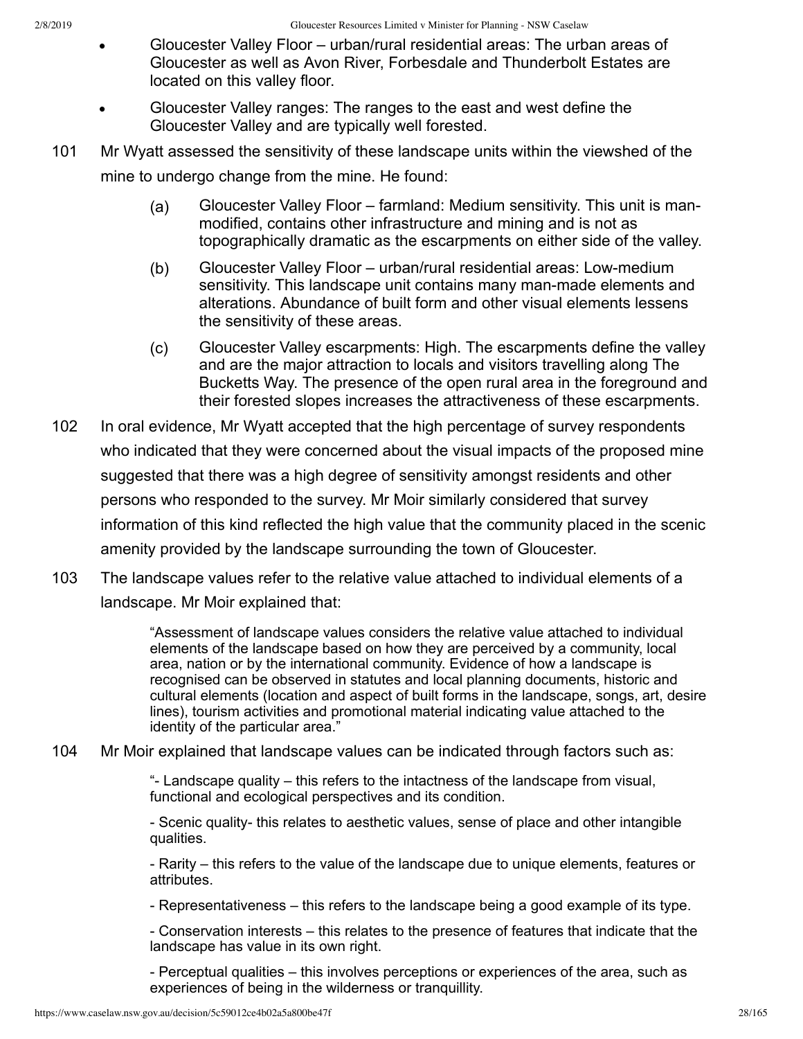- Gloucester Valley Floor – urban/rural residential areas: The urban areas of Gloucester as well as Avon River, Forbesdale and Thunderbolt Estates are located on this valley floor.
- Gloucester Valley ranges: The ranges to the east and west define the Gloucester Valley and are typically well forested.

101 Mr Wyatt assessed the sensitivity of these landscape units within the viewshed of the mine to undergo change from the mine. He found:

> (a) Gloucester Valley Floor – farmland: Medium sensitivity. This unit is man-modified, contains other infrastructure and mining and is not as topographically dramatic as the escarpments on either side of the valley.
>
> (b) Gloucester Valley Floor – urban/rural residential areas: Low-medium sensitivity. This landscape unit contains many man-made elements and alterations. Abundance of built form and other visual elements lessens the sensitivity of these areas.
>
> (c) Gloucester Valley escarpments: High. The escarpments define the valley and are the major attraction to locals and visitors travelling along The Bucketts Way. The presence of the open rural area in the foreground and their forested slopes increases the attractiveness of these escarpments.

102 In oral evidence, Mr Wyatt accepted that the high percentage of survey respondents who indicated that they were concerned about the visual impacts of the proposed mine suggested that there was a high degree of sensitivity amongst residents and other persons who responded to the survey. Mr Moir similarly considered that survey information of this kind reflected the high value that the community placed in the scenic amenity provided by the landscape surrounding the town of Gloucester.

103 The landscape values refer to the relative value attached to individual elements of a landscape. Mr Moir explained that:

> "Assessment of landscape values considers the relative value attached to individual elements of the landscape based on how they are perceived by a community, local area, nation or by the international community. Evidence of how a landscape is recognised can be observed in statutes and local planning documents, historic and cultural elements (location and aspect of built forms in the landscape, songs, art, desire lines), tourism activities and promotional material indicating value attached to the identity of the particular area."

104 Mr Moir explained that landscape values can be indicated through factors such as:

> "- Landscape quality – this refers to the intactness of the landscape from visual, functional and ecological perspectives and its condition.
>
> - Scenic quality- this relates to aesthetic values, sense of place and other intangible qualities.
>
> - Rarity – this refers to the value of the landscape due to unique elements, features or attributes.
>
> - Representativeness – this refers to the landscape being a good example of its type.
>
> - Conservation interests – this relates to the presence of features that indicate that the landscape has value in its own right.
>
> - Perceptual qualities – this involves perceptions or experiences of the area, such as experiences of being in the wilderness or tranquillity.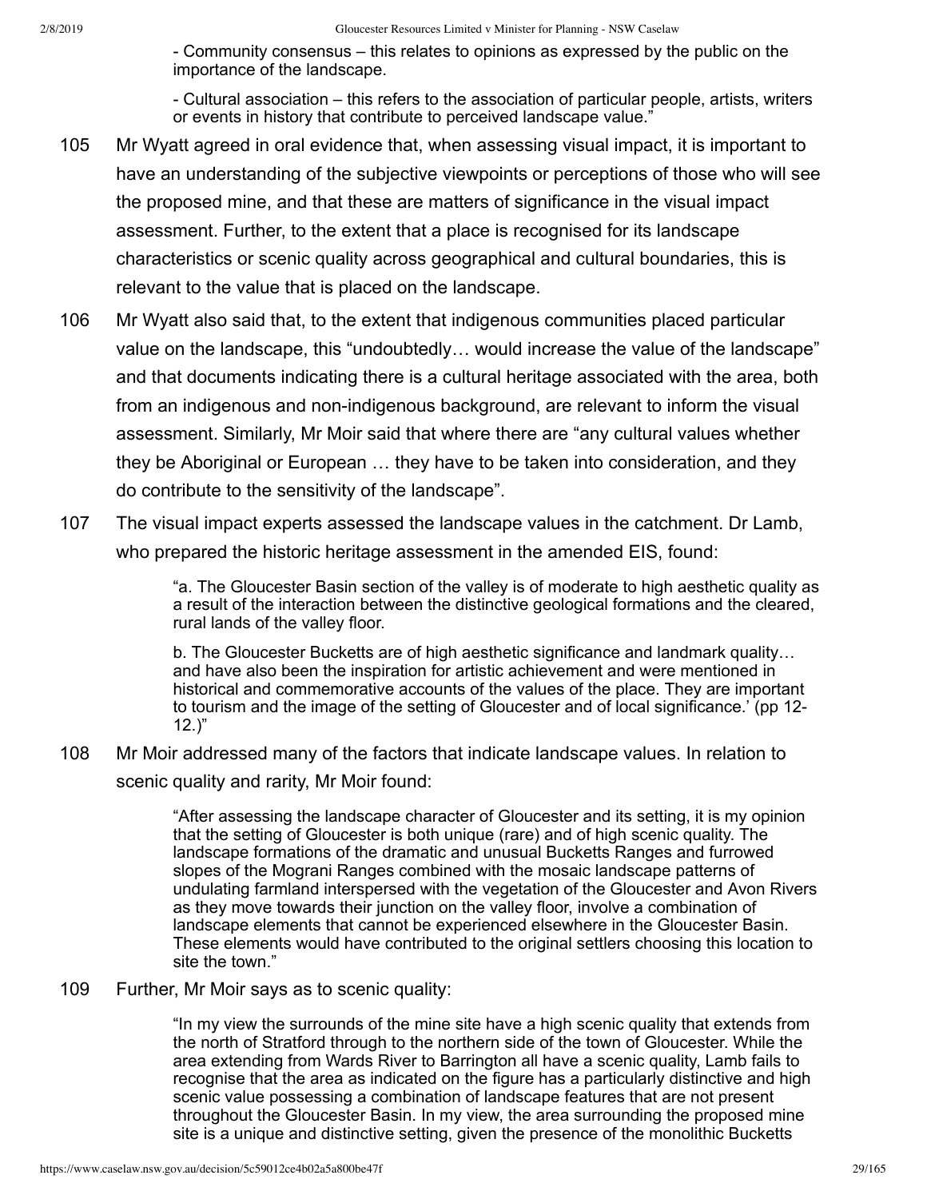- Community consensus – this relates to opinions as expressed by the public on the importance of the landscape.

- Cultural association – this refers to the association of particular people, artists, writers or events in history that contribute to perceived landscape value."

105 Mr Wyatt agreed in oral evidence that, when assessing visual impact, it is important to have an understanding of the subjective viewpoints or perceptions of those who will see the proposed mine, and that these are matters of significance in the visual impact assessment. Further, to the extent that a place is recognised for its landscape characteristics or scenic quality across geographical and cultural boundaries, this is relevant to the value that is placed on the landscape.

106 Mr Wyatt also said that, to the extent that indigenous communities placed particular value on the landscape, this "undoubtedly… would increase the value of the landscape" and that documents indicating there is a cultural heritage associated with the area, both from an indigenous and non-indigenous background, are relevant to inform the visual assessment. Similarly, Mr Moir said that where there are "any cultural values whether they be Aboriginal or European … they have to be taken into consideration, and they do contribute to the sensitivity of the landscape".

107 The visual impact experts assessed the landscape values in the catchment. Dr Lamb, who prepared the historic heritage assessment in the amended EIS, found:

> "a. The Gloucester Basin section of the valley is of moderate to high aesthetic quality as a result of the interaction between the distinctive geological formations and the cleared, rural lands of the valley floor.
>
> b. The Gloucester Bucketts are of high aesthetic significance and landmark quality… and have also been the inspiration for artistic achievement and were mentioned in historical and commemorative accounts of the values of the place. They are important to tourism and the image of the setting of Gloucester and of local significance.' (pp 12-12.)"

108 Mr Moir addressed many of the factors that indicate landscape values. In relation to scenic quality and rarity, Mr Moir found:

> "After assessing the landscape character of Gloucester and its setting, it is my opinion that the setting of Gloucester is both unique (rare) and of high scenic quality. The landscape formations of the dramatic and unusual Bucketts Ranges and furrowed slopes of the Mograni Ranges combined with the mosaic landscape patterns of undulating farmland interspersed with the vegetation of the Gloucester and Avon Rivers as they move towards their junction on the valley floor, involve a combination of landscape elements that cannot be experienced elsewhere in the Gloucester Basin. These elements would have contributed to the original settlers choosing this location to site the town."

109 Further, Mr Moir says as to scenic quality:

> "In my view the surrounds of the mine site have a high scenic quality that extends from the north of Stratford through to the northern side of the town of Gloucester. While the area extending from Wards River to Barrington all have a scenic quality, Lamb fails to recognise that the area as indicated on the figure has a particularly distinctive and high scenic value possessing a combination of landscape features that are not present throughout the Gloucester Basin. In my view, the area surrounding the proposed mine site is a unique and distinctive setting, given the presence of the monolithic Bucketts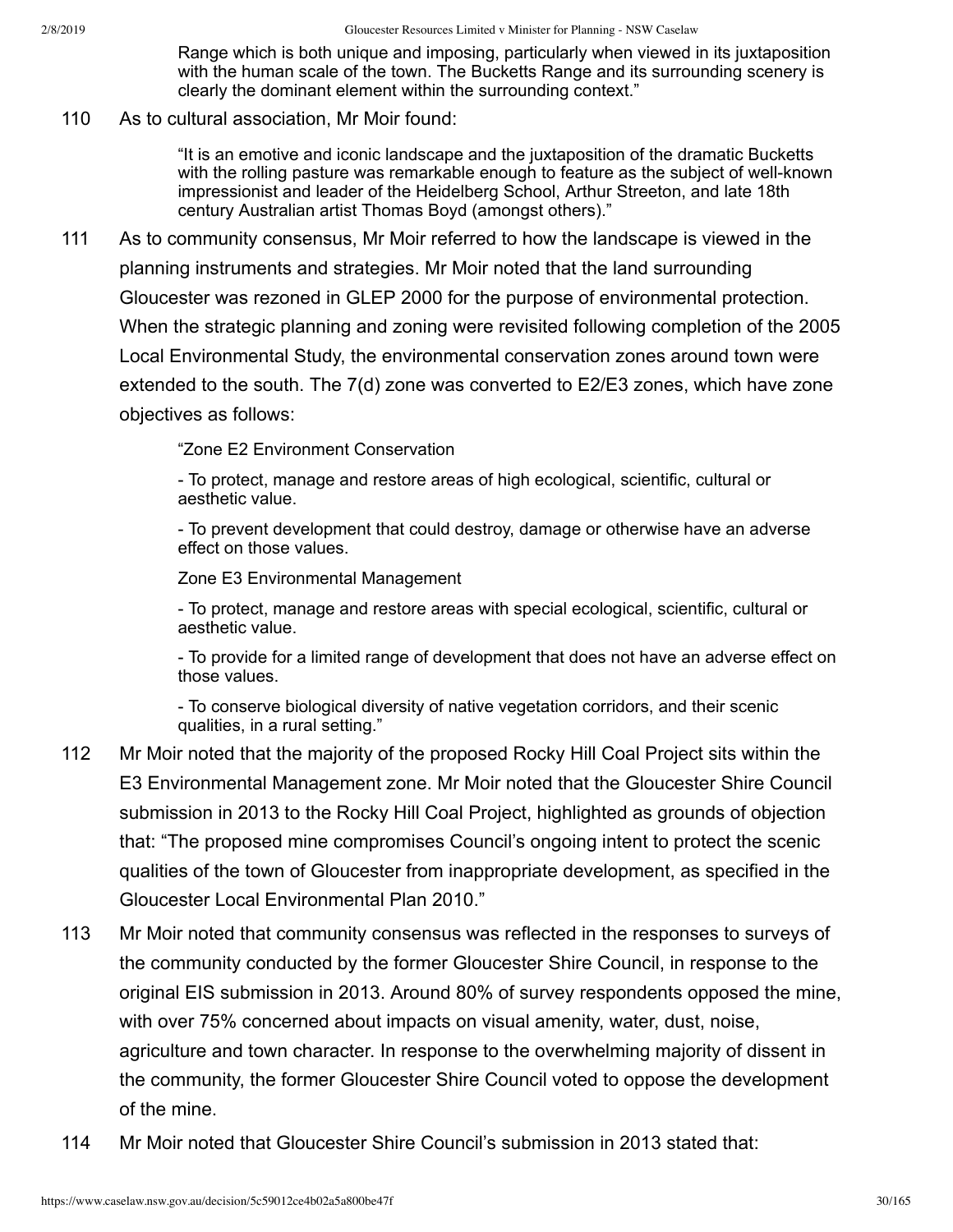> Range which is both unique and imposing, particularly when viewed in its juxtaposition with the human scale of the town. The Bucketts Range and its surrounding scenery is clearly the dominant element within the surrounding context."

110 As to cultural association, Mr Moir found:

> "It is an emotive and iconic landscape and the juxtaposition of the dramatic Bucketts with the rolling pasture was remarkable enough to feature as the subject of well-known impressionist and leader of the Heidelberg School, Arthur Streeton, and late 18th century Australian artist Thomas Boyd (amongst others)."

111 As to community consensus, Mr Moir referred to how the landscape is viewed in the planning instruments and strategies. Mr Moir noted that the land surrounding Gloucester was rezoned in GLEP 2000 for the purpose of environmental protection. When the strategic planning and zoning were revisited following completion of the 2005 Local Environmental Study, the environmental conservation zones around town were extended to the south. The 7(d) zone was converted to E2/E3 zones, which have zone objectives as follows:

> "Zone E2 Environment Conservation
>
> - To protect, manage and restore areas of high ecological, scientific, cultural or aesthetic value.
>
> - To prevent development that could destroy, damage or otherwise have an adverse effect on those values.
>
> Zone E3 Environmental Management
>
> - To protect, manage and restore areas with special ecological, scientific, cultural or aesthetic value.
>
> - To provide for a limited range of development that does not have an adverse effect on those values.
>
> - To conserve biological diversity of native vegetation corridors, and their scenic qualities, in a rural setting."

112 Mr Moir noted that the majority of the proposed Rocky Hill Coal Project sits within the E3 Environmental Management zone. Mr Moir noted that the Gloucester Shire Council submission in 2013 to the Rocky Hill Coal Project, highlighted as grounds of objection that: "The proposed mine compromises Council's ongoing intent to protect the scenic qualities of the town of Gloucester from inappropriate development, as specified in the Gloucester Local Environmental Plan 2010."

113 Mr Moir noted that community consensus was reflected in the responses to surveys of the community conducted by the former Gloucester Shire Council, in response to the original EIS submission in 2013. Around 80% of survey respondents opposed the mine, with over 75% concerned about impacts on visual amenity, water, dust, noise, agriculture and town character. In response to the overwhelming majority of dissent in the community, the former Gloucester Shire Council voted to oppose the development of the mine.

114 Mr Moir noted that Gloucester Shire Council's submission in 2013 stated that: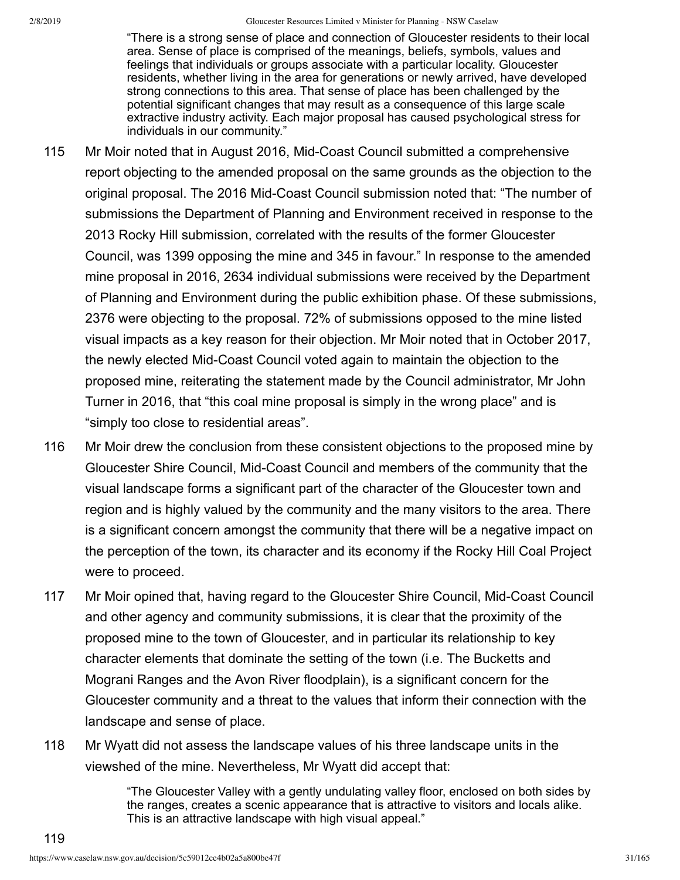> "There is a strong sense of place and connection of Gloucester residents to their local area. Sense of place is comprised of the meanings, beliefs, symbols, values and feelings that individuals or groups associate with a particular locality. Gloucester residents, whether living in the area for generations or newly arrived, have developed strong connections to this area. That sense of place has been challenged by the potential significant changes that may result as a consequence of this large scale extractive industry activity. Each major proposal has caused psychological stress for individuals in our community."

115 Mr Moir noted that in August 2016, Mid-Coast Council submitted a comprehensive report objecting to the amended proposal on the same grounds as the objection to the original proposal. The 2016 Mid-Coast Council submission noted that: "The number of submissions the Department of Planning and Environment received in response to the 2013 Rocky Hill submission, correlated with the results of the former Gloucester Council, was 1399 opposing the mine and 345 in favour." In response to the amended mine proposal in 2016, 2634 individual submissions were received by the Department of Planning and Environment during the public exhibition phase. Of these submissions, 2376 were objecting to the proposal. 72% of submissions opposed to the mine listed visual impacts as a key reason for their objection. Mr Moir noted that in October 2017, the newly elected Mid-Coast Council voted again to maintain the objection to the proposed mine, reiterating the statement made by the Council administrator, Mr John Turner in 2016, that "this coal mine proposal is simply in the wrong place" and is "simply too close to residential areas".

116 Mr Moir drew the conclusion from these consistent objections to the proposed mine by Gloucester Shire Council, Mid-Coast Council and members of the community that the visual landscape forms a significant part of the character of the Gloucester town and region and is highly valued by the community and the many visitors to the area. There is a significant concern amongst the community that there will be a negative impact on the perception of the town, its character and its economy if the Rocky Hill Coal Project were to proceed.

117 Mr Moir opined that, having regard to the Gloucester Shire Council, Mid-Coast Council and other agency and community submissions, it is clear that the proximity of the proposed mine to the town of Gloucester, and in particular its relationship to key character elements that dominate the setting of the town (i.e. The Bucketts and Mograni Ranges and the Avon River floodplain), is a significant concern for the Gloucester community and a threat to the values that inform their connection with the landscape and sense of place.

118 Mr Wyatt did not assess the landscape values of his three landscape units in the viewshed of the mine. Nevertheless, Mr Wyatt did accept that:

> "The Gloucester Valley with a gently undulating valley floor, enclosed on both sides by the ranges, creates a scenic appearance that is attractive to visitors and locals alike. This is an attractive landscape with high visual appeal."

119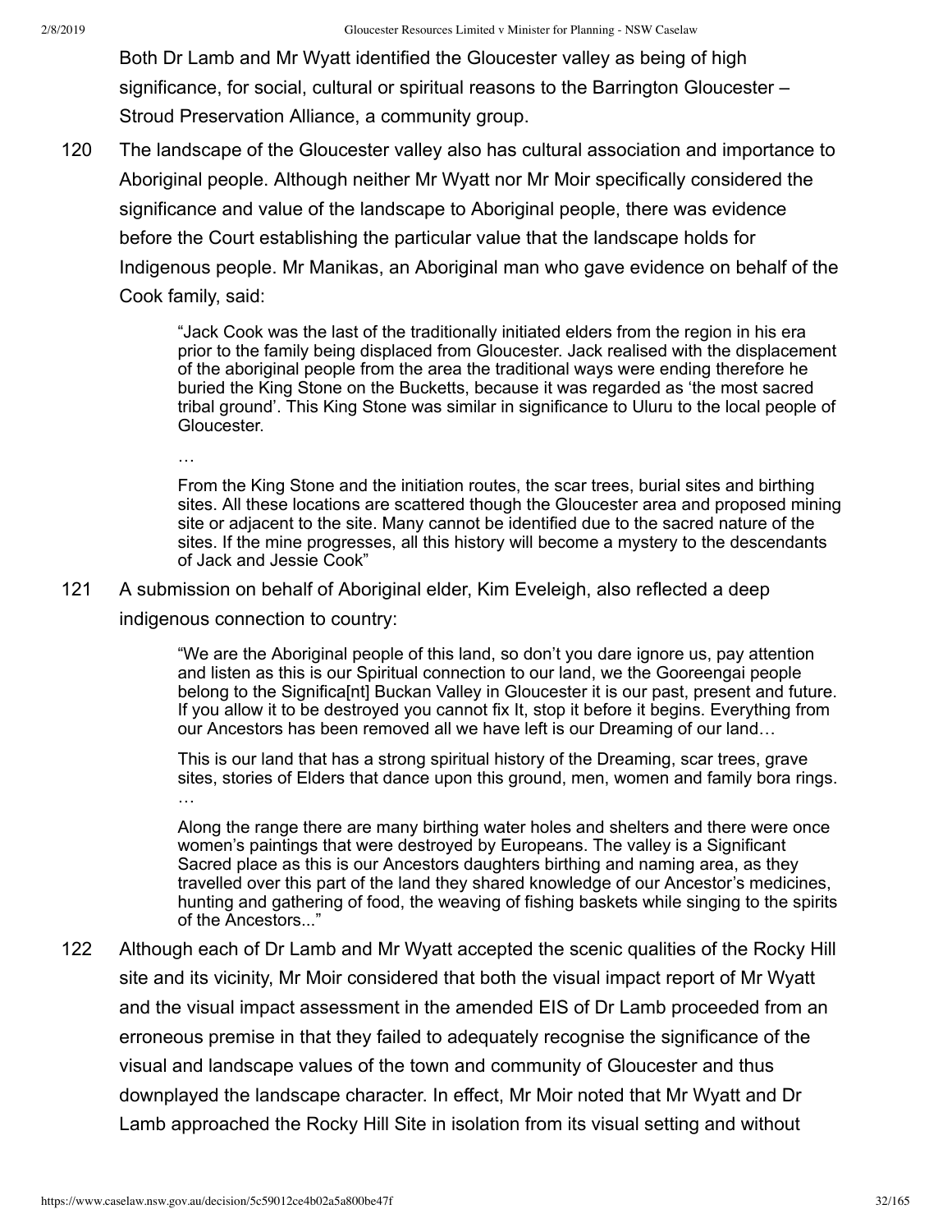Both Dr Lamb and Mr Wyatt identified the Gloucester valley as being of high significance, for social, cultural or spiritual reasons to the Barrington Gloucester – Stroud Preservation Alliance, a community group.

120 The landscape of the Gloucester valley also has cultural association and importance to Aboriginal people. Although neither Mr Wyatt nor Mr Moir specifically considered the significance and value of the landscape to Aboriginal people, there was evidence before the Court establishing the particular value that the landscape holds for Indigenous people. Mr Manikas, an Aboriginal man who gave evidence on behalf of the Cook family, said:

> "Jack Cook was the last of the traditionally initiated elders from the region in his era prior to the family being displaced from Gloucester. Jack realised with the displacement of the aboriginal people from the area the traditional ways were ending therefore he buried the King Stone on the Bucketts, because it was regarded as 'the most sacred tribal ground'. This King Stone was similar in significance to Uluru to the local people of Gloucester.
>
> …
>
> From the King Stone and the initiation routes, the scar trees, burial sites and birthing sites. All these locations are scattered though the Gloucester area and proposed mining site or adjacent to the site. Many cannot be identified due to the sacred nature of the sites. If the mine progresses, all this history will become a mystery to the descendants of Jack and Jessie Cook"

121 A submission on behalf of Aboriginal elder, Kim Eveleigh, also reflected a deep indigenous connection to country:

> "We are the Aboriginal people of this land, so don't you dare ignore us, pay attention and listen as this is our Spiritual connection to our land, we the Gooreengai people belong to the Significa[nt] Buckan Valley in Gloucester it is our past, present and future. If you allow it to be destroyed you cannot fix It, stop it before it begins. Everything from our Ancestors has been removed all we have left is our Dreaming of our land…
>
> This is our land that has a strong spiritual history of the Dreaming, scar trees, grave sites, stories of Elders that dance upon this ground, men, women and family bora rings. …
>
> Along the range there are many birthing water holes and shelters and there were once women's paintings that were destroyed by Europeans. The valley is a Significant Sacred place as this is our Ancestors daughters birthing and naming area, as they travelled over this part of the land they shared knowledge of our Ancestor's medicines, hunting and gathering of food, the weaving of fishing baskets while singing to the spirits of the Ancestors..."

122 Although each of Dr Lamb and Mr Wyatt accepted the scenic qualities of the Rocky Hill site and its vicinity, Mr Moir considered that both the visual impact report of Mr Wyatt and the visual impact assessment in the amended EIS of Dr Lamb proceeded from an erroneous premise in that they failed to adequately recognise the significance of the visual and landscape values of the town and community of Gloucester and thus downplayed the landscape character. In effect, Mr Moir noted that Mr Wyatt and Dr Lamb approached the Rocky Hill Site in isolation from its visual setting and without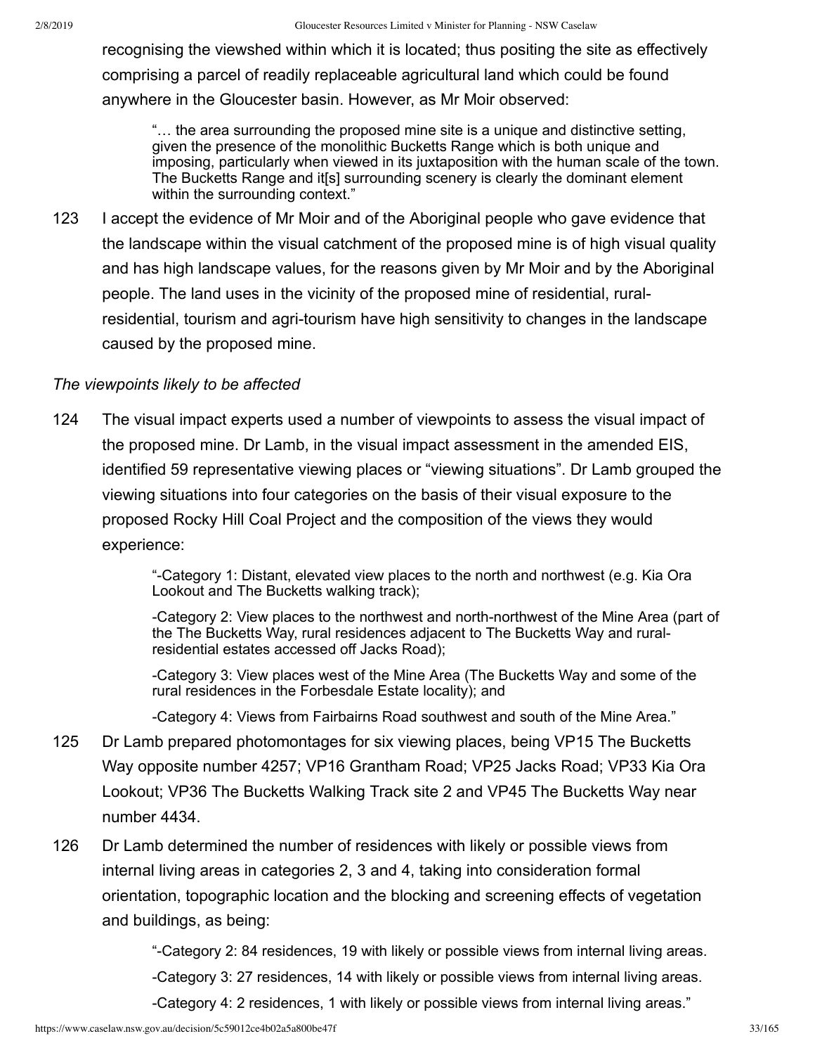recognising the viewshed within which it is located; thus positing the site as effectively comprising a parcel of readily replaceable agricultural land which could be found anywhere in the Gloucester basin. However, as Mr Moir observed:

> "… the area surrounding the proposed mine site is a unique and distinctive setting, given the presence of the monolithic Bucketts Range which is both unique and imposing, particularly when viewed in its juxtaposition with the human scale of the town. The Bucketts Range and it[s] surrounding scenery is clearly the dominant element within the surrounding context."

123 I accept the evidence of Mr Moir and of the Aboriginal people who gave evidence that the landscape within the visual catchment of the proposed mine is of high visual quality and has high landscape values, for the reasons given by Mr Moir and by the Aboriginal people. The land uses in the vicinity of the proposed mine of residential, rural-residential, tourism and agri-tourism have high sensitivity to changes in the landscape caused by the proposed mine.

*The viewpoints likely to be affected*

124 The visual impact experts used a number of viewpoints to assess the visual impact of the proposed mine. Dr Lamb, in the visual impact assessment in the amended EIS, identified 59 representative viewing places or "viewing situations". Dr Lamb grouped the viewing situations into four categories on the basis of their visual exposure to the proposed Rocky Hill Coal Project and the composition of the views they would experience:

> "-Category 1: Distant, elevated view places to the north and northwest (e.g. Kia Ora Lookout and The Bucketts walking track);
>
> -Category 2: View places to the northwest and north-northwest of the Mine Area (part of the The Bucketts Way, rural residences adjacent to The Bucketts Way and rural-residential estates accessed off Jacks Road);
>
> -Category 3: View places west of the Mine Area (The Bucketts Way and some of the rural residences in the Forbesdale Estate locality); and
>
> -Category 4: Views from Fairbairns Road southwest and south of the Mine Area."

125 Dr Lamb prepared photomontages for six viewing places, being VP15 The Bucketts Way opposite number 4257; VP16 Grantham Road; VP25 Jacks Road; VP33 Kia Ora Lookout; VP36 The Bucketts Walking Track site 2 and VP45 The Bucketts Way near number 4434.

126 Dr Lamb determined the number of residences with likely or possible views from internal living areas in categories 2, 3 and 4, taking into consideration formal orientation, topographic location and the blocking and screening effects of vegetation and buildings, as being:

> "-Category 2: 84 residences, 19 with likely or possible views from internal living areas.
>
> -Category 3: 27 residences, 14 with likely or possible views from internal living areas.
>
> -Category 4: 2 residences, 1 with likely or possible views from internal living areas."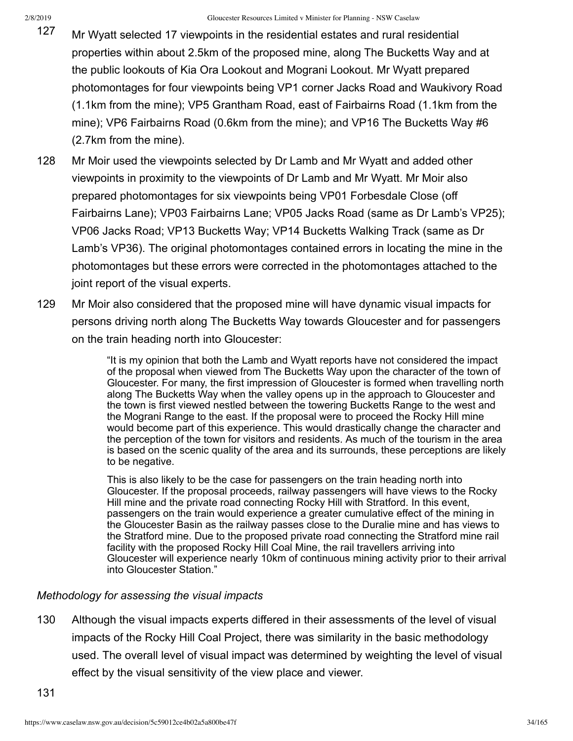127 Mr Wyatt selected 17 viewpoints in the residential estates and rural residential properties within about 2.5km of the proposed mine, along The Bucketts Way and at the public lookouts of Kia Ora Lookout and Mograni Lookout. Mr Wyatt prepared photomontages for four viewpoints being VP1 corner Jacks Road and Waukivory Road (1.1km from the mine); VP5 Grantham Road, east of Fairbairns Road (1.1km from the mine); VP6 Fairbairns Road (0.6km from the mine); and VP16 The Bucketts Way #6 (2.7km from the mine).

128 Mr Moir used the viewpoints selected by Dr Lamb and Mr Wyatt and added other viewpoints in proximity to the viewpoints of Dr Lamb and Mr Wyatt. Mr Moir also prepared photomontages for six viewpoints being VP01 Forbesdale Close (off Fairbairns Lane); VP03 Fairbairns Lane; VP05 Jacks Road (same as Dr Lamb's VP25); VP06 Jacks Road; VP13 Bucketts Way; VP14 Bucketts Walking Track (same as Dr Lamb's VP36). The original photomontages contained errors in locating the mine in the photomontages but these errors were corrected in the photomontages attached to the joint report of the visual experts.

129 Mr Moir also considered that the proposed mine will have dynamic visual impacts for persons driving north along The Bucketts Way towards Gloucester and for passengers on the train heading north into Gloucester:

> "It is my opinion that both the Lamb and Wyatt reports have not considered the impact of the proposal when viewed from The Bucketts Way upon the character of the town of Gloucester. For many, the first impression of Gloucester is formed when travelling north along The Bucketts Way when the valley opens up in the approach to Gloucester and the town is first viewed nestled between the towering Bucketts Range to the west and the Mograni Range to the east. If the proposal were to proceed the Rocky Hill mine would become part of this experience. This would drastically change the character and the perception of the town for visitors and residents. As much of the tourism in the area is based on the scenic quality of the area and its surrounds, these perceptions are likely to be negative.
>
> This is also likely to be the case for passengers on the train heading north into Gloucester. If the proposal proceeds, railway passengers will have views to the Rocky Hill mine and the private road connecting Rocky Hill with Stratford. In this event, passengers on the train would experience a greater cumulative effect of the mining in the Gloucester Basin as the railway passes close to the Duralie mine and has views to the Stratford mine. Due to the proposed private road connecting the Stratford mine rail facility with the proposed Rocky Hill Coal Mine, the rail travellers arriving into Gloucester will experience nearly 10km of continuous mining activity prior to their arrival into Gloucester Station."

*Methodology for assessing the visual impacts*

130 Although the visual impacts experts differed in their assessments of the level of visual impacts of the Rocky Hill Coal Project, there was similarity in the basic methodology used. The overall level of visual impact was determined by weighting the level of visual effect by the visual sensitivity of the view place and viewer.

131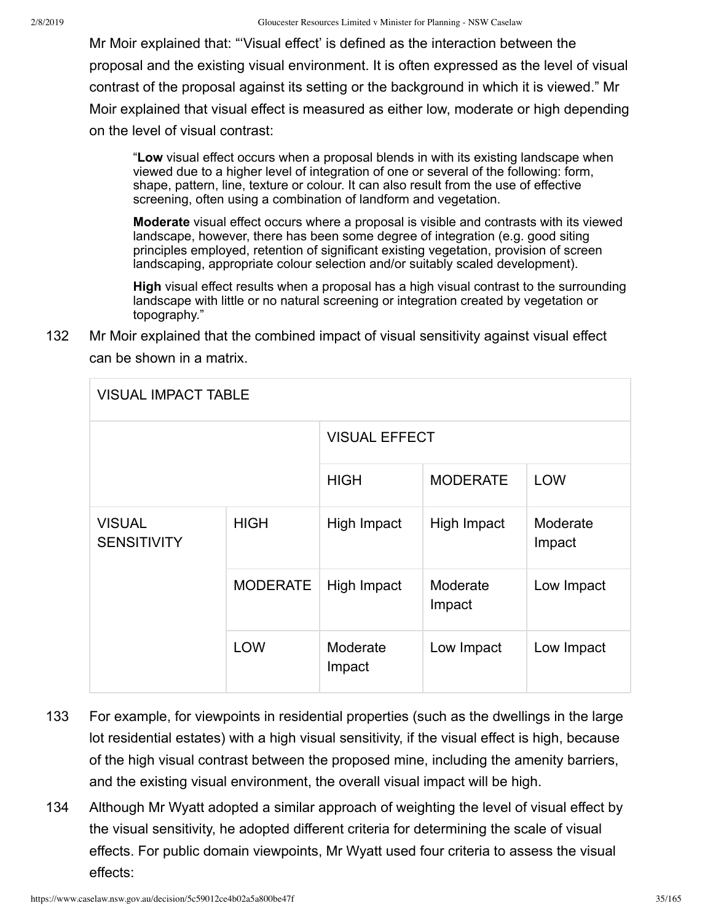Mr Moir explained that: "'Visual effect' is defined as the interaction between the proposal and the existing visual environment. It is often expressed as the level of visual contrast of the proposal against its setting or the background in which it is viewed." Mr Moir explained that visual effect is measured as either low, moderate or high depending on the level of visual contrast:

> "**Low** visual effect occurs when a proposal blends in with its existing landscape when viewed due to a higher level of integration of one or several of the following: form, shape, pattern, line, texture or colour. It can also result from the use of effective screening, often using a combination of landform and vegetation.
>
> **Moderate** visual effect occurs where a proposal is visible and contrasts with its viewed landscape, however, there has been some degree of integration (e.g. good siting principles employed, retention of significant existing vegetation, provision of screen landscaping, appropriate colour selection and/or suitably scaled development).
>
> **High** visual effect results when a proposal has a high visual contrast to the surrounding landscape with little or no natural screening or integration created by vegetation or topography."

132 Mr Moir explained that the combined impact of visual sensitivity against visual effect can be shown in a matrix.

| VISUAL IMPACT TABLE | | | | |
|---|---|---|---|---|
| | | VISUAL EFFECT | | |
| | | HIGH | MODERATE | LOW |
| VISUAL SENSITIVITY | HIGH | High Impact | High Impact | Moderate Impact |
| | MODERATE | High Impact | Moderate Impact | Low Impact |
| | LOW | Moderate Impact | Low Impact | Low Impact |

133 For example, for viewpoints in residential properties (such as the dwellings in the large lot residential estates) with a high visual sensitivity, if the visual effect is high, because of the high visual contrast between the proposed mine, including the amenity barriers, and the existing visual environment, the overall visual impact will be high.

134 Although Mr Wyatt adopted a similar approach of weighting the level of visual effect by the visual sensitivity, he adopted different criteria for determining the scale of visual effects. For public domain viewpoints, Mr Wyatt used four criteria to assess the visual effects: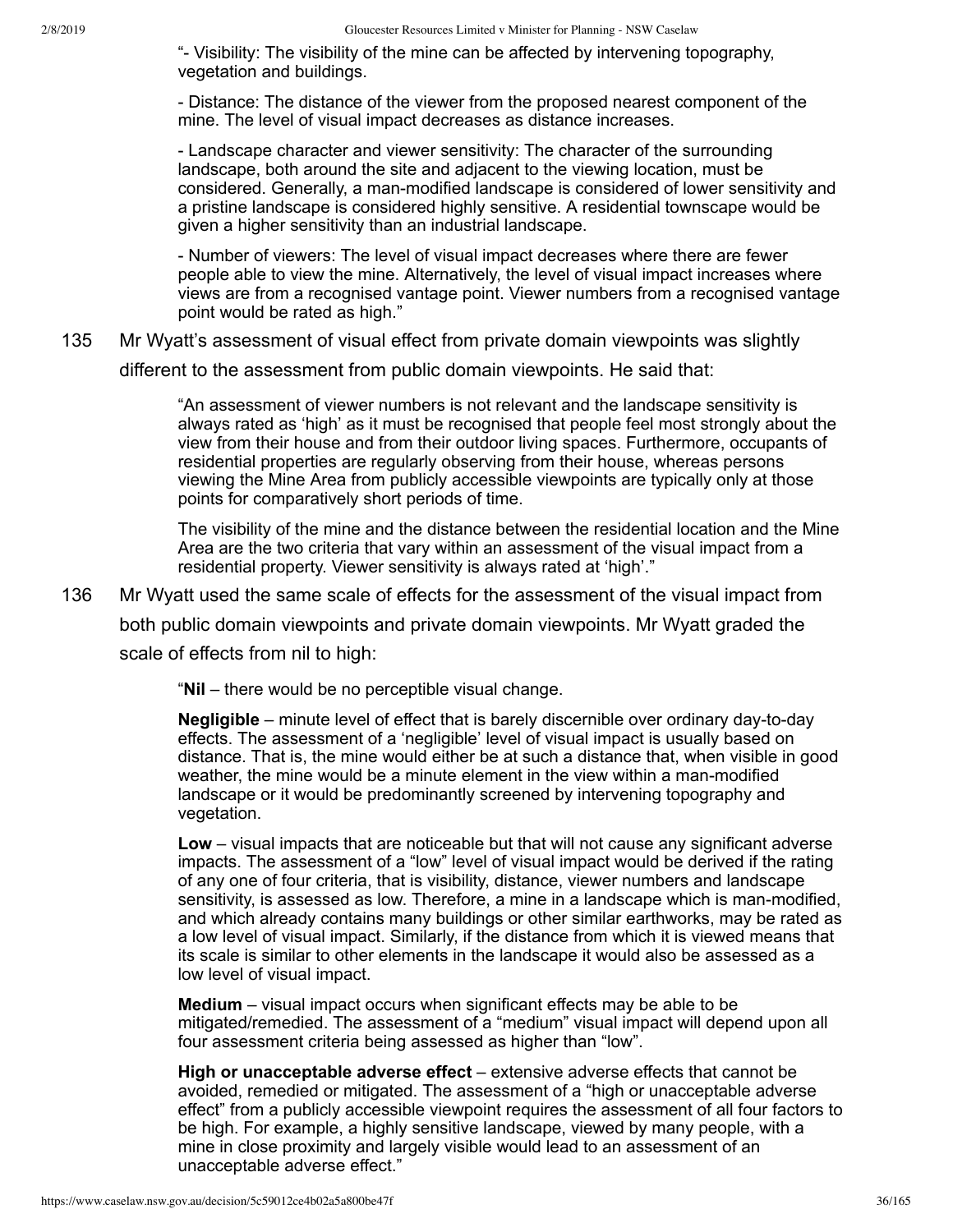> "- Visibility: The visibility of the mine can be affected by intervening topography, vegetation and buildings.
>
> - Distance: The distance of the viewer from the proposed nearest component of the mine. The level of visual impact decreases as distance increases.
>
> - Landscape character and viewer sensitivity: The character of the surrounding landscape, both around the site and adjacent to the viewing location, must be considered. Generally, a man-modified landscape is considered of lower sensitivity and a pristine landscape is considered highly sensitive. A residential townscape would be given a higher sensitivity than an industrial landscape.
>
> - Number of viewers: The level of visual impact decreases where there are fewer people able to view the mine. Alternatively, the level of visual impact increases where views are from a recognised vantage point. Viewer numbers from a recognised vantage point would be rated as high."

135 Mr Wyatt's assessment of visual effect from private domain viewpoints was slightly different to the assessment from public domain viewpoints. He said that:

> "An assessment of viewer numbers is not relevant and the landscape sensitivity is always rated as 'high' as it must be recognised that people feel most strongly about the view from their house and from their outdoor living spaces. Furthermore, occupants of residential properties are regularly observing from their house, whereas persons viewing the Mine Area from publicly accessible viewpoints are typically only at those points for comparatively short periods of time.
>
> The visibility of the mine and the distance between the residential location and the Mine Area are the two criteria that vary within an assessment of the visual impact from a residential property. Viewer sensitivity is always rated at 'high'."

136 Mr Wyatt used the same scale of effects for the assessment of the visual impact from both public domain viewpoints and private domain viewpoints. Mr Wyatt graded the scale of effects from nil to high:

> "**Nil** – there would be no perceptible visual change.
>
> **Negligible** – minute level of effect that is barely discernible over ordinary day-to-day effects. The assessment of a 'negligible' level of visual impact is usually based on distance. That is, the mine would either be at such a distance that, when visible in good weather, the mine would be a minute element in the view within a man-modified landscape or it would be predominantly screened by intervening topography and vegetation.
>
> **Low** – visual impacts that are noticeable but that will not cause any significant adverse impacts. The assessment of a "low" level of visual impact would be derived if the rating of any one of four criteria, that is visibility, distance, viewer numbers and landscape sensitivity, is assessed as low. Therefore, a mine in a landscape which is man-modified, and which already contains many buildings or other similar earthworks, may be rated as a low level of visual impact. Similarly, if the distance from which it is viewed means that its scale is similar to other elements in the landscape it would also be assessed as a low level of visual impact.
>
> **Medium** – visual impact occurs when significant effects may be able to be mitigated/remedied. The assessment of a "medium" visual impact will depend upon all four assessment criteria being assessed as higher than "low".
>
> **High or unacceptable adverse effect** – extensive adverse effects that cannot be avoided, remedied or mitigated. The assessment of a "high or unacceptable adverse effect" from a publicly accessible viewpoint requires the assessment of all four factors to be high. For example, a highly sensitive landscape, viewed by many people, with a mine in close proximity and largely visible would lead to an assessment of an unacceptable adverse effect."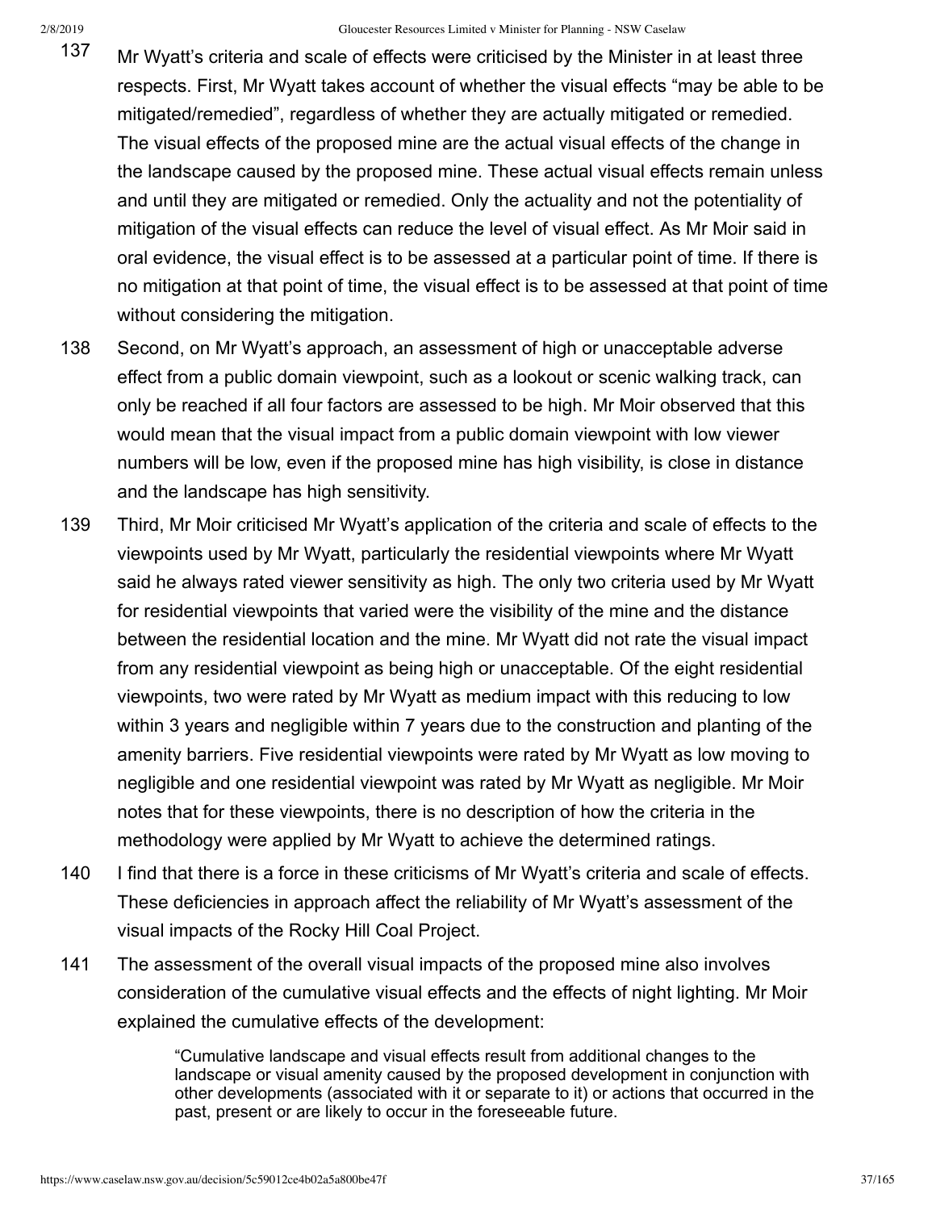137 Mr Wyatt's criteria and scale of effects were criticised by the Minister in at least three respects. First, Mr Wyatt takes account of whether the visual effects "may be able to be mitigated/remedied", regardless of whether they are actually mitigated or remedied. The visual effects of the proposed mine are the actual visual effects of the change in the landscape caused by the proposed mine. These actual visual effects remain unless and until they are mitigated or remedied. Only the actuality and not the potentiality of mitigation of the visual effects can reduce the level of visual effect. As Mr Moir said in oral evidence, the visual effect is to be assessed at a particular point of time. If there is no mitigation at that point of time, the visual effect is to be assessed at that point of time without considering the mitigation.

138 Second, on Mr Wyatt's approach, an assessment of high or unacceptable adverse effect from a public domain viewpoint, such as a lookout or scenic walking track, can only be reached if all four factors are assessed to be high. Mr Moir observed that this would mean that the visual impact from a public domain viewpoint with low viewer numbers will be low, even if the proposed mine has high visibility, is close in distance and the landscape has high sensitivity.

139 Third, Mr Moir criticised Mr Wyatt's application of the criteria and scale of effects to the viewpoints used by Mr Wyatt, particularly the residential viewpoints where Mr Wyatt said he always rated viewer sensitivity as high. The only two criteria used by Mr Wyatt for residential viewpoints that varied were the visibility of the mine and the distance between the residential location and the mine. Mr Wyatt did not rate the visual impact from any residential viewpoint as being high or unacceptable. Of the eight residential viewpoints, two were rated by Mr Wyatt as medium impact with this reducing to low within 3 years and negligible within 7 years due to the construction and planting of the amenity barriers. Five residential viewpoints were rated by Mr Wyatt as low moving to negligible and one residential viewpoint was rated by Mr Wyatt as negligible. Mr Moir notes that for these viewpoints, there is no description of how the criteria in the methodology were applied by Mr Wyatt to achieve the determined ratings.

140 I find that there is a force in these criticisms of Mr Wyatt's criteria and scale of effects. These deficiencies in approach affect the reliability of Mr Wyatt's assessment of the visual impacts of the Rocky Hill Coal Project.

141 The assessment of the overall visual impacts of the proposed mine also involves consideration of the cumulative visual effects and the effects of night lighting. Mr Moir explained the cumulative effects of the development:

> "Cumulative landscape and visual effects result from additional changes to the landscape or visual amenity caused by the proposed development in conjunction with other developments (associated with it or separate to it) or actions that occurred in the past, present or are likely to occur in the foreseeable future.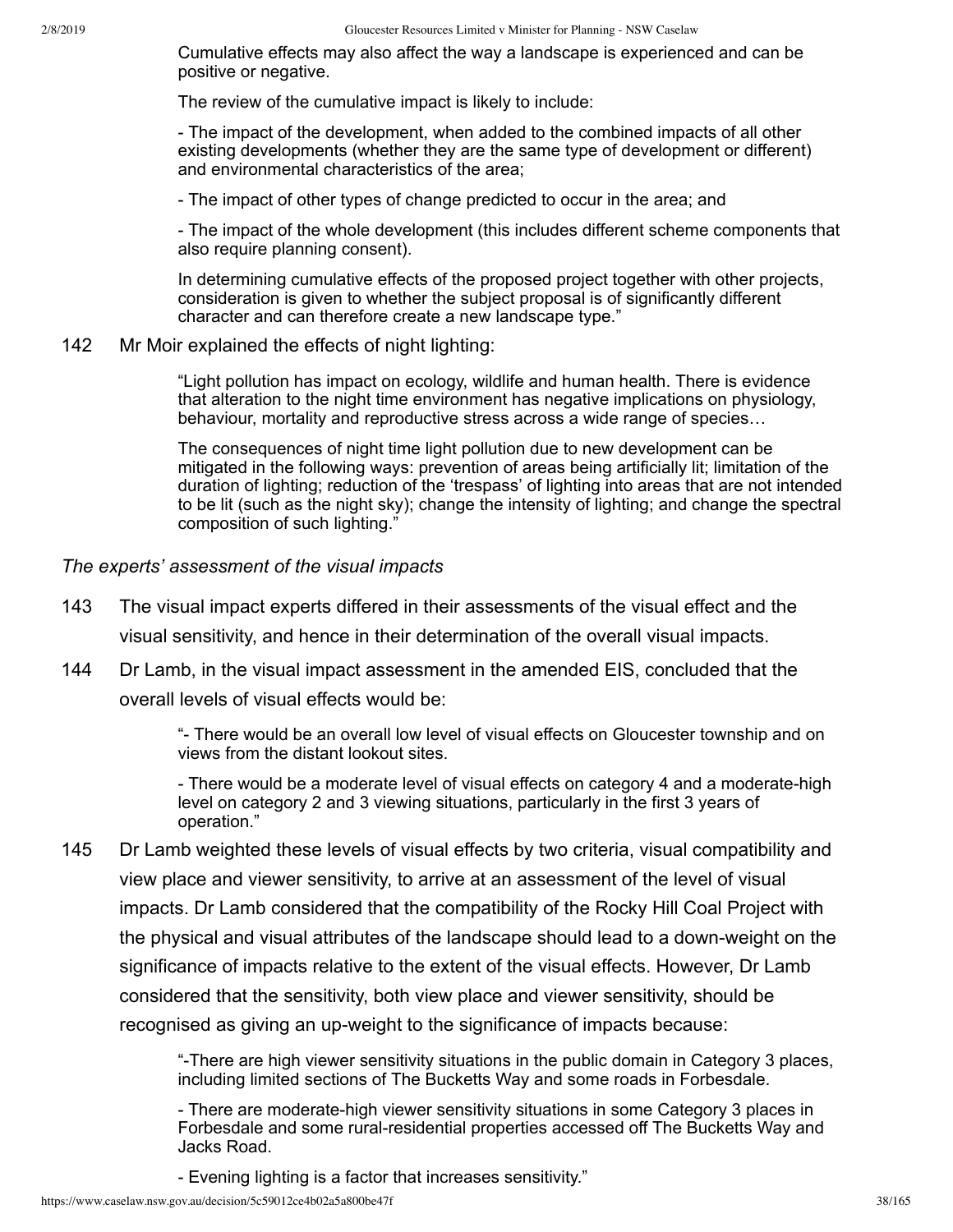Cumulative effects may also affect the way a landscape is experienced and can be positive or negative.

The review of the cumulative impact is likely to include:

- The impact of the development, when added to the combined impacts of all other existing developments (whether they are the same type of development or different) and environmental characteristics of the area;

- The impact of other types of change predicted to occur in the area; and

- The impact of the whole development (this includes different scheme components that also require planning consent).

In determining cumulative effects of the proposed project together with other projects, consideration is given to whether the subject proposal is of significantly different character and can therefore create a new landscape type."

142 Mr Moir explained the effects of night lighting:

> "Light pollution has impact on ecology, wildlife and human health. There is evidence that alteration to the night time environment has negative implications on physiology, behaviour, mortality and reproductive stress across a wide range of species…
>
> The consequences of night time light pollution due to new development can be mitigated in the following ways: prevention of areas being artificially lit; limitation of the duration of lighting; reduction of the 'trespass' of lighting into areas that are not intended to be lit (such as the night sky); change the intensity of lighting; and change the spectral composition of such lighting."

*The experts' assessment of the visual impacts*

143 The visual impact experts differed in their assessments of the visual effect and the visual sensitivity, and hence in their determination of the overall visual impacts.

144 Dr Lamb, in the visual impact assessment in the amended EIS, concluded that the overall levels of visual effects would be:

> "- There would be an overall low level of visual effects on Gloucester township and on views from the distant lookout sites.
>
> - There would be a moderate level of visual effects on category 4 and a moderate-high level on category 2 and 3 viewing situations, particularly in the first 3 years of operation."

145 Dr Lamb weighted these levels of visual effects by two criteria, visual compatibility and view place and viewer sensitivity, to arrive at an assessment of the level of visual impacts. Dr Lamb considered that the compatibility of the Rocky Hill Coal Project with the physical and visual attributes of the landscape should lead to a down-weight on the significance of impacts relative to the extent of the visual effects. However, Dr Lamb considered that the sensitivity, both view place and viewer sensitivity, should be recognised as giving an up-weight to the significance of impacts because:

> "-There are high viewer sensitivity situations in the public domain in Category 3 places, including limited sections of The Bucketts Way and some roads in Forbesdale.
>
> - There are moderate-high viewer sensitivity situations in some Category 3 places in Forbesdale and some rural-residential properties accessed off The Bucketts Way and Jacks Road.
>
> - Evening lighting is a factor that increases sensitivity."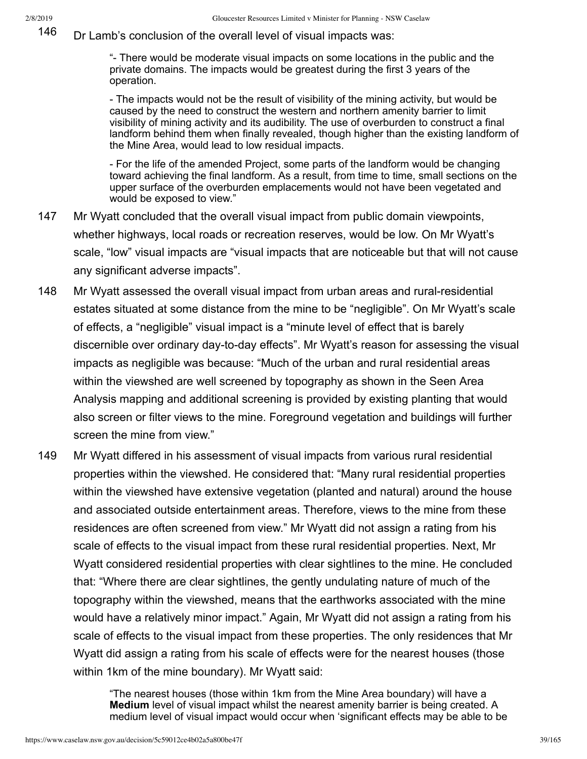146 Dr Lamb's conclusion of the overall level of visual impacts was:

> "- There would be moderate visual impacts on some locations in the public and the private domains. The impacts would be greatest during the first 3 years of the operation.
>
> - The impacts would not be the result of visibility of the mining activity, but would be caused by the need to construct the western and northern amenity barrier to limit visibility of mining activity and its audibility. The use of overburden to construct a final landform behind them when finally revealed, though higher than the existing landform of the Mine Area, would lead to low residual impacts.
>
> - For the life of the amended Project, some parts of the landform would be changing toward achieving the final landform. As a result, from time to time, small sections on the upper surface of the overburden emplacements would not have been vegetated and would be exposed to view."

147 Mr Wyatt concluded that the overall visual impact from public domain viewpoints, whether highways, local roads or recreation reserves, would be low. On Mr Wyatt's scale, "low" visual impacts are "visual impacts that are noticeable but that will not cause any significant adverse impacts".

148 Mr Wyatt assessed the overall visual impact from urban areas and rural-residential estates situated at some distance from the mine to be "negligible". On Mr Wyatt's scale of effects, a "negligible" visual impact is a "minute level of effect that is barely discernible over ordinary day-to-day effects". Mr Wyatt's reason for assessing the visual impacts as negligible was because: "Much of the urban and rural residential areas within the viewshed are well screened by topography as shown in the Seen Area Analysis mapping and additional screening is provided by existing planting that would also screen or filter views to the mine. Foreground vegetation and buildings will further screen the mine from view."

149 Mr Wyatt differed in his assessment of visual impacts from various rural residential properties within the viewshed. He considered that: "Many rural residential properties within the viewshed have extensive vegetation (planted and natural) around the house and associated outside entertainment areas. Therefore, views to the mine from these residences are often screened from view." Mr Wyatt did not assign a rating from his scale of effects to the visual impact from these rural residential properties. Next, Mr Wyatt considered residential properties with clear sightlines to the mine. He concluded that: "Where there are clear sightlines, the gently undulating nature of much of the topography within the viewshed, means that the earthworks associated with the mine would have a relatively minor impact." Again, Mr Wyatt did not assign a rating from his scale of effects to the visual impact from these properties. The only residences that Mr Wyatt did assign a rating from his scale of effects were for the nearest houses (those within 1km of the mine boundary). Mr Wyatt said:

> "The nearest houses (those within 1km from the Mine Area boundary) will have a **Medium** level of visual impact whilst the nearest amenity barrier is being created. A medium level of visual impact would occur when 'significant effects may be able to be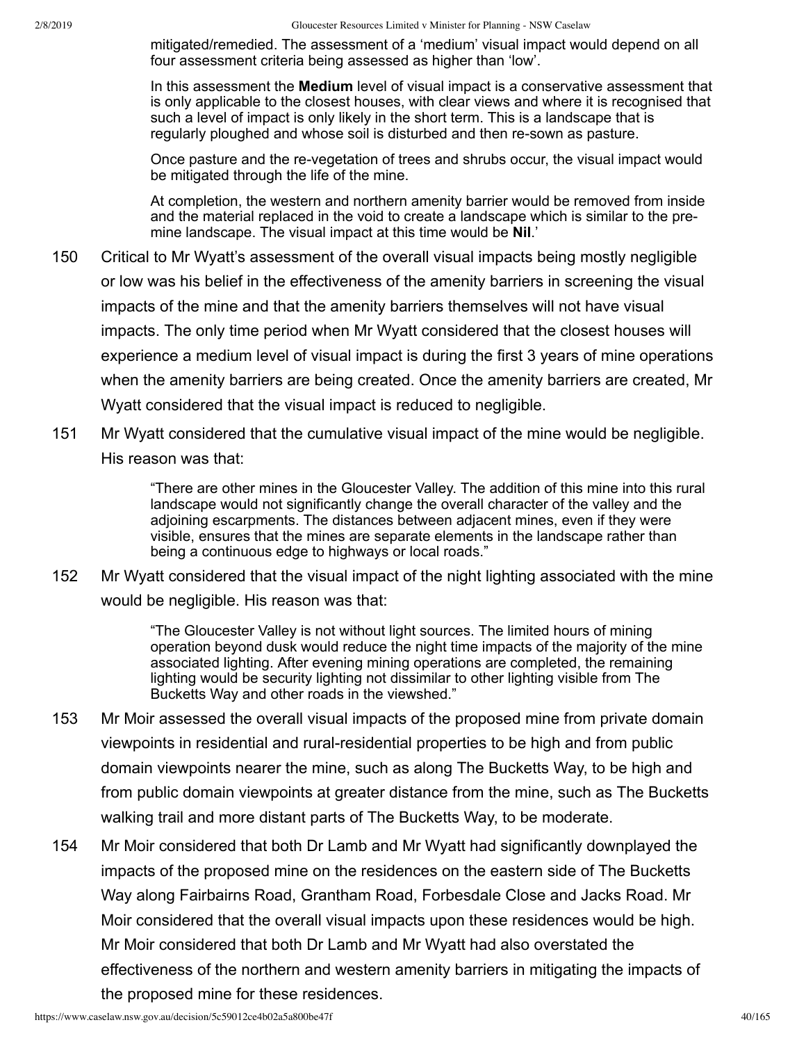> mitigated/remedied. The assessment of a 'medium' visual impact would depend on all four assessment criteria being assessed as higher than 'low'.
>
> In this assessment the **Medium** level of visual impact is a conservative assessment that is only applicable to the closest houses, with clear views and where it is recognised that such a level of impact is only likely in the short term. This is a landscape that is regularly ploughed and whose soil is disturbed and then re-sown as pasture.
>
> Once pasture and the re-vegetation of trees and shrubs occur, the visual impact would be mitigated through the life of the mine.
>
> At completion, the western and northern amenity barrier would be removed from inside and the material replaced in the void to create a landscape which is similar to the pre-mine landscape. The visual impact at this time would be **Nil**.'

150 Critical to Mr Wyatt's assessment of the overall visual impacts being mostly negligible or low was his belief in the effectiveness of the amenity barriers in screening the visual impacts of the mine and that the amenity barriers themselves will not have visual impacts. The only time period when Mr Wyatt considered that the closest houses will experience a medium level of visual impact is during the first 3 years of mine operations when the amenity barriers are being created. Once the amenity barriers are created, Mr Wyatt considered that the visual impact is reduced to negligible.

151 Mr Wyatt considered that the cumulative visual impact of the mine would be negligible. His reason was that:

> "There are other mines in the Gloucester Valley. The addition of this mine into this rural landscape would not significantly change the overall character of the valley and the adjoining escarpments. The distances between adjacent mines, even if they were visible, ensures that the mines are separate elements in the landscape rather than being a continuous edge to highways or local roads."

152 Mr Wyatt considered that the visual impact of the night lighting associated with the mine would be negligible. His reason was that:

> "The Gloucester Valley is not without light sources. The limited hours of mining operation beyond dusk would reduce the night time impacts of the majority of the mine associated lighting. After evening mining operations are completed, the remaining lighting would be security lighting not dissimilar to other lighting visible from The Bucketts Way and other roads in the viewshed."

153 Mr Moir assessed the overall visual impacts of the proposed mine from private domain viewpoints in residential and rural-residential properties to be high and from public domain viewpoints nearer the mine, such as along The Bucketts Way, to be high and from public domain viewpoints at greater distance from the mine, such as The Bucketts walking trail and more distant parts of The Bucketts Way, to be moderate.

154 Mr Moir considered that both Dr Lamb and Mr Wyatt had significantly downplayed the impacts of the proposed mine on the residences on the eastern side of The Bucketts Way along Fairbairns Road, Grantham Road, Forbesdale Close and Jacks Road. Mr Moir considered that the overall visual impacts upon these residences would be high. Mr Moir considered that both Dr Lamb and Mr Wyatt had also overstated the effectiveness of the northern and western amenity barriers in mitigating the impacts of the proposed mine for these residences.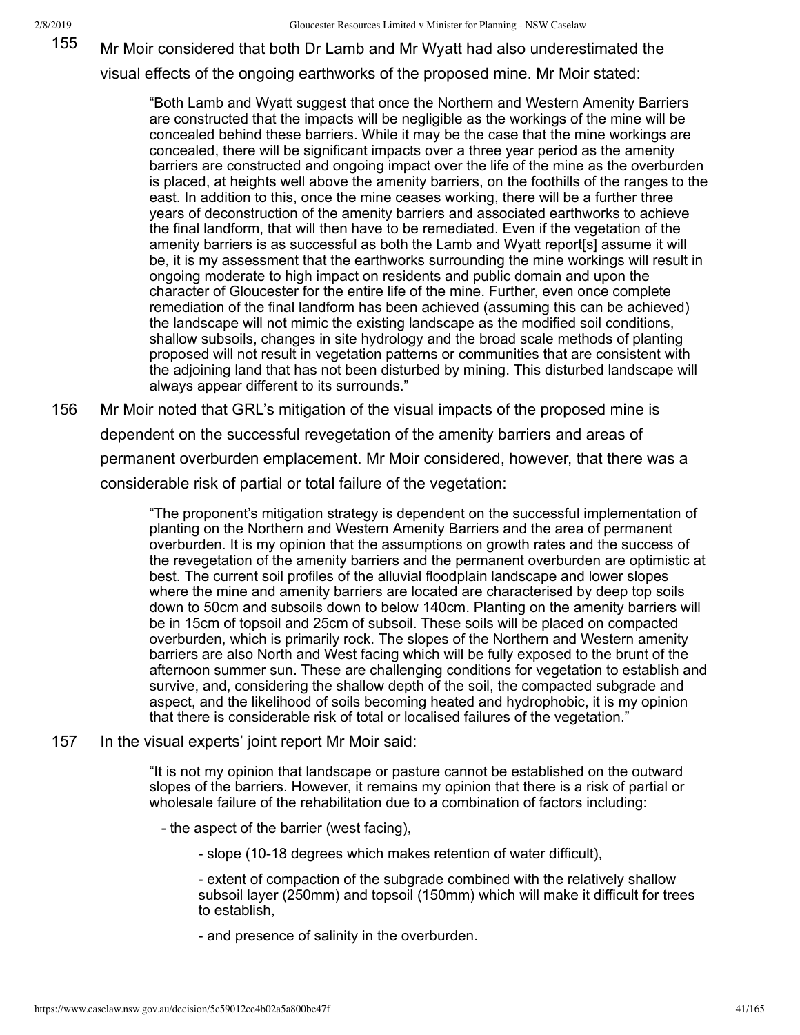155 Mr Moir considered that both Dr Lamb and Mr Wyatt had also underestimated the visual effects of the ongoing earthworks of the proposed mine. Mr Moir stated:

> "Both Lamb and Wyatt suggest that once the Northern and Western Amenity Barriers are constructed that the impacts will be negligible as the workings of the mine will be concealed behind these barriers. While it may be the case that the mine workings are concealed, there will be significant impacts over a three year period as the amenity barriers are constructed and ongoing impact over the life of the mine as the overburden is placed, at heights well above the amenity barriers, on the foothills of the ranges to the east. In addition to this, once the mine ceases working, there will be a further three years of deconstruction of the amenity barriers and associated earthworks to achieve the final landform, that will then have to be remediated. Even if the vegetation of the amenity barriers is as successful as both the Lamb and Wyatt report[s] assume it will be, it is my assessment that the earthworks surrounding the mine workings will result in ongoing moderate to high impact on residents and public domain and upon the character of Gloucester for the entire life of the mine. Further, even once complete remediation of the final landform has been achieved (assuming this can be achieved) the landscape will not mimic the existing landscape as the modified soil conditions, shallow subsoils, changes in site hydrology and the broad scale methods of planting proposed will not result in vegetation patterns or communities that are consistent with the adjoining land that has not been disturbed by mining. This disturbed landscape will always appear different to its surrounds."

156 Mr Moir noted that GRL's mitigation of the visual impacts of the proposed mine is dependent on the successful revegetation of the amenity barriers and areas of permanent overburden emplacement. Mr Moir considered, however, that there was a considerable risk of partial or total failure of the vegetation:

> "The proponent's mitigation strategy is dependent on the successful implementation of planting on the Northern and Western Amenity Barriers and the area of permanent overburden. It is my opinion that the assumptions on growth rates and the success of the revegetation of the amenity barriers and the permanent overburden are optimistic at best. The current soil profiles of the alluvial floodplain landscape and lower slopes where the mine and amenity barriers are located are characterised by deep top soils down to 50cm and subsoils down to below 140cm. Planting on the amenity barriers will be in 15cm of topsoil and 25cm of subsoil. These soils will be placed on compacted overburden, which is primarily rock. The slopes of the Northern and Western amenity barriers are also North and West facing which will be fully exposed to the brunt of the afternoon summer sun. These are challenging conditions for vegetation to establish and survive, and, considering the shallow depth of the soil, the compacted subgrade and aspect, and the likelihood of soils becoming heated and hydrophobic, it is my opinion that there is considerable risk of total or localised failures of the vegetation."

157 In the visual experts' joint report Mr Moir said:

> "It is not my opinion that landscape or pasture cannot be established on the outward slopes of the barriers. However, it remains my opinion that there is a risk of partial or wholesale failure of the rehabilitation due to a combination of factors including:
>
> - the aspect of the barrier (west facing),
>
> - slope (10-18 degrees which makes retention of water difficult),
>
> - extent of compaction of the subgrade combined with the relatively shallow subsoil layer (250mm) and topsoil (150mm) which will make it difficult for trees to establish,
>
> - and presence of salinity in the overburden.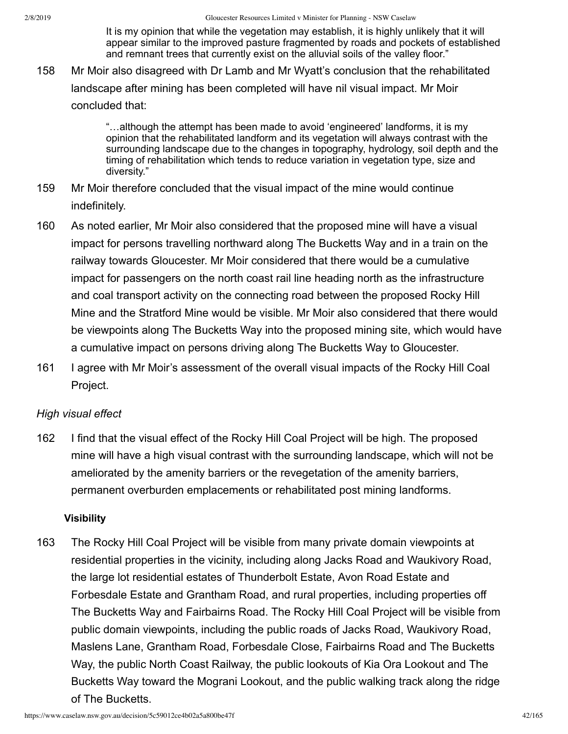It is my opinion that while the vegetation may establish, it is highly unlikely that it will appear similar to the improved pasture fragmented by roads and pockets of established and remnant trees that currently exist on the alluvial soils of the valley floor."

158 Mr Moir also disagreed with Dr Lamb and Mr Wyatt's conclusion that the rehabilitated landscape after mining has been completed will have nil visual impact. Mr Moir concluded that:

> "…although the attempt has been made to avoid 'engineered' landforms, it is my opinion that the rehabilitated landform and its vegetation will always contrast with the surrounding landscape due to the changes in topography, hydrology, soil depth and the timing of rehabilitation which tends to reduce variation in vegetation type, size and diversity."

159 Mr Moir therefore concluded that the visual impact of the mine would continue indefinitely.

160 As noted earlier, Mr Moir also considered that the proposed mine will have a visual impact for persons travelling northward along The Bucketts Way and in a train on the railway towards Gloucester. Mr Moir considered that there would be a cumulative impact for passengers on the north coast rail line heading north as the infrastructure and coal transport activity on the connecting road between the proposed Rocky Hill Mine and the Stratford Mine would be visible. Mr Moir also considered that there would be viewpoints along The Bucketts Way into the proposed mining site, which would have a cumulative impact on persons driving along The Bucketts Way to Gloucester.

161 I agree with Mr Moir's assessment of the overall visual impacts of the Rocky Hill Coal Project.

*High visual effect*

162 I find that the visual effect of the Rocky Hill Coal Project will be high. The proposed mine will have a high visual contrast with the surrounding landscape, which will not be ameliorated by the amenity barriers or the revegetation of the amenity barriers, permanent overburden emplacements or rehabilitated post mining landforms.

**Visibility**

163 The Rocky Hill Coal Project will be visible from many private domain viewpoints at residential properties in the vicinity, including along Jacks Road and Waukivory Road, the large lot residential estates of Thunderbolt Estate, Avon Road Estate and Forbesdale Estate and Grantham Road, and rural properties, including properties off The Bucketts Way and Fairbairns Road. The Rocky Hill Coal Project will be visible from public domain viewpoints, including the public roads of Jacks Road, Waukivory Road, Maslens Lane, Grantham Road, Forbesdale Close, Fairbairns Road and The Bucketts Way, the public North Coast Railway, the public lookouts of Kia Ora Lookout and The Bucketts Way toward the Mograni Lookout, and the public walking track along the ridge of The Bucketts.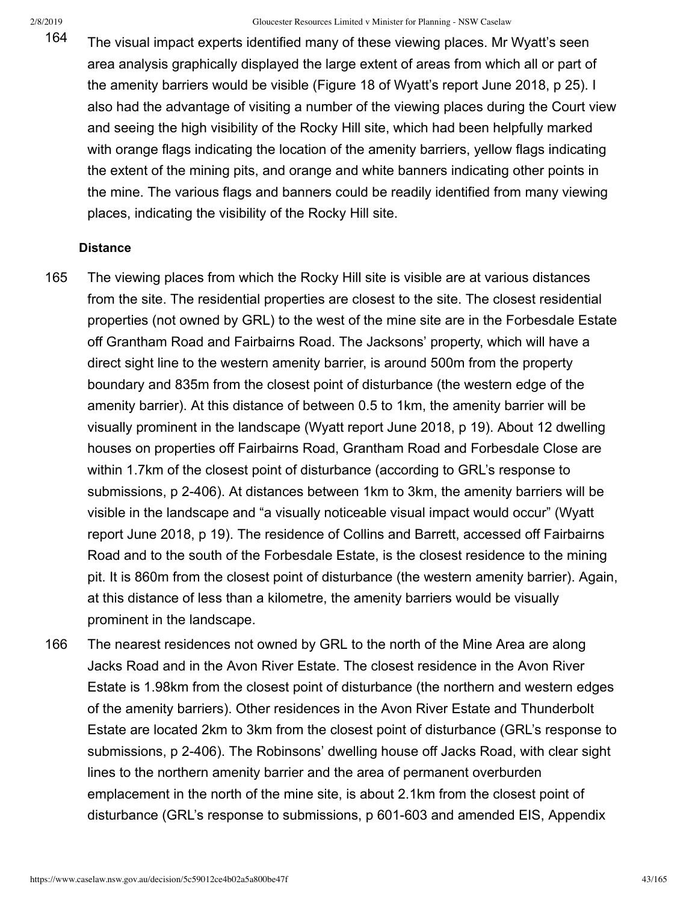164 The visual impact experts identified many of these viewing places. Mr Wyatt's seen area analysis graphically displayed the large extent of areas from which all or part of the amenity barriers would be visible (Figure 18 of Wyatt's report June 2018, p 25). I also had the advantage of visiting a number of the viewing places during the Court view and seeing the high visibility of the Rocky Hill site, which had been helpfully marked with orange flags indicating the location of the amenity barriers, yellow flags indicating the extent of the mining pits, and orange and white banners indicating other points in the mine. The various flags and banners could be readily identified from many viewing places, indicating the visibility of the Rocky Hill site.

**Distance**

165 The viewing places from which the Rocky Hill site is visible are at various distances from the site. The residential properties are closest to the site. The closest residential properties (not owned by GRL) to the west of the mine site are in the Forbesdale Estate off Grantham Road and Fairbairns Road. The Jacksons' property, which will have a direct sight line to the western amenity barrier, is around 500m from the property boundary and 835m from the closest point of disturbance (the western edge of the amenity barrier). At this distance of between 0.5 to 1km, the amenity barrier will be visually prominent in the landscape (Wyatt report June 2018, p 19). About 12 dwelling houses on properties off Fairbairns Road, Grantham Road and Forbesdale Close are within 1.7km of the closest point of disturbance (according to GRL's response to submissions, p 2-406). At distances between 1km to 3km, the amenity barriers will be visible in the landscape and "a visually noticeable visual impact would occur" (Wyatt report June 2018, p 19). The residence of Collins and Barrett, accessed off Fairbairns Road and to the south of the Forbesdale Estate, is the closest residence to the mining pit. It is 860m from the closest point of disturbance (the western amenity barrier). Again, at this distance of less than a kilometre, the amenity barriers would be visually prominent in the landscape.

166 The nearest residences not owned by GRL to the north of the Mine Area are along Jacks Road and in the Avon River Estate. The closest residence in the Avon River Estate is 1.98km from the closest point of disturbance (the northern and western edges of the amenity barriers). Other residences in the Avon River Estate and Thunderbolt Estate are located 2km to 3km from the closest point of disturbance (GRL's response to submissions, p 2-406). The Robinsons' dwelling house off Jacks Road, with clear sight lines to the northern amenity barrier and the area of permanent overburden emplacement in the north of the mine site, is about 2.1km from the closest point of disturbance (GRL's response to submissions, p 601-603 and amended EIS, Appendix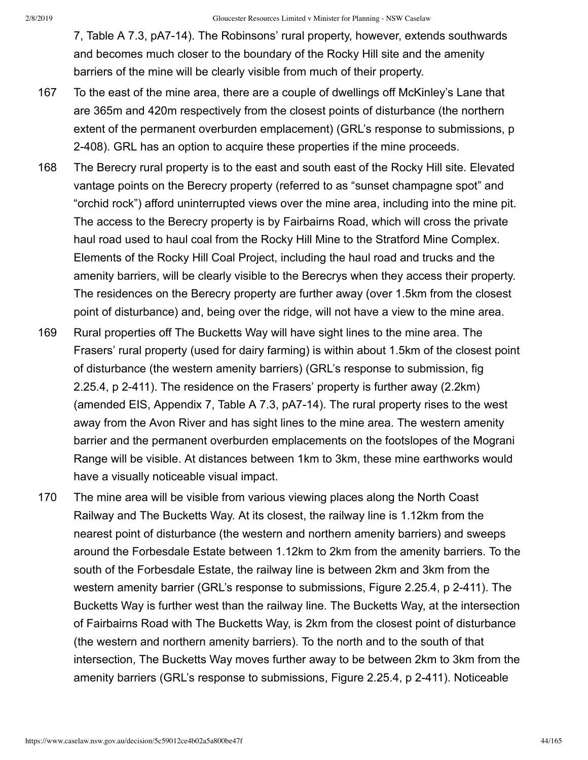7, Table A 7.3, pA7-14). The Robinsons' rural property, however, extends southwards and becomes much closer to the boundary of the Rocky Hill site and the amenity barriers of the mine will be clearly visible from much of their property.

167 To the east of the mine area, there are a couple of dwellings off McKinley's Lane that are 365m and 420m respectively from the closest points of disturbance (the northern extent of the permanent overburden emplacement) (GRL's response to submissions, p 2-408). GRL has an option to acquire these properties if the mine proceeds.

168 The Berecry rural property is to the east and south east of the Rocky Hill site. Elevated vantage points on the Berecry property (referred to as "sunset champagne spot" and "orchid rock") afford uninterrupted views over the mine area, including into the mine pit. The access to the Berecry property is by Fairbairns Road, which will cross the private haul road used to haul coal from the Rocky Hill Mine to the Stratford Mine Complex. Elements of the Rocky Hill Coal Project, including the haul road and trucks and the amenity barriers, will be clearly visible to the Berecrys when they access their property. The residences on the Berecry property are further away (over 1.5km from the closest point of disturbance) and, being over the ridge, will not have a view to the mine area.

169 Rural properties off The Bucketts Way will have sight lines to the mine area. The Frasers' rural property (used for dairy farming) is within about 1.5km of the closest point of disturbance (the western amenity barriers) (GRL's response to submission, fig 2.25.4, p 2-411). The residence on the Frasers' property is further away (2.2km) (amended EIS, Appendix 7, Table A 7.3, pA7-14). The rural property rises to the west away from the Avon River and has sight lines to the mine area. The western amenity barrier and the permanent overburden emplacements on the footslopes of the Mograni Range will be visible. At distances between 1km to 3km, these mine earthworks would have a visually noticeable visual impact.

170 The mine area will be visible from various viewing places along the North Coast Railway and The Bucketts Way. At its closest, the railway line is 1.12km from the nearest point of disturbance (the western and northern amenity barriers) and sweeps around the Forbesdale Estate between 1.12km to 2km from the amenity barriers. To the south of the Forbesdale Estate, the railway line is between 2km and 3km from the western amenity barrier (GRL's response to submissions, Figure 2.25.4, p 2-411). The Bucketts Way is further west than the railway line. The Bucketts Way, at the intersection of Fairbairns Road with The Bucketts Way, is 2km from the closest point of disturbance (the western and northern amenity barriers). To the north and to the south of that intersection, The Bucketts Way moves further away to be between 2km to 3km from the amenity barriers (GRL's response to submissions, Figure 2.25.4, p 2-411). Noticeable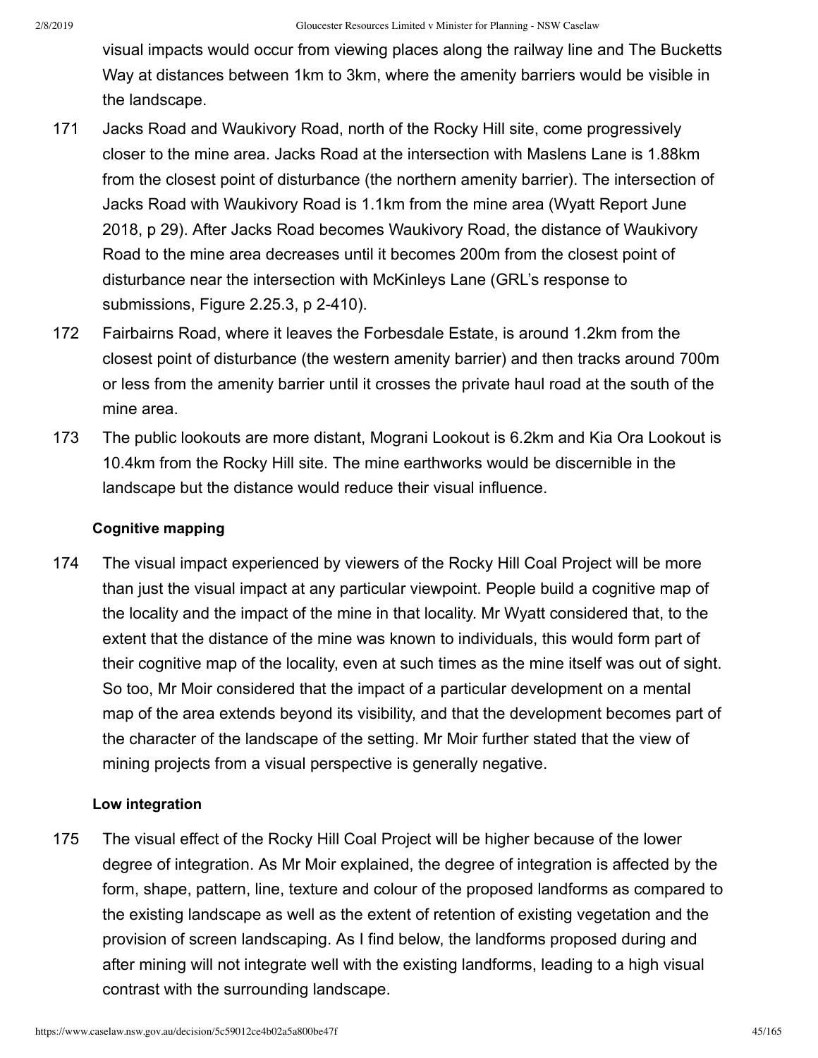visual impacts would occur from viewing places along the railway line and The Bucketts Way at distances between 1km to 3km, where the amenity barriers would be visible in the landscape.

171 Jacks Road and Waukivory Road, north of the Rocky Hill site, come progressively closer to the mine area. Jacks Road at the intersection with Maslens Lane is 1.88km from the closest point of disturbance (the northern amenity barrier). The intersection of Jacks Road with Waukivory Road is 1.1km from the mine area (Wyatt Report June 2018, p 29). After Jacks Road becomes Waukivory Road, the distance of Waukivory Road to the mine area decreases until it becomes 200m from the closest point of disturbance near the intersection with McKinleys Lane (GRL's response to submissions, Figure 2.25.3, p 2-410).

172 Fairbairns Road, where it leaves the Forbesdale Estate, is around 1.2km from the closest point of disturbance (the western amenity barrier) and then tracks around 700m or less from the amenity barrier until it crosses the private haul road at the south of the mine area.

173 The public lookouts are more distant, Mograni Lookout is 6.2km and Kia Ora Lookout is 10.4km from the Rocky Hill site. The mine earthworks would be discernible in the landscape but the distance would reduce their visual influence.

**Cognitive mapping**

174 The visual impact experienced by viewers of the Rocky Hill Coal Project will be more than just the visual impact at any particular viewpoint. People build a cognitive map of the locality and the impact of the mine in that locality. Mr Wyatt considered that, to the extent that the distance of the mine was known to individuals, this would form part of their cognitive map of the locality, even at such times as the mine itself was out of sight. So too, Mr Moir considered that the impact of a particular development on a mental map of the area extends beyond its visibility, and that the development becomes part of the character of the landscape of the setting. Mr Moir further stated that the view of mining projects from a visual perspective is generally negative.

**Low integration**

175 The visual effect of the Rocky Hill Coal Project will be higher because of the lower degree of integration. As Mr Moir explained, the degree of integration is affected by the form, shape, pattern, line, texture and colour of the proposed landforms as compared to the existing landscape as well as the extent of retention of existing vegetation and the provision of screen landscaping. As I find below, the landforms proposed during and after mining will not integrate well with the existing landforms, leading to a high visual contrast with the surrounding landscape.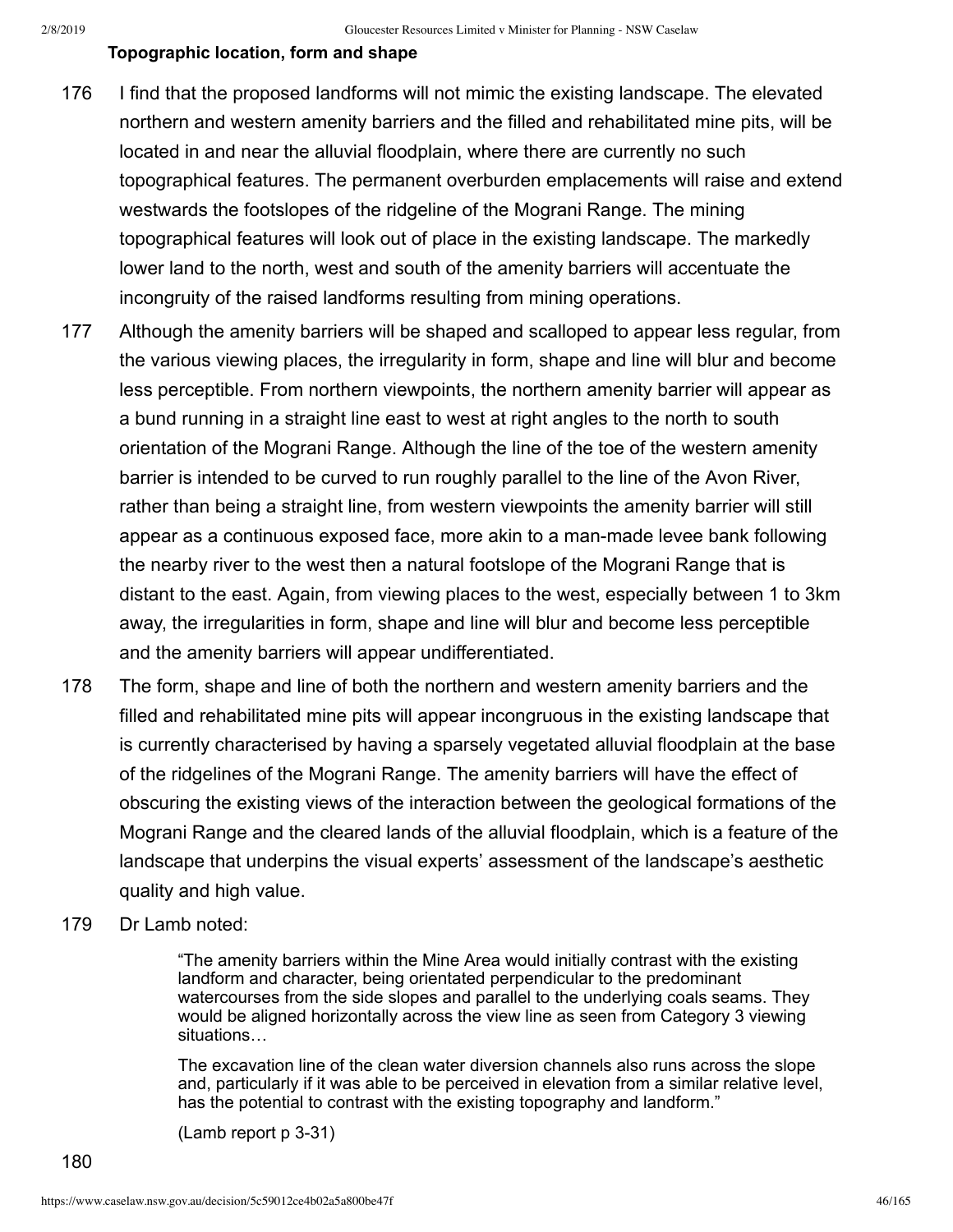**Topographic location, form and shape**

176 I find that the proposed landforms will not mimic the existing landscape. The elevated northern and western amenity barriers and the filled and rehabilitated mine pits, will be located in and near the alluvial floodplain, where there are currently no such topographical features. The permanent overburden emplacements will raise and extend westwards the footslopes of the ridgeline of the Mograni Range. The mining topographical features will look out of place in the existing landscape. The markedly lower land to the north, west and south of the amenity barriers will accentuate the incongruity of the raised landforms resulting from mining operations.

177 Although the amenity barriers will be shaped and scalloped to appear less regular, from the various viewing places, the irregularity in form, shape and line will blur and become less perceptible. From northern viewpoints, the northern amenity barrier will appear as a bund running in a straight line east to west at right angles to the north to south orientation of the Mograni Range. Although the line of the toe of the western amenity barrier is intended to be curved to run roughly parallel to the line of the Avon River, rather than being a straight line, from western viewpoints the amenity barrier will still appear as a continuous exposed face, more akin to a man-made levee bank following the nearby river to the west then a natural footslope of the Mograni Range that is distant to the east. Again, from viewing places to the west, especially between 1 to 3km away, the irregularities in form, shape and line will blur and become less perceptible and the amenity barriers will appear undifferentiated.

178 The form, shape and line of both the northern and western amenity barriers and the filled and rehabilitated mine pits will appear incongruous in the existing landscape that is currently characterised by having a sparsely vegetated alluvial floodplain at the base of the ridgelines of the Mograni Range. The amenity barriers will have the effect of obscuring the existing views of the interaction between the geological formations of the Mograni Range and the cleared lands of the alluvial floodplain, which is a feature of the landscape that underpins the visual experts' assessment of the landscape's aesthetic quality and high value.

179 Dr Lamb noted:

> "The amenity barriers within the Mine Area would initially contrast with the existing landform and character, being orientated perpendicular to the predominant watercourses from the side slopes and parallel to the underlying coals seams. They would be aligned horizontally across the view line as seen from Category 3 viewing situations…
>
> The excavation line of the clean water diversion channels also runs across the slope and, particularly if it was able to be perceived in elevation from a similar relative level, has the potential to contrast with the existing topography and landform."
>
> (Lamb report p 3-31)

180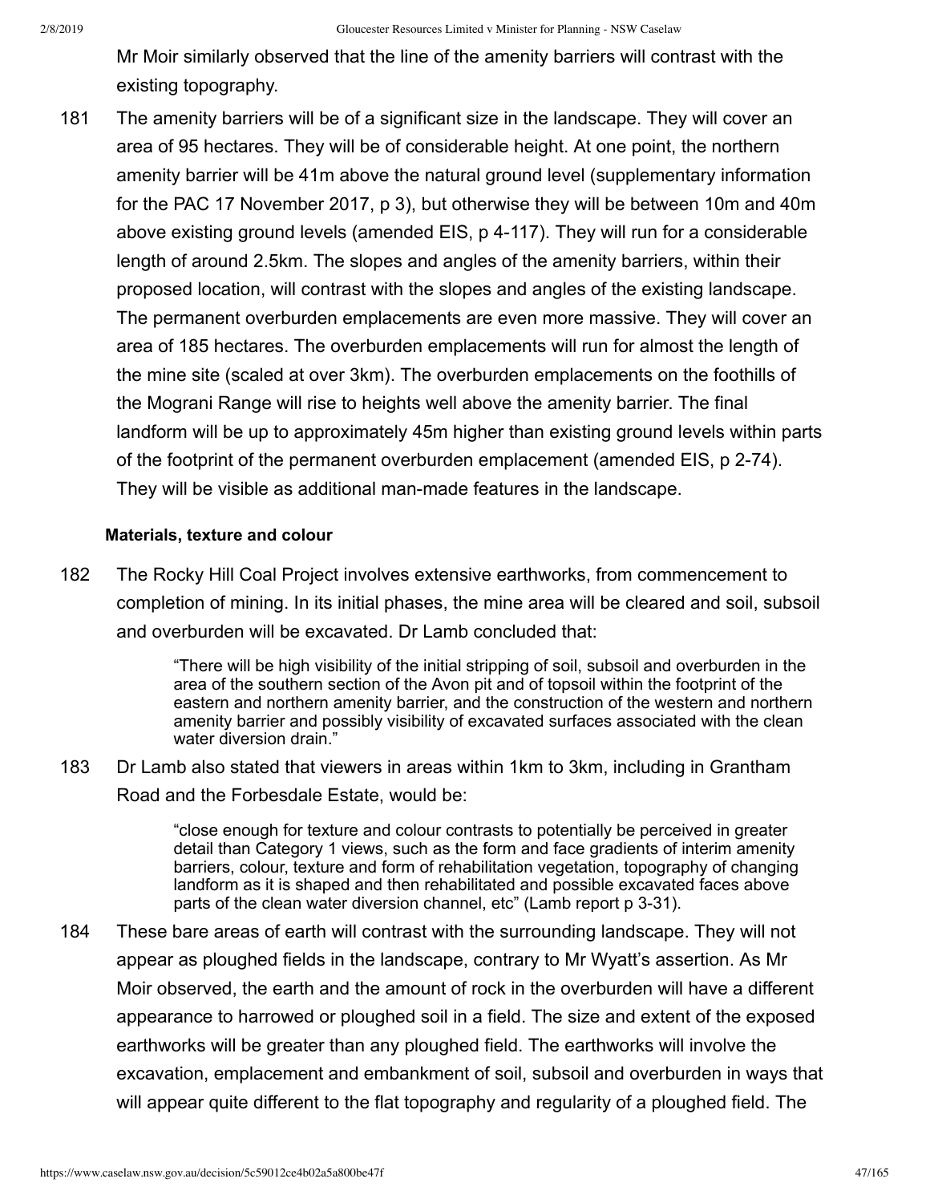Mr Moir similarly observed that the line of the amenity barriers will contrast with the existing topography.

181 The amenity barriers will be of a significant size in the landscape. They will cover an area of 95 hectares. They will be of considerable height. At one point, the northern amenity barrier will be 41m above the natural ground level (supplementary information for the PAC 17 November 2017, p 3), but otherwise they will be between 10m and 40m above existing ground levels (amended EIS, p 4-117). They will run for a considerable length of around 2.5km. The slopes and angles of the amenity barriers, within their proposed location, will contrast with the slopes and angles of the existing landscape. The permanent overburden emplacements are even more massive. They will cover an area of 185 hectares. The overburden emplacements will run for almost the length of the mine site (scaled at over 3km). The overburden emplacements on the foothills of the Mograni Range will rise to heights well above the amenity barrier. The final landform will be up to approximately 45m higher than existing ground levels within parts of the footprint of the permanent overburden emplacement (amended EIS, p 2-74). They will be visible as additional man-made features in the landscape.

**Materials, texture and colour**

182 The Rocky Hill Coal Project involves extensive earthworks, from commencement to completion of mining. In its initial phases, the mine area will be cleared and soil, subsoil and overburden will be excavated. Dr Lamb concluded that:

> "There will be high visibility of the initial stripping of soil, subsoil and overburden in the area of the southern section of the Avon pit and of topsoil within the footprint of the eastern and northern amenity barrier, and the construction of the western and northern amenity barrier and possibly visibility of excavated surfaces associated with the clean water diversion drain."

183 Dr Lamb also stated that viewers in areas within 1km to 3km, including in Grantham Road and the Forbesdale Estate, would be:

> "close enough for texture and colour contrasts to potentially be perceived in greater detail than Category 1 views, such as the form and face gradients of interim amenity barriers, colour, texture and form of rehabilitation vegetation, topography of changing landform as it is shaped and then rehabilitated and possible excavated faces above parts of the clean water diversion channel, etc" (Lamb report p 3-31).

184 These bare areas of earth will contrast with the surrounding landscape. They will not appear as ploughed fields in the landscape, contrary to Mr Wyatt's assertion. As Mr Moir observed, the earth and the amount of rock in the overburden will have a different appearance to harrowed or ploughed soil in a field. The size and extent of the exposed earthworks will be greater than any ploughed field. The earthworks will involve the excavation, emplacement and embankment of soil, subsoil and overburden in ways that will appear quite different to the flat topography and regularity of a ploughed field. The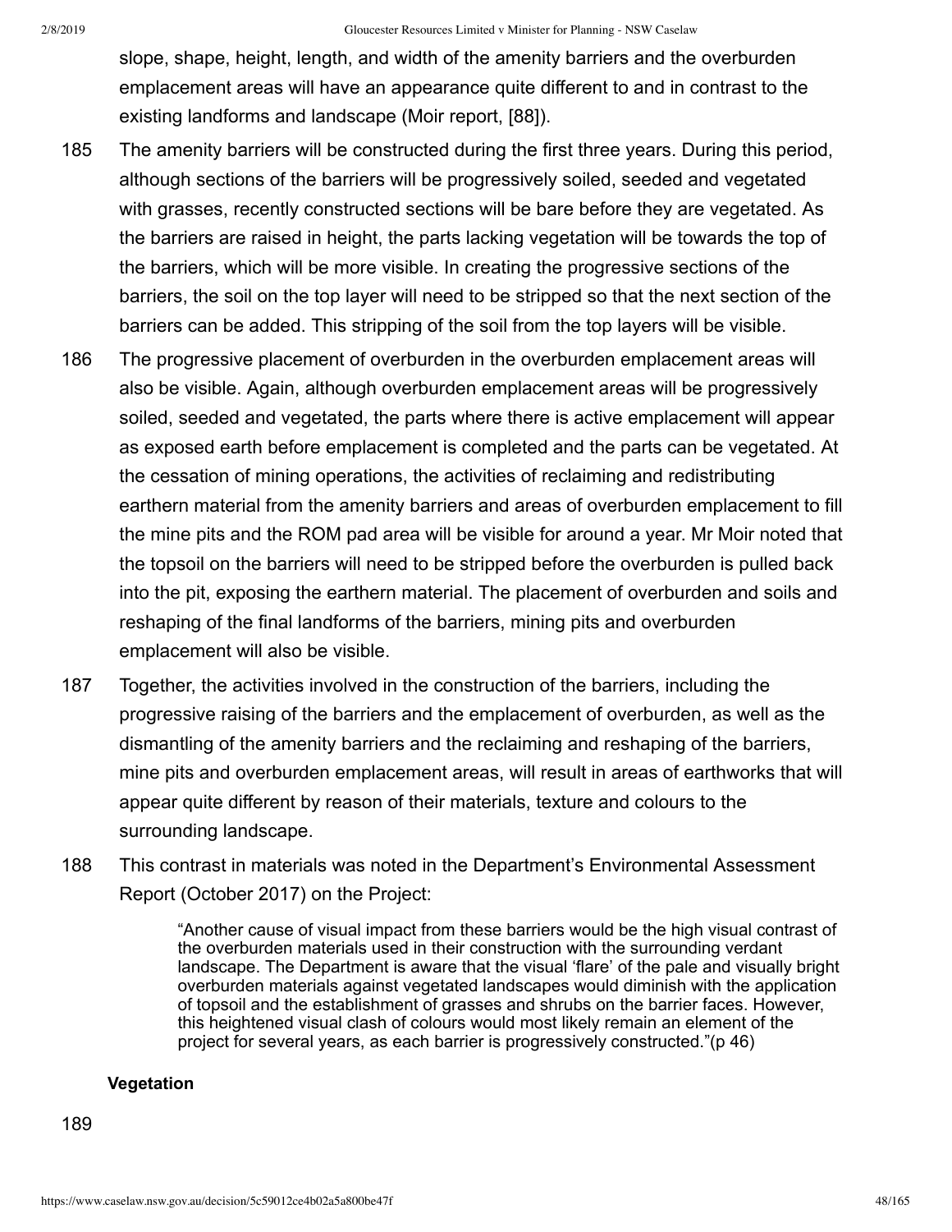slope, shape, height, length, and width of the amenity barriers and the overburden emplacement areas will have an appearance quite different to and in contrast to the existing landforms and landscape (Moir report, [88]).

185 The amenity barriers will be constructed during the first three years. During this period, although sections of the barriers will be progressively soiled, seeded and vegetated with grasses, recently constructed sections will be bare before they are vegetated. As the barriers are raised in height, the parts lacking vegetation will be towards the top of the barriers, which will be more visible. In creating the progressive sections of the barriers, the soil on the top layer will need to be stripped so that the next section of the barriers can be added. This stripping of the soil from the top layers will be visible.

186 The progressive placement of overburden in the overburden emplacement areas will also be visible. Again, although overburden emplacement areas will be progressively soiled, seeded and vegetated, the parts where there is active emplacement will appear as exposed earth before emplacement is completed and the parts can be vegetated. At the cessation of mining operations, the activities of reclaiming and redistributing earthern material from the amenity barriers and areas of overburden emplacement to fill the mine pits and the ROM pad area will be visible for around a year. Mr Moir noted that the topsoil on the barriers will need to be stripped before the overburden is pulled back into the pit, exposing the earthern material. The placement of overburden and soils and reshaping of the final landforms of the barriers, mining pits and overburden emplacement will also be visible.

187 Together, the activities involved in the construction of the barriers, including the progressive raising of the barriers and the emplacement of overburden, as well as the dismantling of the amenity barriers and the reclaiming and reshaping of the barriers, mine pits and overburden emplacement areas, will result in areas of earthworks that will appear quite different by reason of their materials, texture and colours to the surrounding landscape.

188 This contrast in materials was noted in the Department's Environmental Assessment Report (October 2017) on the Project:

> "Another cause of visual impact from these barriers would be the high visual contrast of the overburden materials used in their construction with the surrounding verdant landscape. The Department is aware that the visual 'flare' of the pale and visually bright overburden materials against vegetated landscapes would diminish with the application of topsoil and the establishment of grasses and shrubs on the barrier faces. However, this heightened visual clash of colours would most likely remain an element of the project for several years, as each barrier is progressively constructed."(p 46)

**Vegetation**

189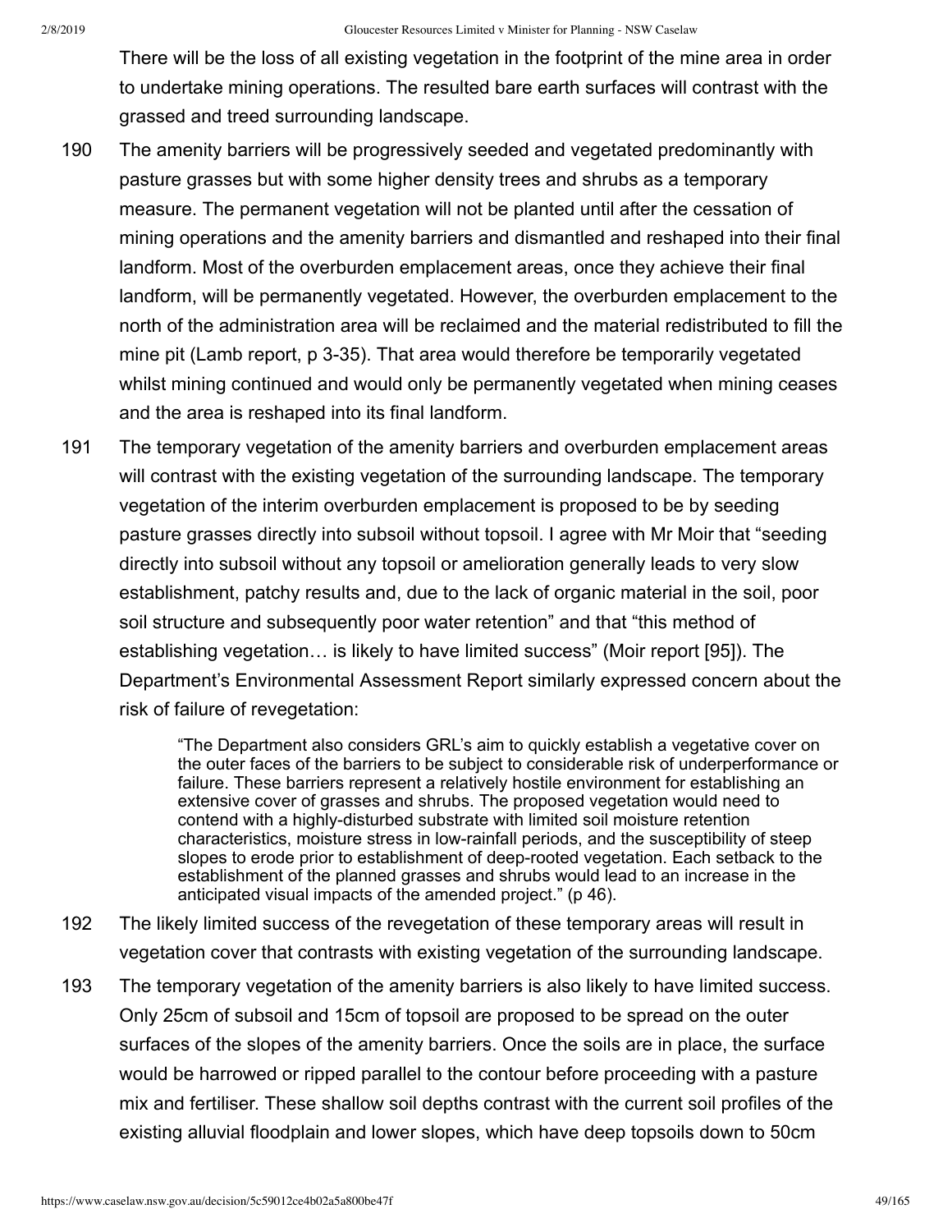There will be the loss of all existing vegetation in the footprint of the mine area in order to undertake mining operations. The resulted bare earth surfaces will contrast with the grassed and treed surrounding landscape.

190 The amenity barriers will be progressively seeded and vegetated predominantly with pasture grasses but with some higher density trees and shrubs as a temporary measure. The permanent vegetation will not be planted until after the cessation of mining operations and the amenity barriers and dismantled and reshaped into their final landform. Most of the overburden emplacement areas, once they achieve their final landform, will be permanently vegetated. However, the overburden emplacement to the north of the administration area will be reclaimed and the material redistributed to fill the mine pit (Lamb report, p 3-35). That area would therefore be temporarily vegetated whilst mining continued and would only be permanently vegetated when mining ceases and the area is reshaped into its final landform.

191 The temporary vegetation of the amenity barriers and overburden emplacement areas will contrast with the existing vegetation of the surrounding landscape. The temporary vegetation of the interim overburden emplacement is proposed to be by seeding pasture grasses directly into subsoil without topsoil. I agree with Mr Moir that "seeding directly into subsoil without any topsoil or amelioration generally leads to very slow establishment, patchy results and, due to the lack of organic material in the soil, poor soil structure and subsequently poor water retention" and that "this method of establishing vegetation… is likely to have limited success" (Moir report [95]). The Department's Environmental Assessment Report similarly expressed concern about the risk of failure of revegetation:

> "The Department also considers GRL's aim to quickly establish a vegetative cover on the outer faces of the barriers to be subject to considerable risk of underperformance or failure. These barriers represent a relatively hostile environment for establishing an extensive cover of grasses and shrubs. The proposed vegetation would need to contend with a highly-disturbed substrate with limited soil moisture retention characteristics, moisture stress in low-rainfall periods, and the susceptibility of steep slopes to erode prior to establishment of deep-rooted vegetation. Each setback to the establishment of the planned grasses and shrubs would lead to an increase in the anticipated visual impacts of the amended project." (p 46).

192 The likely limited success of the revegetation of these temporary areas will result in vegetation cover that contrasts with existing vegetation of the surrounding landscape.

193 The temporary vegetation of the amenity barriers is also likely to have limited success. Only 25cm of subsoil and 15cm of topsoil are proposed to be spread on the outer surfaces of the slopes of the amenity barriers. Once the soils are in place, the surface would be harrowed or ripped parallel to the contour before proceeding with a pasture mix and fertiliser. These shallow soil depths contrast with the current soil profiles of the existing alluvial floodplain and lower slopes, which have deep topsoils down to 50cm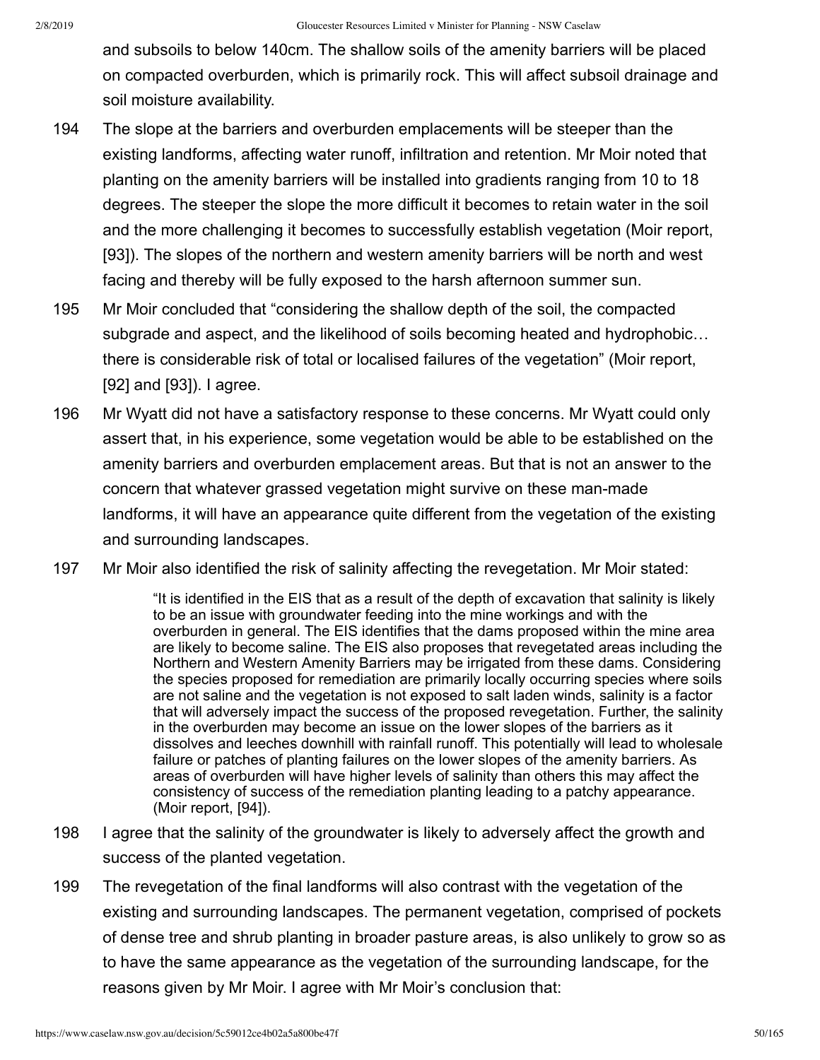and subsoils to below 140cm. The shallow soils of the amenity barriers will be placed on compacted overburden, which is primarily rock. This will affect subsoil drainage and soil moisture availability.

194 The slope at the barriers and overburden emplacements will be steeper than the existing landforms, affecting water runoff, infiltration and retention. Mr Moir noted that planting on the amenity barriers will be installed into gradients ranging from 10 to 18 degrees. The steeper the slope the more difficult it becomes to retain water in the soil and the more challenging it becomes to successfully establish vegetation (Moir report, [93]). The slopes of the northern and western amenity barriers will be north and west facing and thereby will be fully exposed to the harsh afternoon summer sun.

195 Mr Moir concluded that "considering the shallow depth of the soil, the compacted subgrade and aspect, and the likelihood of soils becoming heated and hydrophobic… there is considerable risk of total or localised failures of the vegetation" (Moir report, [92] and [93]). I agree.

196 Mr Wyatt did not have a satisfactory response to these concerns. Mr Wyatt could only assert that, in his experience, some vegetation would be able to be established on the amenity barriers and overburden emplacement areas. But that is not an answer to the concern that whatever grassed vegetation might survive on these man-made landforms, it will have an appearance quite different from the vegetation of the existing and surrounding landscapes.

197 Mr Moir also identified the risk of salinity affecting the revegetation. Mr Moir stated:

> "It is identified in the EIS that as a result of the depth of excavation that salinity is likely to be an issue with groundwater feeding into the mine workings and with the overburden in general. The EIS identifies that the dams proposed within the mine area are likely to become saline. The EIS also proposes that revegetated areas including the Northern and Western Amenity Barriers may be irrigated from these dams. Considering the species proposed for remediation are primarily locally occurring species where soils are not saline and the vegetation is not exposed to salt laden winds, salinity is a factor that will adversely impact the success of the proposed revegetation. Further, the salinity in the overburden may become an issue on the lower slopes of the barriers as it dissolves and leeches downhill with rainfall runoff. This potentially will lead to wholesale failure or patches of planting failures on the lower slopes of the amenity barriers. As areas of overburden will have higher levels of salinity than others this may affect the consistency of success of the remediation planting leading to a patchy appearance. (Moir report, [94]).

198 I agree that the salinity of the groundwater is likely to adversely affect the growth and success of the planted vegetation.

199 The revegetation of the final landforms will also contrast with the vegetation of the existing and surrounding landscapes. The permanent vegetation, comprised of pockets of dense tree and shrub planting in broader pasture areas, is also unlikely to grow so as to have the same appearance as the vegetation of the surrounding landscape, for the reasons given by Mr Moir. I agree with Mr Moir's conclusion that: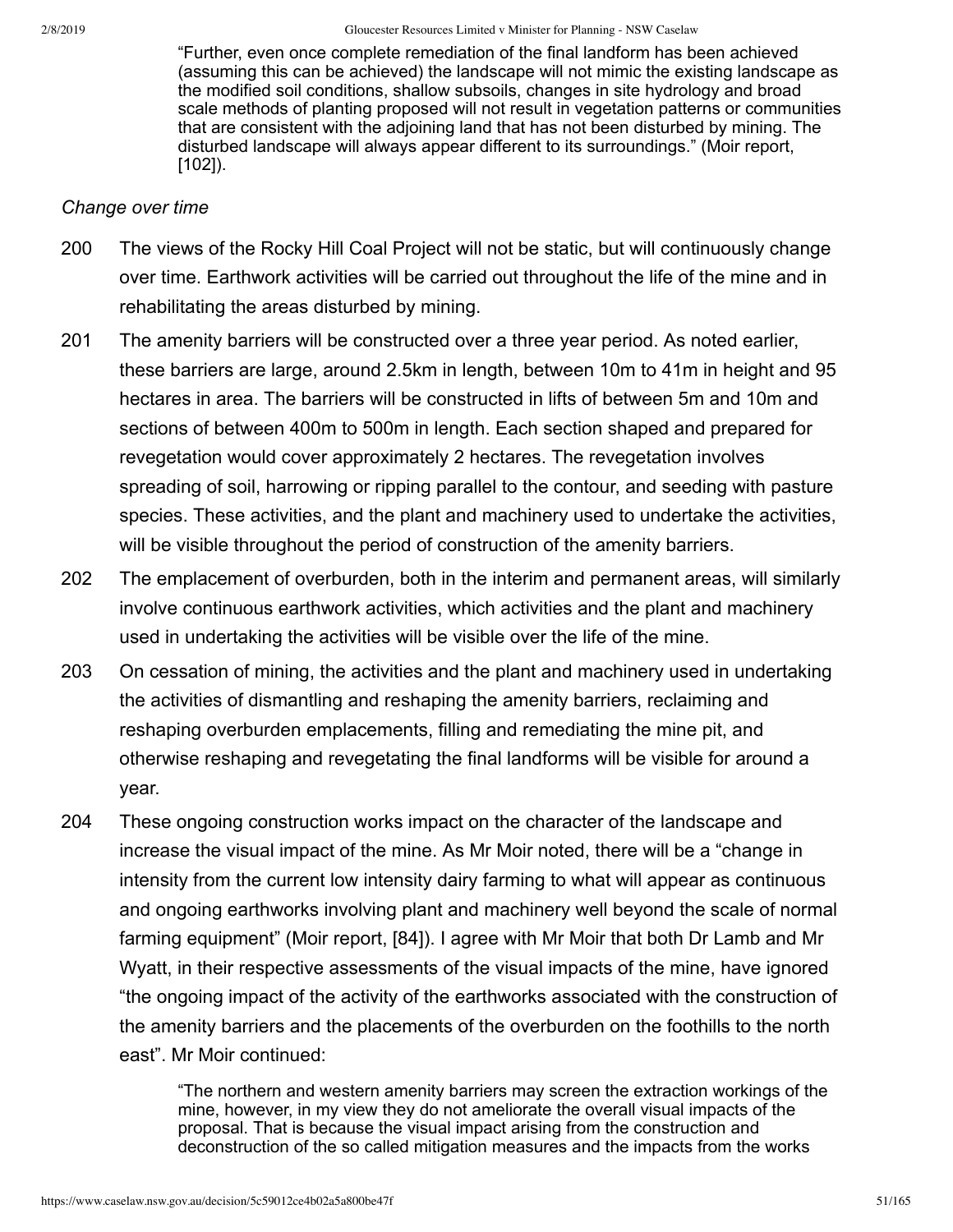> "Further, even once complete remediation of the final landform has been achieved (assuming this can be achieved) the landscape will not mimic the existing landscape as the modified soil conditions, shallow subsoils, changes in site hydrology and broad scale methods of planting proposed will not result in vegetation patterns or communities that are consistent with the adjoining land that has not been disturbed by mining. The disturbed landscape will always appear different to its surroundings." (Moir report, [102]).

*Change over time*

200 The views of the Rocky Hill Coal Project will not be static, but will continuously change over time. Earthwork activities will be carried out throughout the life of the mine and in rehabilitating the areas disturbed by mining.

201 The amenity barriers will be constructed over a three year period. As noted earlier, these barriers are large, around 2.5km in length, between 10m to 41m in height and 95 hectares in area. The barriers will be constructed in lifts of between 5m and 10m and sections of between 400m to 500m in length. Each section shaped and prepared for revegetation would cover approximately 2 hectares. The revegetation involves spreading of soil, harrowing or ripping parallel to the contour, and seeding with pasture species. These activities, and the plant and machinery used to undertake the activities, will be visible throughout the period of construction of the amenity barriers.

202 The emplacement of overburden, both in the interim and permanent areas, will similarly involve continuous earthwork activities, which activities and the plant and machinery used in undertaking the activities will be visible over the life of the mine.

203 On cessation of mining, the activities and the plant and machinery used in undertaking the activities of dismantling and reshaping the amenity barriers, reclaiming and reshaping overburden emplacements, filling and remediating the mine pit, and otherwise reshaping and revegetating the final landforms will be visible for around a year.

204 These ongoing construction works impact on the character of the landscape and increase the visual impact of the mine. As Mr Moir noted, there will be a "change in intensity from the current low intensity dairy farming to what will appear as continuous and ongoing earthworks involving plant and machinery well beyond the scale of normal farming equipment" (Moir report, [84]). I agree with Mr Moir that both Dr Lamb and Mr Wyatt, in their respective assessments of the visual impacts of the mine, have ignored "the ongoing impact of the activity of the earthworks associated with the construction of the amenity barriers and the placements of the overburden on the foothills to the north east". Mr Moir continued:

> "The northern and western amenity barriers may screen the extraction workings of the mine, however, in my view they do not ameliorate the overall visual impacts of the proposal. That is because the visual impact arising from the construction and deconstruction of the so called mitigation measures and the impacts from the works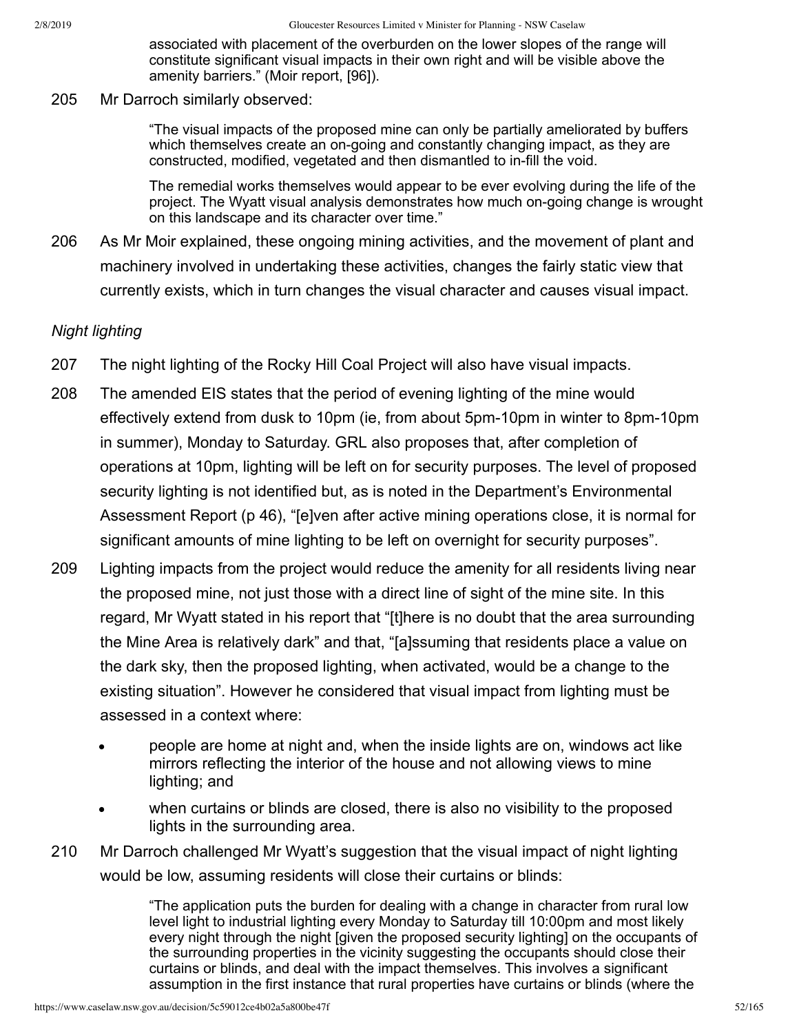> associated with placement of the overburden on the lower slopes of the range will constitute significant visual impacts in their own right and will be visible above the amenity barriers." (Moir report, [96]).

205 Mr Darroch similarly observed:

> "The visual impacts of the proposed mine can only be partially ameliorated by buffers which themselves create an on-going and constantly changing impact, as they are constructed, modified, vegetated and then dismantled to in-fill the void.
>
> The remedial works themselves would appear to be ever evolving during the life of the project. The Wyatt visual analysis demonstrates how much on-going change is wrought on this landscape and its character over time."

206 As Mr Moir explained, these ongoing mining activities, and the movement of plant and machinery involved in undertaking these activities, changes the fairly static view that currently exists, which in turn changes the visual character and causes visual impact.

*Night lighting*

207 The night lighting of the Rocky Hill Coal Project will also have visual impacts.

208 The amended EIS states that the period of evening lighting of the mine would effectively extend from dusk to 10pm (ie, from about 5pm-10pm in winter to 8pm-10pm in summer), Monday to Saturday. GRL also proposes that, after completion of operations at 10pm, lighting will be left on for security purposes. The level of proposed security lighting is not identified but, as is noted in the Department's Environmental Assessment Report (p 46), "[e]ven after active mining operations close, it is normal for significant amounts of mine lighting to be left on overnight for security purposes".

209 Lighting impacts from the project would reduce the amenity for all residents living near the proposed mine, not just those with a direct line of sight of the mine site. In this regard, Mr Wyatt stated in his report that "[t]here is no doubt that the area surrounding the Mine Area is relatively dark" and that, "[a]ssuming that residents place a value on the dark sky, then the proposed lighting, when activated, would be a change to the existing situation". However he considered that visual impact from lighting must be assessed in a context where:

- people are home at night and, when the inside lights are on, windows act like mirrors reflecting the interior of the house and not allowing views to mine lighting; and
- when curtains or blinds are closed, there is also no visibility to the proposed lights in the surrounding area.

210 Mr Darroch challenged Mr Wyatt's suggestion that the visual impact of night lighting would be low, assuming residents will close their curtains or blinds:

> "The application puts the burden for dealing with a change in character from rural low level light to industrial lighting every Monday to Saturday till 10:00pm and most likely every night through the night [given the proposed security lighting] on the occupants of the surrounding properties in the vicinity suggesting the occupants should close their curtains or blinds, and deal with the impact themselves. This involves a significant assumption in the first instance that rural properties have curtains or blinds (where the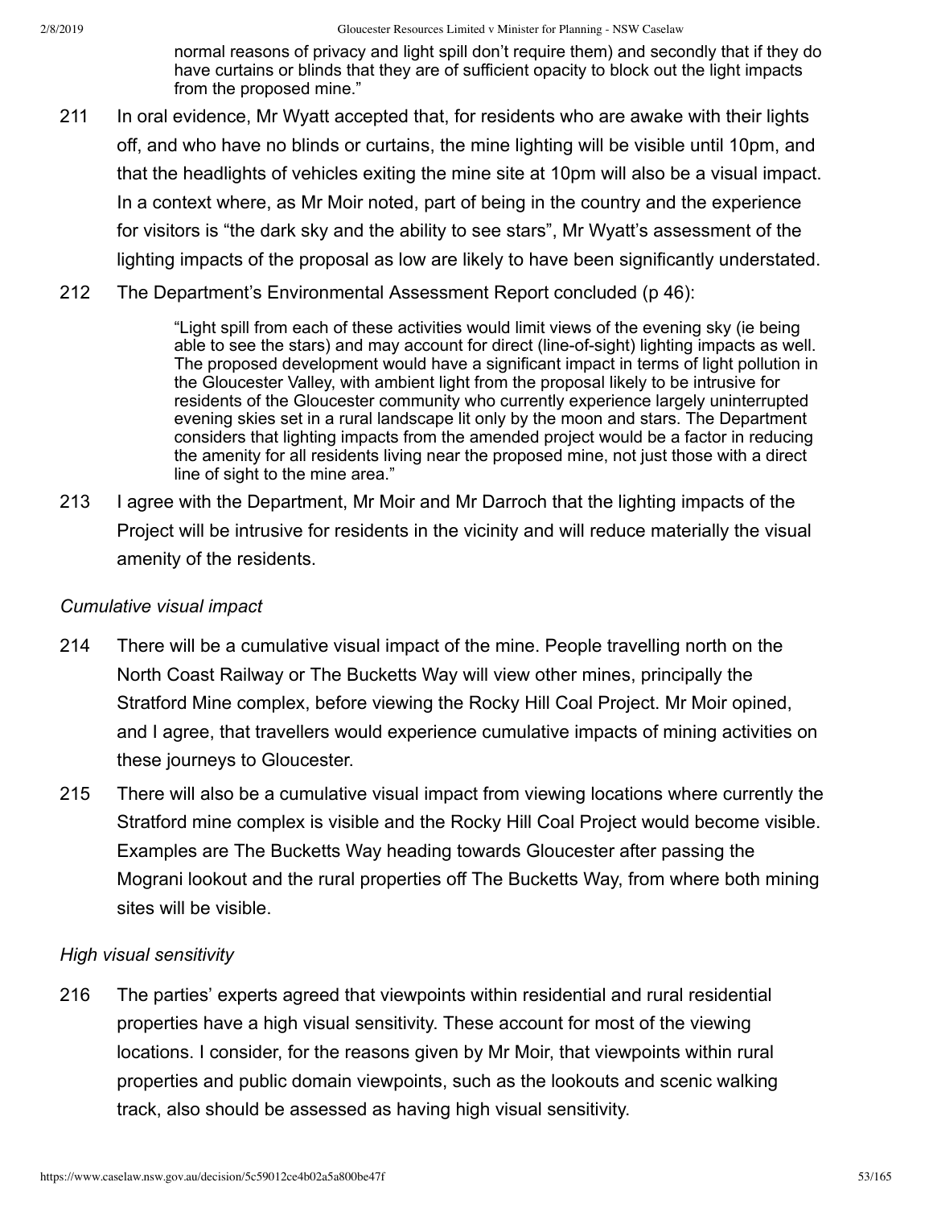> normal reasons of privacy and light spill don't require them) and secondly that if they do have curtains or blinds that they are of sufficient opacity to block out the light impacts from the proposed mine."

211 In oral evidence, Mr Wyatt accepted that, for residents who are awake with their lights off, and who have no blinds or curtains, the mine lighting will be visible until 10pm, and that the headlights of vehicles exiting the mine site at 10pm will also be a visual impact. In a context where, as Mr Moir noted, part of being in the country and the experience for visitors is "the dark sky and the ability to see stars", Mr Wyatt's assessment of the lighting impacts of the proposal as low are likely to have been significantly understated.

212 The Department's Environmental Assessment Report concluded (p 46):

> "Light spill from each of these activities would limit views of the evening sky (ie being able to see the stars) and may account for direct (line-of-sight) lighting impacts as well. The proposed development would have a significant impact in terms of light pollution in the Gloucester Valley, with ambient light from the proposal likely to be intrusive for residents of the Gloucester community who currently experience largely uninterrupted evening skies set in a rural landscape lit only by the moon and stars. The Department considers that lighting impacts from the amended project would be a factor in reducing the amenity for all residents living near the proposed mine, not just those with a direct line of sight to the mine area."

213 I agree with the Department, Mr Moir and Mr Darroch that the lighting impacts of the Project will be intrusive for residents in the vicinity and will reduce materially the visual amenity of the residents.

*Cumulative visual impact*

214 There will be a cumulative visual impact of the mine. People travelling north on the North Coast Railway or The Bucketts Way will view other mines, principally the Stratford Mine complex, before viewing the Rocky Hill Coal Project. Mr Moir opined, and I agree, that travellers would experience cumulative impacts of mining activities on these journeys to Gloucester.

215 There will also be a cumulative visual impact from viewing locations where currently the Stratford mine complex is visible and the Rocky Hill Coal Project would become visible. Examples are The Bucketts Way heading towards Gloucester after passing the Mograni lookout and the rural properties off The Bucketts Way, from where both mining sites will be visible.

*High visual sensitivity*

216 The parties' experts agreed that viewpoints within residential and rural residential properties have a high visual sensitivity. These account for most of the viewing locations. I consider, for the reasons given by Mr Moir, that viewpoints within rural properties and public domain viewpoints, such as the lookouts and scenic walking track, also should be assessed as having high visual sensitivity.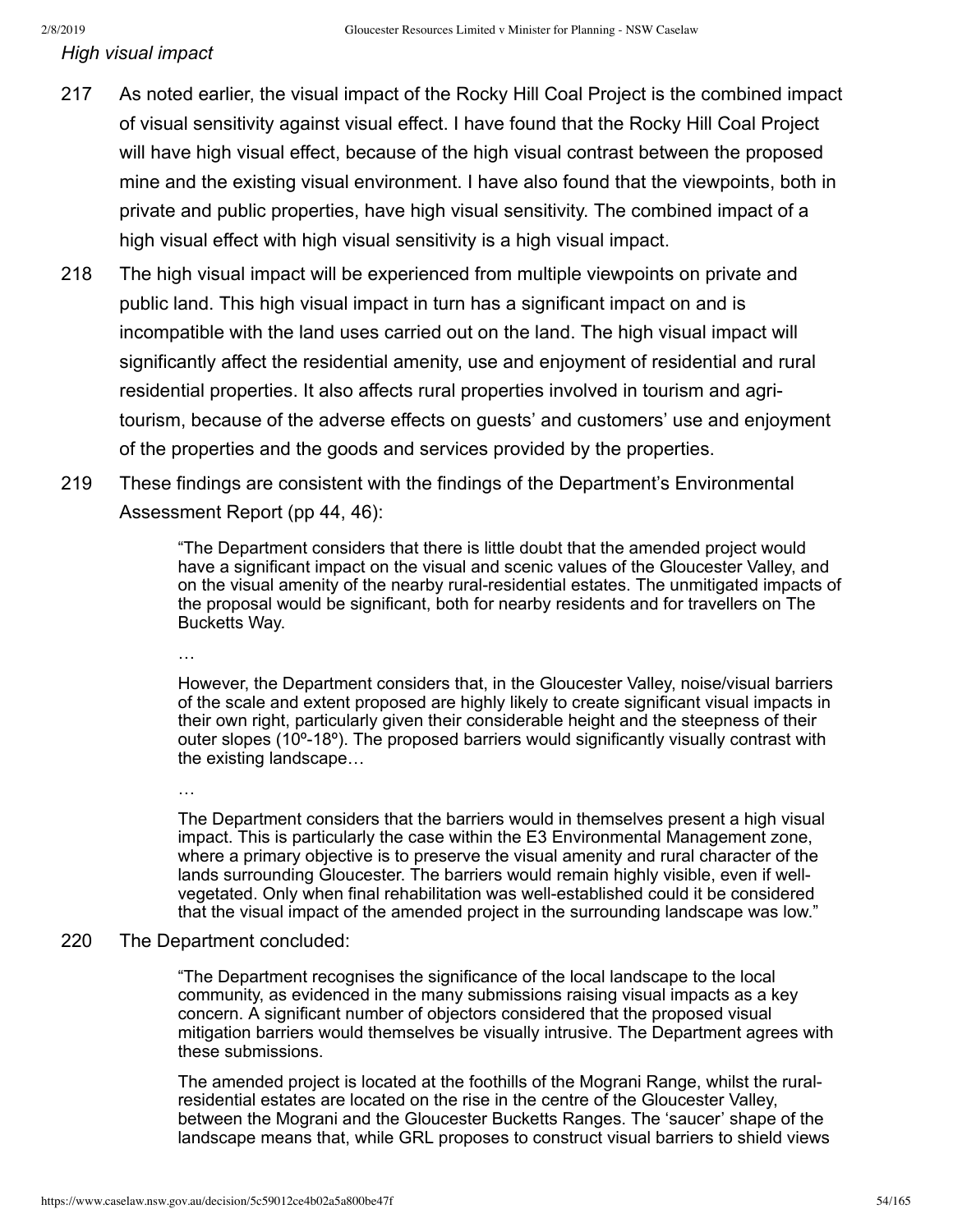*High visual impact*

217 As noted earlier, the visual impact of the Rocky Hill Coal Project is the combined impact of visual sensitivity against visual effect. I have found that the Rocky Hill Coal Project will have high visual effect, because of the high visual contrast between the proposed mine and the existing visual environment. I have also found that the viewpoints, both in private and public properties, have high visual sensitivity. The combined impact of a high visual effect with high visual sensitivity is a high visual impact.

218 The high visual impact will be experienced from multiple viewpoints on private and public land. This high visual impact in turn has a significant impact on and is incompatible with the land uses carried out on the land. The high visual impact will significantly affect the residential amenity, use and enjoyment of residential and rural residential properties. It also affects rural properties involved in tourism and agri-tourism, because of the adverse effects on guests' and customers' use and enjoyment of the properties and the goods and services provided by the properties.

219 These findings are consistent with the findings of the Department's Environmental Assessment Report (pp 44, 46):

> "The Department considers that there is little doubt that the amended project would have a significant impact on the visual and scenic values of the Gloucester Valley, and on the visual amenity of the nearby rural-residential estates. The unmitigated impacts of the proposal would be significant, both for nearby residents and for travellers on The Bucketts Way.
>
> …
>
> However, the Department considers that, in the Gloucester Valley, noise/visual barriers of the scale and extent proposed are highly likely to create significant visual impacts in their own right, particularly given their considerable height and the steepness of their outer slopes (10º-18º). The proposed barriers would significantly visually contrast with the existing landscape…
>
> …
>
> The Department considers that the barriers would in themselves present a high visual impact. This is particularly the case within the E3 Environmental Management zone, where a primary objective is to preserve the visual amenity and rural character of the lands surrounding Gloucester. The barriers would remain highly visible, even if well-vegetated. Only when final rehabilitation was well-established could it be considered that the visual impact of the amended project in the surrounding landscape was low."

220 The Department concluded:

> "The Department recognises the significance of the local landscape to the local community, as evidenced in the many submissions raising visual impacts as a key concern. A significant number of objectors considered that the proposed visual mitigation barriers would themselves be visually intrusive. The Department agrees with these submissions.
>
> The amended project is located at the foothills of the Mograni Range, whilst the rural-residential estates are located on the rise in the centre of the Gloucester Valley, between the Mograni and the Gloucester Bucketts Ranges. The 'saucer' shape of the landscape means that, while GRL proposes to construct visual barriers to shield views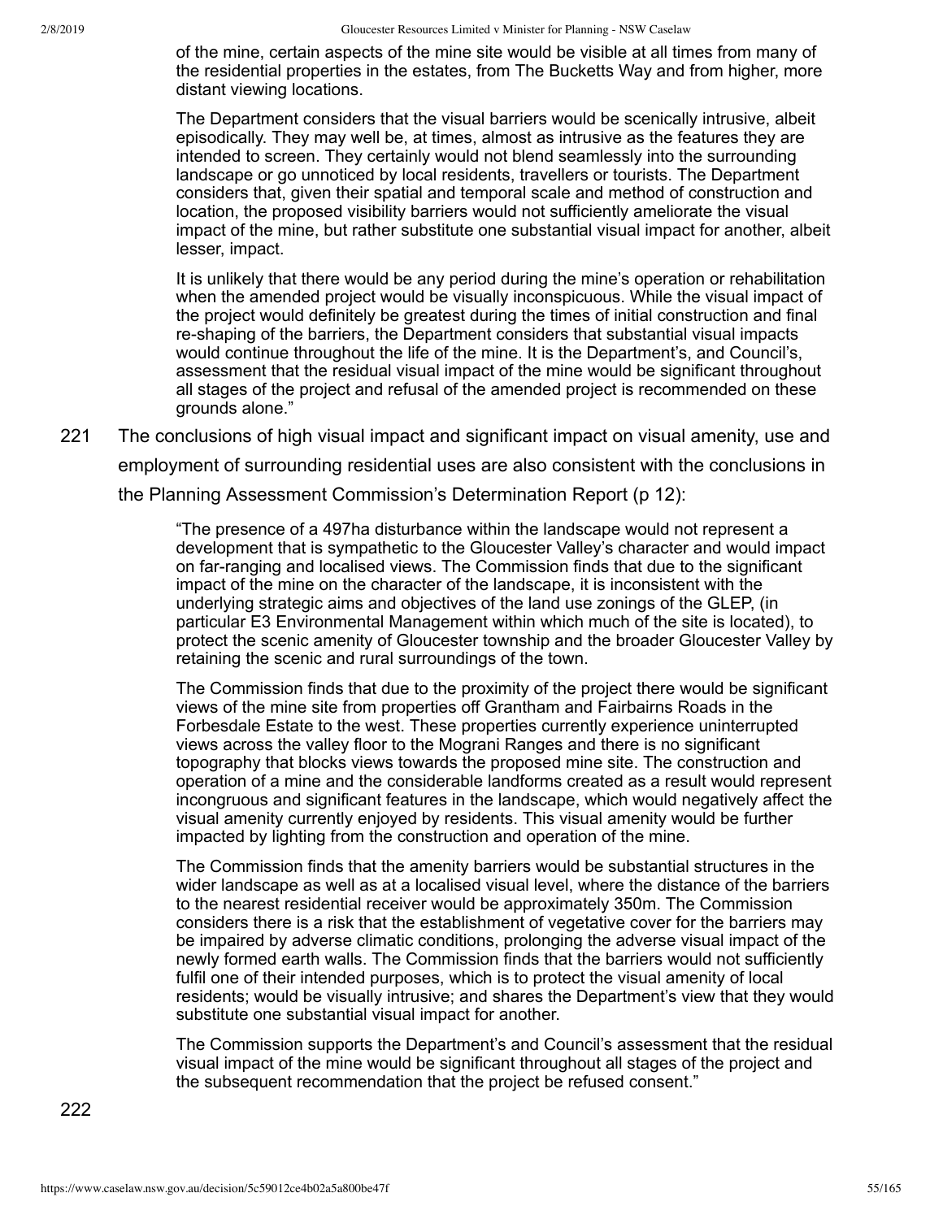> of the mine, certain aspects of the mine site would be visible at all times from many of the residential properties in the estates, from The Bucketts Way and from higher, more distant viewing locations.
>
> The Department considers that the visual barriers would be scenically intrusive, albeit episodically. They may well be, at times, almost as intrusive as the features they are intended to screen. They certainly would not blend seamlessly into the surrounding landscape or go unnoticed by local residents, travellers or tourists. The Department considers that, given their spatial and temporal scale and method of construction and location, the proposed visibility barriers would not sufficiently ameliorate the visual impact of the mine, but rather substitute one substantial visual impact for another, albeit lesser, impact.
>
> It is unlikely that there would be any period during the mine's operation or rehabilitation when the amended project would be visually inconspicuous. While the visual impact of the project would definitely be greatest during the times of initial construction and final re-shaping of the barriers, the Department considers that substantial visual impacts would continue throughout the life of the mine. It is the Department's, and Council's, assessment that the residual visual impact of the mine would be significant throughout all stages of the project and refusal of the amended project is recommended on these grounds alone."

221 The conclusions of high visual impact and significant impact on visual amenity, use and employment of surrounding residential uses are also consistent with the conclusions in the Planning Assessment Commission's Determination Report (p 12):

> "The presence of a 497ha disturbance within the landscape would not represent a development that is sympathetic to the Gloucester Valley's character and would impact on far-ranging and localised views. The Commission finds that due to the significant impact of the mine on the character of the landscape, it is inconsistent with the underlying strategic aims and objectives of the land use zonings of the GLEP, (in particular E3 Environmental Management within which much of the site is located), to protect the scenic amenity of Gloucester township and the broader Gloucester Valley by retaining the scenic and rural surroundings of the town.
>
> The Commission finds that due to the proximity of the project there would be significant views of the mine site from properties off Grantham and Fairbairns Roads in the Forbesdale Estate to the west. These properties currently experience uninterrupted views across the valley floor to the Mograni Ranges and there is no significant topography that blocks views towards the proposed mine site. The construction and operation of a mine and the considerable landforms created as a result would represent incongruous and significant features in the landscape, which would negatively affect the visual amenity currently enjoyed by residents. This visual amenity would be further impacted by lighting from the construction and operation of the mine.
>
> The Commission finds that the amenity barriers would be substantial structures in the wider landscape as well as at a localised visual level, where the distance of the barriers to the nearest residential receiver would be approximately 350m. The Commission considers there is a risk that the establishment of vegetative cover for the barriers may be impaired by adverse climatic conditions, prolonging the adverse visual impact of the newly formed earth walls. The Commission finds that the barriers would not sufficiently fulfil one of their intended purposes, which is to protect the visual amenity of local residents; would be visually intrusive; and shares the Department's view that they would substitute one substantial visual impact for another.
>
> The Commission supports the Department's and Council's assessment that the residual visual impact of the mine would be significant throughout all stages of the project and the subsequent recommendation that the project be refused consent."

222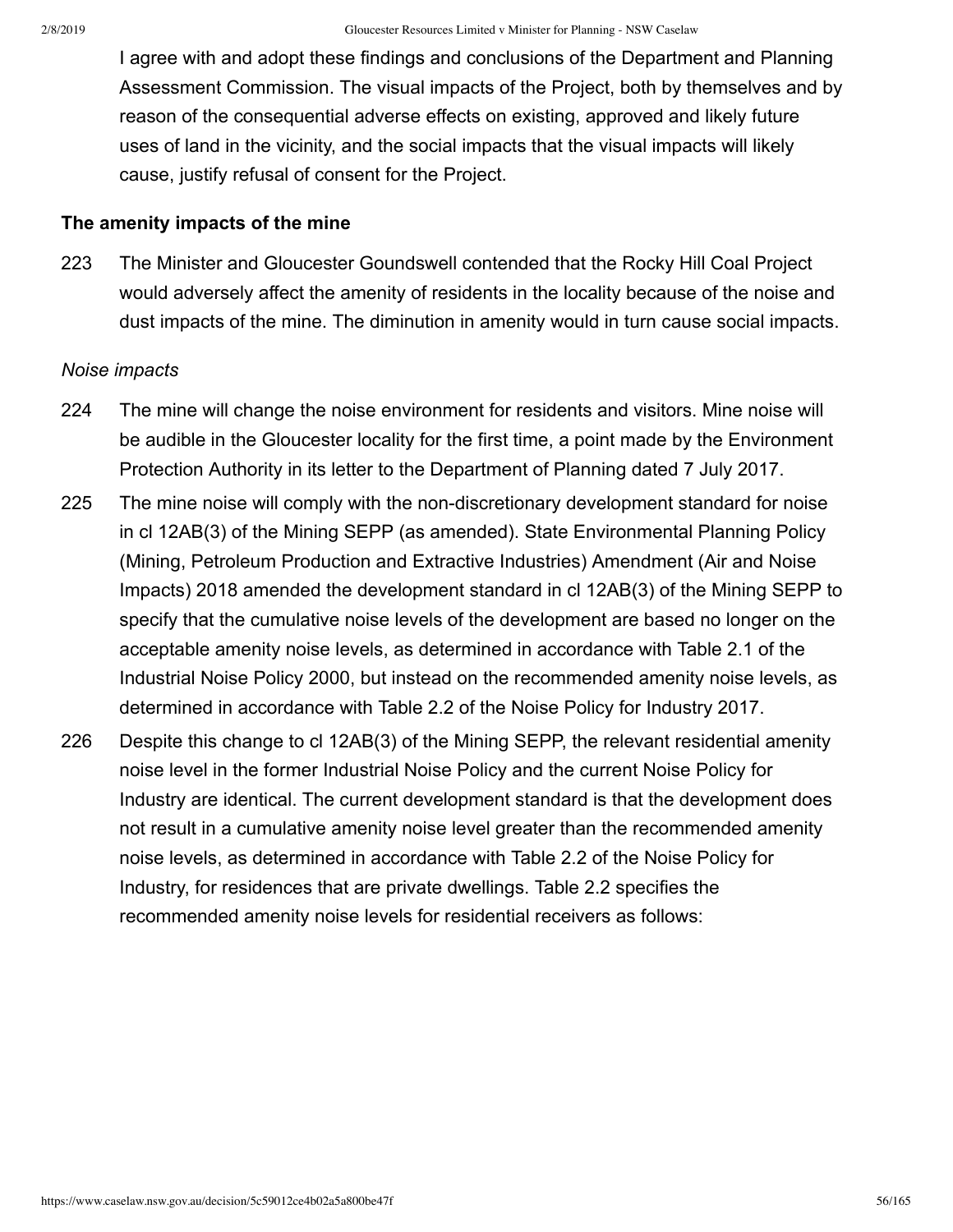I agree with and adopt these findings and conclusions of the Department and Planning Assessment Commission. The visual impacts of the Project, both by themselves and by reason of the consequential adverse effects on existing, approved and likely future uses of land in the vicinity, and the social impacts that the visual impacts will likely cause, justify refusal of consent for the Project.

**The amenity impacts of the mine**

223 The Minister and Gloucester Goundswell contended that the Rocky Hill Coal Project would adversely affect the amenity of residents in the locality because of the noise and dust impacts of the mine. The diminution in amenity would in turn cause social impacts.

*Noise impacts*

224 The mine will change the noise environment for residents and visitors. Mine noise will be audible in the Gloucester locality for the first time, a point made by the Environment Protection Authority in its letter to the Department of Planning dated 7 July 2017.

225 The mine noise will comply with the non-discretionary development standard for noise in cl 12AB(3) of the Mining SEPP (as amended). State Environmental Planning Policy (Mining, Petroleum Production and Extractive Industries) Amendment (Air and Noise Impacts) 2018 amended the development standard in cl 12AB(3) of the Mining SEPP to specify that the cumulative noise levels of the development are based no longer on the acceptable amenity noise levels, as determined in accordance with Table 2.1 of the Industrial Noise Policy 2000, but instead on the recommended amenity noise levels, as determined in accordance with Table 2.2 of the Noise Policy for Industry 2017.

226 Despite this change to cl 12AB(3) of the Mining SEPP, the relevant residential amenity noise level in the former Industrial Noise Policy and the current Noise Policy for Industry are identical. The current development standard is that the development does not result in a cumulative amenity noise level greater than the recommended amenity noise levels, as determined in accordance with Table 2.2 of the Noise Policy for Industry, for residences that are private dwellings. Table 2.2 specifies the recommended amenity noise levels for residential receivers as follows: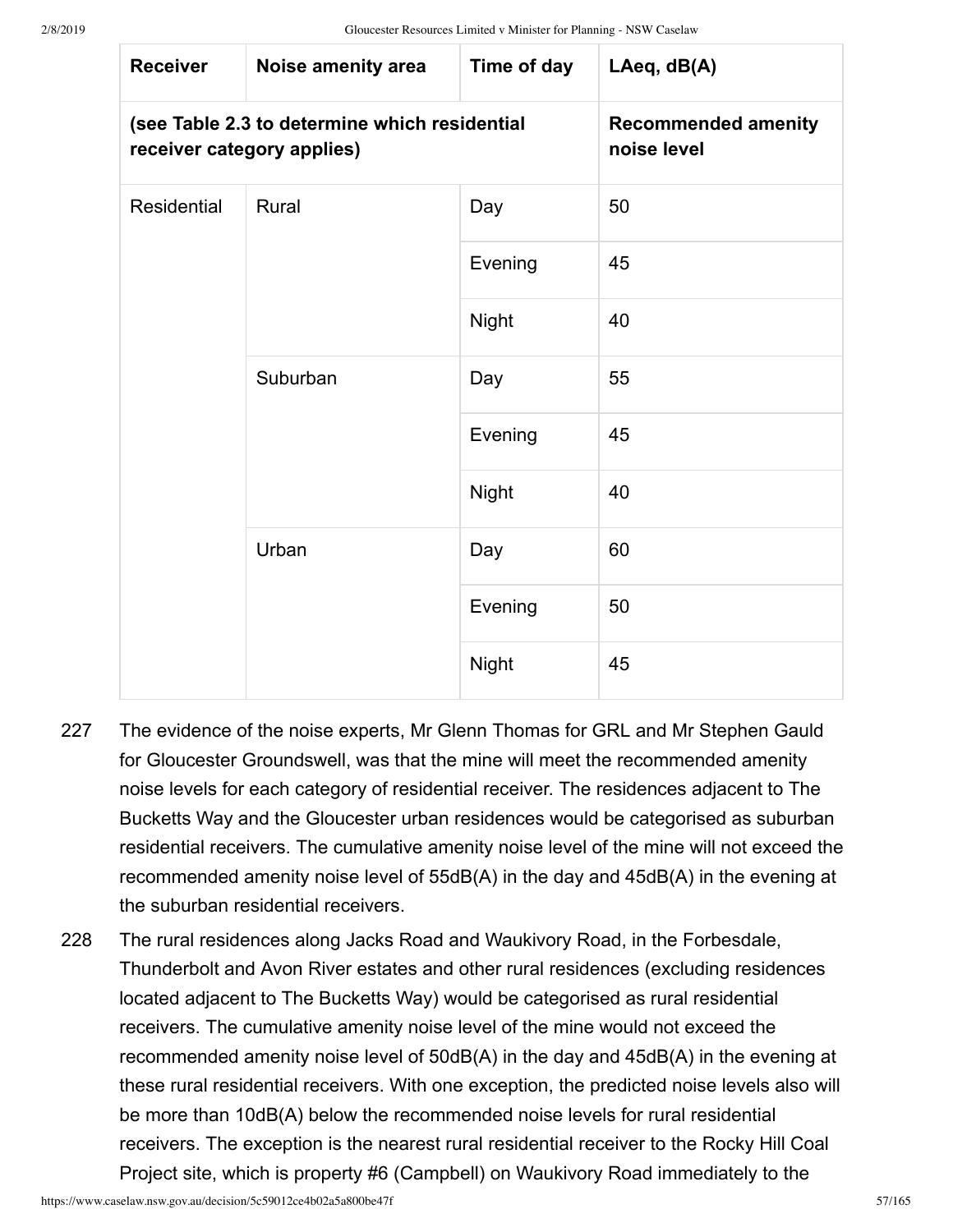| Receiver | Noise amenity area | Time of day | LAeq, dB(A) |
|---|---|---|---|
| **(see Table 2.3 to determine which residential receiver category applies)** | | | **Recommended amenity noise level** |
| Residential | Rural | Day | 50 |
| | | Evening | 45 |
| | | Night | 40 |
| | Suburban | Day | 55 |
| | | Evening | 45 |
| | | Night | 40 |
| | Urban | Day | 60 |
| | | Evening | 50 |
| | | Night | 45 |

227 The evidence of the noise experts, Mr Glenn Thomas for GRL and Mr Stephen Gauld for Gloucester Groundswell, was that the mine will meet the recommended amenity noise levels for each category of residential receiver. The residences adjacent to The Bucketts Way and the Gloucester urban residences would be categorised as suburban residential receivers. The cumulative amenity noise level of the mine will not exceed the recommended amenity noise level of 55dB(A) in the day and 45dB(A) in the evening at the suburban residential receivers.

228 The rural residences along Jacks Road and Waukivory Road, in the Forbesdale, Thunderbolt and Avon River estates and other rural residences (excluding residences located adjacent to The Bucketts Way) would be categorised as rural residential receivers. The cumulative amenity noise level of the mine would not exceed the recommended amenity noise level of 50dB(A) in the day and 45dB(A) in the evening at these rural residential receivers. With one exception, the predicted noise levels also will be more than 10dB(A) below the recommended noise levels for rural residential receivers. The exception is the nearest rural residential receiver to the Rocky Hill Coal Project site, which is property #6 (Campbell) on Waukivory Road immediately to the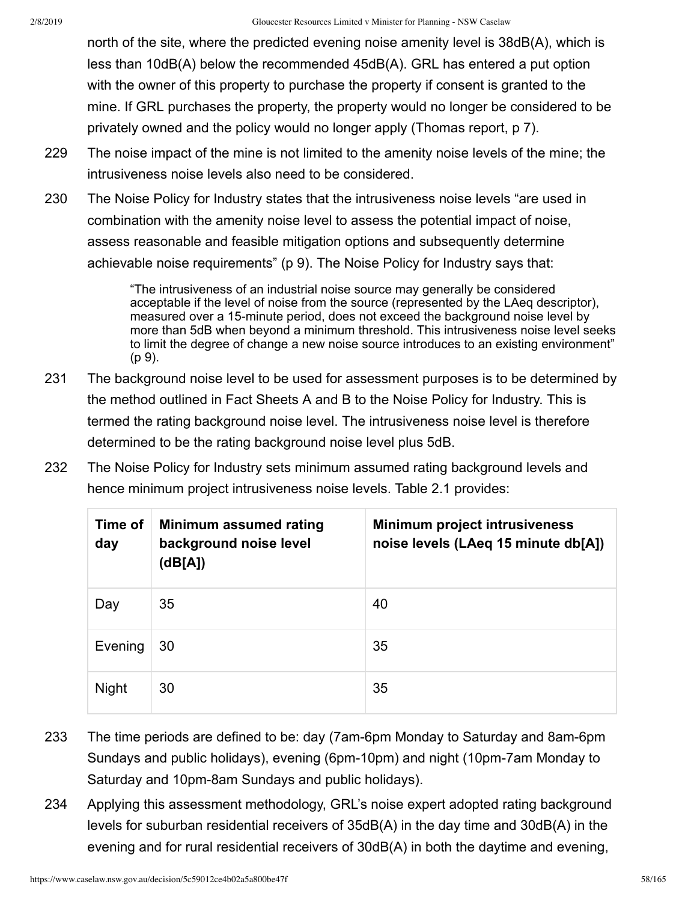north of the site, where the predicted evening noise amenity level is 38dB(A), which is less than 10dB(A) below the recommended 45dB(A). GRL has entered a put option with the owner of this property to purchase the property if consent is granted to the mine. If GRL purchases the property, the property would no longer be considered to be privately owned and the policy would no longer apply (Thomas report, p 7).

229 The noise impact of the mine is not limited to the amenity noise levels of the mine; the intrusiveness noise levels also need to be considered.

230 The Noise Policy for Industry states that the intrusiveness noise levels "are used in combination with the amenity noise level to assess the potential impact of noise, assess reasonable and feasible mitigation options and subsequently determine achievable noise requirements" (p 9). The Noise Policy for Industry says that:

> "The intrusiveness of an industrial noise source may generally be considered acceptable if the level of noise from the source (represented by the LAeq descriptor), measured over a 15-minute period, does not exceed the background noise level by more than 5dB when beyond a minimum threshold. This intrusiveness noise level seeks to limit the degree of change a new noise source introduces to an existing environment" (p 9).

231 The background noise level to be used for assessment purposes is to be determined by the method outlined in Fact Sheets A and B to the Noise Policy for Industry. This is termed the rating background noise level. The intrusiveness noise level is therefore determined to be the rating background noise level plus 5dB.

232 The Noise Policy for Industry sets minimum assumed rating background levels and hence minimum project intrusiveness noise levels. Table 2.1 provides:

| Time of day | Minimum assumed rating background noise level (dB[A]) | Minimum project intrusiveness noise levels (LAeq 15 minute db[A]) |
|---|---|---|
| Day | 35 | 40 |
| Evening | 30 | 35 |
| Night | 30 | 35 |

233 The time periods are defined to be: day (7am-6pm Monday to Saturday and 8am-6pm Sundays and public holidays), evening (6pm-10pm) and night (10pm-7am Monday to Saturday and 10pm-8am Sundays and public holidays).

234 Applying this assessment methodology, GRL's noise expert adopted rating background levels for suburban residential receivers of 35dB(A) in the day time and 30dB(A) in the evening and for rural residential receivers of 30dB(A) in both the daytime and evening,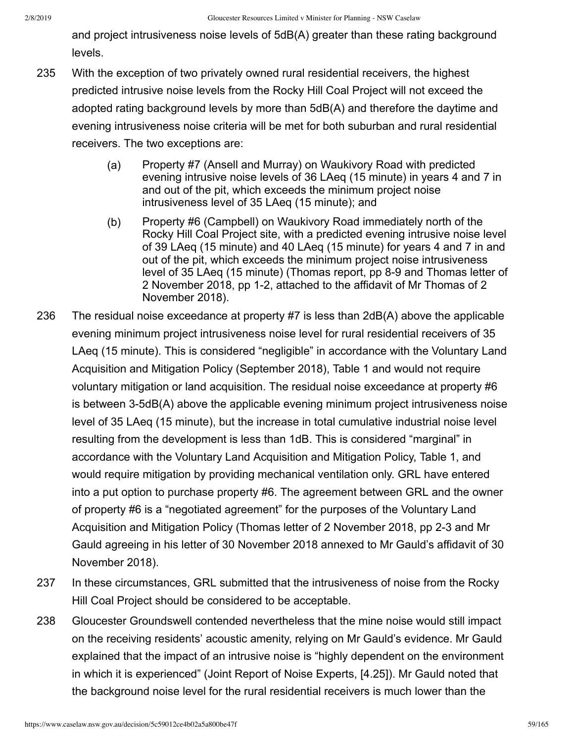and project intrusiveness noise levels of 5dB(A) greater than these rating background levels.

235 With the exception of two privately owned rural residential receivers, the highest predicted intrusive noise levels from the Rocky Hill Coal Project will not exceed the adopted rating background levels by more than 5dB(A) and therefore the daytime and evening intrusiveness noise criteria will be met for both suburban and rural residential receivers. The two exceptions are:

> (a) Property #7 (Ansell and Murray) on Waukivory Road with predicted evening intrusive noise levels of 36 LAeq (15 minute) in years 4 and 7 in and out of the pit, which exceeds the minimum project noise intrusiveness level of 35 LAeq (15 minute); and
>
> (b) Property #6 (Campbell) on Waukivory Road immediately north of the Rocky Hill Coal Project site, with a predicted evening intrusive noise level of 39 LAeq (15 minute) and 40 LAeq (15 minute) for years 4 and 7 in and out of the pit, which exceeds the minimum project noise intrusiveness level of 35 LAeq (15 minute) (Thomas report, pp 8-9 and Thomas letter of 2 November 2018, pp 1-2, attached to the affidavit of Mr Thomas of 2 November 2018).

236 The residual noise exceedance at property #7 is less than 2dB(A) above the applicable evening minimum project intrusiveness noise level for rural residential receivers of 35 LAeq (15 minute). This is considered "negligible" in accordance with the Voluntary Land Acquisition and Mitigation Policy (September 2018), Table 1 and would not require voluntary mitigation or land acquisition. The residual noise exceedance at property #6 is between 3-5dB(A) above the applicable evening minimum project intrusiveness noise level of 35 LAeq (15 minute), but the increase in total cumulative industrial noise level resulting from the development is less than 1dB. This is considered "marginal" in accordance with the Voluntary Land Acquisition and Mitigation Policy, Table 1, and would require mitigation by providing mechanical ventilation only. GRL have entered into a put option to purchase property #6. The agreement between GRL and the owner of property #6 is a "negotiated agreement" for the purposes of the Voluntary Land Acquisition and Mitigation Policy (Thomas letter of 2 November 2018, pp 2-3 and Mr Gauld agreeing in his letter of 30 November 2018 annexed to Mr Gauld's affidavit of 30 November 2018).

237 In these circumstances, GRL submitted that the intrusiveness of noise from the Rocky Hill Coal Project should be considered to be acceptable.

238 Gloucester Groundswell contended nevertheless that the mine noise would still impact on the receiving residents' acoustic amenity, relying on Mr Gauld's evidence. Mr Gauld explained that the impact of an intrusive noise is "highly dependent on the environment in which it is experienced" (Joint Report of Noise Experts, [4.25]). Mr Gauld noted that the background noise level for the rural residential receivers is much lower than the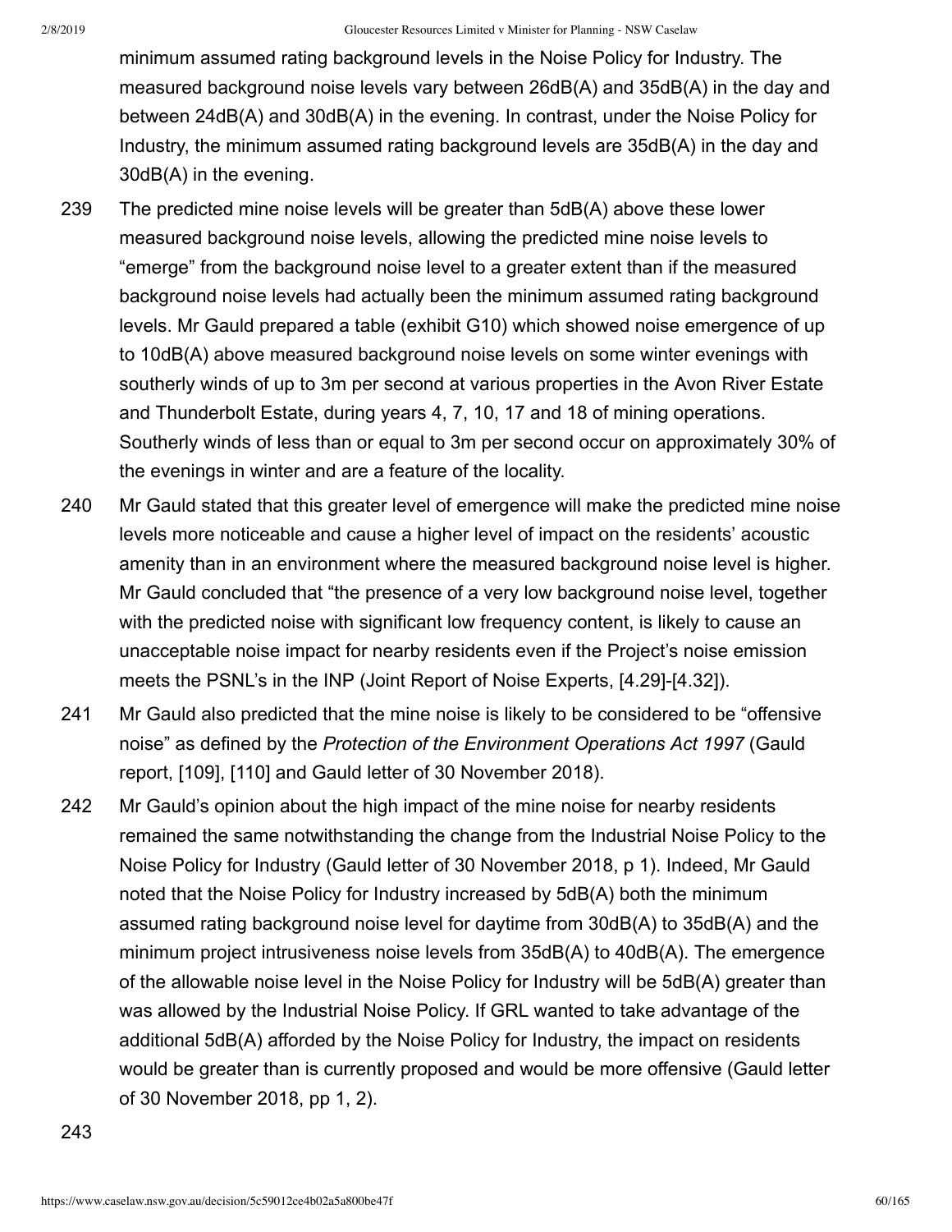minimum assumed rating background levels in the Noise Policy for Industry. The measured background noise levels vary between 26dB(A) and 35dB(A) in the day and between 24dB(A) and 30dB(A) in the evening. In contrast, under the Noise Policy for Industry, the minimum assumed rating background levels are 35dB(A) in the day and 30dB(A) in the evening.

239 The predicted mine noise levels will be greater than 5dB(A) above these lower measured background noise levels, allowing the predicted mine noise levels to "emerge" from the background noise level to a greater extent than if the measured background noise levels had actually been the minimum assumed rating background levels. Mr Gauld prepared a table (exhibit G10) which showed noise emergence of up to 10dB(A) above measured background noise levels on some winter evenings with southerly winds of up to 3m per second at various properties in the Avon River Estate and Thunderbolt Estate, during years 4, 7, 10, 17 and 18 of mining operations. Southerly winds of less than or equal to 3m per second occur on approximately 30% of the evenings in winter and are a feature of the locality.

240 Mr Gauld stated that this greater level of emergence will make the predicted mine noise levels more noticeable and cause a higher level of impact on the residents' acoustic amenity than in an environment where the measured background noise level is higher. Mr Gauld concluded that "the presence of a very low background noise level, together with the predicted noise with significant low frequency content, is likely to cause an unacceptable noise impact for nearby residents even if the Project's noise emission meets the PSNL's in the INP (Joint Report of Noise Experts, [4.29]-[4.32]).

241 Mr Gauld also predicted that the mine noise is likely to be considered to be "offensive noise" as defined by the *Protection of the Environment Operations Act 1997* (Gauld report, [109], [110] and Gauld letter of 30 November 2018).

242 Mr Gauld's opinion about the high impact of the mine noise for nearby residents remained the same notwithstanding the change from the Industrial Noise Policy to the Noise Policy for Industry (Gauld letter of 30 November 2018, p 1). Indeed, Mr Gauld noted that the Noise Policy for Industry increased by 5dB(A) both the minimum assumed rating background noise level for daytime from 30dB(A) to 35dB(A) and the minimum project intrusiveness noise levels from 35dB(A) to 40dB(A). The emergence of the allowable noise level in the Noise Policy for Industry will be 5dB(A) greater than was allowed by the Industrial Noise Policy. If GRL wanted to take advantage of the additional 5dB(A) afforded by the Noise Policy for Industry, the impact on residents would be greater than is currently proposed and would be more offensive (Gauld letter of 30 November 2018, pp 1, 2).

243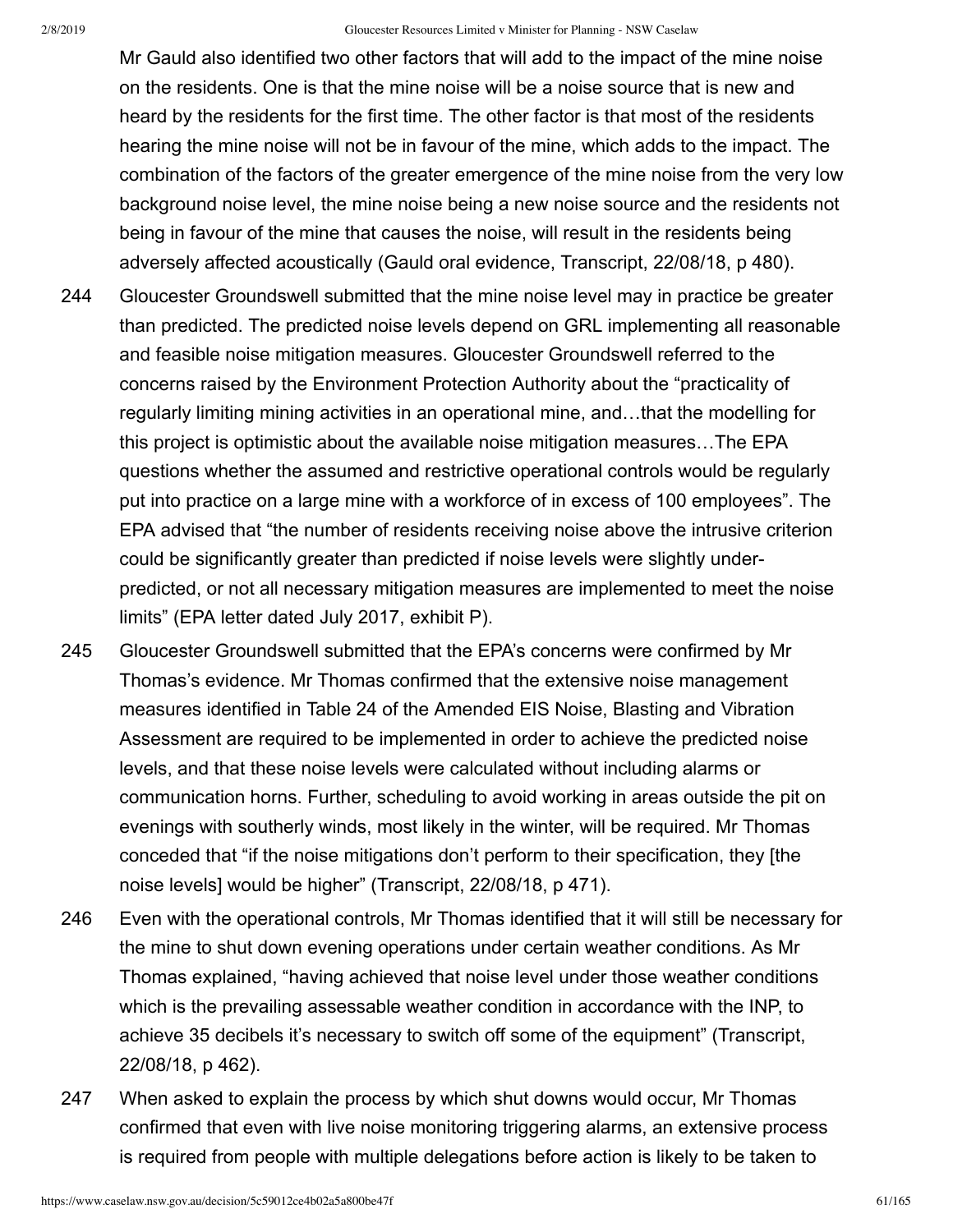Mr Gauld also identified two other factors that will add to the impact of the mine noise on the residents. One is that the mine noise will be a noise source that is new and heard by the residents for the first time. The other factor is that most of the residents hearing the mine noise will not be in favour of the mine, which adds to the impact. The combination of the factors of the greater emergence of the mine noise from the very low background noise level, the mine noise being a new noise source and the residents not being in favour of the mine that causes the noise, will result in the residents being adversely affected acoustically (Gauld oral evidence, Transcript, 22/08/18, p 480).

244 Gloucester Groundswell submitted that the mine noise level may in practice be greater than predicted. The predicted noise levels depend on GRL implementing all reasonable and feasible noise mitigation measures. Gloucester Groundswell referred to the concerns raised by the Environment Protection Authority about the "practicality of regularly limiting mining activities in an operational mine, and…that the modelling for this project is optimistic about the available noise mitigation measures…The EPA questions whether the assumed and restrictive operational controls would be regularly put into practice on a large mine with a workforce of in excess of 100 employees". The EPA advised that "the number of residents receiving noise above the intrusive criterion could be significantly greater than predicted if noise levels were slightly under-predicted, or not all necessary mitigation measures are implemented to meet the noise limits" (EPA letter dated July 2017, exhibit P).

245 Gloucester Groundswell submitted that the EPA's concerns were confirmed by Mr Thomas's evidence. Mr Thomas confirmed that the extensive noise management measures identified in Table 24 of the Amended EIS Noise, Blasting and Vibration Assessment are required to be implemented in order to achieve the predicted noise levels, and that these noise levels were calculated without including alarms or communication horns. Further, scheduling to avoid working in areas outside the pit on evenings with southerly winds, most likely in the winter, will be required. Mr Thomas conceded that "if the noise mitigations don't perform to their specification, they [the noise levels] would be higher" (Transcript, 22/08/18, p 471).

246 Even with the operational controls, Mr Thomas identified that it will still be necessary for the mine to shut down evening operations under certain weather conditions. As Mr Thomas explained, "having achieved that noise level under those weather conditions which is the prevailing assessable weather condition in accordance with the INP, to achieve 35 decibels it's necessary to switch off some of the equipment" (Transcript, 22/08/18, p 462).

247 When asked to explain the process by which shut downs would occur, Mr Thomas confirmed that even with live noise monitoring triggering alarms, an extensive process is required from people with multiple delegations before action is likely to be taken to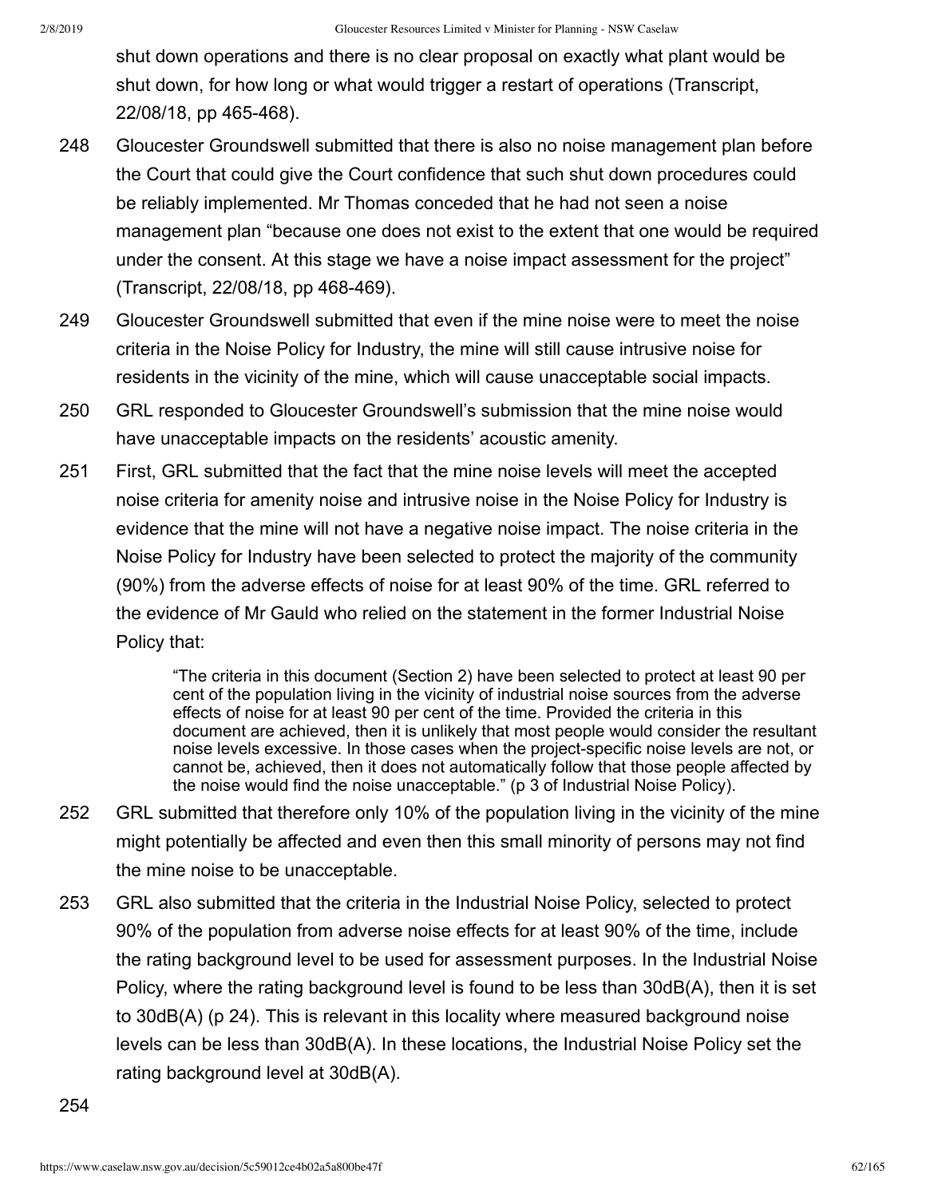shut down operations and there is no clear proposal on exactly what plant would be shut down, for how long or what would trigger a restart of operations (Transcript, 22/08/18, pp 465-468).

248 Gloucester Groundswell submitted that there is also no noise management plan before the Court that could give the Court confidence that such shut down procedures could be reliably implemented. Mr Thomas conceded that he had not seen a noise management plan "because one does not exist to the extent that one would be required under the consent. At this stage we have a noise impact assessment for the project" (Transcript, 22/08/18, pp 468-469).

249 Gloucester Groundswell submitted that even if the mine noise were to meet the noise criteria in the Noise Policy for Industry, the mine will still cause intrusive noise for residents in the vicinity of the mine, which will cause unacceptable social impacts.

250 GRL responded to Gloucester Groundswell's submission that the mine noise would have unacceptable impacts on the residents' acoustic amenity.

251 First, GRL submitted that the fact that the mine noise levels will meet the accepted noise criteria for amenity noise and intrusive noise in the Noise Policy for Industry is evidence that the mine will not have a negative noise impact. The noise criteria in the Noise Policy for Industry have been selected to protect the majority of the community (90%) from the adverse effects of noise for at least 90% of the time. GRL referred to the evidence of Mr Gauld who relied on the statement in the former Industrial Noise Policy that:

> "The criteria in this document (Section 2) have been selected to protect at least 90 per cent of the population living in the vicinity of industrial noise sources from the adverse effects of noise for at least 90 per cent of the time. Provided the criteria in this document are achieved, then it is unlikely that most people would consider the resultant noise levels excessive. In those cases when the project-specific noise levels are not, or cannot be, achieved, then it does not automatically follow that those people affected by the noise would find the noise unacceptable." (p 3 of Industrial Noise Policy).

252 GRL submitted that therefore only 10% of the population living in the vicinity of the mine might potentially be affected and even then this small minority of persons may not find the mine noise to be unacceptable.

253 GRL also submitted that the criteria in the Industrial Noise Policy, selected to protect 90% of the population from adverse noise effects for at least 90% of the time, include the rating background level to be used for assessment purposes. In the Industrial Noise Policy, where the rating background level is found to be less than 30dB(A), then it is set to 30dB(A) (p 24). This is relevant in this locality where measured background noise levels can be less than 30dB(A). In these locations, the Industrial Noise Policy set the rating background level at 30dB(A).

254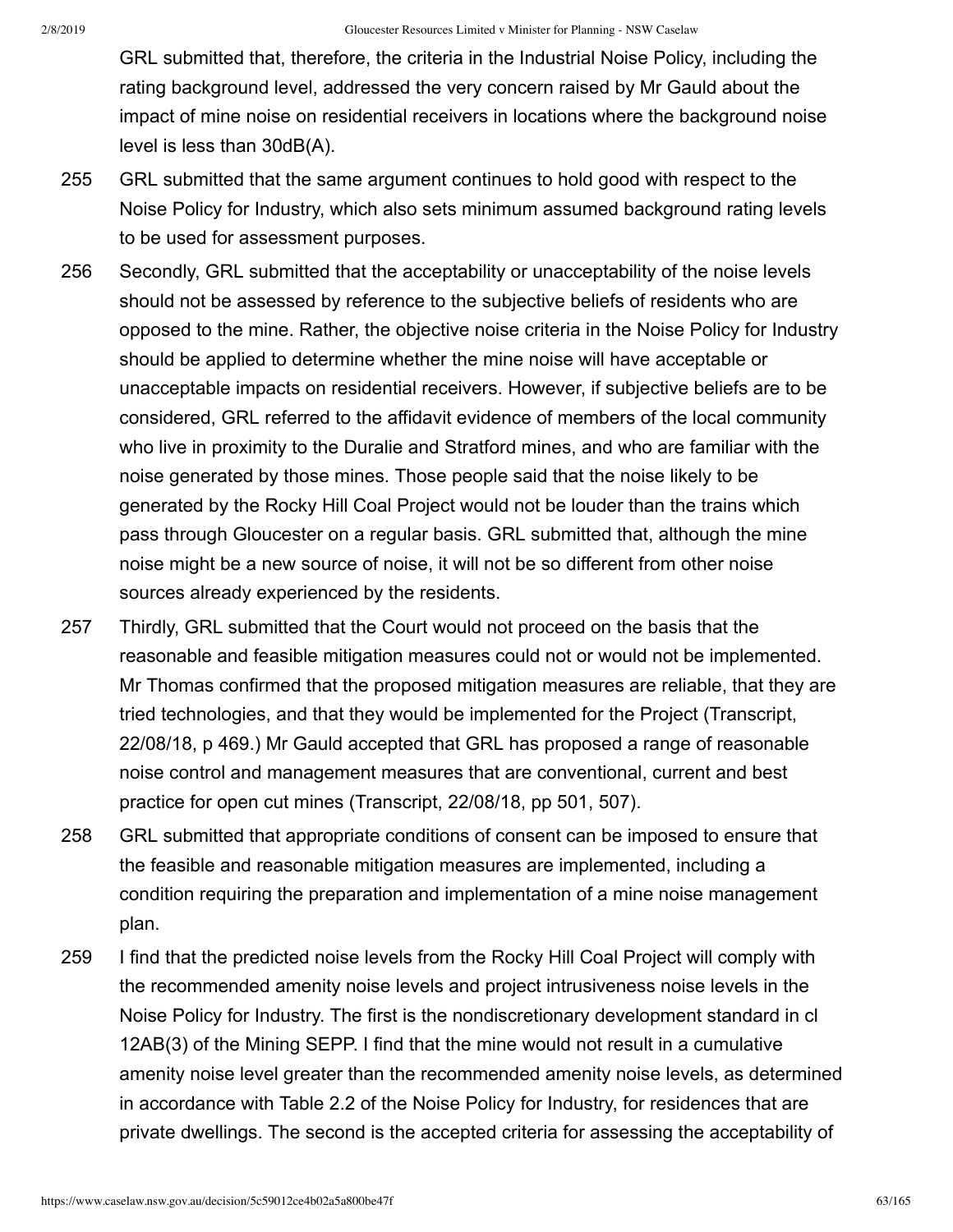GRL submitted that, therefore, the criteria in the Industrial Noise Policy, including the rating background level, addressed the very concern raised by Mr Gauld about the impact of mine noise on residential receivers in locations where the background noise level is less than 30dB(A).

255 GRL submitted that the same argument continues to hold good with respect to the Noise Policy for Industry, which also sets minimum assumed background rating levels to be used for assessment purposes.

256 Secondly, GRL submitted that the acceptability or unacceptability of the noise levels should not be assessed by reference to the subjective beliefs of residents who are opposed to the mine. Rather, the objective noise criteria in the Noise Policy for Industry should be applied to determine whether the mine noise will have acceptable or unacceptable impacts on residential receivers. However, if subjective beliefs are to be considered, GRL referred to the affidavit evidence of members of the local community who live in proximity to the Duralie and Stratford mines, and who are familiar with the noise generated by those mines. Those people said that the noise likely to be generated by the Rocky Hill Coal Project would not be louder than the trains which pass through Gloucester on a regular basis. GRL submitted that, although the mine noise might be a new source of noise, it will not be so different from other noise sources already experienced by the residents.

257 Thirdly, GRL submitted that the Court would not proceed on the basis that the reasonable and feasible mitigation measures could not or would not be implemented. Mr Thomas confirmed that the proposed mitigation measures are reliable, that they are tried technologies, and that they would be implemented for the Project (Transcript, 22/08/18, p 469.) Mr Gauld accepted that GRL has proposed a range of reasonable noise control and management measures that are conventional, current and best practice for open cut mines (Transcript, 22/08/18, pp 501, 507).

258 GRL submitted that appropriate conditions of consent can be imposed to ensure that the feasible and reasonable mitigation measures are implemented, including a condition requiring the preparation and implementation of a mine noise management plan.

259 I find that the predicted noise levels from the Rocky Hill Coal Project will comply with the recommended amenity noise levels and project intrusiveness noise levels in the Noise Policy for Industry. The first is the nondiscretionary development standard in cl 12AB(3) of the Mining SEPP. I find that the mine would not result in a cumulative amenity noise level greater than the recommended amenity noise levels, as determined in accordance with Table 2.2 of the Noise Policy for Industry, for residences that are private dwellings. The second is the accepted criteria for assessing the acceptability of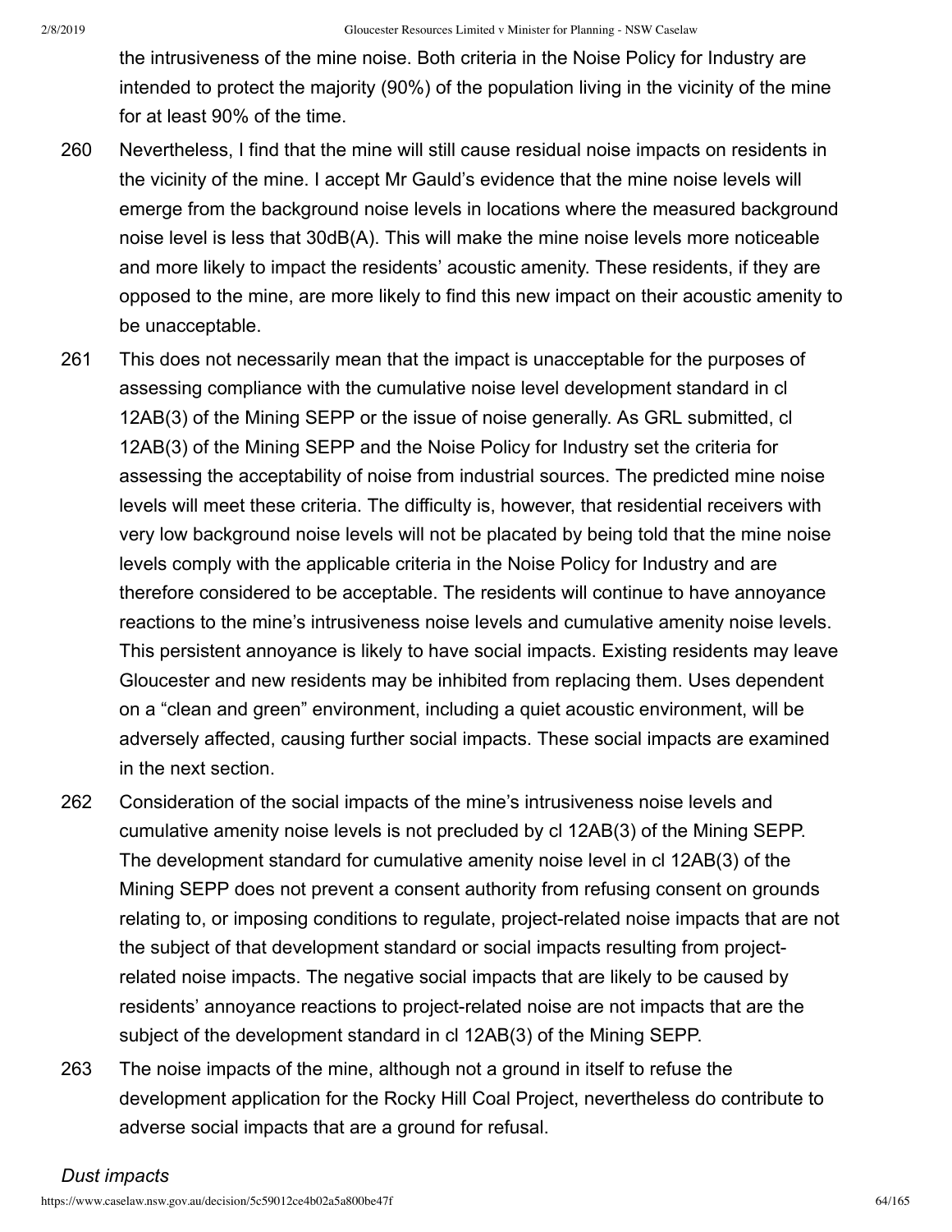the intrusiveness of the mine noise. Both criteria in the Noise Policy for Industry are intended to protect the majority (90%) of the population living in the vicinity of the mine for at least 90% of the time.

260 Nevertheless, I find that the mine will still cause residual noise impacts on residents in the vicinity of the mine. I accept Mr Gauld's evidence that the mine noise levels will emerge from the background noise levels in locations where the measured background noise level is less that 30dB(A). This will make the mine noise levels more noticeable and more likely to impact the residents' acoustic amenity. These residents, if they are opposed to the mine, are more likely to find this new impact on their acoustic amenity to be unacceptable.

261 This does not necessarily mean that the impact is unacceptable for the purposes of assessing compliance with the cumulative noise level development standard in cl 12AB(3) of the Mining SEPP or the issue of noise generally. As GRL submitted, cl 12AB(3) of the Mining SEPP and the Noise Policy for Industry set the criteria for assessing the acceptability of noise from industrial sources. The predicted mine noise levels will meet these criteria. The difficulty is, however, that residential receivers with very low background noise levels will not be placated by being told that the mine noise levels comply with the applicable criteria in the Noise Policy for Industry and are therefore considered to be acceptable. The residents will continue to have annoyance reactions to the mine's intrusiveness noise levels and cumulative amenity noise levels. This persistent annoyance is likely to have social impacts. Existing residents may leave Gloucester and new residents may be inhibited from replacing them. Uses dependent on a "clean and green" environment, including a quiet acoustic environment, will be adversely affected, causing further social impacts. These social impacts are examined in the next section.

262 Consideration of the social impacts of the mine's intrusiveness noise levels and cumulative amenity noise levels is not precluded by cl 12AB(3) of the Mining SEPP. The development standard for cumulative amenity noise level in cl 12AB(3) of the Mining SEPP does not prevent a consent authority from refusing consent on grounds relating to, or imposing conditions to regulate, project-related noise impacts that are not the subject of that development standard or social impacts resulting from project-related noise impacts. The negative social impacts that are likely to be caused by residents' annoyance reactions to project-related noise are not impacts that are the subject of the development standard in cl 12AB(3) of the Mining SEPP.

263 The noise impacts of the mine, although not a ground in itself to refuse the development application for the Rocky Hill Coal Project, nevertheless do contribute to adverse social impacts that are a ground for refusal.

*Dust impacts*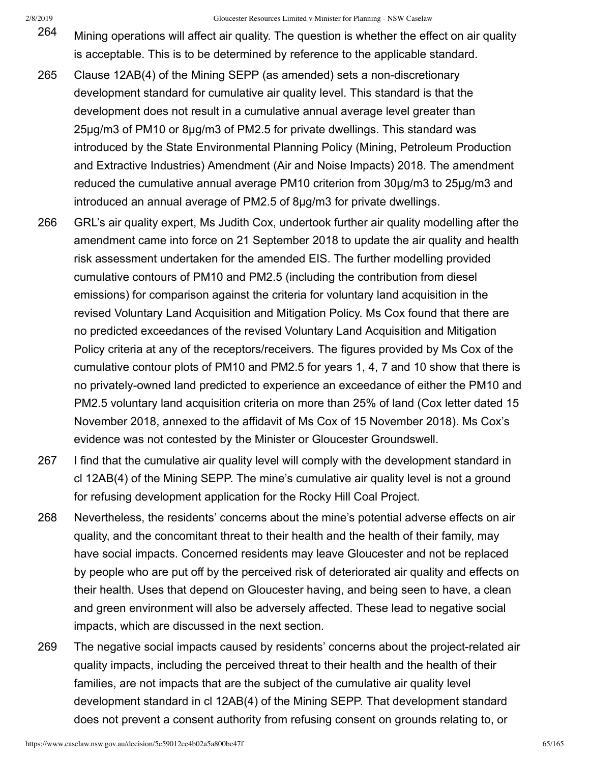264 Mining operations will affect air quality. The question is whether the effect on air quality is acceptable. This is to be determined by reference to the applicable standard.

265 Clause 12AB(4) of the Mining SEPP (as amended) sets a non-discretionary development standard for cumulative air quality level. This standard is that the development does not result in a cumulative annual average level greater than 25µg/m3 of PM10 or 8µg/m3 of PM2.5 for private dwellings. This standard was introduced by the State Environmental Planning Policy (Mining, Petroleum Production and Extractive Industries) Amendment (Air and Noise Impacts) 2018. The amendment reduced the cumulative annual average PM10 criterion from 30µg/m3 to 25µg/m3 and introduced an annual average of PM2.5 of 8µg/m3 for private dwellings.

266 GRL's air quality expert, Ms Judith Cox, undertook further air quality modelling after the amendment came into force on 21 September 2018 to update the air quality and health risk assessment undertaken for the amended EIS. The further modelling provided cumulative contours of PM10 and PM2.5 (including the contribution from diesel emissions) for comparison against the criteria for voluntary land acquisition in the revised Voluntary Land Acquisition and Mitigation Policy. Ms Cox found that there are no predicted exceedances of the revised Voluntary Land Acquisition and Mitigation Policy criteria at any of the receptors/receivers. The figures provided by Ms Cox of the cumulative contour plots of PM10 and PM2.5 for years 1, 4, 7 and 10 show that there is no privately-owned land predicted to experience an exceedance of either the PM10 and PM2.5 voluntary land acquisition criteria on more than 25% of land (Cox letter dated 15 November 2018, annexed to the affidavit of Ms Cox of 15 November 2018). Ms Cox's evidence was not contested by the Minister or Gloucester Groundswell.

267 I find that the cumulative air quality level will comply with the development standard in cl 12AB(4) of the Mining SEPP. The mine's cumulative air quality level is not a ground for refusing development application for the Rocky Hill Coal Project.

268 Nevertheless, the residents' concerns about the mine's potential adverse effects on air quality, and the concomitant threat to their health and the health of their family, may have social impacts. Concerned residents may leave Gloucester and not be replaced by people who are put off by the perceived risk of deteriorated air quality and effects on their health. Uses that depend on Gloucester having, and being seen to have, a clean and green environment will also be adversely affected. These lead to negative social impacts, which are discussed in the next section.

269 The negative social impacts caused by residents' concerns about the project-related air quality impacts, including the perceived threat to their health and the health of their families, are not impacts that are the subject of the cumulative air quality level development standard in cl 12AB(4) of the Mining SEPP. That development standard does not prevent a consent authority from refusing consent on grounds relating to, or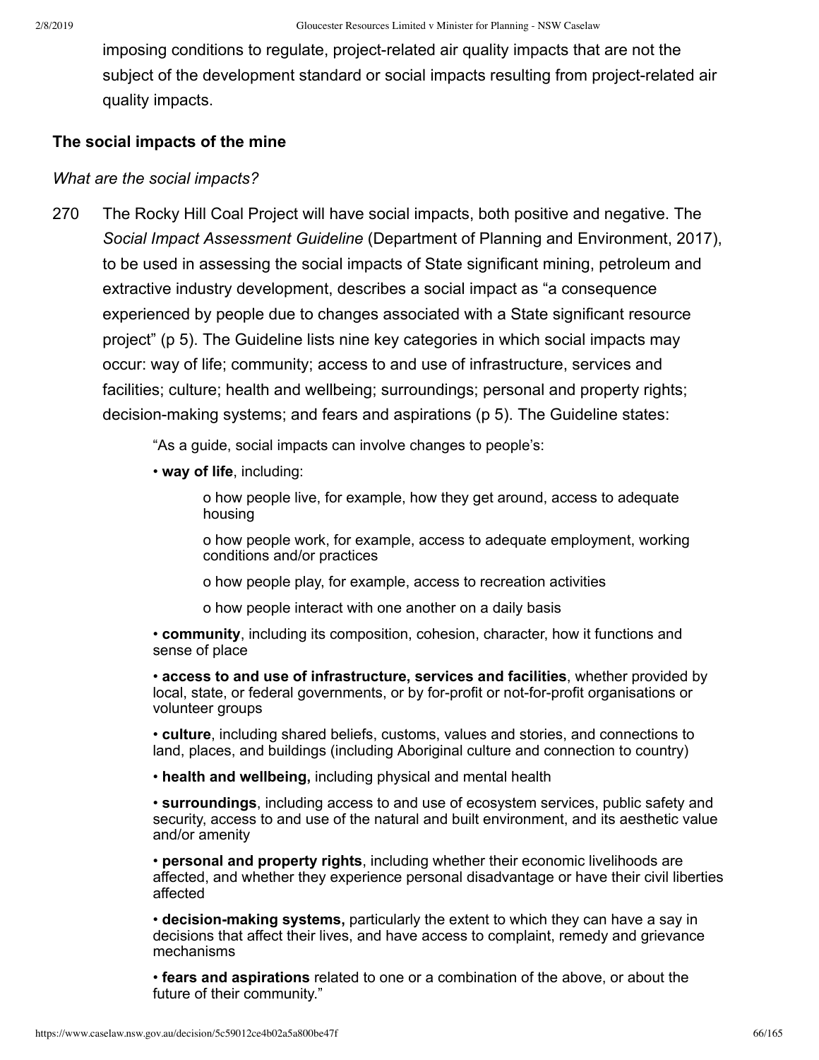imposing conditions to regulate, project-related air quality impacts that are not the subject of the development standard or social impacts resulting from project-related air quality impacts.

### The social impacts of the mine

*What are the social impacts?*

270 The Rocky Hill Coal Project will have social impacts, both positive and negative. The *Social Impact Assessment Guideline* (Department of Planning and Environment, 2017), to be used in assessing the social impacts of State significant mining, petroleum and extractive industry development, describes a social impact as "a consequence experienced by people due to changes associated with a State significant resource project" (p 5). The Guideline lists nine key categories in which social impacts may occur: way of life; community; access to and use of infrastructure, services and facilities; culture; health and wellbeing; surroundings; personal and property rights; decision-making systems; and fears and aspirations (p 5). The Guideline states:

> "As a guide, social impacts can involve changes to people's:
>
> • **way of life**, including:
>
> o how people live, for example, how they get around, access to adequate housing
>
> o how people work, for example, access to adequate employment, working conditions and/or practices
>
> o how people play, for example, access to recreation activities
>
> o how people interact with one another on a daily basis
>
> • **community**, including its composition, cohesion, character, how it functions and sense of place
>
> • **access to and use of infrastructure, services and facilities**, whether provided by local, state, or federal governments, or by for-profit or not-for-profit organisations or volunteer groups
>
> • **culture**, including shared beliefs, customs, values and stories, and connections to land, places, and buildings (including Aboriginal culture and connection to country)
>
> • **health and wellbeing,** including physical and mental health
>
> • **surroundings**, including access to and use of ecosystem services, public safety and security, access to and use of the natural and built environment, and its aesthetic value and/or amenity
>
> • **personal and property rights**, including whether their economic livelihoods are affected, and whether they experience personal disadvantage or have their civil liberties affected
>
> • **decision-making systems,** particularly the extent to which they can have a say in decisions that affect their lives, and have access to complaint, remedy and grievance mechanisms
>
> • **fears and aspirations** related to one or a combination of the above, or about the future of their community."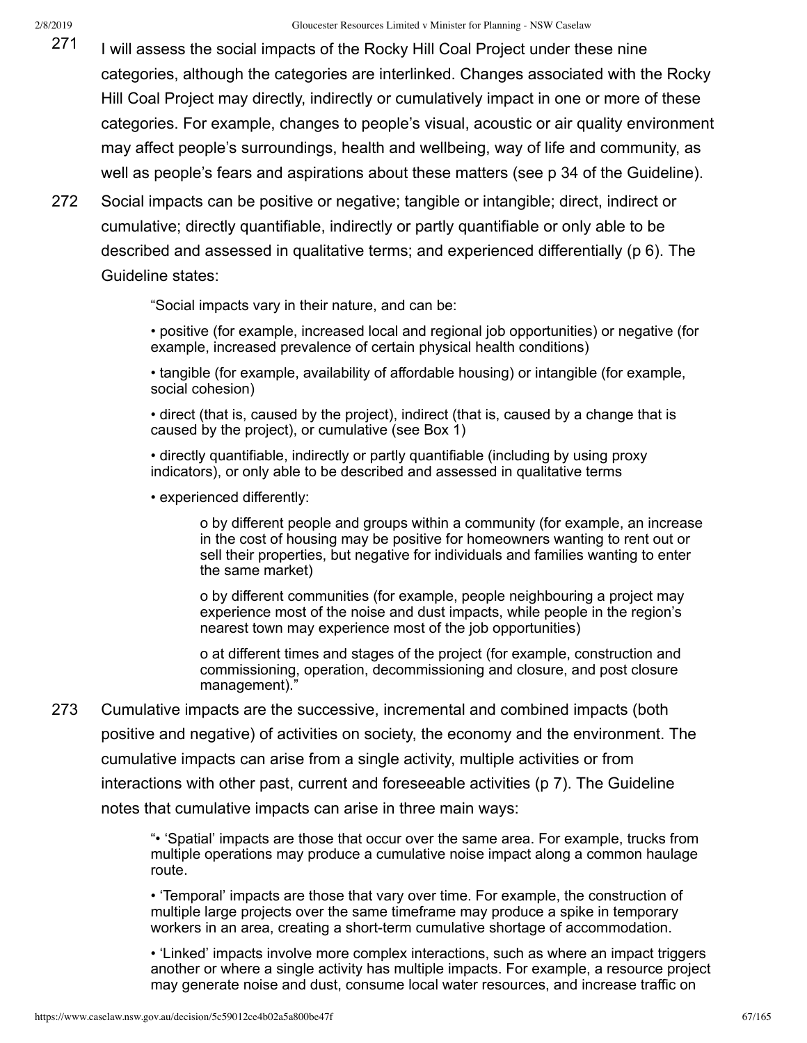271 I will assess the social impacts of the Rocky Hill Coal Project under these nine categories, although the categories are interlinked. Changes associated with the Rocky Hill Coal Project may directly, indirectly or cumulatively impact in one or more of these categories. For example, changes to people's visual, acoustic or air quality environment may affect people's surroundings, health and wellbeing, way of life and community, as well as people's fears and aspirations about these matters (see p 34 of the Guideline).

272 Social impacts can be positive or negative; tangible or intangible; direct, indirect or cumulative; directly quantifiable, indirectly or partly quantifiable or only able to be described and assessed in qualitative terms; and experienced differentially (p 6). The Guideline states:

> "Social impacts vary in their nature, and can be:
>
> • positive (for example, increased local and regional job opportunities) or negative (for example, increased prevalence of certain physical health conditions)
>
> • tangible (for example, availability of affordable housing) or intangible (for example, social cohesion)
>
> • direct (that is, caused by the project), indirect (that is, caused by a change that is caused by the project), or cumulative (see Box 1)
>
> • directly quantifiable, indirectly or partly quantifiable (including by using proxy indicators), or only able to be described and assessed in qualitative terms
>
> • experienced differently:
>
>> o by different people and groups within a community (for example, an increase in the cost of housing may be positive for homeowners wanting to rent out or sell their properties, but negative for individuals and families wanting to enter the same market)
>>
>> o by different communities (for example, people neighbouring a project may experience most of the noise and dust impacts, while people in the region's nearest town may experience most of the job opportunities)
>>
>> o at different times and stages of the project (for example, construction and commissioning, operation, decommissioning and closure, and post closure management)."

273 Cumulative impacts are the successive, incremental and combined impacts (both positive and negative) of activities on society, the economy and the environment. The cumulative impacts can arise from a single activity, multiple activities or from interactions with other past, current and foreseeable activities (p 7). The Guideline notes that cumulative impacts can arise in three main ways:

> "• 'Spatial' impacts are those that occur over the same area. For example, trucks from multiple operations may produce a cumulative noise impact along a common haulage route.
>
> • 'Temporal' impacts are those that vary over time. For example, the construction of multiple large projects over the same timeframe may produce a spike in temporary workers in an area, creating a short-term cumulative shortage of accommodation.
>
> • 'Linked' impacts involve more complex interactions, such as where an impact triggers another or where a single activity has multiple impacts. For example, a resource project may generate noise and dust, consume local water resources, and increase traffic on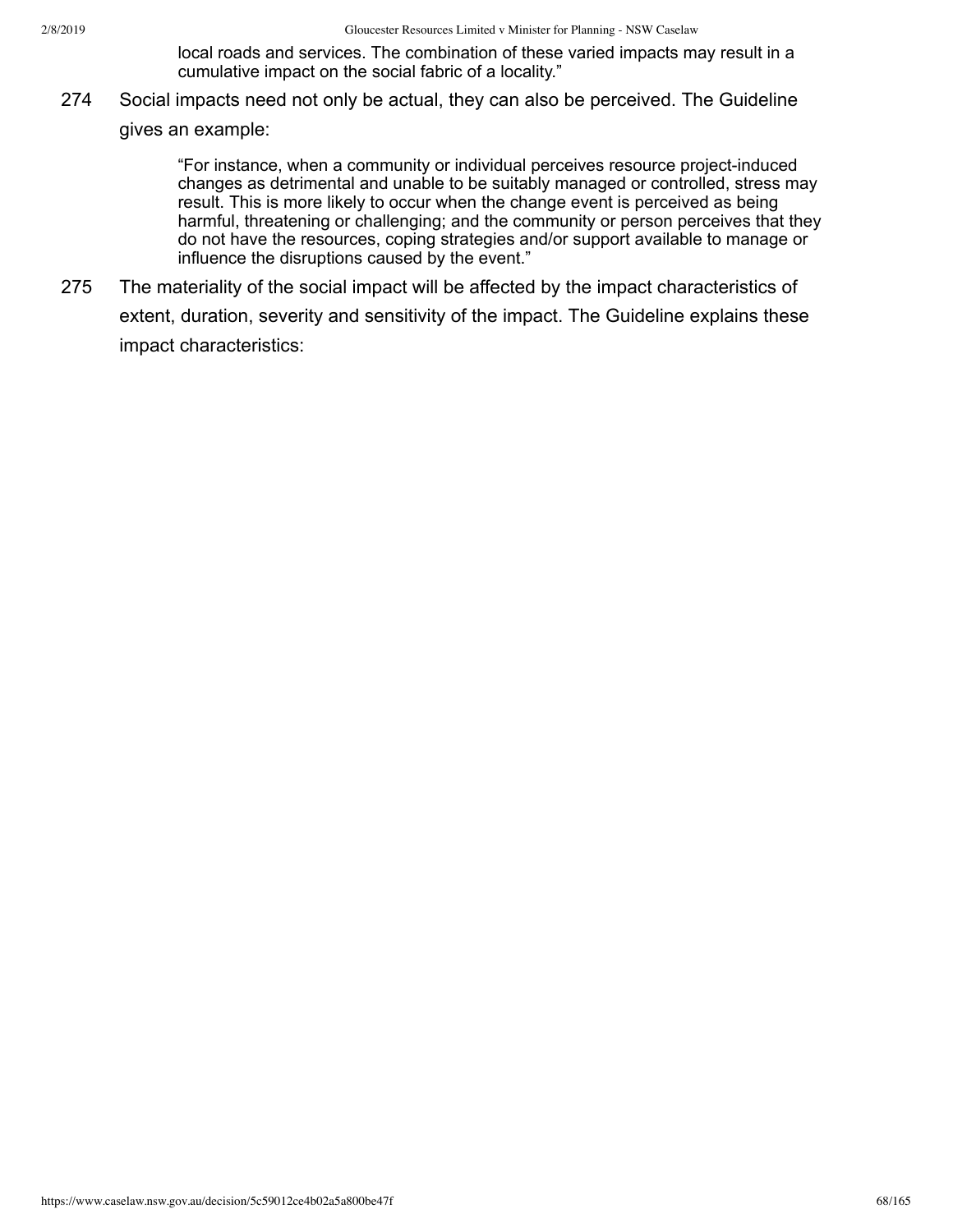> local roads and services. The combination of these varied impacts may result in a cumulative impact on the social fabric of a locality."

274 Social impacts need not only be actual, they can also be perceived. The Guideline gives an example:

> "For instance, when a community or individual perceives resource project-induced changes as detrimental and unable to be suitably managed or controlled, stress may result. This is more likely to occur when the change event is perceived as being harmful, threatening or challenging; and the community or person perceives that they do not have the resources, coping strategies and/or support available to manage or influence the disruptions caused by the event."

275 The materiality of the social impact will be affected by the impact characteristics of extent, duration, severity and sensitivity of the impact. The Guideline explains these impact characteristics: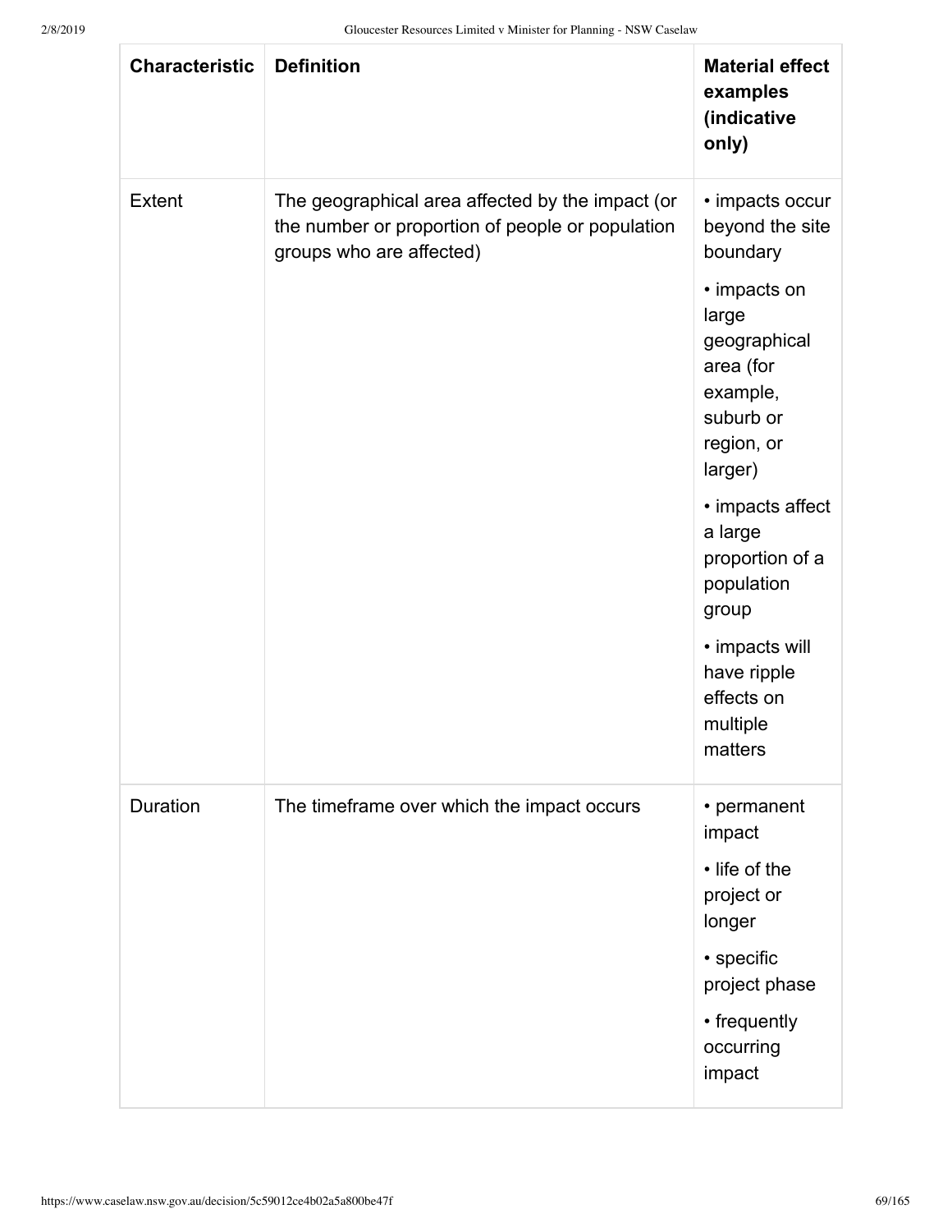| Characteristic | Definition | Material effect examples (indicative only) |
| --- | --- | --- |
| Extent | The geographical area affected by the impact (or the number or proportion of people or population groups who are affected) | • impacts occur beyond the site boundary<br>• impacts on large geographical area (for example, suburb or region, or larger)<br>• impacts affect a large proportion of a population group<br>• impacts will have ripple effects on multiple matters |
| Duration | The timeframe over which the impact occurs | • permanent impact<br>• life of the project or longer<br>• specific project phase<br>• frequently occurring impact |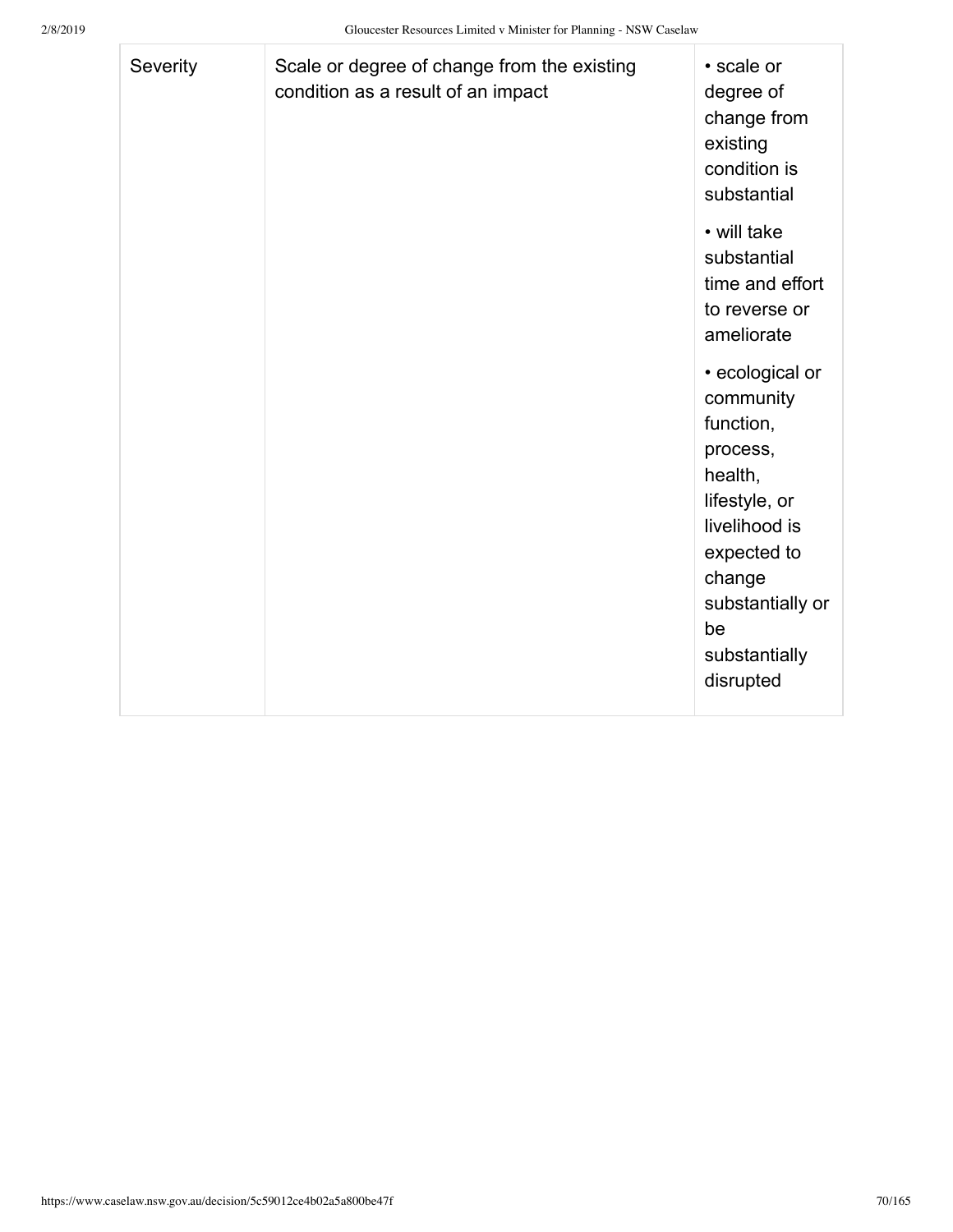| | | |
|---|---|---|
| Severity | Scale or degree of change from the existing condition as a result of an impact | • scale or degree of change from existing condition is substantial<br><br>• will take substantial time and effort to reverse or ameliorate<br><br>• ecological or community function, process, health, lifestyle, or livelihood is expected to change substantially or be substantially disrupted |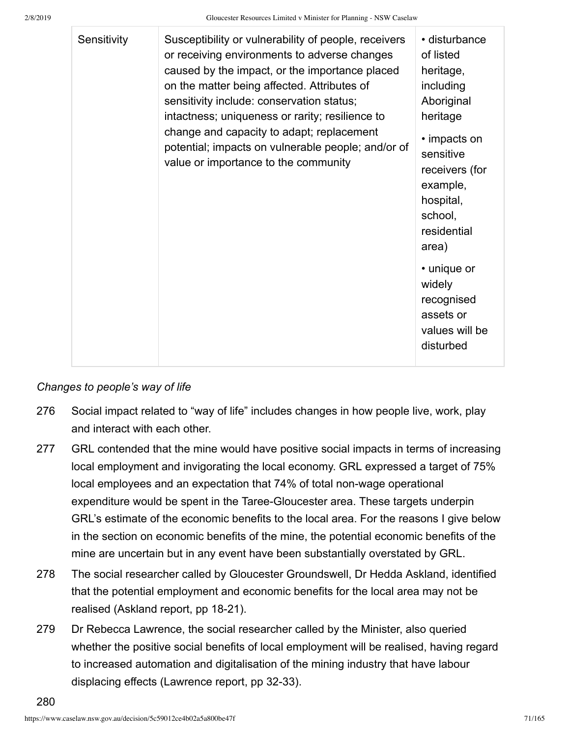| Sensitivity | Susceptibility or vulnerability of people, receivers or receiving environments to adverse changes caused by the impact, or the importance placed on the matter being affected. Attributes of sensitivity include: conservation status; intactness; uniqueness or rarity; resilience to change and capacity to adapt; replacement potential; impacts on vulnerable people; and/or of value or importance to the community | • disturbance of listed heritage, including Aboriginal heritage<br>• impacts on sensitive receivers (for example, hospital, school, residential area)<br>• unique or widely recognised assets or values will be disturbed |
| --- | --- | --- |

*Changes to people's way of life*

276 Social impact related to "way of life" includes changes in how people live, work, play and interact with each other.

277 GRL contended that the mine would have positive social impacts in terms of increasing local employment and invigorating the local economy. GRL expressed a target of 75% local employees and an expectation that 74% of total non-wage operational expenditure would be spent in the Taree-Gloucester area. These targets underpin GRL's estimate of the economic benefits to the local area. For the reasons I give below in the section on economic benefits of the mine, the potential economic benefits of the mine are uncertain but in any event have been substantially overstated by GRL.

278 The social researcher called by Gloucester Groundswell, Dr Hedda Askland, identified that the potential employment and economic benefits for the local area may not be realised (Askland report, pp 18-21).

279 Dr Rebecca Lawrence, the social researcher called by the Minister, also queried whether the positive social benefits of local employment will be realised, having regard to increased automation and digitalisation of the mining industry that have labour displacing effects (Lawrence report, pp 32-33).

280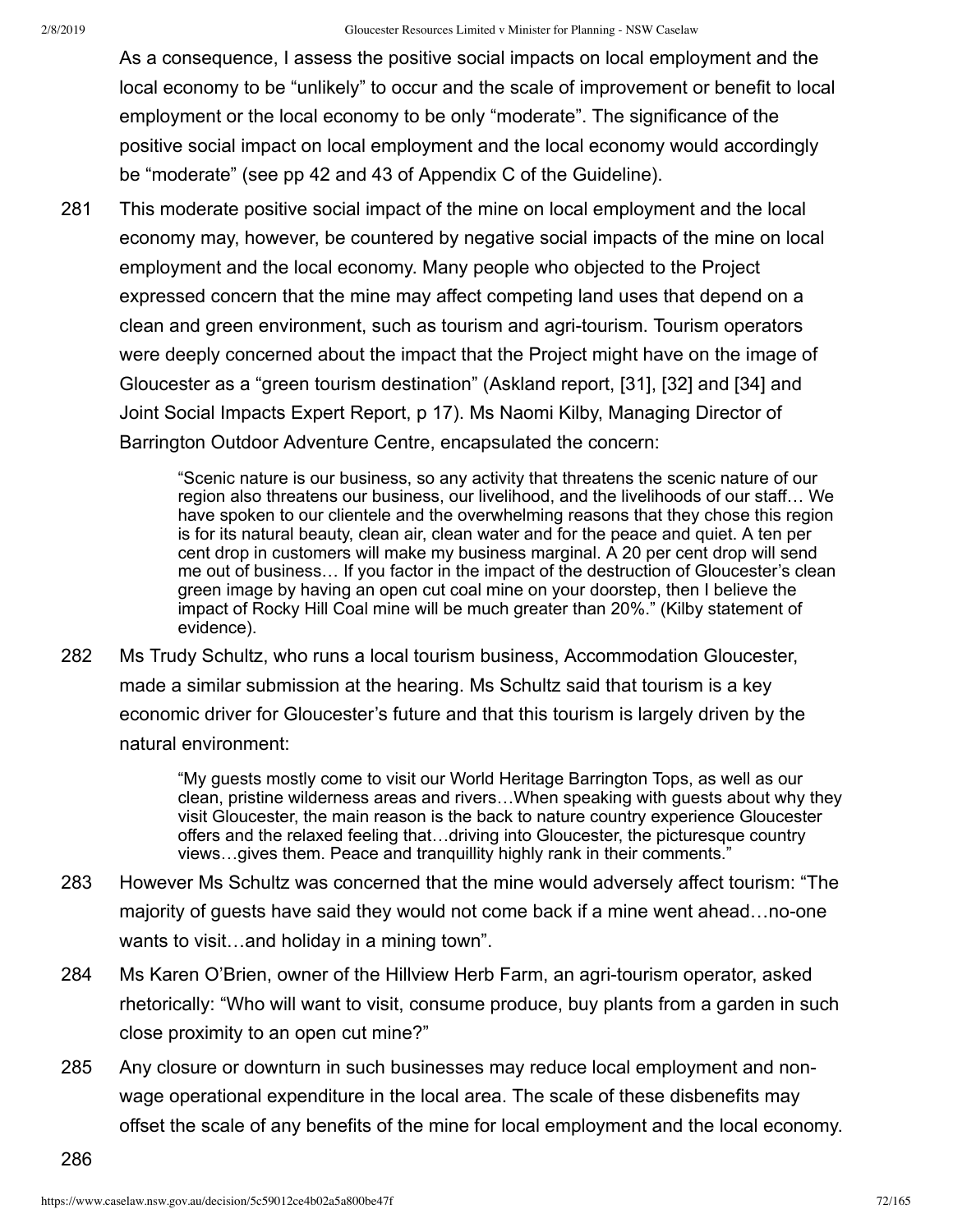As a consequence, I assess the positive social impacts on local employment and the local economy to be "unlikely" to occur and the scale of improvement or benefit to local employment or the local economy to be only "moderate". The significance of the positive social impact on local employment and the local economy would accordingly be "moderate" (see pp 42 and 43 of Appendix C of the Guideline).

281 This moderate positive social impact of the mine on local employment and the local economy may, however, be countered by negative social impacts of the mine on local employment and the local economy. Many people who objected to the Project expressed concern that the mine may affect competing land uses that depend on a clean and green environment, such as tourism and agri-tourism. Tourism operators were deeply concerned about the impact that the Project might have on the image of Gloucester as a "green tourism destination" (Askland report, [31], [32] and [34] and Joint Social Impacts Expert Report, p 17). Ms Naomi Kilby, Managing Director of Barrington Outdoor Adventure Centre, encapsulated the concern:

> "Scenic nature is our business, so any activity that threatens the scenic nature of our region also threatens our business, our livelihood, and the livelihoods of our staff… We have spoken to our clientele and the overwhelming reasons that they chose this region is for its natural beauty, clean air, clean water and for the peace and quiet. A ten per cent drop in customers will make my business marginal. A 20 per cent drop will send me out of business… If you factor in the impact of the destruction of Gloucester's clean green image by having an open cut coal mine on your doorstep, then I believe the impact of Rocky Hill Coal mine will be much greater than 20%." (Kilby statement of evidence).

282 Ms Trudy Schultz, who runs a local tourism business, Accommodation Gloucester, made a similar submission at the hearing. Ms Schultz said that tourism is a key economic driver for Gloucester's future and that this tourism is largely driven by the natural environment:

> "My guests mostly come to visit our World Heritage Barrington Tops, as well as our clean, pristine wilderness areas and rivers…When speaking with guests about why they visit Gloucester, the main reason is the back to nature country experience Gloucester offers and the relaxed feeling that…driving into Gloucester, the picturesque country views…gives them. Peace and tranquillity highly rank in their comments."

283 However Ms Schultz was concerned that the mine would adversely affect tourism: "The majority of guests have said they would not come back if a mine went ahead…no-one wants to visit…and holiday in a mining town".

284 Ms Karen O'Brien, owner of the Hillview Herb Farm, an agri-tourism operator, asked rhetorically: "Who will want to visit, consume produce, buy plants from a garden in such close proximity to an open cut mine?"

285 Any closure or downturn in such businesses may reduce local employment and non-wage operational expenditure in the local area. The scale of these disbenefits may offset the scale of any benefits of the mine for local employment and the local economy.

286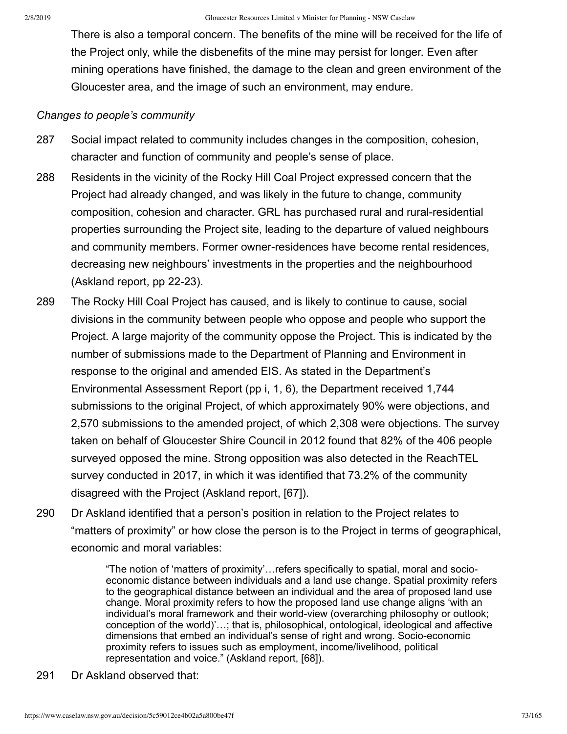There is also a temporal concern. The benefits of the mine will be received for the life of the Project only, while the disbenefits of the mine may persist for longer. Even after mining operations have finished, the damage to the clean and green environment of the Gloucester area, and the image of such an environment, may endure.

*Changes to people's community*

287 Social impact related to community includes changes in the composition, cohesion, character and function of community and people's sense of place.

288 Residents in the vicinity of the Rocky Hill Coal Project expressed concern that the Project had already changed, and was likely in the future to change, community composition, cohesion and character. GRL has purchased rural and rural-residential properties surrounding the Project site, leading to the departure of valued neighbours and community members. Former owner-residences have become rental residences, decreasing new neighbours' investments in the properties and the neighbourhood (Askland report, pp 22-23).

289 The Rocky Hill Coal Project has caused, and is likely to continue to cause, social divisions in the community between people who oppose and people who support the Project. A large majority of the community oppose the Project. This is indicated by the number of submissions made to the Department of Planning and Environment in response to the original and amended EIS. As stated in the Department's Environmental Assessment Report (pp i, 1, 6), the Department received 1,744 submissions to the original Project, of which approximately 90% were objections, and 2,570 submissions to the amended project, of which 2,308 were objections. The survey taken on behalf of Gloucester Shire Council in 2012 found that 82% of the 406 people surveyed opposed the mine. Strong opposition was also detected in the ReachTEL survey conducted in 2017, in which it was identified that 73.2% of the community disagreed with the Project (Askland report, [67]).

290 Dr Askland identified that a person's position in relation to the Project relates to "matters of proximity" or how close the person is to the Project in terms of geographical, economic and moral variables:

> "The notion of 'matters of proximity'…refers specifically to spatial, moral and socio-economic distance between individuals and a land use change. Spatial proximity refers to the geographical distance between an individual and the area of proposed land use change. Moral proximity refers to how the proposed land use change aligns 'with an individual's moral framework and their world-view (overarching philosophy or outlook; conception of the world)'…; that is, philosophical, ontological, ideological and affective dimensions that embed an individual's sense of right and wrong. Socio-economic proximity refers to issues such as employment, income/livelihood, political representation and voice." (Askland report, [68]).

291 Dr Askland observed that: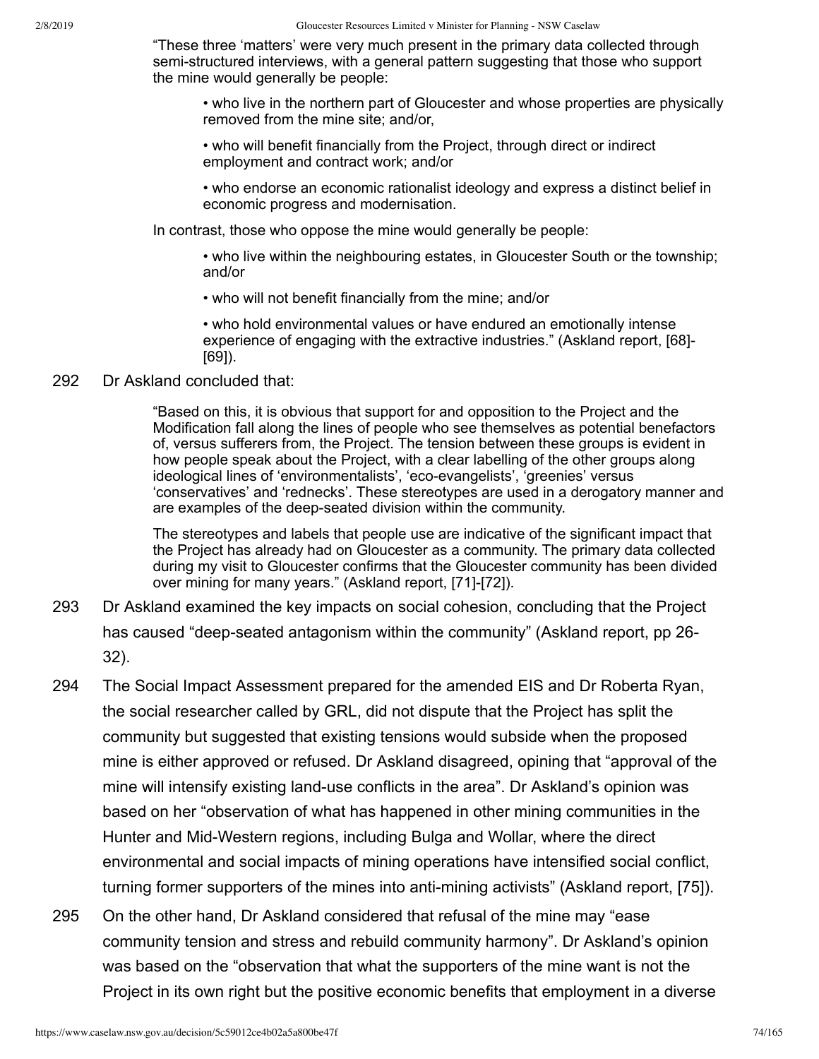> "These three 'matters' were very much present in the primary data collected through semi-structured interviews, with a general pattern suggesting that those who support the mine would generally be people:
>
> > • who live in the northern part of Gloucester and whose properties are physically removed from the mine site; and/or,
> >
> > • who will benefit financially from the Project, through direct or indirect employment and contract work; and/or
> >
> > • who endorse an economic rationalist ideology and express a distinct belief in economic progress and modernisation.
>
> In contrast, those who oppose the mine would generally be people:
>
> > • who live within the neighbouring estates, in Gloucester South or the township; and/or
> >
> > • who will not benefit financially from the mine; and/or
> >
> > • who hold environmental values or have endured an emotionally intense experience of engaging with the extractive industries." (Askland report, [68]-[69]).

292 Dr Askland concluded that:

> "Based on this, it is obvious that support for and opposition to the Project and the Modification fall along the lines of people who see themselves as potential benefactors of, versus sufferers from, the Project. The tension between these groups is evident in how people speak about the Project, with a clear labelling of the other groups along ideological lines of 'environmentalists', 'eco-evangelists', 'greenies' versus 'conservatives' and 'rednecks'. These stereotypes are used in a derogatory manner and are examples of the deep-seated division within the community.
>
> The stereotypes and labels that people use are indicative of the significant impact that the Project has already had on Gloucester as a community. The primary data collected during my visit to Gloucester confirms that the Gloucester community has been divided over mining for many years." (Askland report, [71]-[72]).

293 Dr Askland examined the key impacts on social cohesion, concluding that the Project has caused "deep-seated antagonism within the community" (Askland report, pp 26-32).

294 The Social Impact Assessment prepared for the amended EIS and Dr Roberta Ryan, the social researcher called by GRL, did not dispute that the Project has split the community but suggested that existing tensions would subside when the proposed mine is either approved or refused. Dr Askland disagreed, opining that "approval of the mine will intensify existing land-use conflicts in the area". Dr Askland's opinion was based on her "observation of what has happened in other mining communities in the Hunter and Mid-Western regions, including Bulga and Wollar, where the direct environmental and social impacts of mining operations have intensified social conflict, turning former supporters of the mines into anti-mining activists" (Askland report, [75]).

295 On the other hand, Dr Askland considered that refusal of the mine may "ease community tension and stress and rebuild community harmony". Dr Askland's opinion was based on the "observation that what the supporters of the mine want is not the Project in its own right but the positive economic benefits that employment in a diverse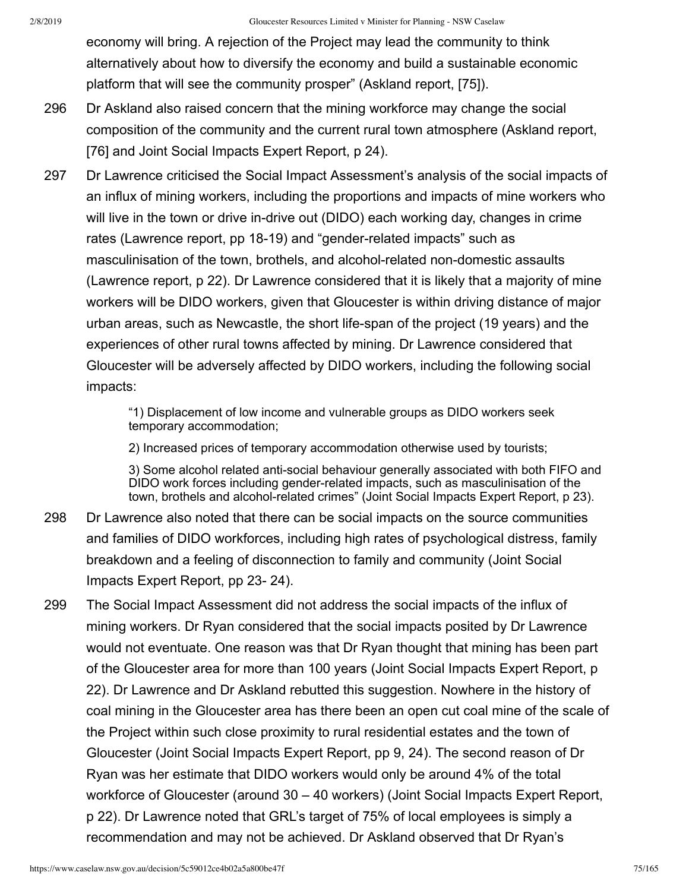economy will bring. A rejection of the Project may lead the community to think alternatively about how to diversify the economy and build a sustainable economic platform that will see the community prosper" (Askland report, [75]).

296 Dr Askland also raised concern that the mining workforce may change the social composition of the community and the current rural town atmosphere (Askland report, [76] and Joint Social Impacts Expert Report, p 24).

297 Dr Lawrence criticised the Social Impact Assessment's analysis of the social impacts of an influx of mining workers, including the proportions and impacts of mine workers who will live in the town or drive in-drive out (DIDO) each working day, changes in crime rates (Lawrence report, pp 18-19) and "gender-related impacts" such as masculinisation of the town, brothels, and alcohol-related non-domestic assaults (Lawrence report, p 22). Dr Lawrence considered that it is likely that a majority of mine workers will be DIDO workers, given that Gloucester is within driving distance of major urban areas, such as Newcastle, the short life-span of the project (19 years) and the experiences of other rural towns affected by mining. Dr Lawrence considered that Gloucester will be adversely affected by DIDO workers, including the following social impacts:

> "1) Displacement of low income and vulnerable groups as DIDO workers seek temporary accommodation;
>
> 2) Increased prices of temporary accommodation otherwise used by tourists;
>
> 3) Some alcohol related anti-social behaviour generally associated with both FIFO and DIDO work forces including gender-related impacts, such as masculinisation of the town, brothels and alcohol-related crimes" (Joint Social Impacts Expert Report, p 23).

298 Dr Lawrence also noted that there can be social impacts on the source communities and families of DIDO workforces, including high rates of psychological distress, family breakdown and a feeling of disconnection to family and community (Joint Social Impacts Expert Report, pp 23- 24).

299 The Social Impact Assessment did not address the social impacts of the influx of mining workers. Dr Ryan considered that the social impacts posited by Dr Lawrence would not eventuate. One reason was that Dr Ryan thought that mining has been part of the Gloucester area for more than 100 years (Joint Social Impacts Expert Report, p 22). Dr Lawrence and Dr Askland rebutted this suggestion. Nowhere in the history of coal mining in the Gloucester area has there been an open cut coal mine of the scale of the Project within such close proximity to rural residential estates and the town of Gloucester (Joint Social Impacts Expert Report, pp 9, 24). The second reason of Dr Ryan was her estimate that DIDO workers would only be around 4% of the total workforce of Gloucester (around 30 – 40 workers) (Joint Social Impacts Expert Report, p 22). Dr Lawrence noted that GRL's target of 75% of local employees is simply a recommendation and may not be achieved. Dr Askland observed that Dr Ryan's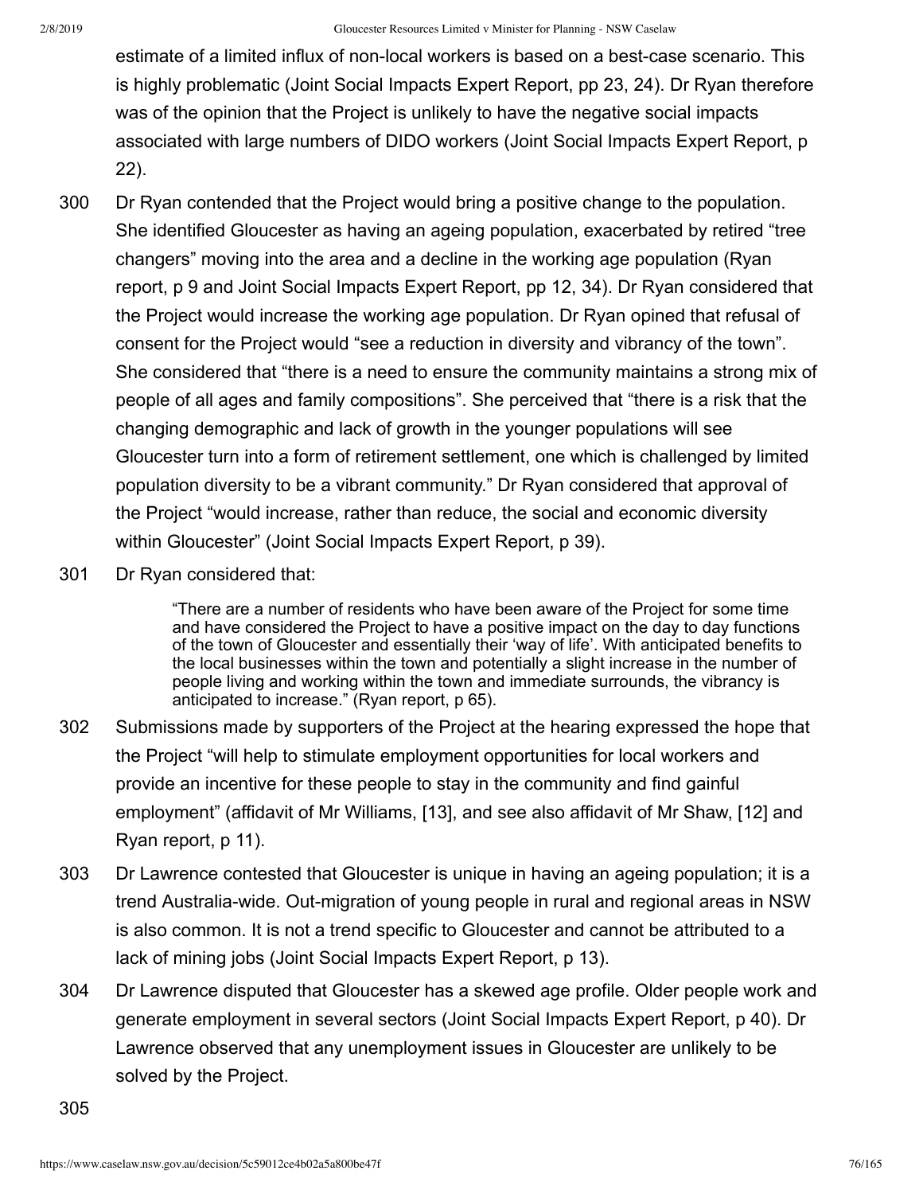estimate of a limited influx of non-local workers is based on a best-case scenario. This is highly problematic (Joint Social Impacts Expert Report, pp 23, 24). Dr Ryan therefore was of the opinion that the Project is unlikely to have the negative social impacts associated with large numbers of DIDO workers (Joint Social Impacts Expert Report, p 22).

300 Dr Ryan contended that the Project would bring a positive change to the population. She identified Gloucester as having an ageing population, exacerbated by retired "tree changers" moving into the area and a decline in the working age population (Ryan report, p 9 and Joint Social Impacts Expert Report, pp 12, 34). Dr Ryan considered that the Project would increase the working age population. Dr Ryan opined that refusal of consent for the Project would "see a reduction in diversity and vibrancy of the town". She considered that "there is a need to ensure the community maintains a strong mix of people of all ages and family compositions". She perceived that "there is a risk that the changing demographic and lack of growth in the younger populations will see Gloucester turn into a form of retirement settlement, one which is challenged by limited population diversity to be a vibrant community." Dr Ryan considered that approval of the Project "would increase, rather than reduce, the social and economic diversity within Gloucester" (Joint Social Impacts Expert Report, p 39).

301 Dr Ryan considered that:

> "There are a number of residents who have been aware of the Project for some time and have considered the Project to have a positive impact on the day to day functions of the town of Gloucester and essentially their 'way of life'. With anticipated benefits to the local businesses within the town and potentially a slight increase in the number of people living and working within the town and immediate surrounds, the vibrancy is anticipated to increase." (Ryan report, p 65).

302 Submissions made by supporters of the Project at the hearing expressed the hope that the Project "will help to stimulate employment opportunities for local workers and provide an incentive for these people to stay in the community and find gainful employment" (affidavit of Mr Williams, [13], and see also affidavit of Mr Shaw, [12] and Ryan report, p 11).

303 Dr Lawrence contested that Gloucester is unique in having an ageing population; it is a trend Australia-wide. Out-migration of young people in rural and regional areas in NSW is also common. It is not a trend specific to Gloucester and cannot be attributed to a lack of mining jobs (Joint Social Impacts Expert Report, p 13).

304 Dr Lawrence disputed that Gloucester has a skewed age profile. Older people work and generate employment in several sectors (Joint Social Impacts Expert Report, p 40). Dr Lawrence observed that any unemployment issues in Gloucester are unlikely to be solved by the Project.

305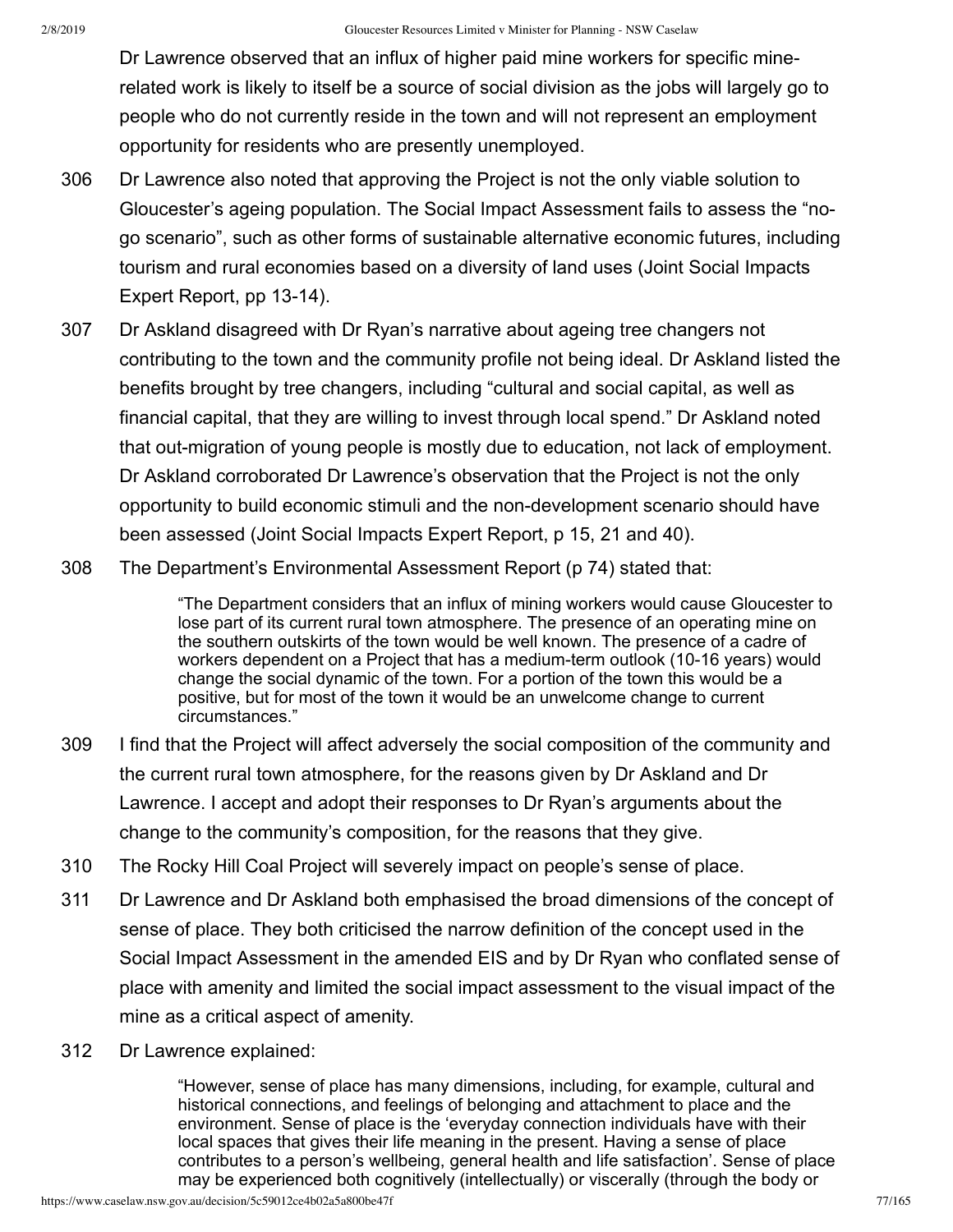Dr Lawrence observed that an influx of higher paid mine workers for specific mine-related work is likely to itself be a source of social division as the jobs will largely go to people who do not currently reside in the town and will not represent an employment opportunity for residents who are presently unemployed.

306 Dr Lawrence also noted that approving the Project is not the only viable solution to Gloucester's ageing population. The Social Impact Assessment fails to assess the "no-go scenario", such as other forms of sustainable alternative economic futures, including tourism and rural economies based on a diversity of land uses (Joint Social Impacts Expert Report, pp 13-14).

307 Dr Askland disagreed with Dr Ryan's narrative about ageing tree changers not contributing to the town and the community profile not being ideal. Dr Askland listed the benefits brought by tree changers, including "cultural and social capital, as well as financial capital, that they are willing to invest through local spend." Dr Askland noted that out-migration of young people is mostly due to education, not lack of employment. Dr Askland corroborated Dr Lawrence's observation that the Project is not the only opportunity to build economic stimuli and the non-development scenario should have been assessed (Joint Social Impacts Expert Report, p 15, 21 and 40).

308 The Department's Environmental Assessment Report (p 74) stated that:

> "The Department considers that an influx of mining workers would cause Gloucester to lose part of its current rural town atmosphere. The presence of an operating mine on the southern outskirts of the town would be well known. The presence of a cadre of workers dependent on a Project that has a medium-term outlook (10-16 years) would change the social dynamic of the town. For a portion of the town this would be a positive, but for most of the town it would be an unwelcome change to current circumstances."

309 I find that the Project will affect adversely the social composition of the community and the current rural town atmosphere, for the reasons given by Dr Askland and Dr Lawrence. I accept and adopt their responses to Dr Ryan's arguments about the change to the community's composition, for the reasons that they give.

310 The Rocky Hill Coal Project will severely impact on people's sense of place.

311 Dr Lawrence and Dr Askland both emphasised the broad dimensions of the concept of sense of place. They both criticised the narrow definition of the concept used in the Social Impact Assessment in the amended EIS and by Dr Ryan who conflated sense of place with amenity and limited the social impact assessment to the visual impact of the mine as a critical aspect of amenity.

312 Dr Lawrence explained:

> "However, sense of place has many dimensions, including, for example, cultural and historical connections, and feelings of belonging and attachment to place and the environment. Sense of place is the 'everyday connection individuals have with their local spaces that gives their life meaning in the present. Having a sense of place contributes to a person's wellbeing, general health and life satisfaction'. Sense of place may be experienced both cognitively (intellectually) or viscerally (through the body or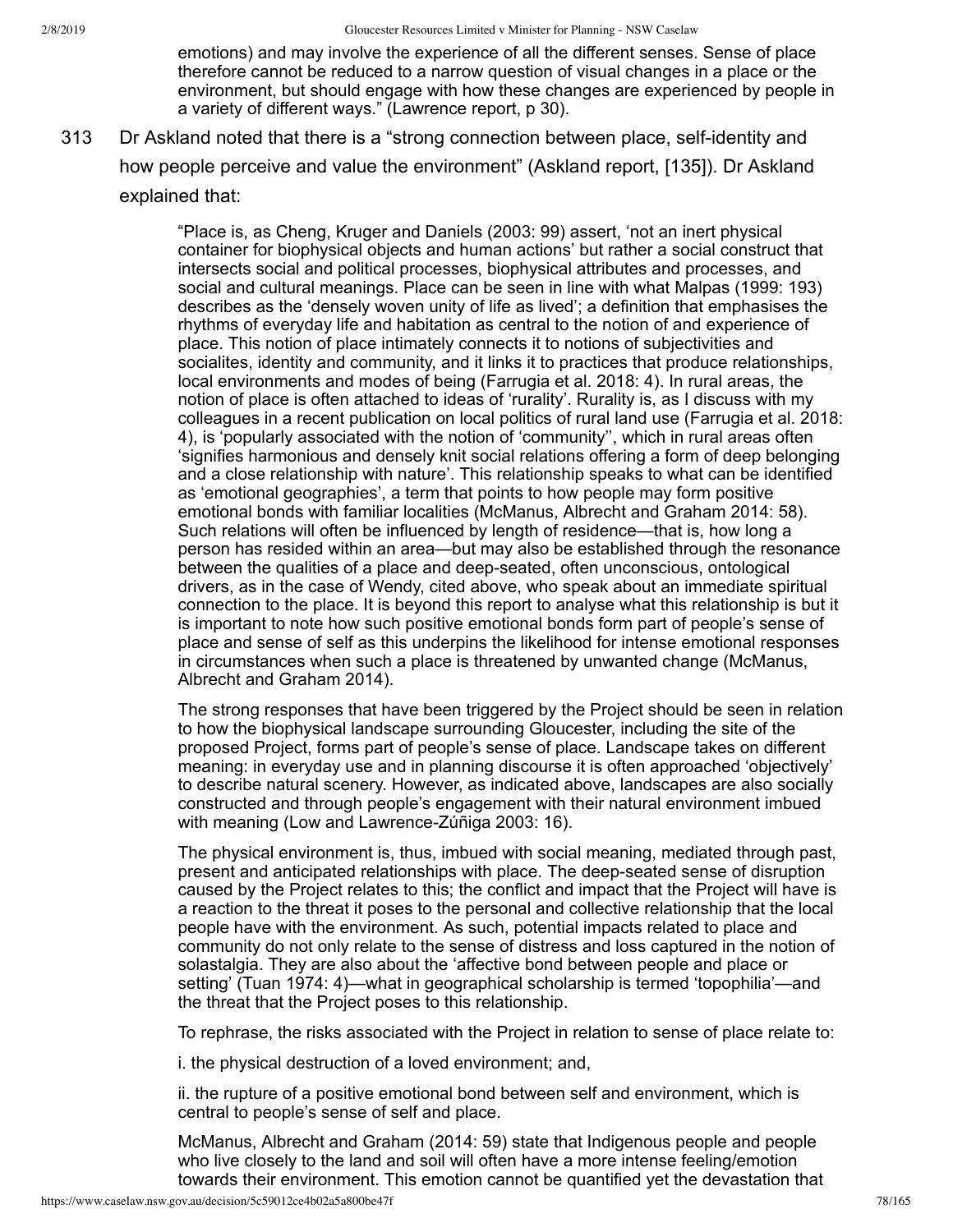emotions) and may involve the experience of all the different senses. Sense of place therefore cannot be reduced to a narrow question of visual changes in a place or the environment, but should engage with how these changes are experienced by people in a variety of different ways." (Lawrence report, p 30).

313 Dr Askland noted that there is a "strong connection between place, self-identity and how people perceive and value the environment" (Askland report, [135]). Dr Askland explained that:

> "Place is, as Cheng, Kruger and Daniels (2003: 99) assert, 'not an inert physical container for biophysical objects and human actions' but rather a social construct that intersects social and political processes, biophysical attributes and processes, and social and cultural meanings. Place can be seen in line with what Malpas (1999: 193) describes as the 'densely woven unity of life as lived'; a definition that emphasises the rhythms of everyday life and habitation as central to the notion of and experience of place. This notion of place intimately connects it to notions of subjectivities and socialites, identity and community, and it links it to practices that produce relationships, local environments and modes of being (Farrugia et al. 2018: 4). In rural areas, the notion of place is often attached to ideas of 'rurality'. Rurality is, as I discuss with my colleagues in a recent publication on local politics of rural land use (Farrugia et al. 2018: 4), is 'popularly associated with the notion of 'community'', which in rural areas often 'signifies harmonious and densely knit social relations offering a form of deep belonging and a close relationship with nature'. This relationship speaks to what can be identified as 'emotional geographies', a term that points to how people may form positive emotional bonds with familiar localities (McManus, Albrecht and Graham 2014: 58). Such relations will often be influenced by length of residence—that is, how long a person has resided within an area—but may also be established through the resonance between the qualities of a place and deep-seated, often unconscious, ontological drivers, as in the case of Wendy, cited above, who speak about an immediate spiritual connection to the place. It is beyond this report to analyse what this relationship is but it is important to note how such positive emotional bonds form part of people's sense of place and sense of self as this underpins the likelihood for intense emotional responses in circumstances when such a place is threatened by unwanted change (McManus, Albrecht and Graham 2014).
>
> The strong responses that have been triggered by the Project should be seen in relation to how the biophysical landscape surrounding Gloucester, including the site of the proposed Project, forms part of people's sense of place. Landscape takes on different meaning: in everyday use and in planning discourse it is often approached 'objectively' to describe natural scenery. However, as indicated above, landscapes are also socially constructed and through people's engagement with their natural environment imbued with meaning (Low and Lawrence-Zúñiga 2003: 16).
>
> The physical environment is, thus, imbued with social meaning, mediated through past, present and anticipated relationships with place. The deep-seated sense of disruption caused by the Project relates to this; the conflict and impact that the Project will have is a reaction to the threat it poses to the personal and collective relationship that the local people have with the environment. As such, potential impacts related to place and community do not only relate to the sense of distress and loss captured in the notion of solastalgia. They are also about the 'affective bond between people and place or setting' (Tuan 1974: 4)—what in geographical scholarship is termed 'topophilia'—and the threat that the Project poses to this relationship.
>
> To rephrase, the risks associated with the Project in relation to sense of place relate to:
>
> i. the physical destruction of a loved environment; and,
>
> ii. the rupture of a positive emotional bond between self and environment, which is central to people's sense of self and place.
>
> McManus, Albrecht and Graham (2014: 59) state that Indigenous people and people who live closely to the land and soil will often have a more intense feeling/emotion towards their environment. This emotion cannot be quantified yet the devastation that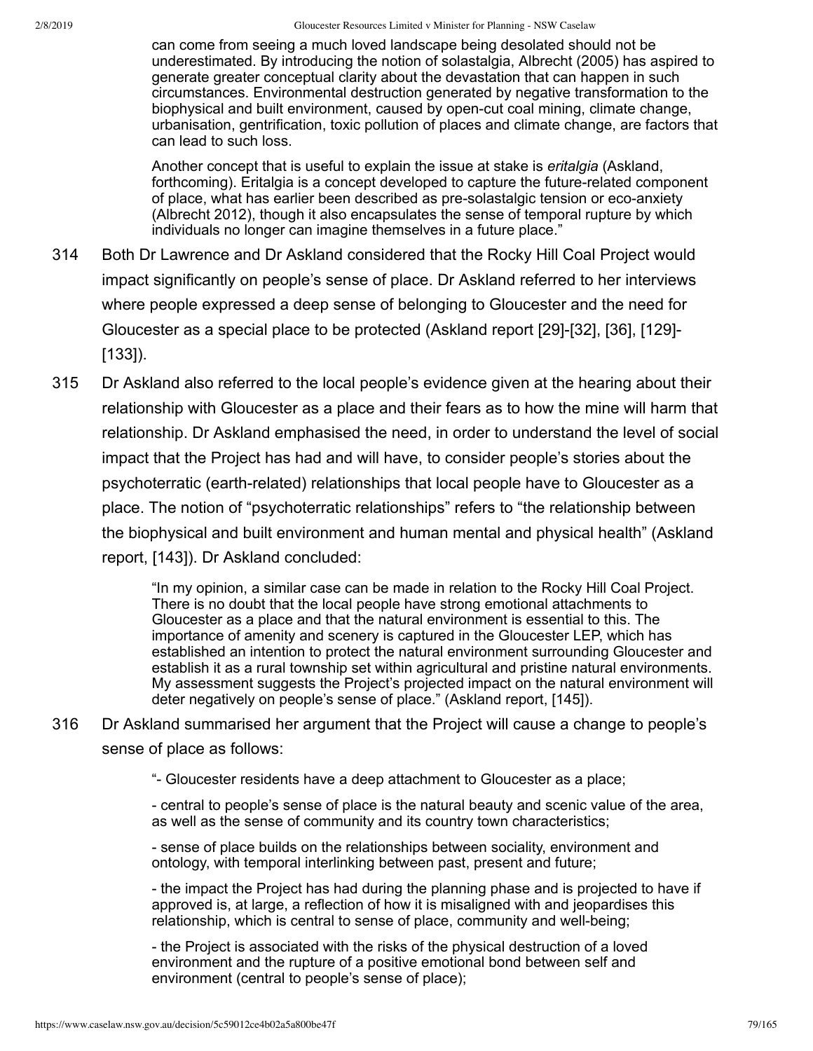> can come from seeing a much loved landscape being desolated should not be underestimated. By introducing the notion of solastalgia, Albrecht (2005) has aspired to generate greater conceptual clarity about the devastation that can happen in such circumstances. Environmental destruction generated by negative transformation to the biophysical and built environment, caused by open-cut coal mining, climate change, urbanisation, gentrification, toxic pollution of places and climate change, are factors that can lead to such loss.
>
> Another concept that is useful to explain the issue at stake is *eritalgia* (Askland, forthcoming). Eritalgia is a concept developed to capture the future-related component of place, what has earlier been described as pre-solastalgic tension or eco-anxiety (Albrecht 2012), though it also encapsulates the sense of temporal rupture by which individuals no longer can imagine themselves in a future place."

314 Both Dr Lawrence and Dr Askland considered that the Rocky Hill Coal Project would impact significantly on people's sense of place. Dr Askland referred to her interviews where people expressed a deep sense of belonging to Gloucester and the need for Gloucester as a special place to be protected (Askland report [29]-[32], [36], [129]-[133]).

315 Dr Askland also referred to the local people's evidence given at the hearing about their relationship with Gloucester as a place and their fears as to how the mine will harm that relationship. Dr Askland emphasised the need, in order to understand the level of social impact that the Project has had and will have, to consider people's stories about the psychoterratic (earth-related) relationships that local people have to Gloucester as a place. The notion of "psychoterratic relationships" refers to "the relationship between the biophysical and built environment and human mental and physical health" (Askland report, [143]). Dr Askland concluded:

> "In my opinion, a similar case can be made in relation to the Rocky Hill Coal Project. There is no doubt that the local people have strong emotional attachments to Gloucester as a place and that the natural environment is essential to this. The importance of amenity and scenery is captured in the Gloucester LEP, which has established an intention to protect the natural environment surrounding Gloucester and establish it as a rural township set within agricultural and pristine natural environments. My assessment suggests the Project's projected impact on the natural environment will deter negatively on people's sense of place." (Askland report, [145]).

316 Dr Askland summarised her argument that the Project will cause a change to people's sense of place as follows:

> "- Gloucester residents have a deep attachment to Gloucester as a place;
>
> - central to people's sense of place is the natural beauty and scenic value of the area, as well as the sense of community and its country town characteristics;
>
> - sense of place builds on the relationships between sociality, environment and ontology, with temporal interlinking between past, present and future;
>
> - the impact the Project has had during the planning phase and is projected to have if approved is, at large, a reflection of how it is misaligned with and jeopardises this relationship, which is central to sense of place, community and well-being;
>
> - the Project is associated with the risks of the physical destruction of a loved environment and the rupture of a positive emotional bond between self and environment (central to people's sense of place);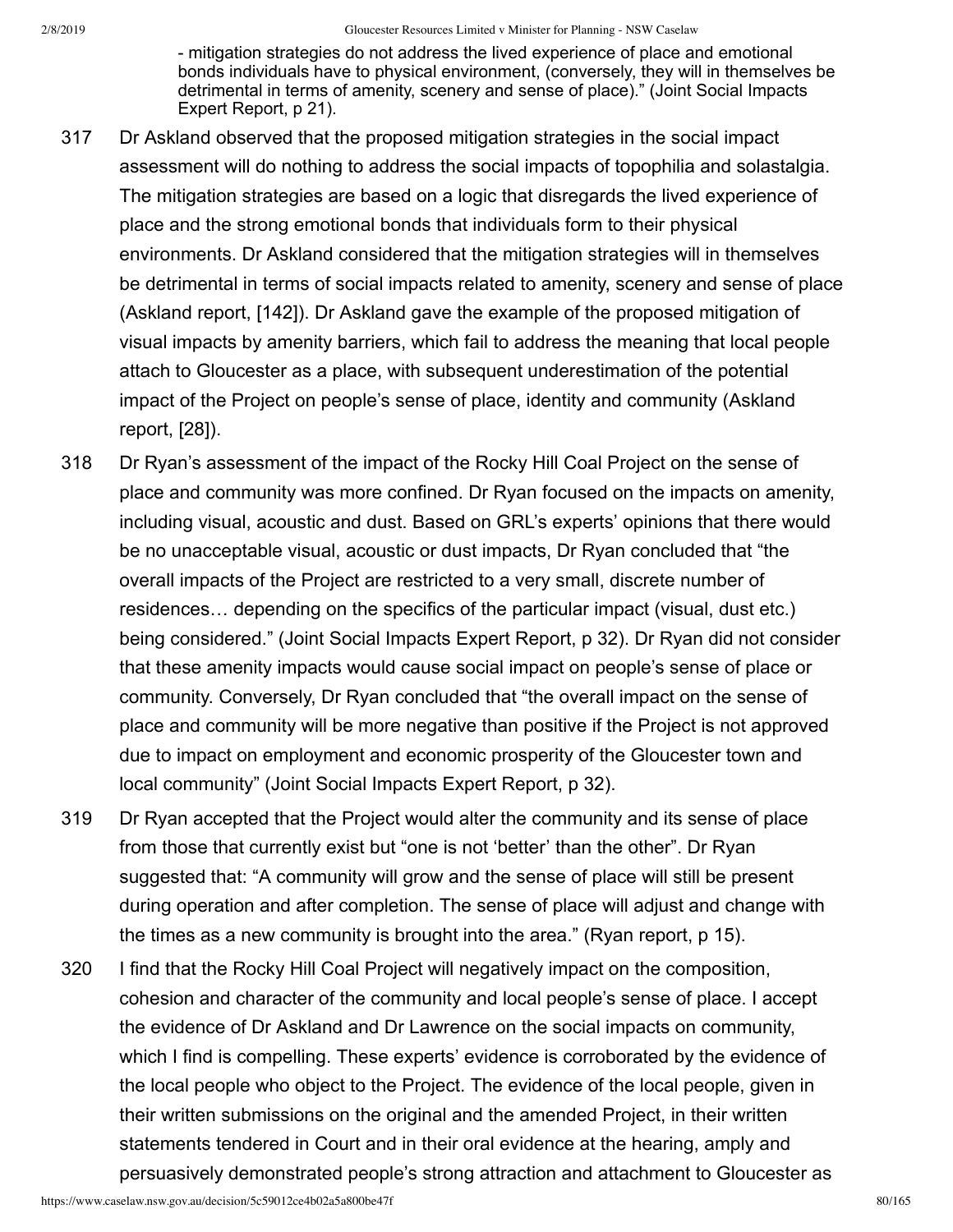> - mitigation strategies do not address the lived experience of place and emotional bonds individuals have to physical environment, (conversely, they will in themselves be detrimental in terms of amenity, scenery and sense of place)." (Joint Social Impacts Expert Report, p 21).

317 Dr Askland observed that the proposed mitigation strategies in the social impact assessment will do nothing to address the social impacts of topophilia and solastalgia. The mitigation strategies are based on a logic that disregards the lived experience of place and the strong emotional bonds that individuals form to their physical environments. Dr Askland considered that the mitigation strategies will in themselves be detrimental in terms of social impacts related to amenity, scenery and sense of place (Askland report, [142]). Dr Askland gave the example of the proposed mitigation of visual impacts by amenity barriers, which fail to address the meaning that local people attach to Gloucester as a place, with subsequent underestimation of the potential impact of the Project on people's sense of place, identity and community (Askland report, [28]).

318 Dr Ryan's assessment of the impact of the Rocky Hill Coal Project on the sense of place and community was more confined. Dr Ryan focused on the impacts on amenity, including visual, acoustic and dust. Based on GRL's experts' opinions that there would be no unacceptable visual, acoustic or dust impacts, Dr Ryan concluded that "the overall impacts of the Project are restricted to a very small, discrete number of residences… depending on the specifics of the particular impact (visual, dust etc.) being considered." (Joint Social Impacts Expert Report, p 32). Dr Ryan did not consider that these amenity impacts would cause social impact on people's sense of place or community. Conversely, Dr Ryan concluded that "the overall impact on the sense of place and community will be more negative than positive if the Project is not approved due to impact on employment and economic prosperity of the Gloucester town and local community" (Joint Social Impacts Expert Report, p 32).

319 Dr Ryan accepted that the Project would alter the community and its sense of place from those that currently exist but "one is not 'better' than the other". Dr Ryan suggested that: "A community will grow and the sense of place will still be present during operation and after completion. The sense of place will adjust and change with the times as a new community is brought into the area." (Ryan report, p 15).

320 I find that the Rocky Hill Coal Project will negatively impact on the composition, cohesion and character of the community and local people's sense of place. I accept the evidence of Dr Askland and Dr Lawrence on the social impacts on community, which I find is compelling. These experts' evidence is corroborated by the evidence of the local people who object to the Project. The evidence of the local people, given in their written submissions on the original and the amended Project, in their written statements tendered in Court and in their oral evidence at the hearing, amply and persuasively demonstrated people's strong attraction and attachment to Gloucester as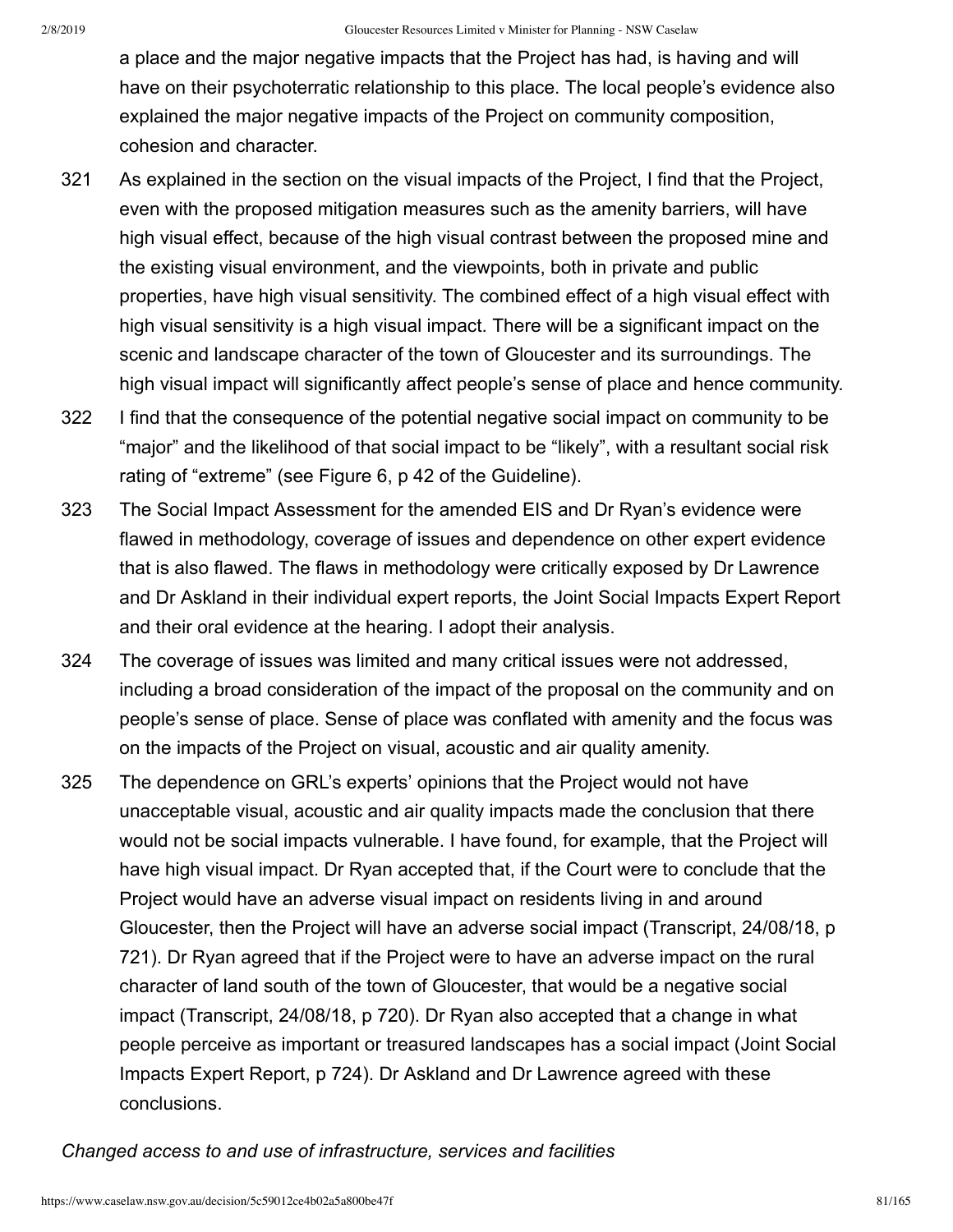a place and the major negative impacts that the Project has had, is having and will have on their psychoterratic relationship to this place. The local people's evidence also explained the major negative impacts of the Project on community composition, cohesion and character.

321 As explained in the section on the visual impacts of the Project, I find that the Project, even with the proposed mitigation measures such as the amenity barriers, will have high visual effect, because of the high visual contrast between the proposed mine and the existing visual environment, and the viewpoints, both in private and public properties, have high visual sensitivity. The combined effect of a high visual effect with high visual sensitivity is a high visual impact. There will be a significant impact on the scenic and landscape character of the town of Gloucester and its surroundings. The high visual impact will significantly affect people's sense of place and hence community.

322 I find that the consequence of the potential negative social impact on community to be "major" and the likelihood of that social impact to be "likely", with a resultant social risk rating of "extreme" (see Figure 6, p 42 of the Guideline).

323 The Social Impact Assessment for the amended EIS and Dr Ryan's evidence were flawed in methodology, coverage of issues and dependence on other expert evidence that is also flawed. The flaws in methodology were critically exposed by Dr Lawrence and Dr Askland in their individual expert reports, the Joint Social Impacts Expert Report and their oral evidence at the hearing. I adopt their analysis.

324 The coverage of issues was limited and many critical issues were not addressed, including a broad consideration of the impact of the proposal on the community and on people's sense of place. Sense of place was conflated with amenity and the focus was on the impacts of the Project on visual, acoustic and air quality amenity.

325 The dependence on GRL's experts' opinions that the Project would not have unacceptable visual, acoustic and air quality impacts made the conclusion that there would not be social impacts vulnerable. I have found, for example, that the Project will have high visual impact. Dr Ryan accepted that, if the Court were to conclude that the Project would have an adverse visual impact on residents living in and around Gloucester, then the Project will have an adverse social impact (Transcript, 24/08/18, p 721). Dr Ryan agreed that if the Project were to have an adverse impact on the rural character of land south of the town of Gloucester, that would be a negative social impact (Transcript, 24/08/18, p 720). Dr Ryan also accepted that a change in what people perceive as important or treasured landscapes has a social impact (Joint Social Impacts Expert Report, p 724). Dr Askland and Dr Lawrence agreed with these conclusions.

*Changed access to and use of infrastructure, services and facilities*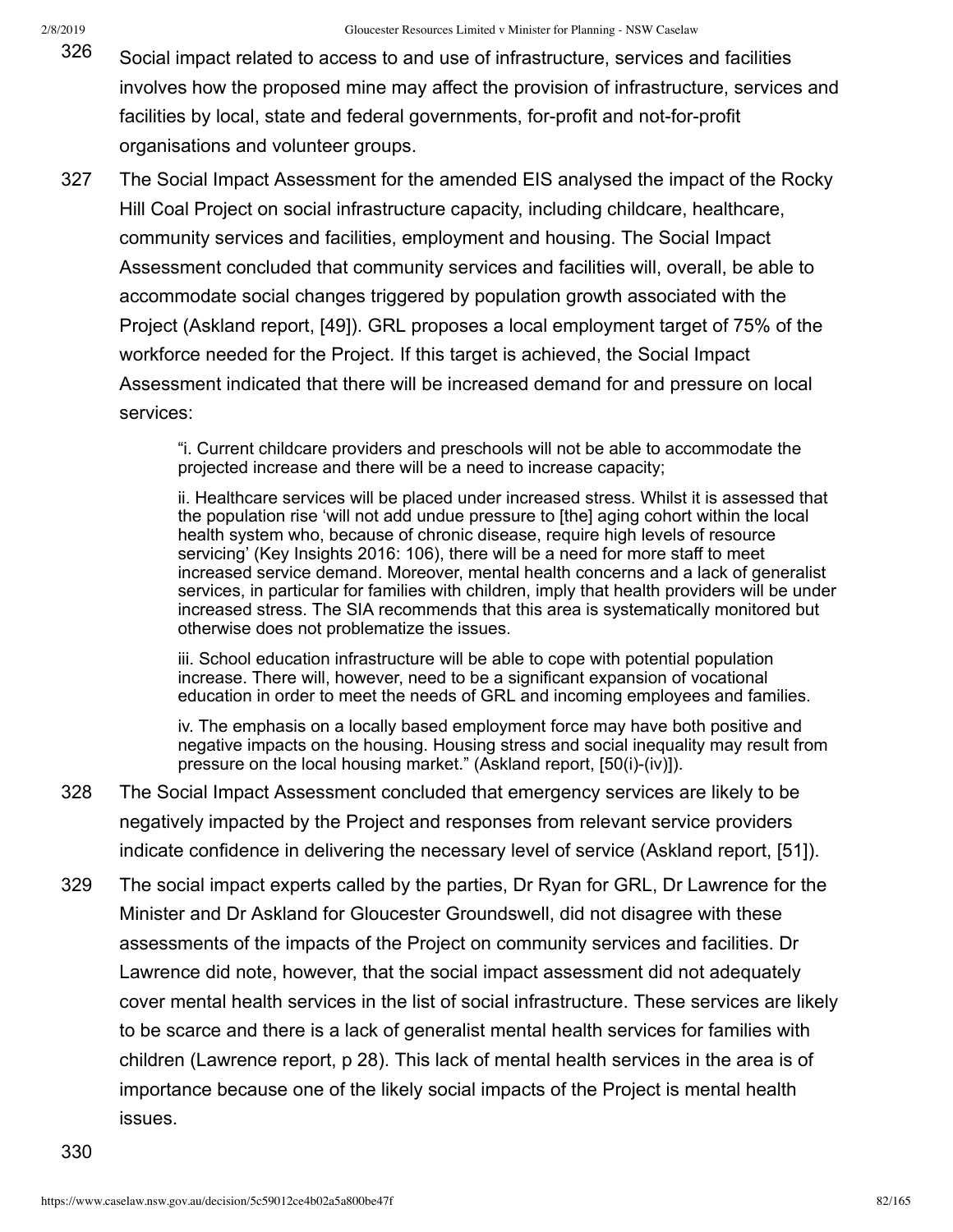326 Social impact related to access to and use of infrastructure, services and facilities involves how the proposed mine may affect the provision of infrastructure, services and facilities by local, state and federal governments, for-profit and not-for-profit organisations and volunteer groups.

327 The Social Impact Assessment for the amended EIS analysed the impact of the Rocky Hill Coal Project on social infrastructure capacity, including childcare, healthcare, community services and facilities, employment and housing. The Social Impact Assessment concluded that community services and facilities will, overall, be able to accommodate social changes triggered by population growth associated with the Project (Askland report, [49]). GRL proposes a local employment target of 75% of the workforce needed for the Project. If this target is achieved, the Social Impact Assessment indicated that there will be increased demand for and pressure on local services:

> "i. Current childcare providers and preschools will not be able to accommodate the projected increase and there will be a need to increase capacity;
>
> ii. Healthcare services will be placed under increased stress. Whilst it is assessed that the population rise 'will not add undue pressure to [the] aging cohort within the local health system who, because of chronic disease, require high levels of resource servicing' (Key Insights 2016: 106), there will be a need for more staff to meet increased service demand. Moreover, mental health concerns and a lack of generalist services, in particular for families with children, imply that health providers will be under increased stress. The SIA recommends that this area is systematically monitored but otherwise does not problematize the issues.
>
> iii. School education infrastructure will be able to cope with potential population increase. There will, however, need to be a significant expansion of vocational education in order to meet the needs of GRL and incoming employees and families.
>
> iv. The emphasis on a locally based employment force may have both positive and negative impacts on the housing. Housing stress and social inequality may result from pressure on the local housing market." (Askland report, [50(i)-(iv)]).

328 The Social Impact Assessment concluded that emergency services are likely to be negatively impacted by the Project and responses from relevant service providers indicate confidence in delivering the necessary level of service (Askland report, [51]).

329 The social impact experts called by the parties, Dr Ryan for GRL, Dr Lawrence for the Minister and Dr Askland for Gloucester Groundswell, did not disagree with these assessments of the impacts of the Project on community services and facilities. Dr Lawrence did note, however, that the social impact assessment did not adequately cover mental health services in the list of social infrastructure. These services are likely to be scarce and there is a lack of generalist mental health services for families with children (Lawrence report, p 28). This lack of mental health services in the area is of importance because one of the likely social impacts of the Project is mental health issues.

330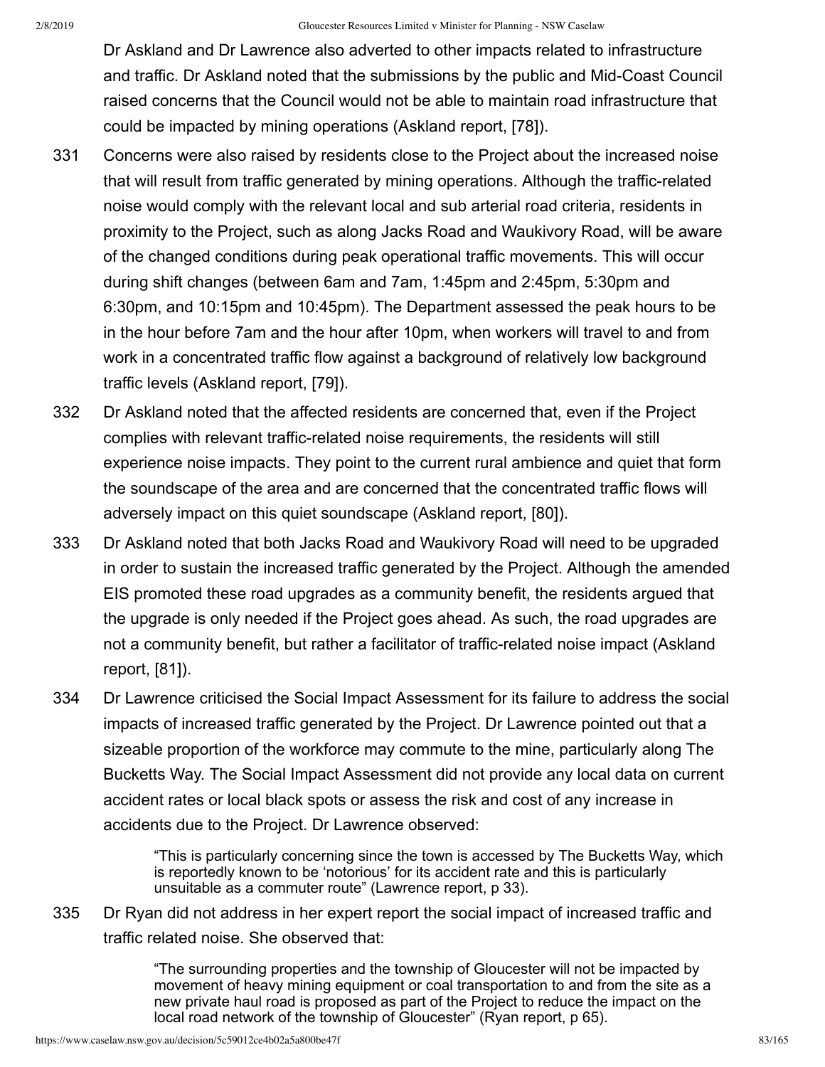Dr Askland and Dr Lawrence also adverted to other impacts related to infrastructure and traffic. Dr Askland noted that the submissions by the public and Mid-Coast Council raised concerns that the Council would not be able to maintain road infrastructure that could be impacted by mining operations (Askland report, [78]).

331 Concerns were also raised by residents close to the Project about the increased noise that will result from traffic generated by mining operations. Although the traffic-related noise would comply with the relevant local and sub arterial road criteria, residents in proximity to the Project, such as along Jacks Road and Waukivory Road, will be aware of the changed conditions during peak operational traffic movements. This will occur during shift changes (between 6am and 7am, 1:45pm and 2:45pm, 5:30pm and 6:30pm, and 10:15pm and 10:45pm). The Department assessed the peak hours to be in the hour before 7am and the hour after 10pm, when workers will travel to and from work in a concentrated traffic flow against a background of relatively low background traffic levels (Askland report, [79]).

332 Dr Askland noted that the affected residents are concerned that, even if the Project complies with relevant traffic-related noise requirements, the residents will still experience noise impacts. They point to the current rural ambience and quiet that form the soundscape of the area and are concerned that the concentrated traffic flows will adversely impact on this quiet soundscape (Askland report, [80]).

333 Dr Askland noted that both Jacks Road and Waukivory Road will need to be upgraded in order to sustain the increased traffic generated by the Project. Although the amended EIS promoted these road upgrades as a community benefit, the residents argued that the upgrade is only needed if the Project goes ahead. As such, the road upgrades are not a community benefit, but rather a facilitator of traffic-related noise impact (Askland report, [81]).

334 Dr Lawrence criticised the Social Impact Assessment for its failure to address the social impacts of increased traffic generated by the Project. Dr Lawrence pointed out that a sizeable proportion of the workforce may commute to the mine, particularly along The Bucketts Way. The Social Impact Assessment did not provide any local data on current accident rates or local black spots or assess the risk and cost of any increase in accidents due to the Project. Dr Lawrence observed:

> "This is particularly concerning since the town is accessed by The Bucketts Way, which is reportedly known to be 'notorious' for its accident rate and this is particularly unsuitable as a commuter route" (Lawrence report, p 33).

335 Dr Ryan did not address in her expert report the social impact of increased traffic and traffic related noise. She observed that:

> "The surrounding properties and the township of Gloucester will not be impacted by movement of heavy mining equipment or coal transportation to and from the site as a new private haul road is proposed as part of the Project to reduce the impact on the local road network of the township of Gloucester" (Ryan report, p 65).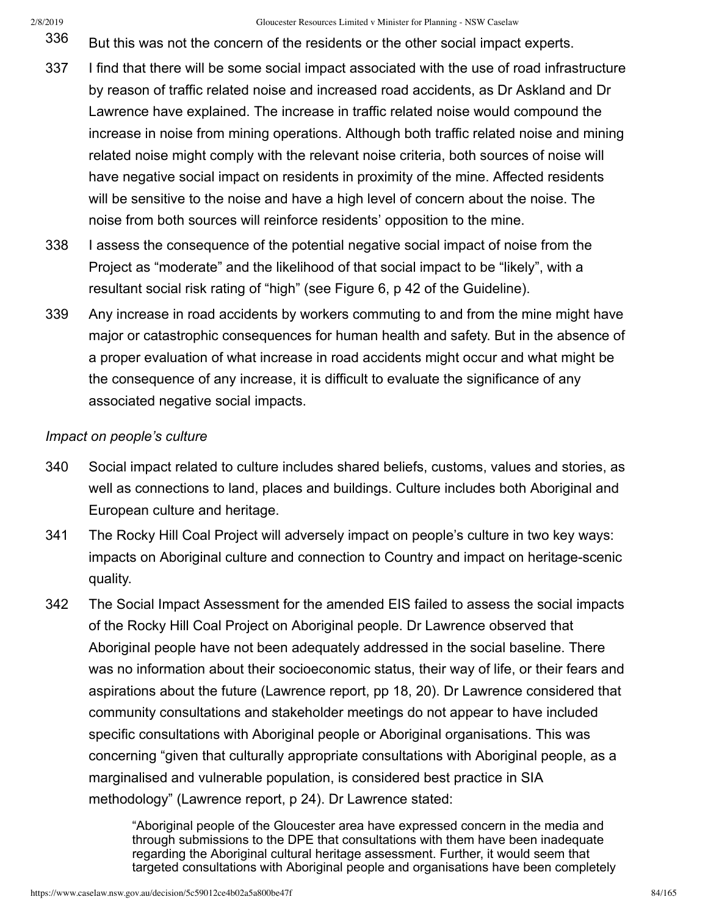336 But this was not the concern of the residents or the other social impact experts.

337 I find that there will be some social impact associated with the use of road infrastructure by reason of traffic related noise and increased road accidents, as Dr Askland and Dr Lawrence have explained. The increase in traffic related noise would compound the increase in noise from mining operations. Although both traffic related noise and mining related noise might comply with the relevant noise criteria, both sources of noise will have negative social impact on residents in proximity of the mine. Affected residents will be sensitive to the noise and have a high level of concern about the noise. The noise from both sources will reinforce residents' opposition to the mine.

338 I assess the consequence of the potential negative social impact of noise from the Project as "moderate" and the likelihood of that social impact to be "likely", with a resultant social risk rating of "high" (see Figure 6, p 42 of the Guideline).

339 Any increase in road accidents by workers commuting to and from the mine might have major or catastrophic consequences for human health and safety. But in the absence of a proper evaluation of what increase in road accidents might occur and what might be the consequence of any increase, it is difficult to evaluate the significance of any associated negative social impacts.

*Impact on people's culture*

340 Social impact related to culture includes shared beliefs, customs, values and stories, as well as connections to land, places and buildings. Culture includes both Aboriginal and European culture and heritage.

341 The Rocky Hill Coal Project will adversely impact on people's culture in two key ways: impacts on Aboriginal culture and connection to Country and impact on heritage-scenic quality.

342 The Social Impact Assessment for the amended EIS failed to assess the social impacts of the Rocky Hill Coal Project on Aboriginal people. Dr Lawrence observed that Aboriginal people have not been adequately addressed in the social baseline. There was no information about their socioeconomic status, their way of life, or their fears and aspirations about the future (Lawrence report, pp 18, 20). Dr Lawrence considered that community consultations and stakeholder meetings do not appear to have included specific consultations with Aboriginal people or Aboriginal organisations. This was concerning "given that culturally appropriate consultations with Aboriginal people, as a marginalised and vulnerable population, is considered best practice in SIA methodology" (Lawrence report, p 24). Dr Lawrence stated:

> "Aboriginal people of the Gloucester area have expressed concern in the media and through submissions to the DPE that consultations with them have been inadequate regarding the Aboriginal cultural heritage assessment. Further, it would seem that targeted consultations with Aboriginal people and organisations have been completely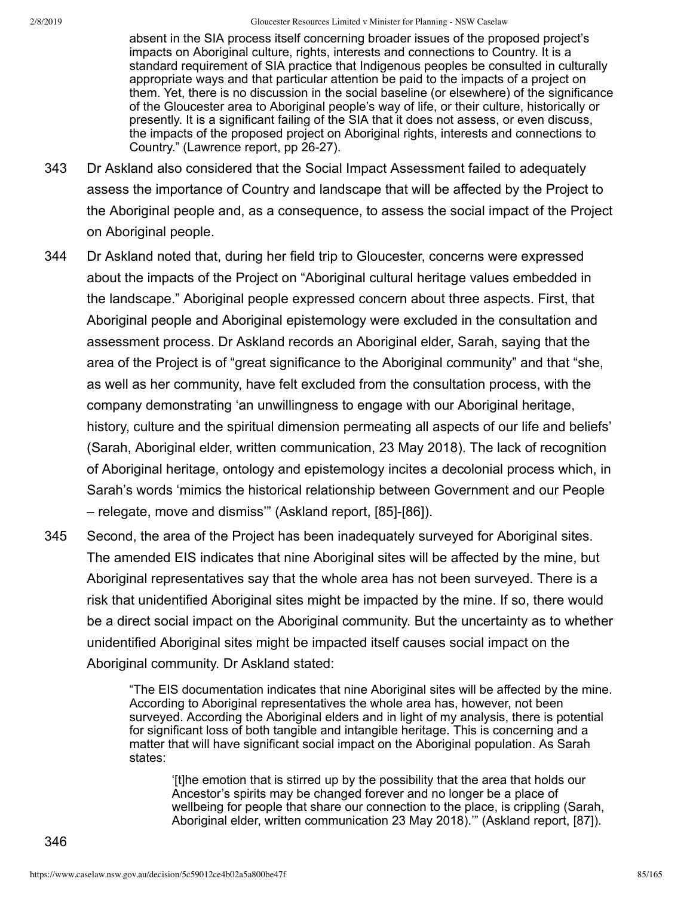> absent in the SIA process itself concerning broader issues of the proposed project's impacts on Aboriginal culture, rights, interests and connections to Country. It is a standard requirement of SIA practice that Indigenous peoples be consulted in culturally appropriate ways and that particular attention be paid to the impacts of a project on them. Yet, there is no discussion in the social baseline (or elsewhere) of the significance of the Gloucester area to Aboriginal people's way of life, or their culture, historically or presently. It is a significant failing of the SIA that it does not assess, or even discuss, the impacts of the proposed project on Aboriginal rights, interests and connections to Country." (Lawrence report, pp 26-27).

343 Dr Askland also considered that the Social Impact Assessment failed to adequately assess the importance of Country and landscape that will be affected by the Project to the Aboriginal people and, as a consequence, to assess the social impact of the Project on Aboriginal people.

344 Dr Askland noted that, during her field trip to Gloucester, concerns were expressed about the impacts of the Project on "Aboriginal cultural heritage values embedded in the landscape." Aboriginal people expressed concern about three aspects. First, that Aboriginal people and Aboriginal epistemology were excluded in the consultation and assessment process. Dr Askland records an Aboriginal elder, Sarah, saying that the area of the Project is of "great significance to the Aboriginal community" and that "she, as well as her community, have felt excluded from the consultation process, with the company demonstrating 'an unwillingness to engage with our Aboriginal heritage, history, culture and the spiritual dimension permeating all aspects of our life and beliefs' (Sarah, Aboriginal elder, written communication, 23 May 2018). The lack of recognition of Aboriginal heritage, ontology and epistemology incites a decolonial process which, in Sarah's words 'mimics the historical relationship between Government and our People – relegate, move and dismiss'" (Askland report, [85]-[86]).

345 Second, the area of the Project has been inadequately surveyed for Aboriginal sites. The amended EIS indicates that nine Aboriginal sites will be affected by the mine, but Aboriginal representatives say that the whole area has not been surveyed. There is a risk that unidentified Aboriginal sites might be impacted by the mine. If so, there would be a direct social impact on the Aboriginal community. But the uncertainty as to whether unidentified Aboriginal sites might be impacted itself causes social impact on the Aboriginal community. Dr Askland stated:

> "The EIS documentation indicates that nine Aboriginal sites will be affected by the mine. According to Aboriginal representatives the whole area has, however, not been surveyed. According the Aboriginal elders and in light of my analysis, there is potential for significant loss of both tangible and intangible heritage. This is concerning and a matter that will have significant social impact on the Aboriginal population. As Sarah states:
>
> > '[t]he emotion that is stirred up by the possibility that the area that holds our Ancestor's spirits may be changed forever and no longer be a place of wellbeing for people that share our connection to the place, is crippling (Sarah, Aboriginal elder, written communication 23 May 2018).'" (Askland report, [87]).

346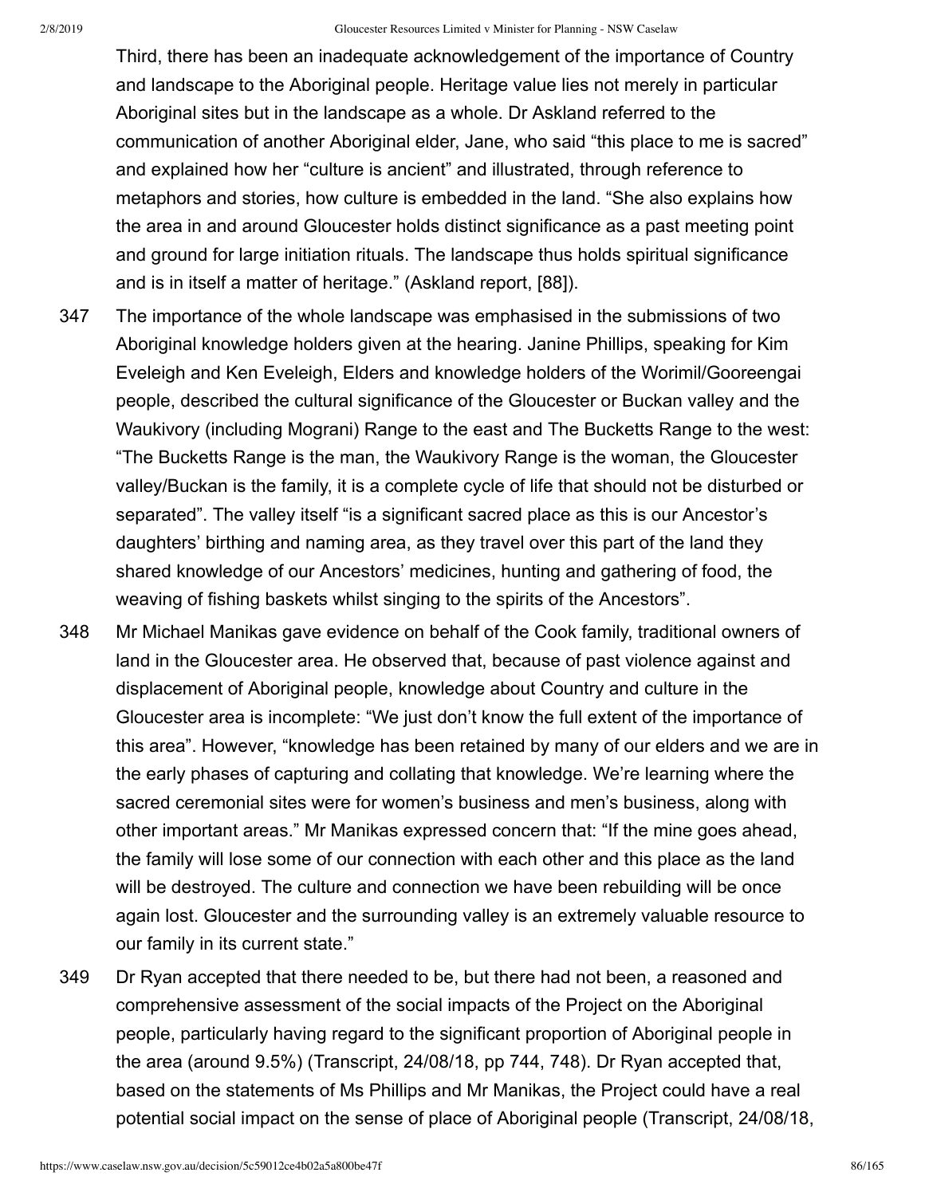Third, there has been an inadequate acknowledgement of the importance of Country and landscape to the Aboriginal people. Heritage value lies not merely in particular Aboriginal sites but in the landscape as a whole. Dr Askland referred to the communication of another Aboriginal elder, Jane, who said “this place to me is sacred” and explained how her “culture is ancient” and illustrated, through reference to metaphors and stories, how culture is embedded in the land. “She also explains how the area in and around Gloucester holds distinct significance as a past meeting point and ground for large initiation rituals. The landscape thus holds spiritual significance and is in itself a matter of heritage.” (Askland report, [88]).

347 The importance of the whole landscape was emphasised in the submissions of two Aboriginal knowledge holders given at the hearing. Janine Phillips, speaking for Kim Eveleigh and Ken Eveleigh, Elders and knowledge holders of the Worimil/Gooreengai people, described the cultural significance of the Gloucester or Buckan valley and the Waukivory (including Mograni) Range to the east and The Bucketts Range to the west: “The Bucketts Range is the man, the Waukivory Range is the woman, the Gloucester valley/Buckan is the family, it is a complete cycle of life that should not be disturbed or separated”. The valley itself “is a significant sacred place as this is our Ancestor’s daughters’ birthing and naming area, as they travel over this part of the land they shared knowledge of our Ancestors’ medicines, hunting and gathering of food, the weaving of fishing baskets whilst singing to the spirits of the Ancestors”.

348 Mr Michael Manikas gave evidence on behalf of the Cook family, traditional owners of land in the Gloucester area. He observed that, because of past violence against and displacement of Aboriginal people, knowledge about Country and culture in the Gloucester area is incomplete: “We just don’t know the full extent of the importance of this area”. However, “knowledge has been retained by many of our elders and we are in the early phases of capturing and collating that knowledge. We’re learning where the sacred ceremonial sites were for women’s business and men’s business, along with other important areas.” Mr Manikas expressed concern that: “If the mine goes ahead, the family will lose some of our connection with each other and this place as the land will be destroyed. The culture and connection we have been rebuilding will be once again lost. Gloucester and the surrounding valley is an extremely valuable resource to our family in its current state.”

349 Dr Ryan accepted that there needed to be, but there had not been, a reasoned and comprehensive assessment of the social impacts of the Project on the Aboriginal people, particularly having regard to the significant proportion of Aboriginal people in the area (around 9.5%) (Transcript, 24/08/18, pp 744, 748). Dr Ryan accepted that, based on the statements of Ms Phillips and Mr Manikas, the Project could have a real potential social impact on the sense of place of Aboriginal people (Transcript, 24/08/18,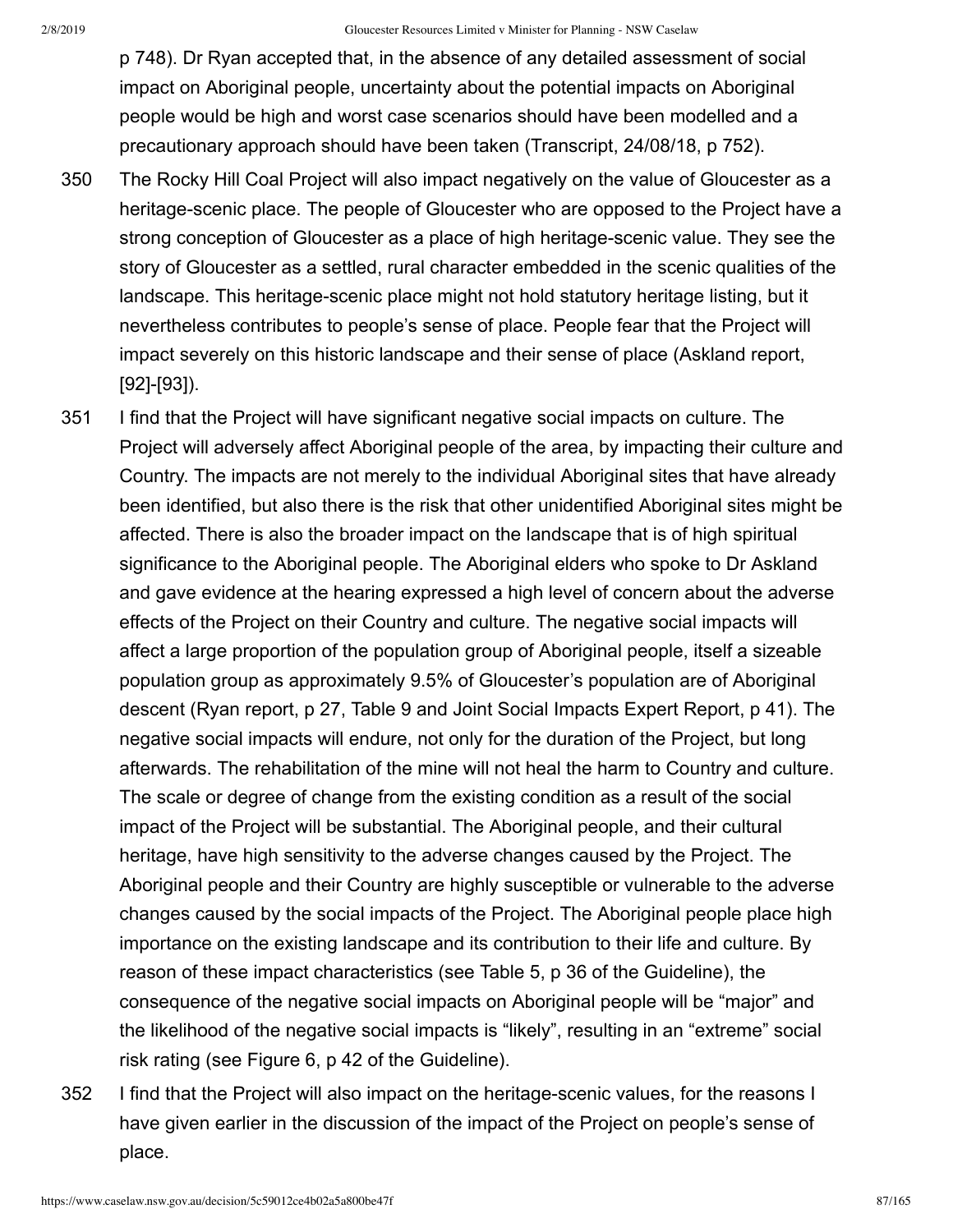p 748). Dr Ryan accepted that, in the absence of any detailed assessment of social impact on Aboriginal people, uncertainty about the potential impacts on Aboriginal people would be high and worst case scenarios should have been modelled and a precautionary approach should have been taken (Transcript, 24/08/18, p 752).

350 The Rocky Hill Coal Project will also impact negatively on the value of Gloucester as a heritage-scenic place. The people of Gloucester who are opposed to the Project have a strong conception of Gloucester as a place of high heritage-scenic value. They see the story of Gloucester as a settled, rural character embedded in the scenic qualities of the landscape. This heritage-scenic place might not hold statutory heritage listing, but it nevertheless contributes to people's sense of place. People fear that the Project will impact severely on this historic landscape and their sense of place (Askland report, [92]-[93]).

351 I find that the Project will have significant negative social impacts on culture. The Project will adversely affect Aboriginal people of the area, by impacting their culture and Country. The impacts are not merely to the individual Aboriginal sites that have already been identified, but also there is the risk that other unidentified Aboriginal sites might be affected. There is also the broader impact on the landscape that is of high spiritual significance to the Aboriginal people. The Aboriginal elders who spoke to Dr Askland and gave evidence at the hearing expressed a high level of concern about the adverse effects of the Project on their Country and culture. The negative social impacts will affect a large proportion of the population group of Aboriginal people, itself a sizeable population group as approximately 9.5% of Gloucester's population are of Aboriginal descent (Ryan report, p 27, Table 9 and Joint Social Impacts Expert Report, p 41). The negative social impacts will endure, not only for the duration of the Project, but long afterwards. The rehabilitation of the mine will not heal the harm to Country and culture. The scale or degree of change from the existing condition as a result of the social impact of the Project will be substantial. The Aboriginal people, and their cultural heritage, have high sensitivity to the adverse changes caused by the Project. The Aboriginal people and their Country are highly susceptible or vulnerable to the adverse changes caused by the social impacts of the Project. The Aboriginal people place high importance on the existing landscape and its contribution to their life and culture. By reason of these impact characteristics (see Table 5, p 36 of the Guideline), the consequence of the negative social impacts on Aboriginal people will be "major" and the likelihood of the negative social impacts is "likely", resulting in an "extreme" social risk rating (see Figure 6, p 42 of the Guideline).

352 I find that the Project will also impact on the heritage-scenic values, for the reasons I have given earlier in the discussion of the impact of the Project on people's sense of place.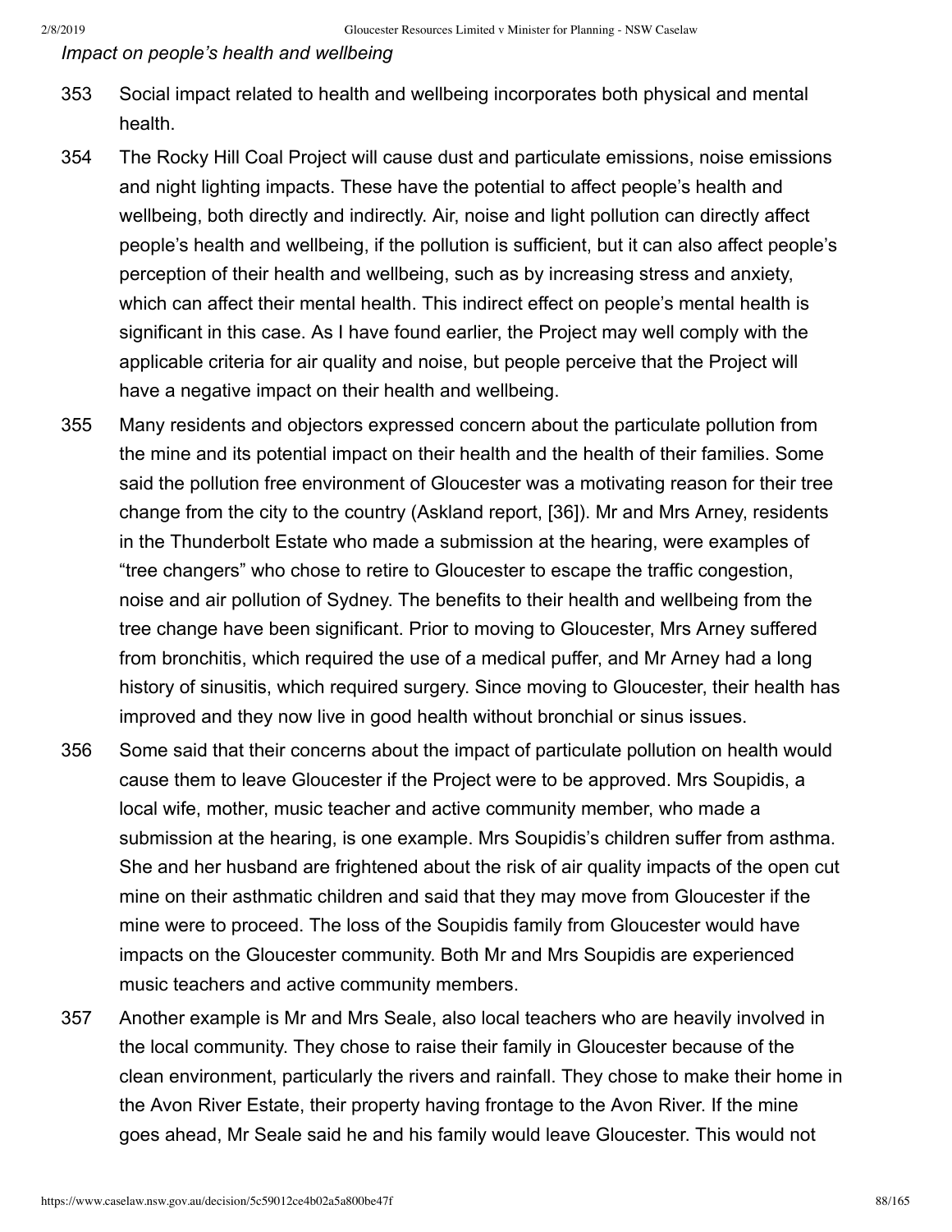*Impact on people's health and wellbeing*

353 Social impact related to health and wellbeing incorporates both physical and mental health.

354 The Rocky Hill Coal Project will cause dust and particulate emissions, noise emissions and night lighting impacts. These have the potential to affect people's health and wellbeing, both directly and indirectly. Air, noise and light pollution can directly affect people's health and wellbeing, if the pollution is sufficient, but it can also affect people's perception of their health and wellbeing, such as by increasing stress and anxiety, which can affect their mental health. This indirect effect on people's mental health is significant in this case. As I have found earlier, the Project may well comply with the applicable criteria for air quality and noise, but people perceive that the Project will have a negative impact on their health and wellbeing.

355 Many residents and objectors expressed concern about the particulate pollution from the mine and its potential impact on their health and the health of their families. Some said the pollution free environment of Gloucester was a motivating reason for their tree change from the city to the country (Askland report, [36]). Mr and Mrs Arney, residents in the Thunderbolt Estate who made a submission at the hearing, were examples of "tree changers" who chose to retire to Gloucester to escape the traffic congestion, noise and air pollution of Sydney. The benefits to their health and wellbeing from the tree change have been significant. Prior to moving to Gloucester, Mrs Arney suffered from bronchitis, which required the use of a medical puffer, and Mr Arney had a long history of sinusitis, which required surgery. Since moving to Gloucester, their health has improved and they now live in good health without bronchial or sinus issues.

356 Some said that their concerns about the impact of particulate pollution on health would cause them to leave Gloucester if the Project were to be approved. Mrs Soupidis, a local wife, mother, music teacher and active community member, who made a submission at the hearing, is one example. Mrs Soupidis's children suffer from asthma. She and her husband are frightened about the risk of air quality impacts of the open cut mine on their asthmatic children and said that they may move from Gloucester if the mine were to proceed. The loss of the Soupidis family from Gloucester would have impacts on the Gloucester community. Both Mr and Mrs Soupidis are experienced music teachers and active community members.

357 Another example is Mr and Mrs Seale, also local teachers who are heavily involved in the local community. They chose to raise their family in Gloucester because of the clean environment, particularly the rivers and rainfall. They chose to make their home in the Avon River Estate, their property having frontage to the Avon River. If the mine goes ahead, Mr Seale said he and his family would leave Gloucester. This would not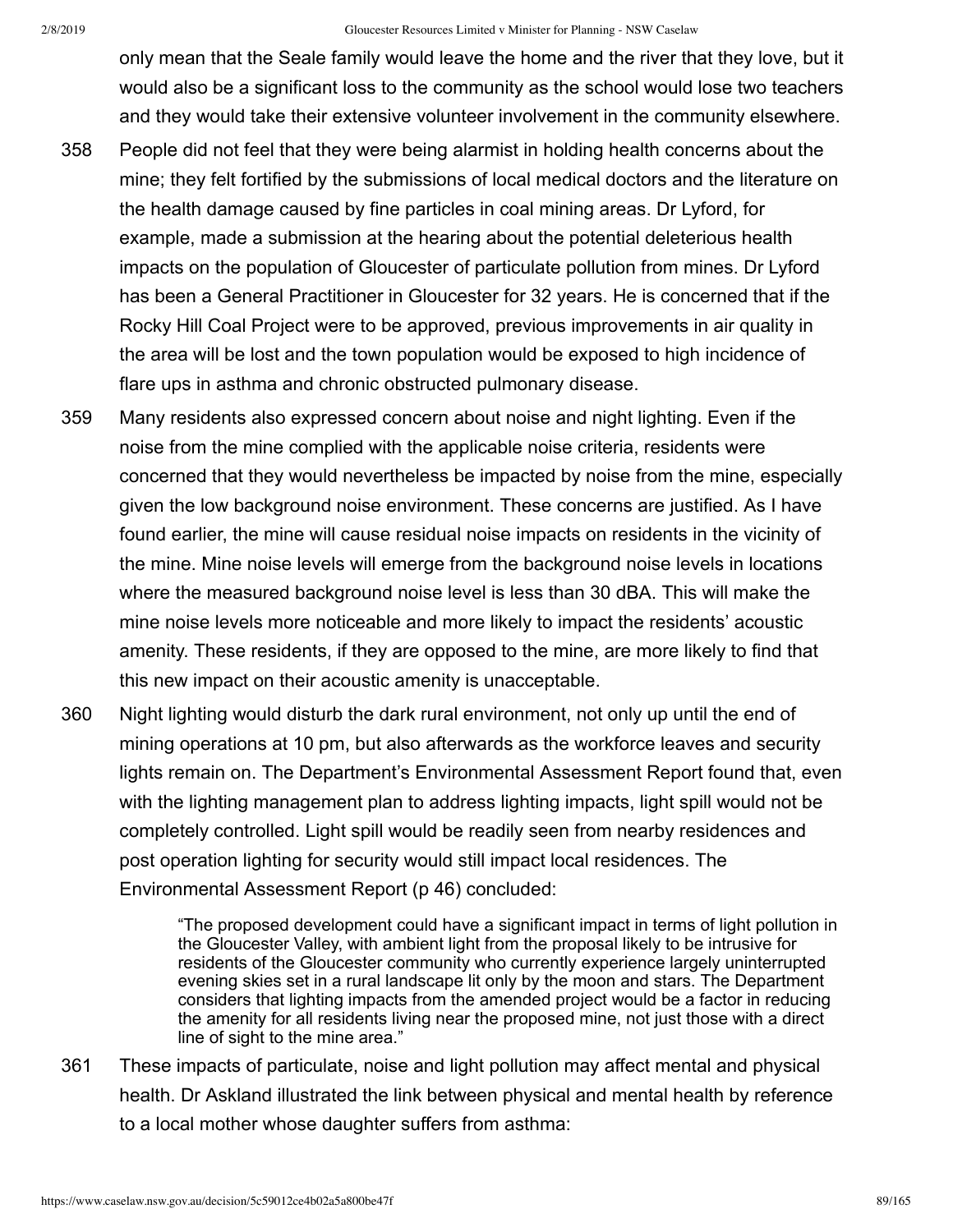only mean that the Seale family would leave the home and the river that they love, but it would also be a significant loss to the community as the school would lose two teachers and they would take their extensive volunteer involvement in the community elsewhere.

358 People did not feel that they were being alarmist in holding health concerns about the mine; they felt fortified by the submissions of local medical doctors and the literature on the health damage caused by fine particles in coal mining areas. Dr Lyford, for example, made a submission at the hearing about the potential deleterious health impacts on the population of Gloucester of particulate pollution from mines. Dr Lyford has been a General Practitioner in Gloucester for 32 years. He is concerned that if the Rocky Hill Coal Project were to be approved, previous improvements in air quality in the area will be lost and the town population would be exposed to high incidence of flare ups in asthma and chronic obstructed pulmonary disease.

359 Many residents also expressed concern about noise and night lighting. Even if the noise from the mine complied with the applicable noise criteria, residents were concerned that they would nevertheless be impacted by noise from the mine, especially given the low background noise environment. These concerns are justified. As I have found earlier, the mine will cause residual noise impacts on residents in the vicinity of the mine. Mine noise levels will emerge from the background noise levels in locations where the measured background noise level is less than 30 dBA. This will make the mine noise levels more noticeable and more likely to impact the residents' acoustic amenity. These residents, if they are opposed to the mine, are more likely to find that this new impact on their acoustic amenity is unacceptable.

360 Night lighting would disturb the dark rural environment, not only up until the end of mining operations at 10 pm, but also afterwards as the workforce leaves and security lights remain on. The Department's Environmental Assessment Report found that, even with the lighting management plan to address lighting impacts, light spill would not be completely controlled. Light spill would be readily seen from nearby residences and post operation lighting for security would still impact local residences. The Environmental Assessment Report (p 46) concluded:

> "The proposed development could have a significant impact in terms of light pollution in the Gloucester Valley, with ambient light from the proposal likely to be intrusive for residents of the Gloucester community who currently experience largely uninterrupted evening skies set in a rural landscape lit only by the moon and stars. The Department considers that lighting impacts from the amended project would be a factor in reducing the amenity for all residents living near the proposed mine, not just those with a direct line of sight to the mine area."

361 These impacts of particulate, noise and light pollution may affect mental and physical health. Dr Askland illustrated the link between physical and mental health by reference to a local mother whose daughter suffers from asthma: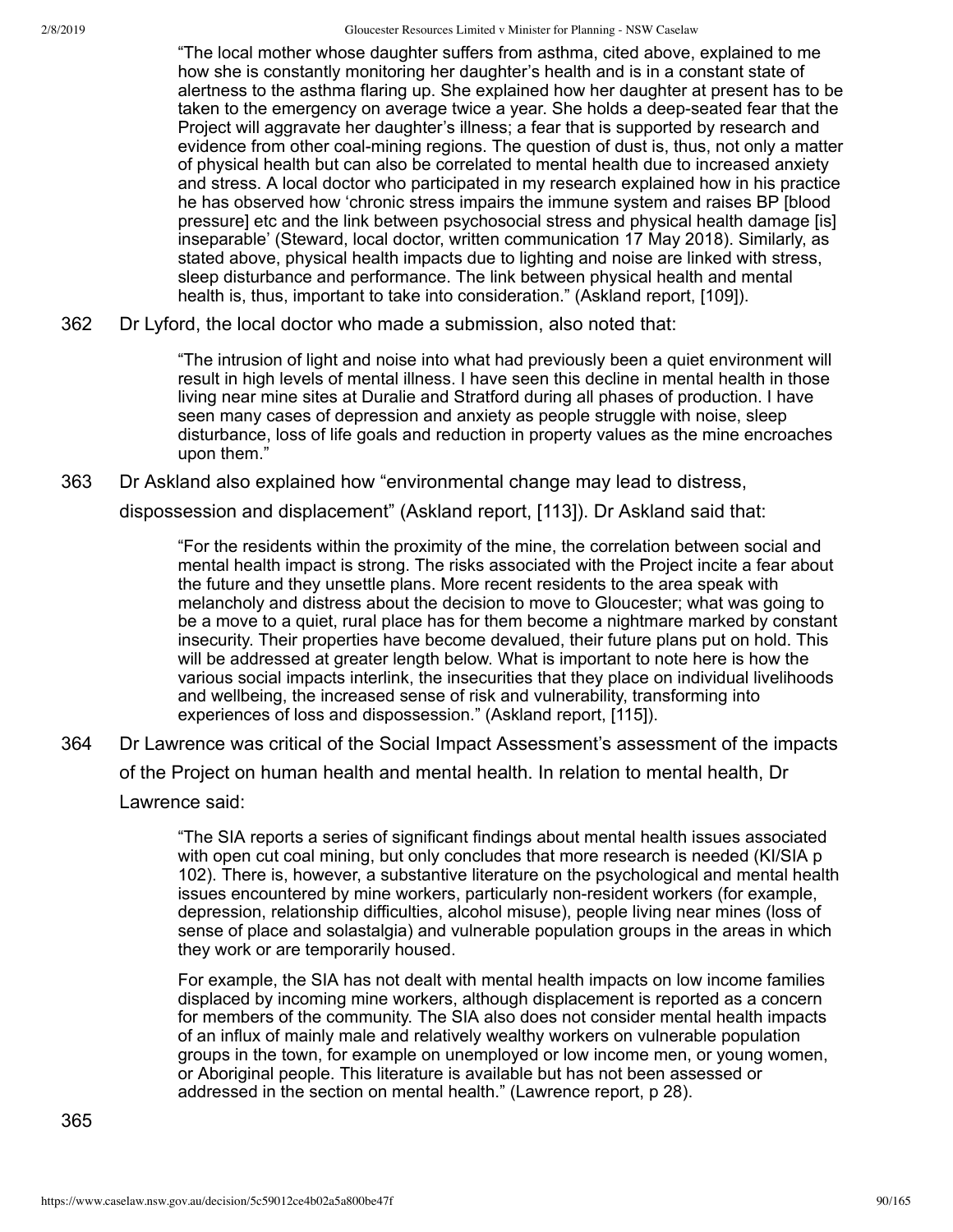> "The local mother whose daughter suffers from asthma, cited above, explained to me how she is constantly monitoring her daughter's health and is in a constant state of alertness to the asthma flaring up. She explained how her daughter at present has to be taken to the emergency on average twice a year. She holds a deep-seated fear that the Project will aggravate her daughter's illness; a fear that is supported by research and evidence from other coal-mining regions. The question of dust is, thus, not only a matter of physical health but can also be correlated to mental health due to increased anxiety and stress. A local doctor who participated in my research explained how in his practice he has observed how 'chronic stress impairs the immune system and raises BP [blood pressure] etc and the link between psychosocial stress and physical health damage [is] inseparable' (Steward, local doctor, written communication 17 May 2018). Similarly, as stated above, physical health impacts due to lighting and noise are linked with stress, sleep disturbance and performance. The link between physical health and mental health is, thus, important to take into consideration." (Askland report, [109]).

362 Dr Lyford, the local doctor who made a submission, also noted that:

> "The intrusion of light and noise into what had previously been a quiet environment will result in high levels of mental illness. I have seen this decline in mental health in those living near mine sites at Duralie and Stratford during all phases of production. I have seen many cases of depression and anxiety as people struggle with noise, sleep disturbance, loss of life goals and reduction in property values as the mine encroaches upon them."

363 Dr Askland also explained how "environmental change may lead to distress, dispossession and displacement" (Askland report, [113]). Dr Askland said that:

> "For the residents within the proximity of the mine, the correlation between social and mental health impact is strong. The risks associated with the Project incite a fear about the future and they unsettle plans. More recent residents to the area speak with melancholy and distress about the decision to move to Gloucester; what was going to be a move to a quiet, rural place has for them become a nightmare marked by constant insecurity. Their properties have become devalued, their future plans put on hold. This will be addressed at greater length below. What is important to note here is how the various social impacts interlink, the insecurities that they place on individual livelihoods and wellbeing, the increased sense of risk and vulnerability, transforming into experiences of loss and dispossession." (Askland report, [115]).

364 Dr Lawrence was critical of the Social Impact Assessment's assessment of the impacts of the Project on human health and mental health. In relation to mental health, Dr Lawrence said:

> "The SIA reports a series of significant findings about mental health issues associated with open cut coal mining, but only concludes that more research is needed (KI/SIA p 102). There is, however, a substantive literature on the psychological and mental health issues encountered by mine workers, particularly non-resident workers (for example, depression, relationship difficulties, alcohol misuse), people living near mines (loss of sense of place and solastalgia) and vulnerable population groups in the areas in which they work or are temporarily housed.
>
> For example, the SIA has not dealt with mental health impacts on low income families displaced by incoming mine workers, although displacement is reported as a concern for members of the community. The SIA also does not consider mental health impacts of an influx of mainly male and relatively wealthy workers on vulnerable population groups in the town, for example on unemployed or low income men, or young women, or Aboriginal people. This literature is available but has not been assessed or addressed in the section on mental health." (Lawrence report, p 28).

365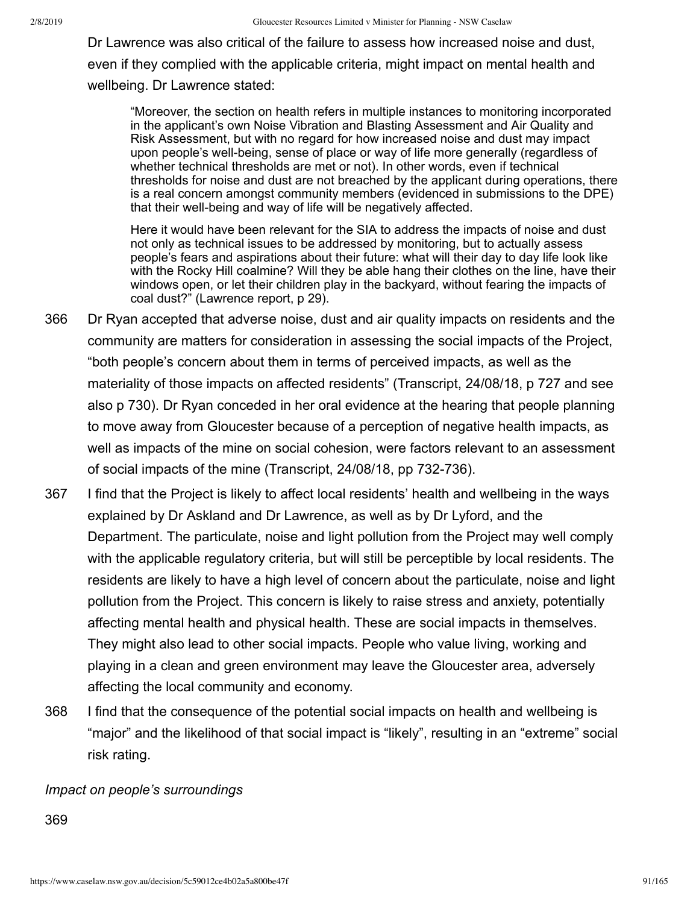Dr Lawrence was also critical of the failure to assess how increased noise and dust, even if they complied with the applicable criteria, might impact on mental health and wellbeing. Dr Lawrence stated:

> "Moreover, the section on health refers in multiple instances to monitoring incorporated in the applicant's own Noise Vibration and Blasting Assessment and Air Quality and Risk Assessment, but with no regard for how increased noise and dust may impact upon people's well-being, sense of place or way of life more generally (regardless of whether technical thresholds are met or not). In other words, even if technical thresholds for noise and dust are not breached by the applicant during operations, there is a real concern amongst community members (evidenced in submissions to the DPE) that their well-being and way of life will be negatively affected.
>
> Here it would have been relevant for the SIA to address the impacts of noise and dust not only as technical issues to be addressed by monitoring, but to actually assess people's fears and aspirations about their future: what will their day to day life look like with the Rocky Hill coalmine? Will they be able hang their clothes on the line, have their windows open, or let their children play in the backyard, without fearing the impacts of coal dust?" (Lawrence report, p 29).

366 Dr Ryan accepted that adverse noise, dust and air quality impacts on residents and the community are matters for consideration in assessing the social impacts of the Project, "both people's concern about them in terms of perceived impacts, as well as the materiality of those impacts on affected residents" (Transcript, 24/08/18, p 727 and see also p 730). Dr Ryan conceded in her oral evidence at the hearing that people planning to move away from Gloucester because of a perception of negative health impacts, as well as impacts of the mine on social cohesion, were factors relevant to an assessment of social impacts of the mine (Transcript, 24/08/18, pp 732-736).

367 I find that the Project is likely to affect local residents' health and wellbeing in the ways explained by Dr Askland and Dr Lawrence, as well as by Dr Lyford, and the Department. The particulate, noise and light pollution from the Project may well comply with the applicable regulatory criteria, but will still be perceptible by local residents. The residents are likely to have a high level of concern about the particulate, noise and light pollution from the Project. This concern is likely to raise stress and anxiety, potentially affecting mental health and physical health. These are social impacts in themselves. They might also lead to other social impacts. People who value living, working and playing in a clean and green environment may leave the Gloucester area, adversely affecting the local community and economy.

368 I find that the consequence of the potential social impacts on health and wellbeing is "major" and the likelihood of that social impact is "likely", resulting in an "extreme" social risk rating.

*Impact on people's surroundings*

369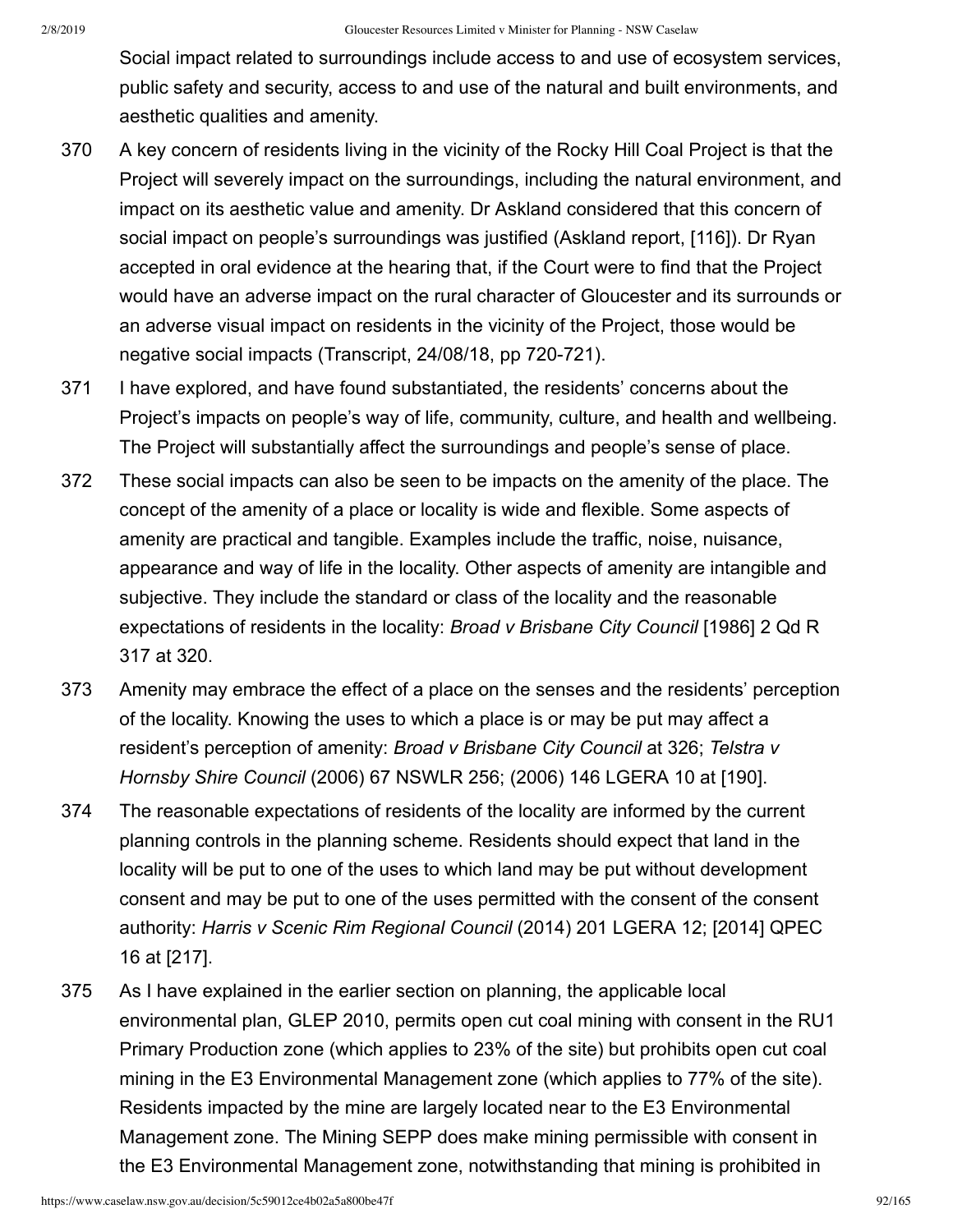Social impact related to surroundings include access to and use of ecosystem services, public safety and security, access to and use of the natural and built environments, and aesthetic qualities and amenity.

370 A key concern of residents living in the vicinity of the Rocky Hill Coal Project is that the Project will severely impact on the surroundings, including the natural environment, and impact on its aesthetic value and amenity. Dr Askland considered that this concern of social impact on people's surroundings was justified (Askland report, [116]). Dr Ryan accepted in oral evidence at the hearing that, if the Court were to find that the Project would have an adverse impact on the rural character of Gloucester and its surrounds or an adverse visual impact on residents in the vicinity of the Project, those would be negative social impacts (Transcript, 24/08/18, pp 720-721).

371 I have explored, and have found substantiated, the residents' concerns about the Project's impacts on people's way of life, community, culture, and health and wellbeing. The Project will substantially affect the surroundings and people's sense of place.

372 These social impacts can also be seen to be impacts on the amenity of the place. The concept of the amenity of a place or locality is wide and flexible. Some aspects of amenity are practical and tangible. Examples include the traffic, noise, nuisance, appearance and way of life in the locality. Other aspects of amenity are intangible and subjective. They include the standard or class of the locality and the reasonable expectations of residents in the locality: *Broad v Brisbane City Council* [1986] 2 Qd R 317 at 320.

373 Amenity may embrace the effect of a place on the senses and the residents' perception of the locality. Knowing the uses to which a place is or may be put may affect a resident's perception of amenity: *Broad v Brisbane City Council* at 326; *Telstra v Hornsby Shire Council* (2006) 67 NSWLR 256; (2006) 146 LGERA 10 at [190].

374 The reasonable expectations of residents of the locality are informed by the current planning controls in the planning scheme. Residents should expect that land in the locality will be put to one of the uses to which land may be put without development consent and may be put to one of the uses permitted with the consent of the consent authority: *Harris v Scenic Rim Regional Council* (2014) 201 LGERA 12; [2014] QPEC 16 at [217].

375 As I have explained in the earlier section on planning, the applicable local environmental plan, GLEP 2010, permits open cut coal mining with consent in the RU1 Primary Production zone (which applies to 23% of the site) but prohibits open cut coal mining in the E3 Environmental Management zone (which applies to 77% of the site). Residents impacted by the mine are largely located near to the E3 Environmental Management zone. The Mining SEPP does make mining permissible with consent in the E3 Environmental Management zone, notwithstanding that mining is prohibited in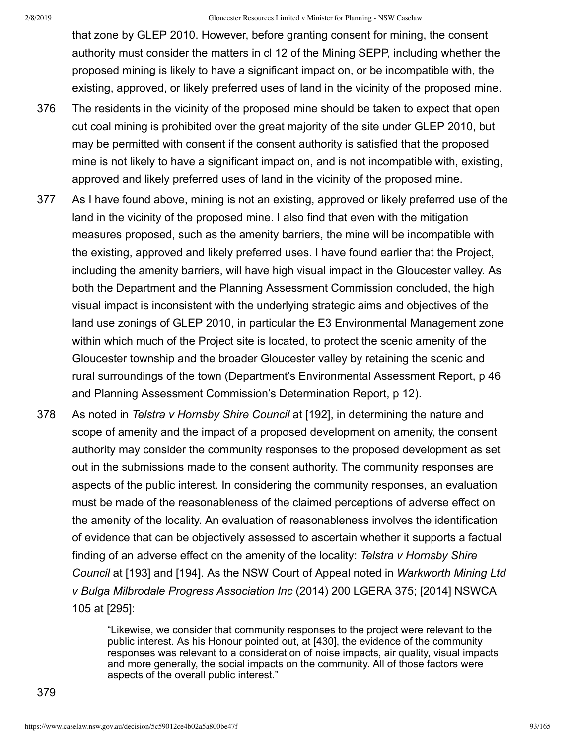that zone by GLEP 2010. However, before granting consent for mining, the consent authority must consider the matters in cl 12 of the Mining SEPP, including whether the proposed mining is likely to have a significant impact on, or be incompatible with, the existing, approved, or likely preferred uses of land in the vicinity of the proposed mine.

376 The residents in the vicinity of the proposed mine should be taken to expect that open cut coal mining is prohibited over the great majority of the site under GLEP 2010, but may be permitted with consent if the consent authority is satisfied that the proposed mine is not likely to have a significant impact on, and is not incompatible with, existing, approved and likely preferred uses of land in the vicinity of the proposed mine.

377 As I have found above, mining is not an existing, approved or likely preferred use of the land in the vicinity of the proposed mine. I also find that even with the mitigation measures proposed, such as the amenity barriers, the mine will be incompatible with the existing, approved and likely preferred uses. I have found earlier that the Project, including the amenity barriers, will have high visual impact in the Gloucester valley. As both the Department and the Planning Assessment Commission concluded, the high visual impact is inconsistent with the underlying strategic aims and objectives of the land use zonings of GLEP 2010, in particular the E3 Environmental Management zone within which much of the Project site is located, to protect the scenic amenity of the Gloucester township and the broader Gloucester valley by retaining the scenic and rural surroundings of the town (Department's Environmental Assessment Report, p 46 and Planning Assessment Commission's Determination Report, p 12).

378 As noted in *Telstra v Hornsby Shire Council* at [192], in determining the nature and scope of amenity and the impact of a proposed development on amenity, the consent authority may consider the community responses to the proposed development as set out in the submissions made to the consent authority. The community responses are aspects of the public interest. In considering the community responses, an evaluation must be made of the reasonableness of the claimed perceptions of adverse effect on the amenity of the locality. An evaluation of reasonableness involves the identification of evidence that can be objectively assessed to ascertain whether it supports a factual finding of an adverse effect on the amenity of the locality: *Telstra v Hornsby Shire Council* at [193] and [194]. As the NSW Court of Appeal noted in *Warkworth Mining Ltd v Bulga Milbrodale Progress Association Inc* (2014) 200 LGERA 375; [2014] NSWCA 105 at [295]:

> "Likewise, we consider that community responses to the project were relevant to the public interest. As his Honour pointed out, at [430], the evidence of the community responses was relevant to a consideration of noise impacts, air quality, visual impacts and more generally, the social impacts on the community. All of those factors were aspects of the overall public interest."

379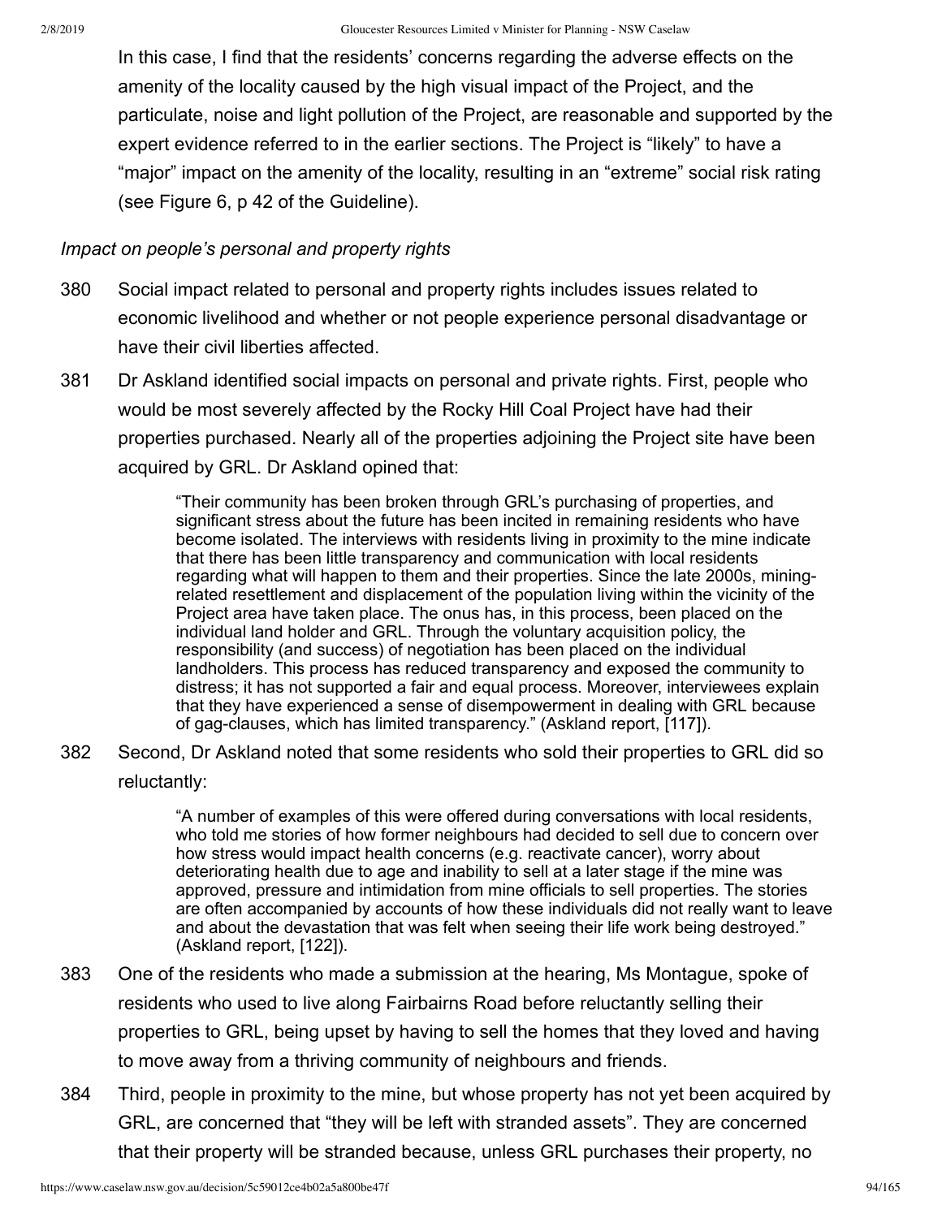In this case, I find that the residents' concerns regarding the adverse effects on the amenity of the locality caused by the high visual impact of the Project, and the particulate, noise and light pollution of the Project, are reasonable and supported by the expert evidence referred to in the earlier sections. The Project is "likely" to have a "major" impact on the amenity of the locality, resulting in an "extreme" social risk rating (see Figure 6, p 42 of the Guideline).

*Impact on people's personal and property rights*

380 Social impact related to personal and property rights includes issues related to economic livelihood and whether or not people experience personal disadvantage or have their civil liberties affected.

381 Dr Askland identified social impacts on personal and private rights. First, people who would be most severely affected by the Rocky Hill Coal Project have had their properties purchased. Nearly all of the properties adjoining the Project site have been acquired by GRL. Dr Askland opined that:

> "Their community has been broken through GRL's purchasing of properties, and significant stress about the future has been incited in remaining residents who have become isolated. The interviews with residents living in proximity to the mine indicate that there has been little transparency and communication with local residents regarding what will happen to them and their properties. Since the late 2000s, mining-related resettlement and displacement of the population living within the vicinity of the Project area have taken place. The onus has, in this process, been placed on the individual land holder and GRL. Through the voluntary acquisition policy, the responsibility (and success) of negotiation has been placed on the individual landholders. This process has reduced transparency and exposed the community to distress; it has not supported a fair and equal process. Moreover, interviewees explain that they have experienced a sense of disempowerment in dealing with GRL because of gag-clauses, which has limited transparency." (Askland report, [117]).

382 Second, Dr Askland noted that some residents who sold their properties to GRL did so reluctantly:

> "A number of examples of this were offered during conversations with local residents, who told me stories of how former neighbours had decided to sell due to concern over how stress would impact health concerns (e.g. reactivate cancer), worry about deteriorating health due to age and inability to sell at a later stage if the mine was approved, pressure and intimidation from mine officials to sell properties. The stories are often accompanied by accounts of how these individuals did not really want to leave and about the devastation that was felt when seeing their life work being destroyed." (Askland report, [122]).

383 One of the residents who made a submission at the hearing, Ms Montague, spoke of residents who used to live along Fairbairns Road before reluctantly selling their properties to GRL, being upset by having to sell the homes that they loved and having to move away from a thriving community of neighbours and friends.

384 Third, people in proximity to the mine, but whose property has not yet been acquired by GRL, are concerned that "they will be left with stranded assets". They are concerned that their property will be stranded because, unless GRL purchases their property, no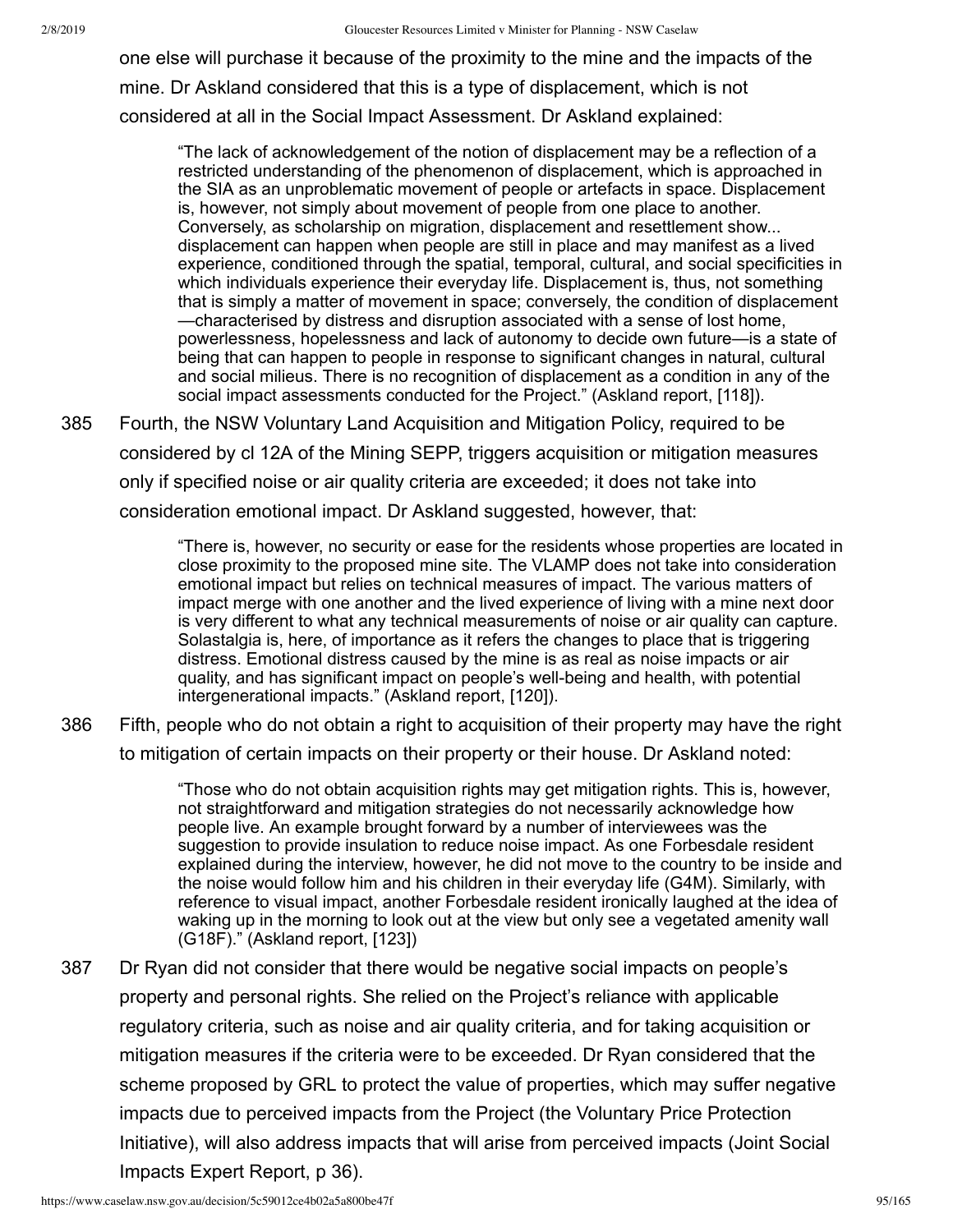one else will purchase it because of the proximity to the mine and the impacts of the mine. Dr Askland considered that this is a type of displacement, which is not considered at all in the Social Impact Assessment. Dr Askland explained:

> "The lack of acknowledgement of the notion of displacement may be a reflection of a restricted understanding of the phenomenon of displacement, which is approached in the SIA as an unproblematic movement of people or artefacts in space. Displacement is, however, not simply about movement of people from one place to another. Conversely, as scholarship on migration, displacement and resettlement show... displacement can happen when people are still in place and may manifest as a lived experience, conditioned through the spatial, temporal, cultural, and social specificities in which individuals experience their everyday life. Displacement is, thus, not something that is simply a matter of movement in space; conversely, the condition of displacement —characterised by distress and disruption associated with a sense of lost home, powerlessness, hopelessness and lack of autonomy to decide own future—is a state of being that can happen to people in response to significant changes in natural, cultural and social milieus. There is no recognition of displacement as a condition in any of the social impact assessments conducted for the Project." (Askland report, [118]).

385 Fourth, the NSW Voluntary Land Acquisition and Mitigation Policy, required to be considered by cl 12A of the Mining SEPP, triggers acquisition or mitigation measures only if specified noise or air quality criteria are exceeded; it does not take into consideration emotional impact. Dr Askland suggested, however, that:

> "There is, however, no security or ease for the residents whose properties are located in close proximity to the proposed mine site. The VLAMP does not take into consideration emotional impact but relies on technical measures of impact. The various matters of impact merge with one another and the lived experience of living with a mine next door is very different to what any technical measurements of noise or air quality can capture. Solastalgia is, here, of importance as it refers the changes to place that is triggering distress. Emotional distress caused by the mine is as real as noise impacts or air quality, and has significant impact on people's well-being and health, with potential intergenerational impacts." (Askland report, [120]).

386 Fifth, people who do not obtain a right to acquisition of their property may have the right to mitigation of certain impacts on their property or their house. Dr Askland noted:

> "Those who do not obtain acquisition rights may get mitigation rights. This is, however, not straightforward and mitigation strategies do not necessarily acknowledge how people live. An example brought forward by a number of interviewees was the suggestion to provide insulation to reduce noise impact. As one Forbesdale resident explained during the interview, however, he did not move to the country to be inside and the noise would follow him and his children in their everyday life (G4M). Similarly, with reference to visual impact, another Forbesdale resident ironically laughed at the idea of waking up in the morning to look out at the view but only see a vegetated amenity wall (G18F)." (Askland report, [123])

387 Dr Ryan did not consider that there would be negative social impacts on people's property and personal rights. She relied on the Project's reliance with applicable regulatory criteria, such as noise and air quality criteria, and for taking acquisition or mitigation measures if the criteria were to be exceeded. Dr Ryan considered that the scheme proposed by GRL to protect the value of properties, which may suffer negative impacts due to perceived impacts from the Project (the Voluntary Price Protection Initiative), will also address impacts that will arise from perceived impacts (Joint Social Impacts Expert Report, p 36).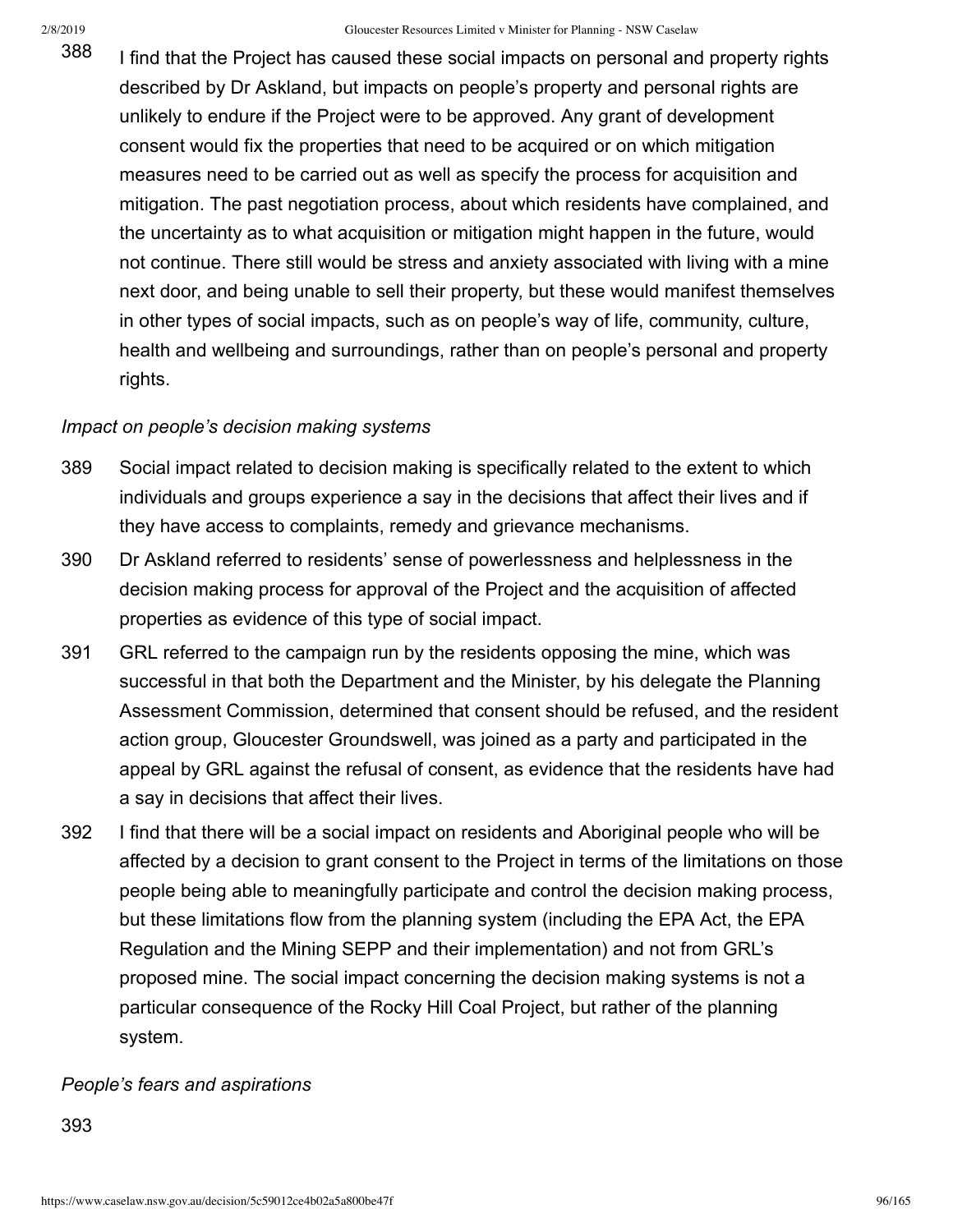388 I find that the Project has caused these social impacts on personal and property rights described by Dr Askland, but impacts on people's property and personal rights are unlikely to endure if the Project were to be approved. Any grant of development consent would fix the properties that need to be acquired or on which mitigation measures need to be carried out as well as specify the process for acquisition and mitigation. The past negotiation process, about which residents have complained, and the uncertainty as to what acquisition or mitigation might happen in the future, would not continue. There still would be stress and anxiety associated with living with a mine next door, and being unable to sell their property, but these would manifest themselves in other types of social impacts, such as on people's way of life, community, culture, health and wellbeing and surroundings, rather than on people's personal and property rights.

*Impact on people's decision making systems*

389 Social impact related to decision making is specifically related to the extent to which individuals and groups experience a say in the decisions that affect their lives and if they have access to complaints, remedy and grievance mechanisms.

390 Dr Askland referred to residents' sense of powerlessness and helplessness in the decision making process for approval of the Project and the acquisition of affected properties as evidence of this type of social impact.

391 GRL referred to the campaign run by the residents opposing the mine, which was successful in that both the Department and the Minister, by his delegate the Planning Assessment Commission, determined that consent should be refused, and the resident action group, Gloucester Groundswell, was joined as a party and participated in the appeal by GRL against the refusal of consent, as evidence that the residents have had a say in decisions that affect their lives.

392 I find that there will be a social impact on residents and Aboriginal people who will be affected by a decision to grant consent to the Project in terms of the limitations on those people being able to meaningfully participate and control the decision making process, but these limitations flow from the planning system (including the EPA Act, the EPA Regulation and the Mining SEPP and their implementation) and not from GRL's proposed mine. The social impact concerning the decision making systems is not a particular consequence of the Rocky Hill Coal Project, but rather of the planning system.

*People's fears and aspirations*

393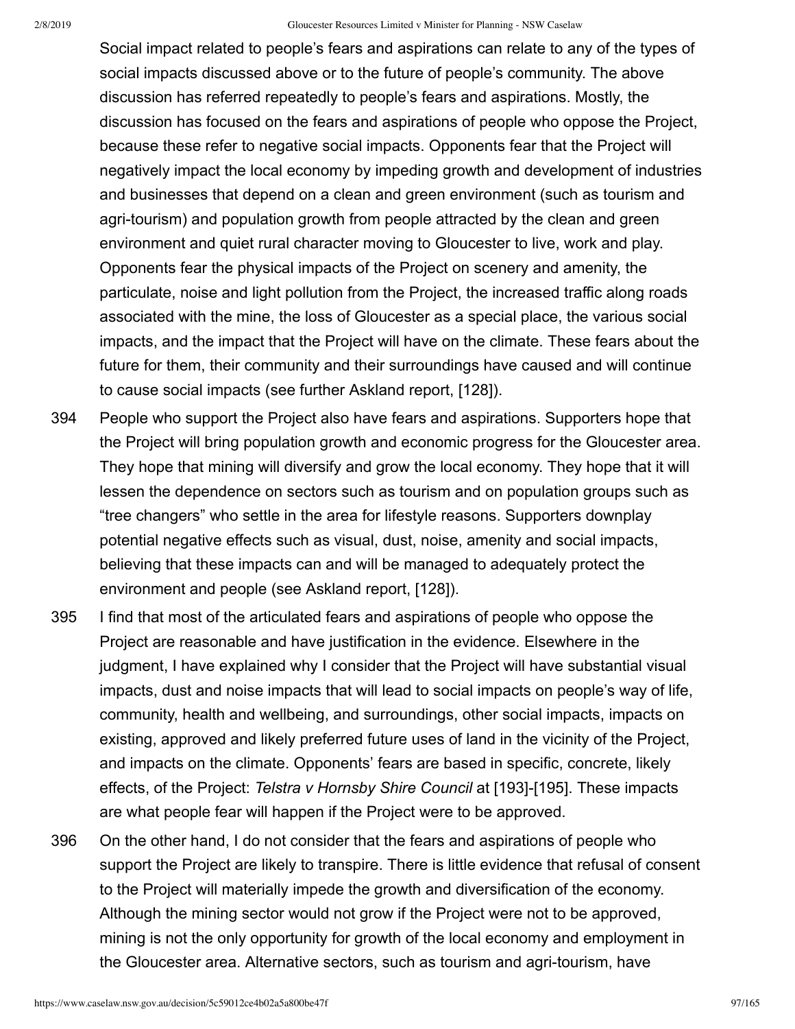Social impact related to people's fears and aspirations can relate to any of the types of social impacts discussed above or to the future of people's community. The above discussion has referred repeatedly to people's fears and aspirations. Mostly, the discussion has focused on the fears and aspirations of people who oppose the Project, because these refer to negative social impacts. Opponents fear that the Project will negatively impact the local economy by impeding growth and development of industries and businesses that depend on a clean and green environment (such as tourism and agri-tourism) and population growth from people attracted by the clean and green environment and quiet rural character moving to Gloucester to live, work and play. Opponents fear the physical impacts of the Project on scenery and amenity, the particulate, noise and light pollution from the Project, the increased traffic along roads associated with the mine, the loss of Gloucester as a special place, the various social impacts, and the impact that the Project will have on the climate. These fears about the future for them, their community and their surroundings have caused and will continue to cause social impacts (see further Askland report, [128]).

394 People who support the Project also have fears and aspirations. Supporters hope that the Project will bring population growth and economic progress for the Gloucester area. They hope that mining will diversify and grow the local economy. They hope that it will lessen the dependence on sectors such as tourism and on population groups such as "tree changers" who settle in the area for lifestyle reasons. Supporters downplay potential negative effects such as visual, dust, noise, amenity and social impacts, believing that these impacts can and will be managed to adequately protect the environment and people (see Askland report, [128]).

395 I find that most of the articulated fears and aspirations of people who oppose the Project are reasonable and have justification in the evidence. Elsewhere in the judgment, I have explained why I consider that the Project will have substantial visual impacts, dust and noise impacts that will lead to social impacts on people's way of life, community, health and wellbeing, and surroundings, other social impacts, impacts on existing, approved and likely preferred future uses of land in the vicinity of the Project, and impacts on the climate. Opponents' fears are based in specific, concrete, likely effects, of the Project: *Telstra v Hornsby Shire Council* at [193]-[195]. These impacts are what people fear will happen if the Project were to be approved.

396 On the other hand, I do not consider that the fears and aspirations of people who support the Project are likely to transpire. There is little evidence that refusal of consent to the Project will materially impede the growth and diversification of the economy. Although the mining sector would not grow if the Project were not to be approved, mining is not the only opportunity for growth of the local economy and employment in the Gloucester area. Alternative sectors, such as tourism and agri-tourism, have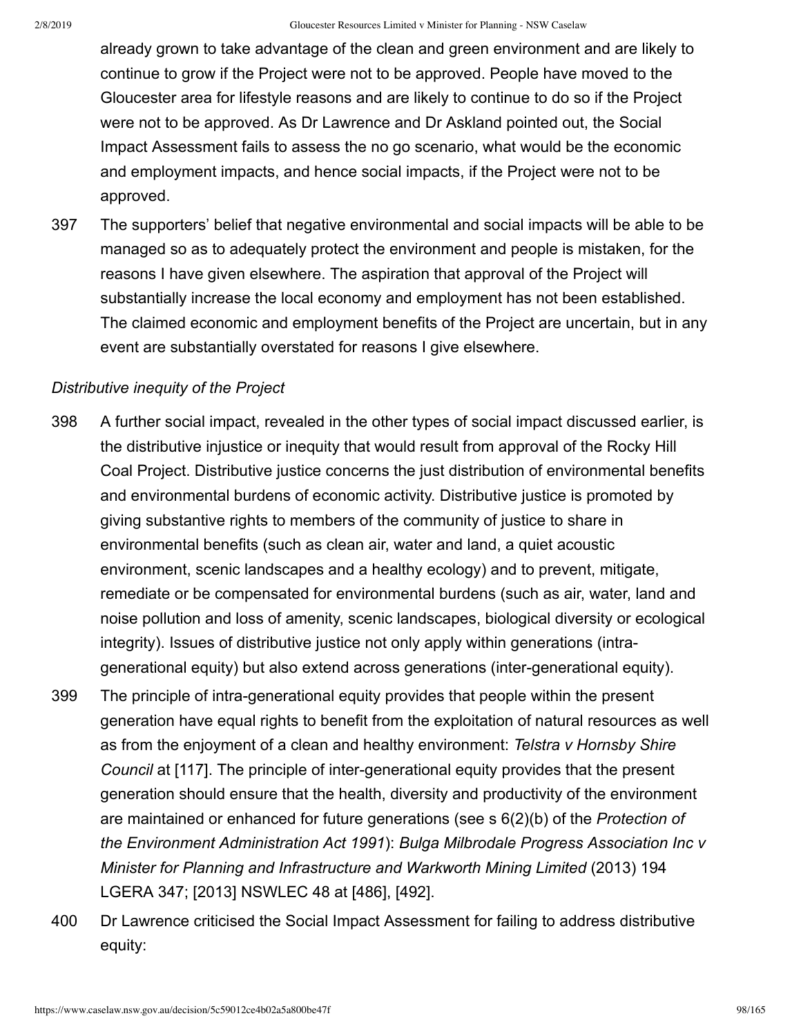already grown to take advantage of the clean and green environment and are likely to continue to grow if the Project were not to be approved. People have moved to the Gloucester area for lifestyle reasons and are likely to continue to do so if the Project were not to be approved. As Dr Lawrence and Dr Askland pointed out, the Social Impact Assessment fails to assess the no go scenario, what would be the economic and employment impacts, and hence social impacts, if the Project were not to be approved.

397 The supporters' belief that negative environmental and social impacts will be able to be managed so as to adequately protect the environment and people is mistaken, for the reasons I have given elsewhere. The aspiration that approval of the Project will substantially increase the local economy and employment has not been established. The claimed economic and employment benefits of the Project are uncertain, but in any event are substantially overstated for reasons I give elsewhere.

*Distributive inequity of the Project*

398 A further social impact, revealed in the other types of social impact discussed earlier, is the distributive injustice or inequity that would result from approval of the Rocky Hill Coal Project. Distributive justice concerns the just distribution of environmental benefits and environmental burdens of economic activity. Distributive justice is promoted by giving substantive rights to members of the community of justice to share in environmental benefits (such as clean air, water and land, a quiet acoustic environment, scenic landscapes and a healthy ecology) and to prevent, mitigate, remediate or be compensated for environmental burdens (such as air, water, land and noise pollution and loss of amenity, scenic landscapes, biological diversity or ecological integrity). Issues of distributive justice not only apply within generations (intra-generational equity) but also extend across generations (inter-generational equity).

399 The principle of intra-generational equity provides that people within the present generation have equal rights to benefit from the exploitation of natural resources as well as from the enjoyment of a clean and healthy environment: *Telstra v Hornsby Shire Council* at [117]. The principle of inter-generational equity provides that the present generation should ensure that the health, diversity and productivity of the environment are maintained or enhanced for future generations (see s 6(2)(b) of the *Protection of the Environment Administration Act 1991*): *Bulga Milbrodale Progress Association Inc v Minister for Planning and Infrastructure and Warkworth Mining Limited* (2013) 194 LGERA 347; [2013] NSWLEC 48 at [486], [492].

400 Dr Lawrence criticised the Social Impact Assessment for failing to address distributive equity: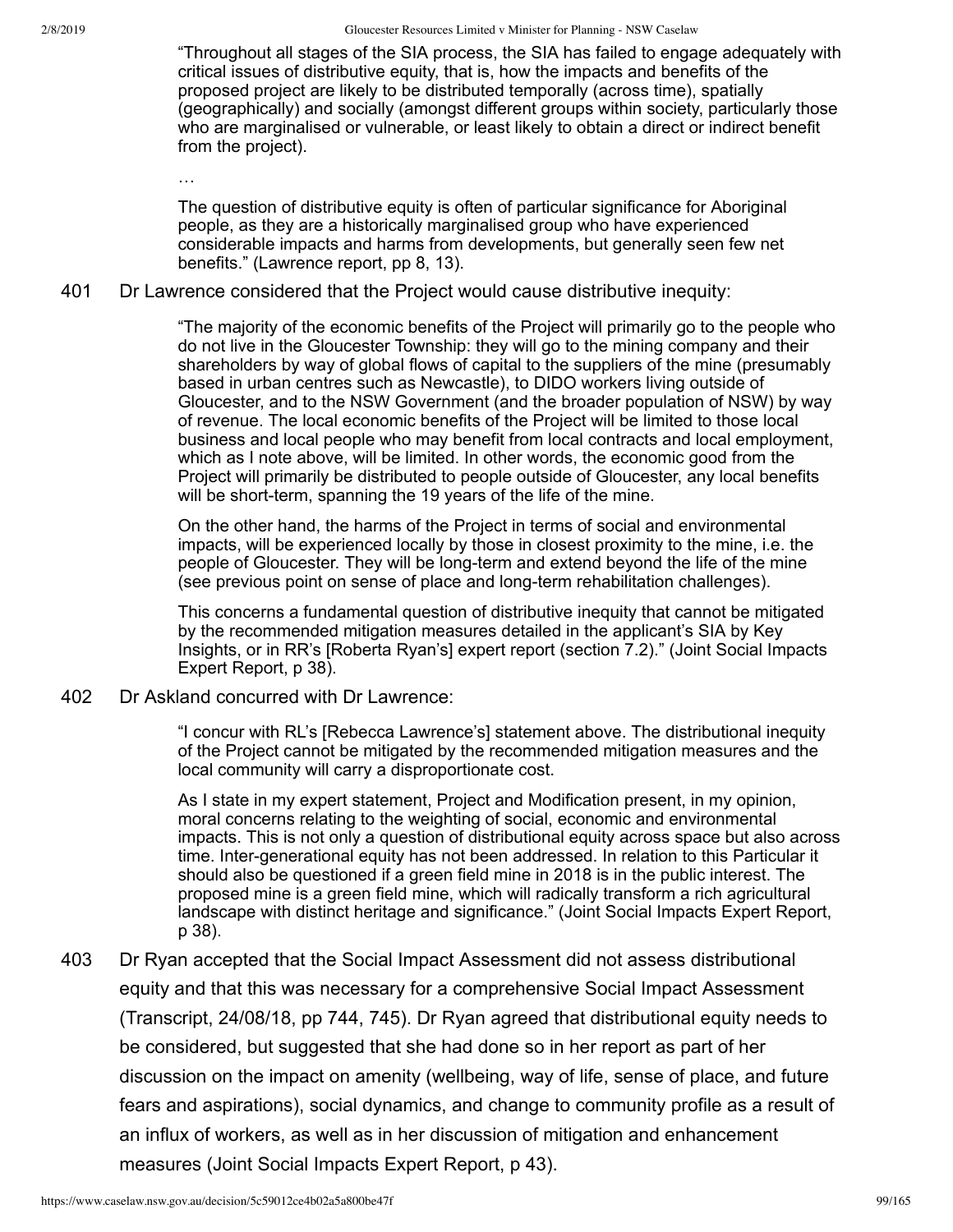> "Throughout all stages of the SIA process, the SIA has failed to engage adequately with critical issues of distributive equity, that is, how the impacts and benefits of the proposed project are likely to be distributed temporally (across time), spatially (geographically) and socially (amongst different groups within society, particularly those who are marginalised or vulnerable, or least likely to obtain a direct or indirect benefit from the project).
>
> …
>
> The question of distributive equity is often of particular significance for Aboriginal people, as they are a historically marginalised group who have experienced considerable impacts and harms from developments, but generally seen few net benefits." (Lawrence report, pp 8, 13).

401 Dr Lawrence considered that the Project would cause distributive inequity:

> "The majority of the economic benefits of the Project will primarily go to the people who do not live in the Gloucester Township: they will go to the mining company and their shareholders by way of global flows of capital to the suppliers of the mine (presumably based in urban centres such as Newcastle), to DIDO workers living outside of Gloucester, and to the NSW Government (and the broader population of NSW) by way of revenue. The local economic benefits of the Project will be limited to those local business and local people who may benefit from local contracts and local employment, which as I note above, will be limited. In other words, the economic good from the Project will primarily be distributed to people outside of Gloucester, any local benefits will be short-term, spanning the 19 years of the life of the mine.
>
> On the other hand, the harms of the Project in terms of social and environmental impacts, will be experienced locally by those in closest proximity to the mine, i.e. the people of Gloucester. They will be long-term and extend beyond the life of the mine (see previous point on sense of place and long-term rehabilitation challenges).
>
> This concerns a fundamental question of distributive inequity that cannot be mitigated by the recommended mitigation measures detailed in the applicant's SIA by Key Insights, or in RR's [Roberta Ryan's] expert report (section 7.2)." (Joint Social Impacts Expert Report, p 38).

402 Dr Askland concurred with Dr Lawrence:

> "I concur with RL's [Rebecca Lawrence's] statement above. The distributional inequity of the Project cannot be mitigated by the recommended mitigation measures and the local community will carry a disproportionate cost.
>
> As I state in my expert statement, Project and Modification present, in my opinion, moral concerns relating to the weighting of social, economic and environmental impacts. This is not only a question of distributional equity across space but also across time. Inter-generational equity has not been addressed. In relation to this Particular it should also be questioned if a green field mine in 2018 is in the public interest. The proposed mine is a green field mine, which will radically transform a rich agricultural landscape with distinct heritage and significance." (Joint Social Impacts Expert Report, p 38).

403 Dr Ryan accepted that the Social Impact Assessment did not assess distributional equity and that this was necessary for a comprehensive Social Impact Assessment (Transcript, 24/08/18, pp 744, 745). Dr Ryan agreed that distributional equity needs to be considered, but suggested that she had done so in her report as part of her discussion on the impact on amenity (wellbeing, way of life, sense of place, and future fears and aspirations), social dynamics, and change to community profile as a result of an influx of workers, as well as in her discussion of mitigation and enhancement measures (Joint Social Impacts Expert Report, p 43).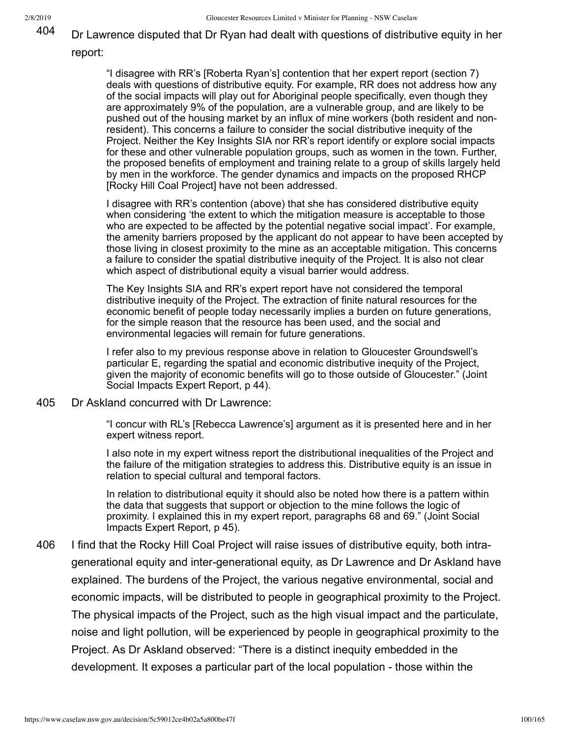404 Dr Lawrence disputed that Dr Ryan had dealt with questions of distributive equity in her report:

> "I disagree with RR's [Roberta Ryan's] contention that her expert report (section 7) deals with questions of distributive equity. For example, RR does not address how any of the social impacts will play out for Aboriginal people specifically, even though they are approximately 9% of the population, are a vulnerable group, and are likely to be pushed out of the housing market by an influx of mine workers (both resident and non-resident). This concerns a failure to consider the social distributive inequity of the Project. Neither the Key Insights SIA nor RR's report identify or explore social impacts for these and other vulnerable population groups, such as women in the town. Further, the proposed benefits of employment and training relate to a group of skills largely held by men in the workforce. The gender dynamics and impacts on the proposed RHCP [Rocky Hill Coal Project] have not been addressed.
>
> I disagree with RR's contention (above) that she has considered distributive equity when considering 'the extent to which the mitigation measure is acceptable to those who are expected to be affected by the potential negative social impact'. For example, the amenity barriers proposed by the applicant do not appear to have been accepted by those living in closest proximity to the mine as an acceptable mitigation. This concerns a failure to consider the spatial distributive inequity of the Project. It is also not clear which aspect of distributional equity a visual barrier would address.
>
> The Key Insights SIA and RR's expert report have not considered the temporal distributive inequity of the Project. The extraction of finite natural resources for the economic benefit of people today necessarily implies a burden on future generations, for the simple reason that the resource has been used, and the social and environmental legacies will remain for future generations.
>
> I refer also to my previous response above in relation to Gloucester Groundswell's particular E, regarding the spatial and economic distributive inequity of the Project, given the majority of economic benefits will go to those outside of Gloucester." (Joint Social Impacts Expert Report, p 44).

405 Dr Askland concurred with Dr Lawrence:

> "I concur with RL's [Rebecca Lawrence's] argument as it is presented here and in her expert witness report.
>
> I also note in my expert witness report the distributional inequalities of the Project and the failure of the mitigation strategies to address this. Distributive equity is an issue in relation to special cultural and temporal factors.
>
> In relation to distributional equity it should also be noted how there is a pattern within the data that suggests that support or objection to the mine follows the logic of proximity. I explained this in my expert report, paragraphs 68 and 69." (Joint Social Impacts Expert Report, p 45).

406 I find that the Rocky Hill Coal Project will raise issues of distributive equity, both intra-generational equity and inter-generational equity, as Dr Lawrence and Dr Askland have explained. The burdens of the Project, the various negative environmental, social and economic impacts, will be distributed to people in geographical proximity to the Project. The physical impacts of the Project, such as the high visual impact and the particulate, noise and light pollution, will be experienced by people in geographical proximity to the Project. As Dr Askland observed: "There is a distinct inequity embedded in the development. It exposes a particular part of the local population - those within the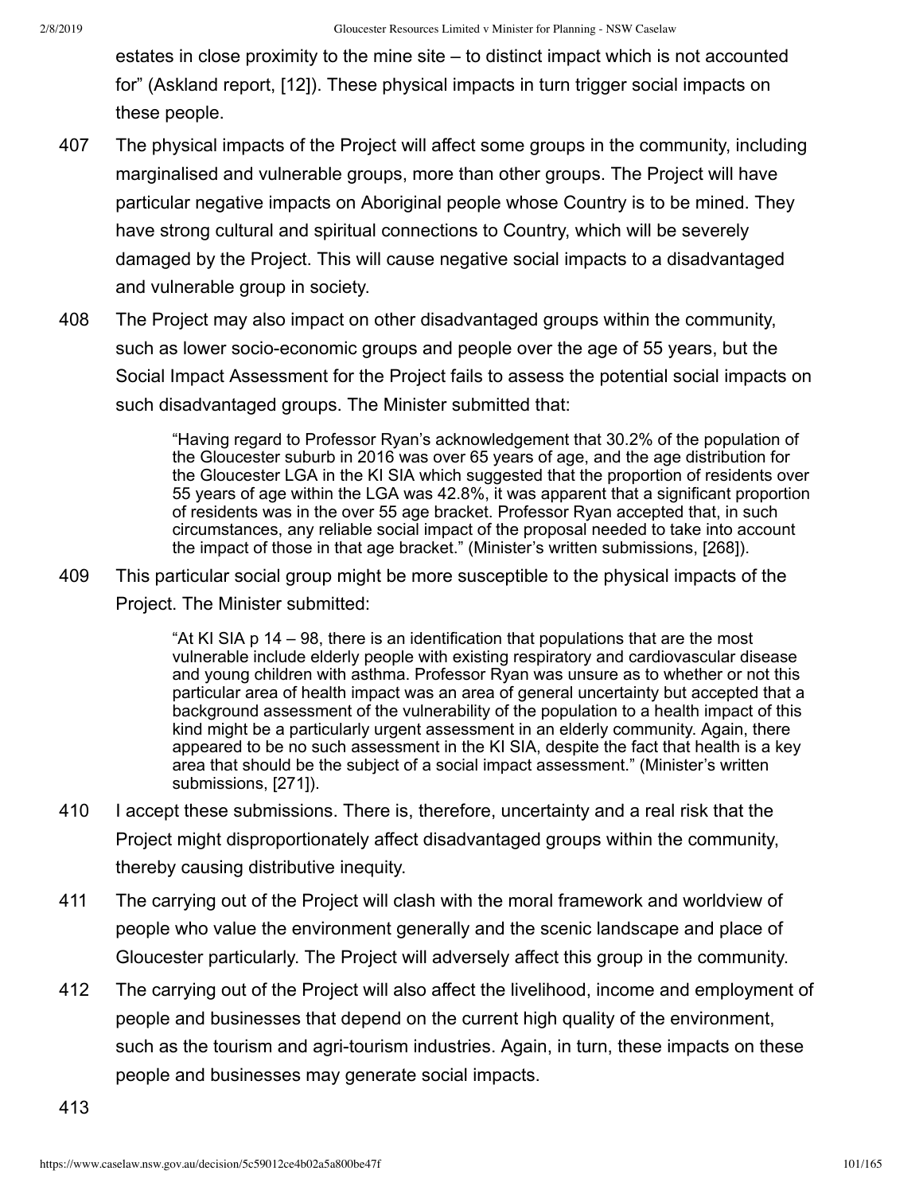estates in close proximity to the mine site – to distinct impact which is not accounted for" (Askland report, [12]). These physical impacts in turn trigger social impacts on these people.

407 The physical impacts of the Project will affect some groups in the community, including marginalised and vulnerable groups, more than other groups. The Project will have particular negative impacts on Aboriginal people whose Country is to be mined. They have strong cultural and spiritual connections to Country, which will be severely damaged by the Project. This will cause negative social impacts to a disadvantaged and vulnerable group in society.

408 The Project may also impact on other disadvantaged groups within the community, such as lower socio-economic groups and people over the age of 55 years, but the Social Impact Assessment for the Project fails to assess the potential social impacts on such disadvantaged groups. The Minister submitted that:

> "Having regard to Professor Ryan's acknowledgement that 30.2% of the population of the Gloucester suburb in 2016 was over 65 years of age, and the age distribution for the Gloucester LGA in the KI SIA which suggested that the proportion of residents over 55 years of age within the LGA was 42.8%, it was apparent that a significant proportion of residents was in the over 55 age bracket. Professor Ryan accepted that, in such circumstances, any reliable social impact of the proposal needed to take into account the impact of those in that age bracket." (Minister's written submissions, [268]).

409 This particular social group might be more susceptible to the physical impacts of the Project. The Minister submitted:

> "At KI SIA p 14 – 98, there is an identification that populations that are the most vulnerable include elderly people with existing respiratory and cardiovascular disease and young children with asthma. Professor Ryan was unsure as to whether or not this particular area of health impact was an area of general uncertainty but accepted that a background assessment of the vulnerability of the population to a health impact of this kind might be a particularly urgent assessment in an elderly community. Again, there appeared to be no such assessment in the KI SIA, despite the fact that health is a key area that should be the subject of a social impact assessment." (Minister's written submissions, [271]).

410 I accept these submissions. There is, therefore, uncertainty and a real risk that the Project might disproportionately affect disadvantaged groups within the community, thereby causing distributive inequity.

411 The carrying out of the Project will clash with the moral framework and worldview of people who value the environment generally and the scenic landscape and place of Gloucester particularly. The Project will adversely affect this group in the community.

412 The carrying out of the Project will also affect the livelihood, income and employment of people and businesses that depend on the current high quality of the environment, such as the tourism and agri-tourism industries. Again, in turn, these impacts on these people and businesses may generate social impacts.

413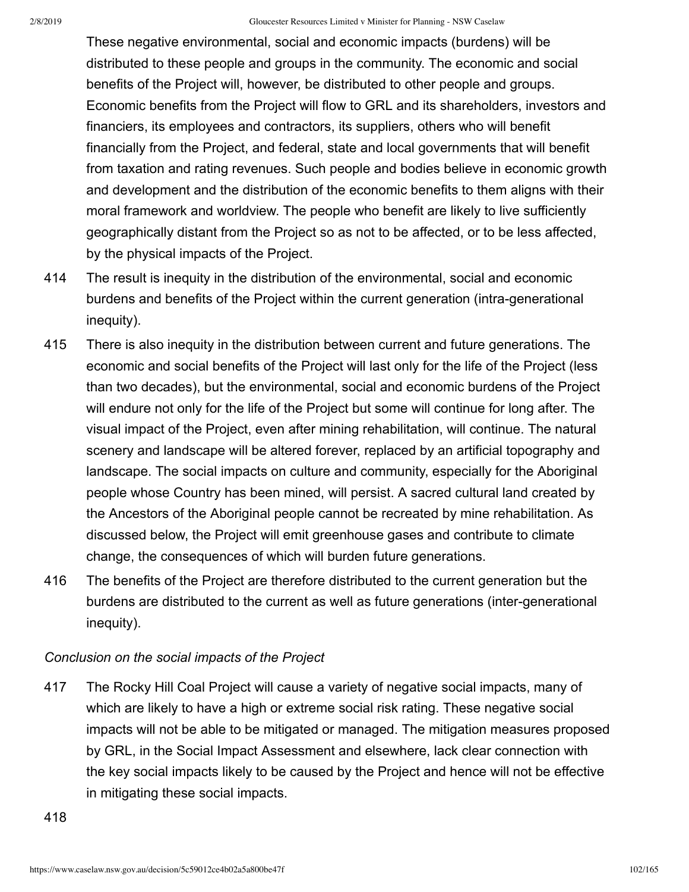These negative environmental, social and economic impacts (burdens) will be distributed to these people and groups in the community. The economic and social benefits of the Project will, however, be distributed to other people and groups. Economic benefits from the Project will flow to GRL and its shareholders, investors and financiers, its employees and contractors, its suppliers, others who will benefit financially from the Project, and federal, state and local governments that will benefit from taxation and rating revenues. Such people and bodies believe in economic growth and development and the distribution of the economic benefits to them aligns with their moral framework and worldview. The people who benefit are likely to live sufficiently geographically distant from the Project so as not to be affected, or to be less affected, by the physical impacts of the Project.

414 The result is inequity in the distribution of the environmental, social and economic burdens and benefits of the Project within the current generation (intra-generational inequity).

415 There is also inequity in the distribution between current and future generations. The economic and social benefits of the Project will last only for the life of the Project (less than two decades), but the environmental, social and economic burdens of the Project will endure not only for the life of the Project but some will continue for long after. The visual impact of the Project, even after mining rehabilitation, will continue. The natural scenery and landscape will be altered forever, replaced by an artificial topography and landscape. The social impacts on culture and community, especially for the Aboriginal people whose Country has been mined, will persist. A sacred cultural land created by the Ancestors of the Aboriginal people cannot be recreated by mine rehabilitation. As discussed below, the Project will emit greenhouse gases and contribute to climate change, the consequences of which will burden future generations.

416 The benefits of the Project are therefore distributed to the current generation but the burdens are distributed to the current as well as future generations (inter-generational inequity).

*Conclusion on the social impacts of the Project*

417 The Rocky Hill Coal Project will cause a variety of negative social impacts, many of which are likely to have a high or extreme social risk rating. These negative social impacts will not be able to be mitigated or managed. The mitigation measures proposed by GRL, in the Social Impact Assessment and elsewhere, lack clear connection with the key social impacts likely to be caused by the Project and hence will not be effective in mitigating these social impacts.

418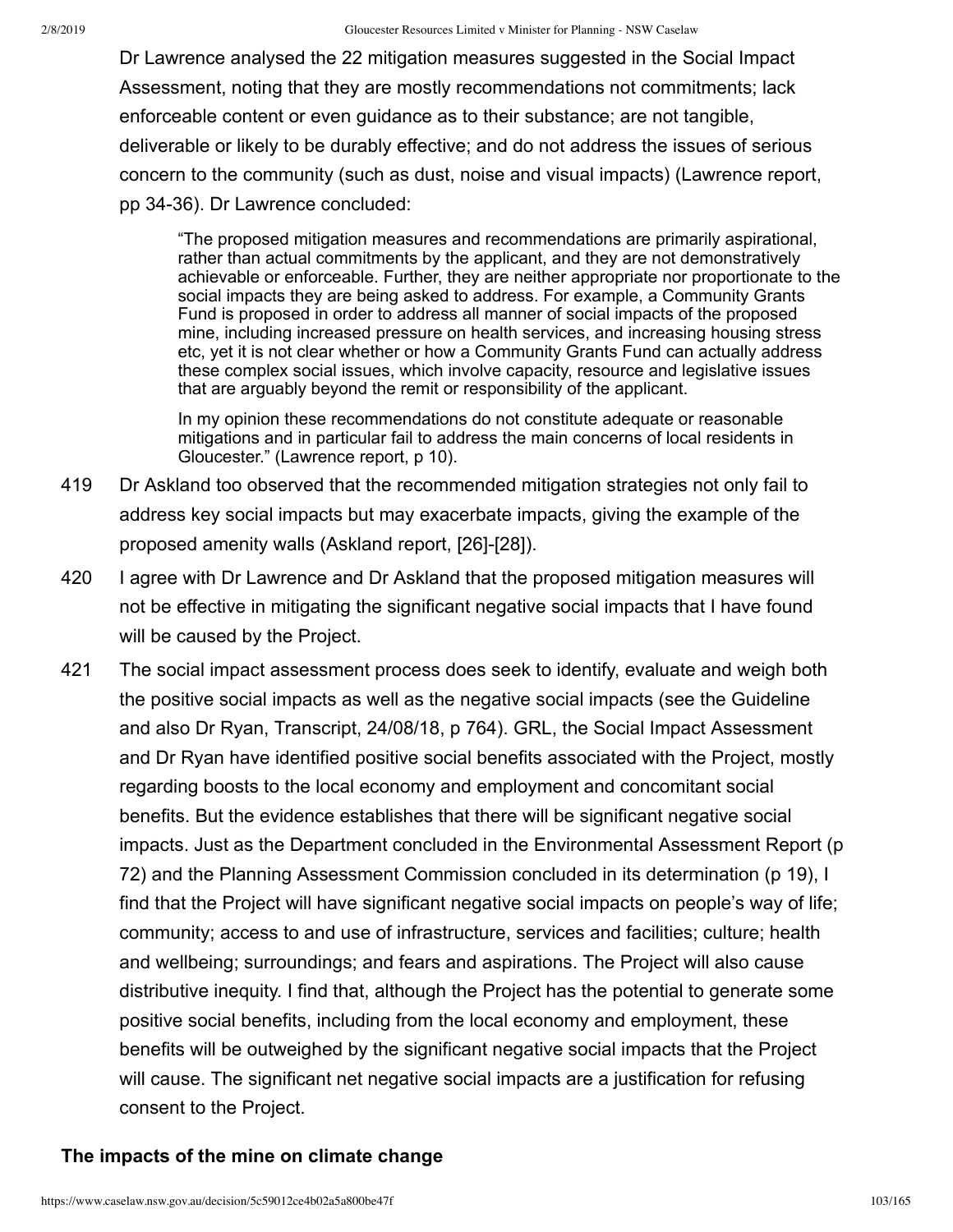Dr Lawrence analysed the 22 mitigation measures suggested in the Social Impact Assessment, noting that they are mostly recommendations not commitments; lack enforceable content or even guidance as to their substance; are not tangible, deliverable or likely to be durably effective; and do not address the issues of serious concern to the community (such as dust, noise and visual impacts) (Lawrence report, pp 34-36). Dr Lawrence concluded:

> "The proposed mitigation measures and recommendations are primarily aspirational, rather than actual commitments by the applicant, and they are not demonstratively achievable or enforceable. Further, they are neither appropriate nor proportionate to the social impacts they are being asked to address. For example, a Community Grants Fund is proposed in order to address all manner of social impacts of the proposed mine, including increased pressure on health services, and increasing housing stress etc, yet it is not clear whether or how a Community Grants Fund can actually address these complex social issues, which involve capacity, resource and legislative issues that are arguably beyond the remit or responsibility of the applicant.
>
> In my opinion these recommendations do not constitute adequate or reasonable mitigations and in particular fail to address the main concerns of local residents in Gloucester." (Lawrence report, p 10).

419 Dr Askland too observed that the recommended mitigation strategies not only fail to address key social impacts but may exacerbate impacts, giving the example of the proposed amenity walls (Askland report, [26]-[28]).

420 I agree with Dr Lawrence and Dr Askland that the proposed mitigation measures will not be effective in mitigating the significant negative social impacts that I have found will be caused by the Project.

421 The social impact assessment process does seek to identify, evaluate and weigh both the positive social impacts as well as the negative social impacts (see the Guideline and also Dr Ryan, Transcript, 24/08/18, p 764). GRL, the Social Impact Assessment and Dr Ryan have identified positive social benefits associated with the Project, mostly regarding boosts to the local economy and employment and concomitant social benefits. But the evidence establishes that there will be significant negative social impacts. Just as the Department concluded in the Environmental Assessment Report (p 72) and the Planning Assessment Commission concluded in its determination (p 19), I find that the Project will have significant negative social impacts on people's way of life; community; access to and use of infrastructure, services and facilities; culture; health and wellbeing; surroundings; and fears and aspirations. The Project will also cause distributive inequity. I find that, although the Project has the potential to generate some positive social benefits, including from the local economy and employment, these benefits will be outweighed by the significant negative social impacts that the Project will cause. The significant net negative social impacts are a justification for refusing consent to the Project.

### The impacts of the mine on climate change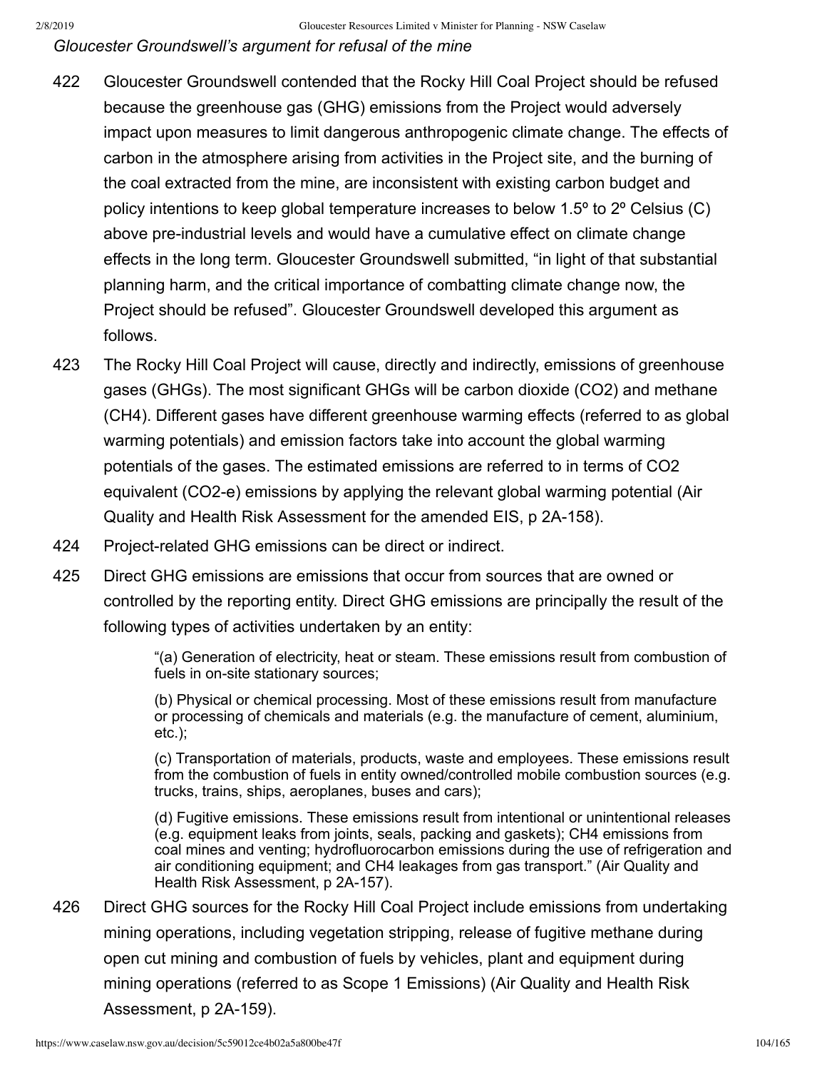*Gloucester Groundswell's argument for refusal of the mine*

422 Gloucester Groundswell contended that the Rocky Hill Coal Project should be refused because the greenhouse gas (GHG) emissions from the Project would adversely impact upon measures to limit dangerous anthropogenic climate change. The effects of carbon in the atmosphere arising from activities in the Project site, and the burning of the coal extracted from the mine, are inconsistent with existing carbon budget and policy intentions to keep global temperature increases to below 1.5º to 2º Celsius (C) above pre-industrial levels and would have a cumulative effect on climate change effects in the long term. Gloucester Groundswell submitted, "in light of that substantial planning harm, and the critical importance of combatting climate change now, the Project should be refused". Gloucester Groundswell developed this argument as follows.

423 The Rocky Hill Coal Project will cause, directly and indirectly, emissions of greenhouse gases (GHGs). The most significant GHGs will be carbon dioxide ($CO_2$) and methane ($CH_4$). Different gases have different greenhouse warming effects (referred to as global warming potentials) and emission factors take into account the global warming potentials of the gases. The estimated emissions are referred to in terms of $CO_2$ equivalent ($CO_2$-e) emissions by applying the relevant global warming potential (Air Quality and Health Risk Assessment for the amended EIS, p 2A-158).

424 Project-related GHG emissions can be direct or indirect.

425 Direct GHG emissions are emissions that occur from sources that are owned or controlled by the reporting entity. Direct GHG emissions are principally the result of the following types of activities undertaken by an entity:

> "(a) Generation of electricity, heat or steam. These emissions result from combustion of fuels in on-site stationary sources;
>
> (b) Physical or chemical processing. Most of these emissions result from manufacture or processing of chemicals and materials (e.g. the manufacture of cement, aluminium, etc.);
>
> (c) Transportation of materials, products, waste and employees. These emissions result from the combustion of fuels in entity owned/controlled mobile combustion sources (e.g. trucks, trains, ships, aeroplanes, buses and cars);
>
> (d) Fugitive emissions. These emissions result from intentional or unintentional releases (e.g. equipment leaks from joints, seals, packing and gaskets); $CH_4$ emissions from coal mines and venting; hydrofluorocarbon emissions during the use of refrigeration and air conditioning equipment; and $CH_4$ leakages from gas transport." (Air Quality and Health Risk Assessment, p 2A-157).

426 Direct GHG sources for the Rocky Hill Coal Project include emissions from undertaking mining operations, including vegetation stripping, release of fugitive methane during open cut mining and combustion of fuels by vehicles, plant and equipment during mining operations (referred to as Scope 1 Emissions) (Air Quality and Health Risk Assessment, p 2A-159).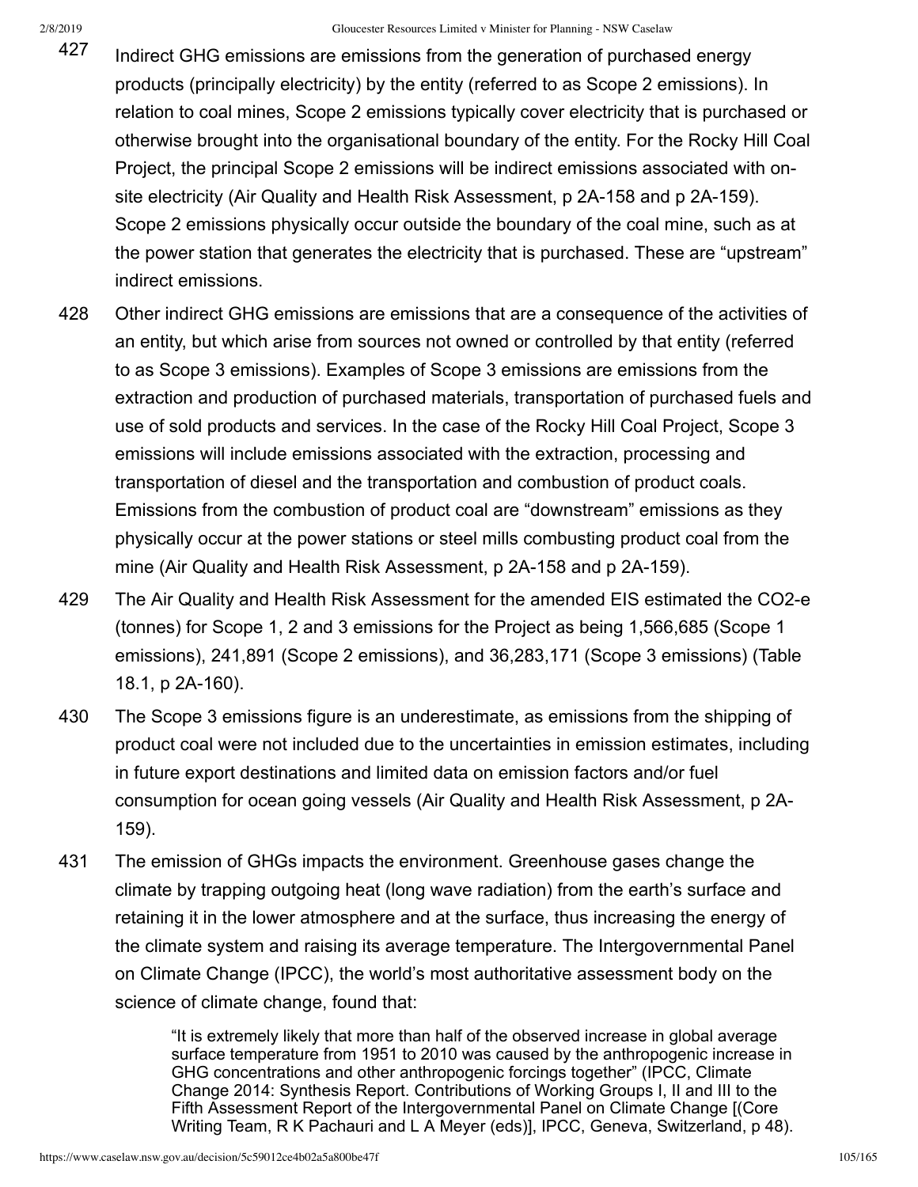427 Indirect GHG emissions are emissions from the generation of purchased energy products (principally electricity) by the entity (referred to as Scope 2 emissions). In relation to coal mines, Scope 2 emissions typically cover electricity that is purchased or otherwise brought into the organisational boundary of the entity. For the Rocky Hill Coal Project, the principal Scope 2 emissions will be indirect emissions associated with on-site electricity (Air Quality and Health Risk Assessment, p 2A-158 and p 2A-159). Scope 2 emissions physically occur outside the boundary of the coal mine, such as at the power station that generates the electricity that is purchased. These are "upstream" indirect emissions.

428 Other indirect GHG emissions are emissions that are a consequence of the activities of an entity, but which arise from sources not owned or controlled by that entity (referred to as Scope 3 emissions). Examples of Scope 3 emissions are emissions from the extraction and production of purchased materials, transportation of purchased fuels and use of sold products and services. In the case of the Rocky Hill Coal Project, Scope 3 emissions will include emissions associated with the extraction, processing and transportation of diesel and the transportation and combustion of product coals. Emissions from the combustion of product coal are "downstream" emissions as they physically occur at the power stations or steel mills combusting product coal from the mine (Air Quality and Health Risk Assessment, p 2A-158 and p 2A-159).

429 The Air Quality and Health Risk Assessment for the amended EIS estimated the $CO_2$-e (tonnes) for Scope 1, 2 and 3 emissions for the Project as being 1,566,685 (Scope 1 emissions), 241,891 (Scope 2 emissions), and 36,283,171 (Scope 3 emissions) (Table 18.1, p 2A-160).

430 The Scope 3 emissions figure is an underestimate, as emissions from the shipping of product coal were not included due to the uncertainties in emission estimates, including in future export destinations and limited data on emission factors and/or fuel consumption for ocean going vessels (Air Quality and Health Risk Assessment, p 2A-159).

431 The emission of GHGs impacts the environment. Greenhouse gases change the climate by trapping outgoing heat (long wave radiation) from the earth's surface and retaining it in the lower atmosphere and at the surface, thus increasing the energy of the climate system and raising its average temperature. The Intergovernmental Panel on Climate Change (IPCC), the world's most authoritative assessment body on the science of climate change, found that:

> "It is extremely likely that more than half of the observed increase in global average surface temperature from 1951 to 2010 was caused by the anthropogenic increase in GHG concentrations and other anthropogenic forcings together" (IPCC, Climate Change 2014: Synthesis Report. Contributions of Working Groups I, II and III to the Fifth Assessment Report of the Intergovernmental Panel on Climate Change [(Core Writing Team, R K Pachauri and L A Meyer (eds)], IPCC, Geneva, Switzerland, p 48).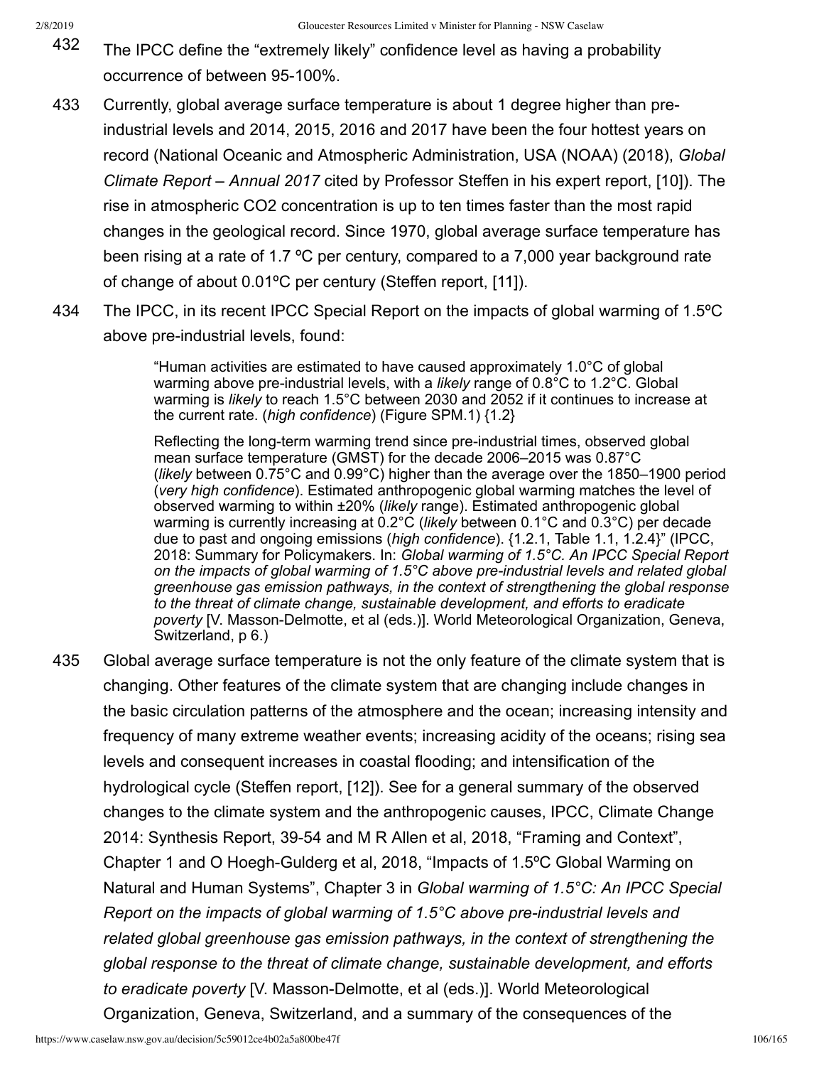432 The IPCC define the "extremely likely" confidence level as having a probability occurrence of between 95-100%.

433 Currently, global average surface temperature is about 1 degree higher than pre-industrial levels and 2014, 2015, 2016 and 2017 have been the four hottest years on record (National Oceanic and Atmospheric Administration, USA (NOAA) (2018), *Global Climate Report – Annual 2017* cited by Professor Steffen in his expert report, [10]). The rise in atmospheric $CO_2$ concentration is up to ten times faster than the most rapid changes in the geological record. Since 1970, global average surface temperature has been rising at a rate of 1.7 ºC per century, compared to a 7,000 year background rate of change of about 0.01ºC per century (Steffen report, [11]).

434 The IPCC, in its recent IPCC Special Report on the impacts of global warming of 1.5ºC above pre-industrial levels, found:

> "Human activities are estimated to have caused approximately 1.0°C of global warming above pre-industrial levels, with a *likely* range of 0.8°C to 1.2°C. Global warming is *likely* to reach 1.5°C between 2030 and 2052 if it continues to increase at the current rate. (*high confidence*) (Figure SPM.1) {1.2}
>
> Reflecting the long-term warming trend since pre-industrial times, observed global mean surface temperature (GMST) for the decade 2006–2015 was 0.87°C (*likely* between 0.75°C and 0.99°C) higher than the average over the 1850–1900 period (*very high confidence*). Estimated anthropogenic global warming matches the level of observed warming to within ±20% (*likely* range). Estimated anthropogenic global warming is currently increasing at 0.2°C (*likely* between 0.1°C and 0.3°C) per decade due to past and ongoing emissions (*high confidence*). {1.2.1, Table 1.1, 1.2.4}" (IPCC, 2018: Summary for Policymakers. In: *Global warming of 1.5°C. An IPCC Special Report on the impacts of global warming of 1.5°C above pre-industrial levels and related global greenhouse gas emission pathways, in the context of strengthening the global response to the threat of climate change, sustainable development, and efforts to eradicate poverty* [V. Masson-Delmotte, et al (eds.)]. World Meteorological Organization, Geneva, Switzerland, p 6.)

435 Global average surface temperature is not the only feature of the climate system that is changing. Other features of the climate system that are changing include changes in the basic circulation patterns of the atmosphere and the ocean; increasing intensity and frequency of many extreme weather events; increasing acidity of the oceans; rising sea levels and consequent increases in coastal flooding; and intensification of the hydrological cycle (Steffen report, [12]). See for a general summary of the observed changes to the climate system and the anthropogenic causes, IPCC, Climate Change 2014: Synthesis Report, 39-54 and M R Allen et al, 2018, "Framing and Context", Chapter 1 and O Hoegh-Gulderg et al, 2018, "Impacts of 1.5ºC Global Warming on Natural and Human Systems", Chapter 3 in *Global warming of 1.5°C: An IPCC Special Report on the impacts of global warming of 1.5°C above pre-industrial levels and related global greenhouse gas emission pathways, in the context of strengthening the global response to the threat of climate change, sustainable development, and efforts to eradicate poverty* [V. Masson-Delmotte, et al (eds.)]. World Meteorological Organization, Geneva, Switzerland, and a summary of the consequences of the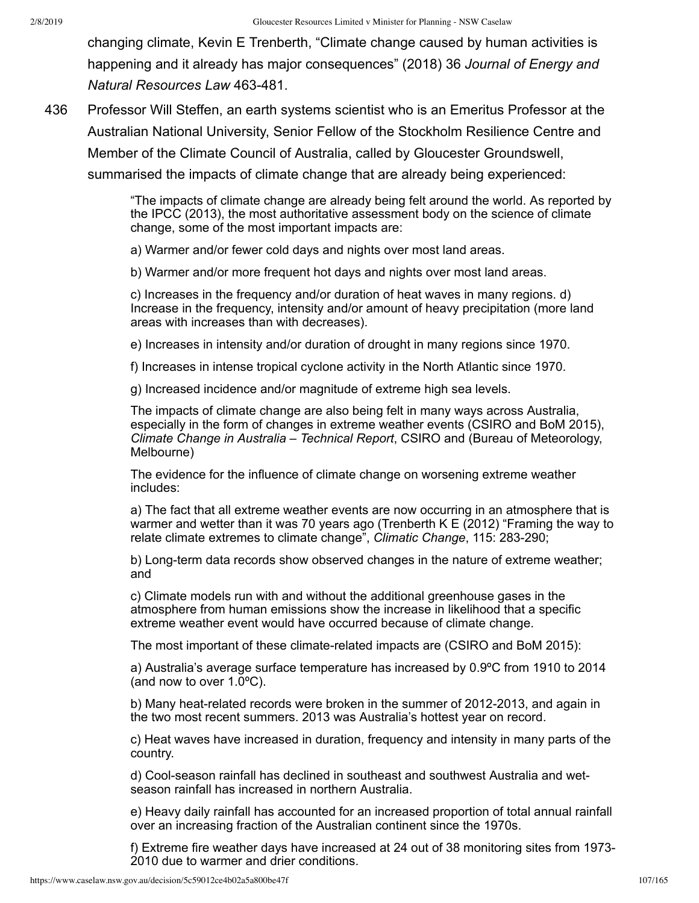changing climate, Kevin E Trenberth, "Climate change caused by human activities is happening and it already has major consequences" (2018) 36 *Journal of Energy and Natural Resources Law* 463-481.

436 Professor Will Steffen, an earth systems scientist who is an Emeritus Professor at the Australian National University, Senior Fellow of the Stockholm Resilience Centre and Member of the Climate Council of Australia, called by Gloucester Groundswell, summarised the impacts of climate change that are already being experienced:

> "The impacts of climate change are already being felt around the world. As reported by the IPCC (2013), the most authoritative assessment body on the science of climate change, some of the most important impacts are:
>
> a) Warmer and/or fewer cold days and nights over most land areas.
>
> b) Warmer and/or more frequent hot days and nights over most land areas.
>
> c) Increases in the frequency and/or duration of heat waves in many regions. d) Increase in the frequency, intensity and/or amount of heavy precipitation (more land areas with increases than with decreases).
>
> e) Increases in intensity and/or duration of drought in many regions since 1970.
>
> f) Increases in intense tropical cyclone activity in the North Atlantic since 1970.
>
> g) Increased incidence and/or magnitude of extreme high sea levels.
>
> The impacts of climate change are also being felt in many ways across Australia, especially in the form of changes in extreme weather events (CSIRO and BoM 2015), *Climate Change in Australia – Technical Report*, CSIRO and (Bureau of Meteorology, Melbourne)
>
> The evidence for the influence of climate change on worsening extreme weather includes:
>
> a) The fact that all extreme weather events are now occurring in an atmosphere that is warmer and wetter than it was 70 years ago (Trenberth K E (2012) "Framing the way to relate climate extremes to climate change", *Climatic Change*, 115: 283-290;
>
> b) Long-term data records show observed changes in the nature of extreme weather; and
>
> c) Climate models run with and without the additional greenhouse gases in the atmosphere from human emissions show the increase in likelihood that a specific extreme weather event would have occurred because of climate change.
>
> The most important of these climate-related impacts are (CSIRO and BoM 2015):
>
> a) Australia's average surface temperature has increased by 0.9ºC from 1910 to 2014 (and now to over 1.0ºC).
>
> b) Many heat-related records were broken in the summer of 2012-2013, and again in the two most recent summers. 2013 was Australia's hottest year on record.
>
> c) Heat waves have increased in duration, frequency and intensity in many parts of the country.
>
> d) Cool-season rainfall has declined in southeast and southwest Australia and wet-season rainfall has increased in northern Australia.
>
> e) Heavy daily rainfall has accounted for an increased proportion of total annual rainfall over an increasing fraction of the Australian continent since the 1970s.
>
> f) Extreme fire weather days have increased at 24 out of 38 monitoring sites from 1973-2010 due to warmer and drier conditions.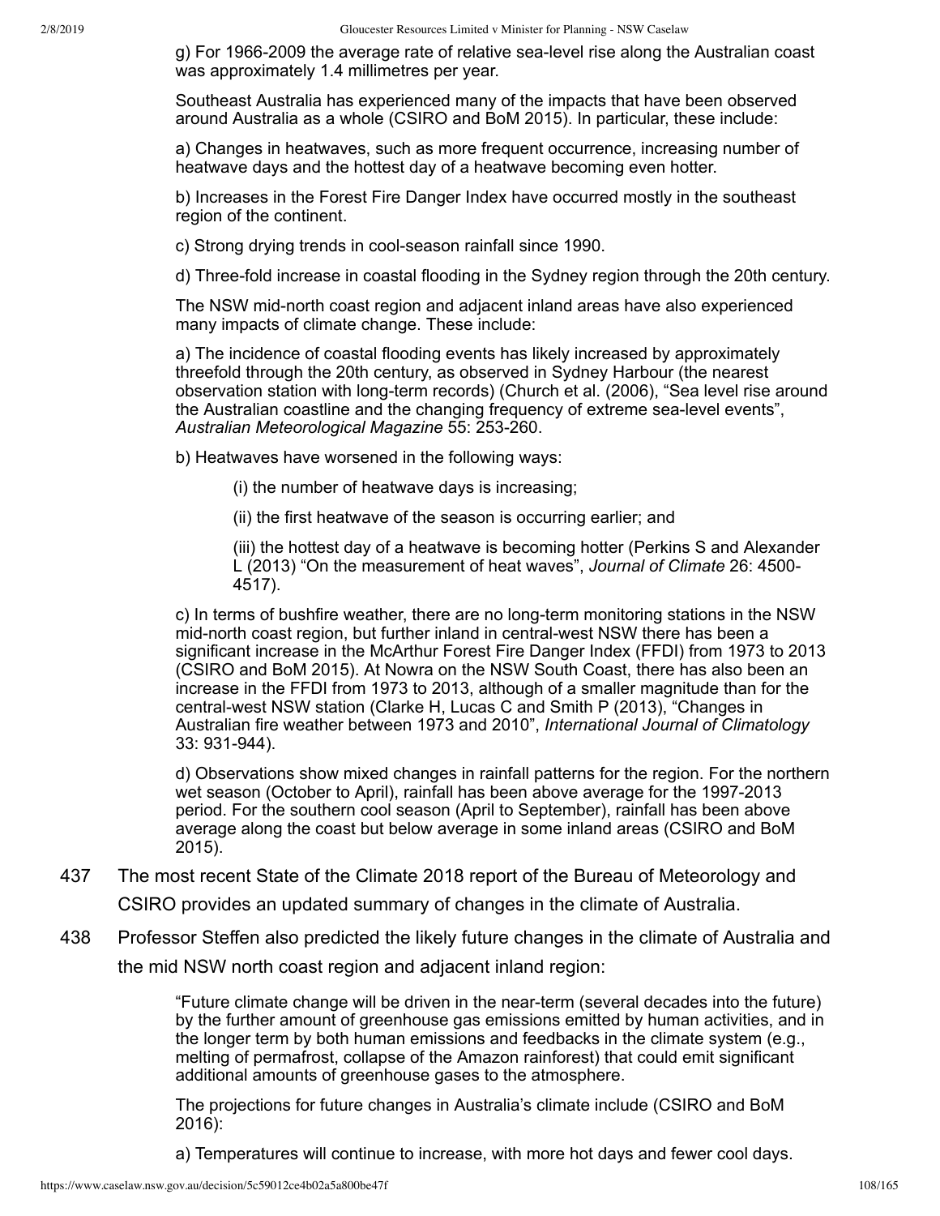g) For 1966-2009 the average rate of relative sea-level rise along the Australian coast was approximately 1.4 millimetres per year.

Southeast Australia has experienced many of the impacts that have been observed around Australia as a whole (CSIRO and BoM 2015). In particular, these include:

a) Changes in heatwaves, such as more frequent occurrence, increasing number of heatwave days and the hottest day of a heatwave becoming even hotter.

b) Increases in the Forest Fire Danger Index have occurred mostly in the southeast region of the continent.

c) Strong drying trends in cool-season rainfall since 1990.

d) Three-fold increase in coastal flooding in the Sydney region through the 20th century.

The NSW mid-north coast region and adjacent inland areas have also experienced many impacts of climate change. These include:

a) The incidence of coastal flooding events has likely increased by approximately threefold through the 20th century, as observed in Sydney Harbour (the nearest observation station with long-term records) (Church et al. (2006), "Sea level rise around the Australian coastline and the changing frequency of extreme sea-level events", *Australian Meteorological Magazine* 55: 253-260.

b) Heatwaves have worsened in the following ways:

(i) the number of heatwave days is increasing;

(ii) the first heatwave of the season is occurring earlier; and

(iii) the hottest day of a heatwave is becoming hotter (Perkins S and Alexander L (2013) "On the measurement of heat waves", *Journal of Climate* 26: 4500-4517).

c) In terms of bushfire weather, there are no long-term monitoring stations in the NSW mid-north coast region, but further inland in central-west NSW there has been a significant increase in the McArthur Forest Fire Danger Index (FFDI) from 1973 to 2013 (CSIRO and BoM 2015). At Nowra on the NSW South Coast, there has also been an increase in the FFDI from 1973 to 2013, although of a smaller magnitude than for the central-west NSW station (Clarke H, Lucas C and Smith P (2013), "Changes in Australian fire weather between 1973 and 2010", *International Journal of Climatology* 33: 931-944).

d) Observations show mixed changes in rainfall patterns for the region. For the northern wet season (October to April), rainfall has been above average for the 1997-2013 period. For the southern cool season (April to September), rainfall has been above average along the coast but below average in some inland areas (CSIRO and BoM 2015).

437 The most recent State of the Climate 2018 report of the Bureau of Meteorology and CSIRO provides an updated summary of changes in the climate of Australia.

438 Professor Steffen also predicted the likely future changes in the climate of Australia and the mid NSW north coast region and adjacent inland region:

"Future climate change will be driven in the near-term (several decades into the future) by the further amount of greenhouse gas emissions emitted by human activities, and in the longer term by both human emissions and feedbacks in the climate system (e.g., melting of permafrost, collapse of the Amazon rainforest) that could emit significant additional amounts of greenhouse gases to the atmosphere.

The projections for future changes in Australia's climate include (CSIRO and BoM 2016):

a) Temperatures will continue to increase, with more hot days and fewer cool days.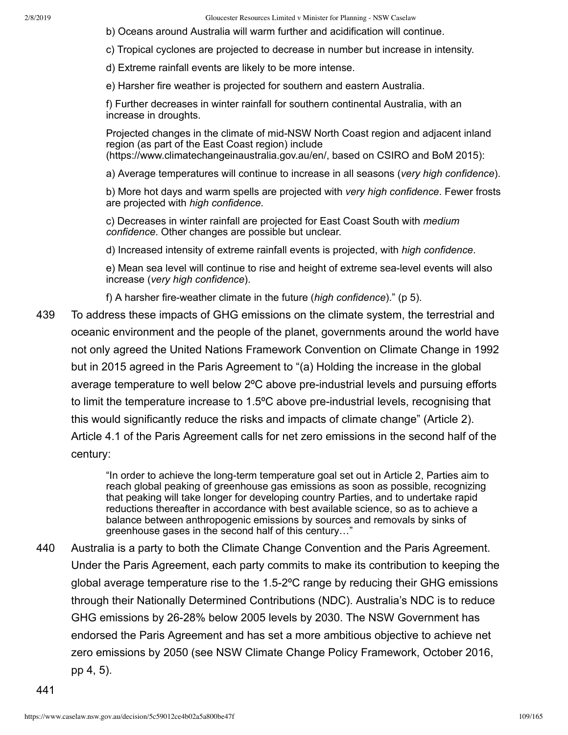b) Oceans around Australia will warm further and acidification will continue.

c) Tropical cyclones are projected to decrease in number but increase in intensity.

d) Extreme rainfall events are likely to be more intense.

e) Harsher fire weather is projected for southern and eastern Australia.

f) Further decreases in winter rainfall for southern continental Australia, with an increase in droughts.

Projected changes in the climate of mid-NSW North Coast region and adjacent inland region (as part of the East Coast region) include (https://www.climatechangeinaustralia.gov.au/en/, based on CSIRO and BoM 2015):

a) Average temperatures will continue to increase in all seasons (*very high confidence*).

b) More hot days and warm spells are projected with *very high confidence*. Fewer frosts are projected with *high confidence.*

c) Decreases in winter rainfall are projected for East Coast South with *medium confidence*. Other changes are possible but unclear.

d) Increased intensity of extreme rainfall events is projected, with *high confidence*.

e) Mean sea level will continue to rise and height of extreme sea-level events will also increase (*very high confidence*).

f) A harsher fire-weather climate in the future (*high confidence*)." (p 5).

439 To address these impacts of GHG emissions on the climate system, the terrestrial and oceanic environment and the people of the planet, governments around the world have not only agreed the United Nations Framework Convention on Climate Change in 1992 but in 2015 agreed in the Paris Agreement to "(a) Holding the increase in the global average temperature to well below 2ºC above pre-industrial levels and pursuing efforts to limit the temperature increase to 1.5ºC above pre-industrial levels, recognising that this would significantly reduce the risks and impacts of climate change" (Article 2). Article 4.1 of the Paris Agreement calls for net zero emissions in the second half of the century:

> "In order to achieve the long-term temperature goal set out in Article 2, Parties aim to reach global peaking of greenhouse gas emissions as soon as possible, recognizing that peaking will take longer for developing country Parties, and to undertake rapid reductions thereafter in accordance with best available science, so as to achieve a balance between anthropogenic emissions by sources and removals by sinks of greenhouse gases in the second half of this century…"

440 Australia is a party to both the Climate Change Convention and the Paris Agreement. Under the Paris Agreement, each party commits to make its contribution to keeping the global average temperature rise to the 1.5-2ºC range by reducing their GHG emissions through their Nationally Determined Contributions (NDC). Australia's NDC is to reduce GHG emissions by 26-28% below 2005 levels by 2030. The NSW Government has endorsed the Paris Agreement and has set a more ambitious objective to achieve net zero emissions by 2050 (see NSW Climate Change Policy Framework, October 2016, pp 4, 5).

441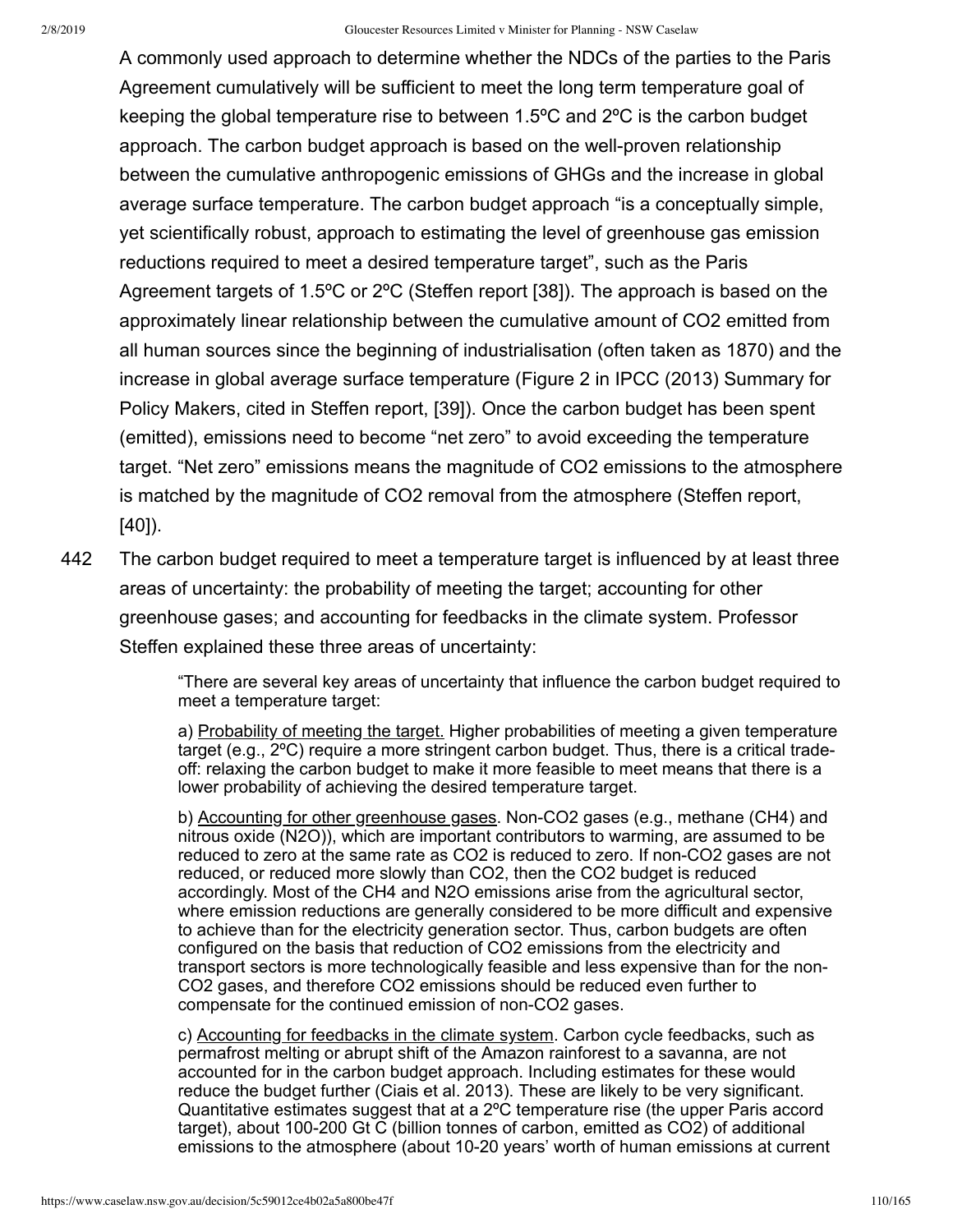A commonly used approach to determine whether the NDCs of the parties to the Paris Agreement cumulatively will be sufficient to meet the long term temperature goal of keeping the global temperature rise to between 1.5ºC and 2ºC is the carbon budget approach. The carbon budget approach is based on the well-proven relationship between the cumulative anthropogenic emissions of GHGs and the increase in global average surface temperature. The carbon budget approach "is a conceptually simple, yet scientifically robust, approach to estimating the level of greenhouse gas emission reductions required to meet a desired temperature target", such as the Paris Agreement targets of 1.5ºC or 2ºC (Steffen report [38]). The approach is based on the approximately linear relationship between the cumulative amount of $CO_2$ emitted from all human sources since the beginning of industrialisation (often taken as 1870) and the increase in global average surface temperature (Figure 2 in IPCC (2013) Summary for Policy Makers, cited in Steffen report, [39]). Once the carbon budget has been spent (emitted), emissions need to become "net zero" to avoid exceeding the temperature target. "Net zero" emissions means the magnitude of $CO_2$ emissions to the atmosphere is matched by the magnitude of $CO_2$ removal from the atmosphere (Steffen report, [40]).

442 The carbon budget required to meet a temperature target is influenced by at least three areas of uncertainty: the probability of meeting the target; accounting for other greenhouse gases; and accounting for feedbacks in the climate system. Professor Steffen explained these three areas of uncertainty:

> "There are several key areas of uncertainty that influence the carbon budget required to meet a temperature target:
>
> a) Probability of meeting the target. Higher probabilities of meeting a given temperature target (e.g., 2ºC) require a more stringent carbon budget. Thus, there is a critical trade-off: relaxing the carbon budget to make it more feasible to meet means that there is a lower probability of achieving the desired temperature target.
>
> b) Accounting for other greenhouse gases. Non-$CO_2$ gases (e.g., methane ($CH_4$) and nitrous oxide ($N_2O$)), which are important contributors to warming, are assumed to be reduced to zero at the same rate as $CO_2$ is reduced to zero. If non-$CO_2$ gases are not reduced, or reduced more slowly than $CO_2$, then the $CO_2$ budget is reduced accordingly. Most of the $CH_4$ and $N_2O$ emissions arise from the agricultural sector, where emission reductions are generally considered to be more difficult and expensive to achieve than for the electricity generation sector. Thus, carbon budgets are often configured on the basis that reduction of $CO_2$ emissions from the electricity and transport sectors is more technologically feasible and less expensive than for the non-$CO_2$ gases, and therefore $CO_2$ emissions should be reduced even further to compensate for the continued emission of non-$CO_2$ gases.
>
> c) Accounting for feedbacks in the climate system. Carbon cycle feedbacks, such as permafrost melting or abrupt shift of the Amazon rainforest to a savanna, are not accounted for in the carbon budget approach. Including estimates for these would reduce the budget further (Ciais et al. 2013). These are likely to be very significant. Quantitative estimates suggest that at a 2ºC temperature rise (the upper Paris accord target), about 100-200 Gt C (billion tonnes of carbon, emitted as $CO_2$) of additional emissions to the atmosphere (about 10-20 years' worth of human emissions at current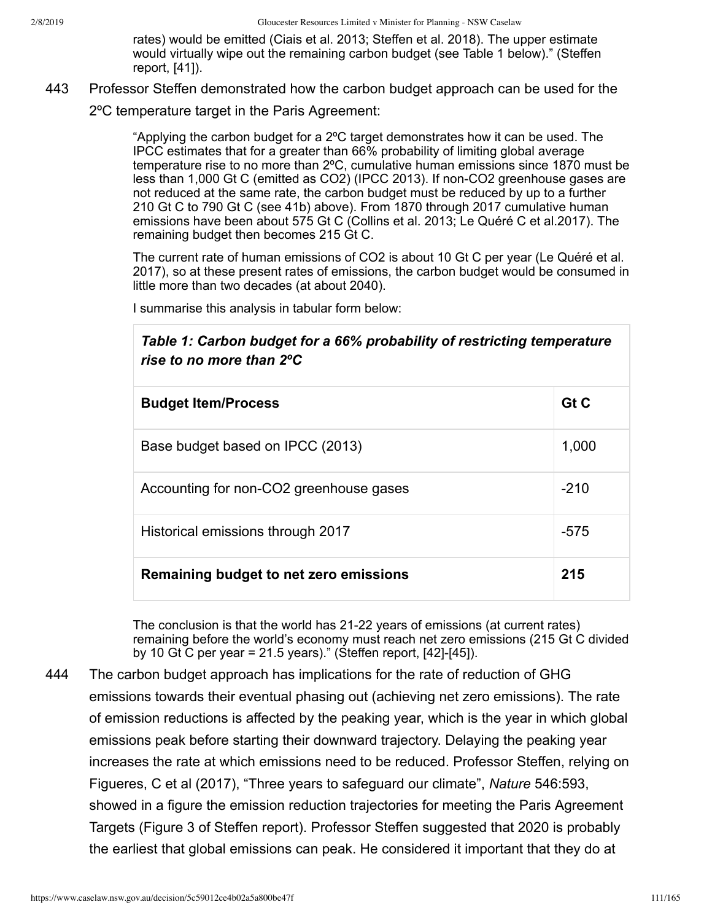rates) would be emitted (Ciais et al. 2013; Steffen et al. 2018). The upper estimate would virtually wipe out the remaining carbon budget (see Table 1 below)." (Steffen report, [41]).

443 Professor Steffen demonstrated how the carbon budget approach can be used for the 2ºC temperature target in the Paris Agreement:

> "Applying the carbon budget for a 2ºC target demonstrates how it can be used. The IPCC estimates that for a greater than 66% probability of limiting global average temperature rise to no more than 2ºC, cumulative human emissions since 1870 must be less than 1,000 Gt C (emitted as CO2) (IPCC 2013). If non-CO2 greenhouse gases are not reduced at the same rate, the carbon budget must be reduced by up to a further 210 Gt C to 790 Gt C (see 41b) above). From 1870 through 2017 cumulative human emissions have been about 575 Gt C (Collins et al. 2013; Le Quéré C et al.2017). The remaining budget then becomes 215 Gt C.
>
> The current rate of human emissions of CO2 is about 10 Gt C per year (Le Quéré et al. 2017), so at these present rates of emissions, the carbon budget would be consumed in little more than two decades (at about 2040).
>
> I summarise this analysis in tabular form below:

***Table 1: Carbon budget for a 66% probability of restricting temperature rise to no more than 2ºC***

| **Budget Item/Process** | **Gt C** |
|---|---|
| Base budget based on IPCC (2013) | 1,000 |
| Accounting for non-CO2 greenhouse gases | -210 |
| Historical emissions through 2017 | -575 |
| **Remaining budget to net zero emissions** | **215** |

> The conclusion is that the world has 21-22 years of emissions (at current rates) remaining before the world's economy must reach net zero emissions (215 Gt C divided by 10 Gt C per year = 21.5 years)." (Steffen report, [42]-[45]).

444 The carbon budget approach has implications for the rate of reduction of GHG emissions towards their eventual phasing out (achieving net zero emissions). The rate of emission reductions is affected by the peaking year, which is the year in which global emissions peak before starting their downward trajectory. Delaying the peaking year increases the rate at which emissions need to be reduced. Professor Steffen, relying on Figueres, C et al (2017), "Three years to safeguard our climate", *Nature* 546:593, showed in a figure the emission reduction trajectories for meeting the Paris Agreement Targets (Figure 3 of Steffen report). Professor Steffen suggested that 2020 is probably the earliest that global emissions can peak. He considered it important that they do at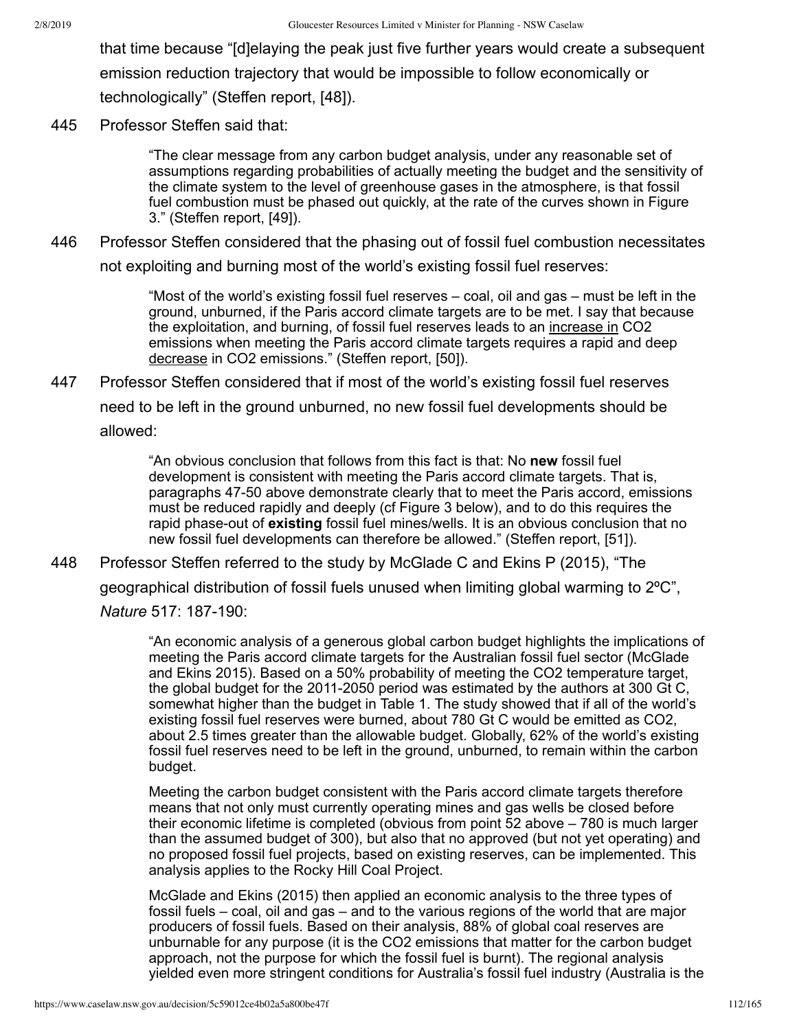that time because "[d]elaying the peak just five further years would create a subsequent emission reduction trajectory that would be impossible to follow economically or technologically" (Steffen report, [48]).

445 Professor Steffen said that:

> "The clear message from any carbon budget analysis, under any reasonable set of assumptions regarding probabilities of actually meeting the budget and the sensitivity of the climate system to the level of greenhouse gases in the atmosphere, is that fossil fuel combustion must be phased out quickly, at the rate of the curves shown in Figure 3." (Steffen report, [49]).

446 Professor Steffen considered that the phasing out of fossil fuel combustion necessitates not exploiting and burning most of the world's existing fossil fuel reserves:

> "Most of the world's existing fossil fuel reserves – coal, oil and gas – must be left in the ground, unburned, if the Paris accord climate targets are to be met. I say that because the exploitation, and burning, of fossil fuel reserves leads to an <u>increase in</u> $CO_2$ emissions when meeting the Paris accord climate targets requires a rapid and deep <u>decrease</u> in $CO_2$ emissions." (Steffen report, [50]).

447 Professor Steffen considered that if most of the world's existing fossil fuel reserves need to be left in the ground unburned, no new fossil fuel developments should be allowed:

> "An obvious conclusion that follows from this fact is that: No **new** fossil fuel development is consistent with meeting the Paris accord climate targets. That is, paragraphs 47-50 above demonstrate clearly that to meet the Paris accord, emissions must be reduced rapidly and deeply (cf Figure 3 below), and to do this requires the rapid phase-out of **existing** fossil fuel mines/wells. It is an obvious conclusion that no new fossil fuel developments can therefore be allowed." (Steffen report, [51]).

448 Professor Steffen referred to the study by McGlade C and Ekins P (2015), "The geographical distribution of fossil fuels unused when limiting global warming to 2ºC", *Nature* 517: 187-190:

> "An economic analysis of a generous global carbon budget highlights the implications of meeting the Paris accord climate targets for the Australian fossil fuel sector (McGlade and Ekins 2015). Based on a 50% probability of meeting the $CO_2$ temperature target, the global budget for the 2011-2050 period was estimated by the authors at 300 Gt C, somewhat higher than the budget in Table 1. The study showed that if all of the world's existing fossil fuel reserves were burned, about 780 Gt C would be emitted as $CO_2$, about 2.5 times greater than the allowable budget. Globally, 62% of the world's existing fossil fuel reserves need to be left in the ground, unburned, to remain within the carbon budget.
>
> Meeting the carbon budget consistent with the Paris accord climate targets therefore means that not only must currently operating mines and gas wells be closed before their economic lifetime is completed (obvious from point 52 above – 780 is much larger than the assumed budget of 300), but also that no approved (but not yet operating) and no proposed fossil fuel projects, based on existing reserves, can be implemented. This analysis applies to the Rocky Hill Coal Project.
>
> McGlade and Ekins (2015) then applied an economic analysis to the three types of fossil fuels – coal, oil and gas – and to the various regions of the world that are major producers of fossil fuels. Based on their analysis, 88% of global coal reserves are unburnable for any purpose (it is the $CO_2$ emissions that matter for the carbon budget approach, not the purpose for which the fossil fuel is burnt). The regional analysis yielded even more stringent conditions for Australia's fossil fuel industry (Australia is the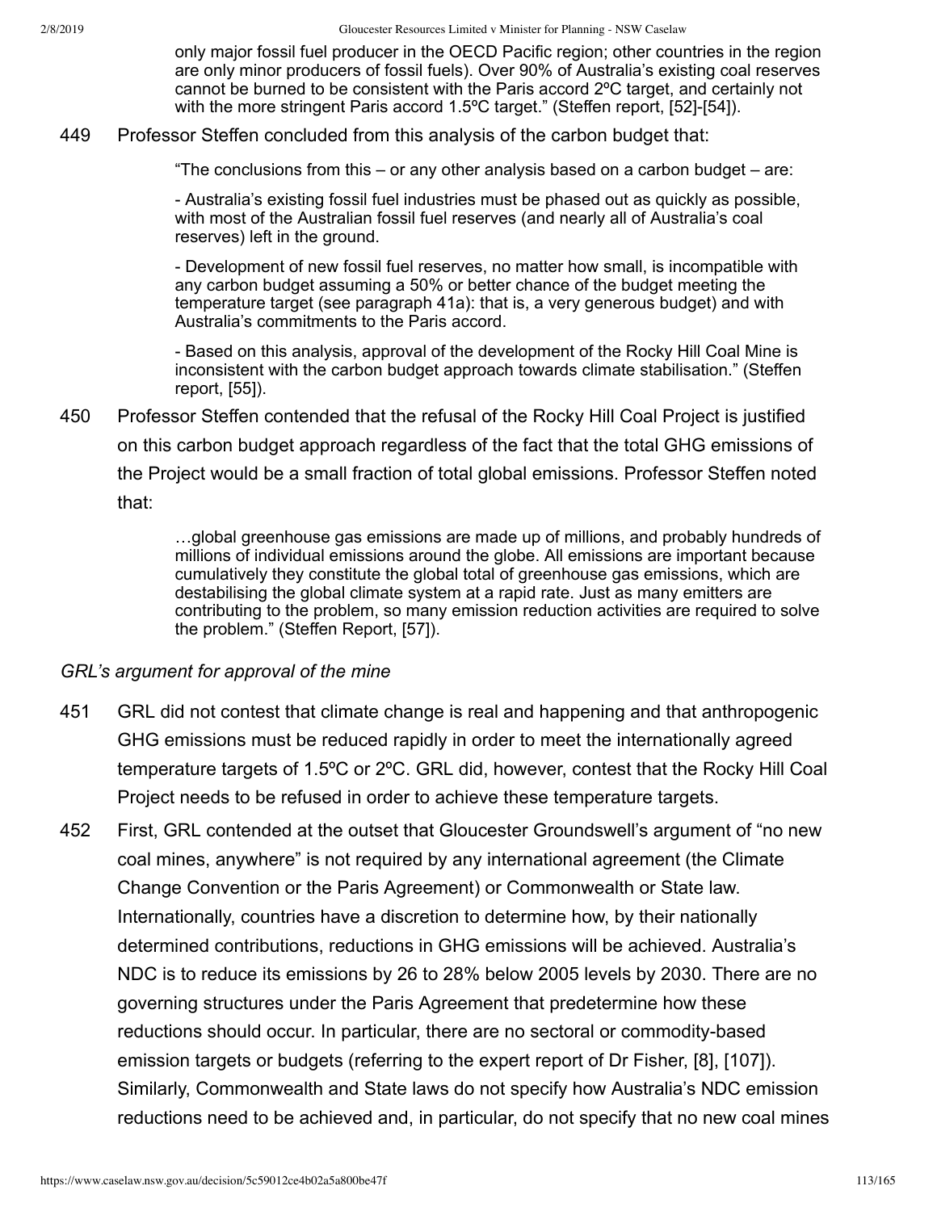only major fossil fuel producer in the OECD Pacific region; other countries in the region are only minor producers of fossil fuels). Over 90% of Australia's existing coal reserves cannot be burned to be consistent with the Paris accord 2ºC target, and certainly not with the more stringent Paris accord 1.5ºC target." (Steffen report, [52]-[54]).

449 Professor Steffen concluded from this analysis of the carbon budget that:

> "The conclusions from this – or any other analysis based on a carbon budget – are:
>
> - Australia's existing fossil fuel industries must be phased out as quickly as possible, with most of the Australian fossil fuel reserves (and nearly all of Australia's coal reserves) left in the ground.
>
> - Development of new fossil fuel reserves, no matter how small, is incompatible with any carbon budget assuming a 50% or better chance of the budget meeting the temperature target (see paragraph 41a): that is, a very generous budget) and with Australia's commitments to the Paris accord.
>
> - Based on this analysis, approval of the development of the Rocky Hill Coal Mine is inconsistent with the carbon budget approach towards climate stabilisation." (Steffen report, [55]).

450 Professor Steffen contended that the refusal of the Rocky Hill Coal Project is justified on this carbon budget approach regardless of the fact that the total GHG emissions of the Project would be a small fraction of total global emissions. Professor Steffen noted that:

> …global greenhouse gas emissions are made up of millions, and probably hundreds of millions of individual emissions around the globe. All emissions are important because cumulatively they constitute the global total of greenhouse gas emissions, which are destabilising the global climate system at a rapid rate. Just as many emitters are contributing to the problem, so many emission reduction activities are required to solve the problem." (Steffen Report, [57]).

*GRL's argument for approval of the mine*

451 GRL did not contest that climate change is real and happening and that anthropogenic GHG emissions must be reduced rapidly in order to meet the internationally agreed temperature targets of 1.5ºC or 2ºC. GRL did, however, contest that the Rocky Hill Coal Project needs to be refused in order to achieve these temperature targets.

452 First, GRL contended at the outset that Gloucester Groundswell's argument of "no new coal mines, anywhere" is not required by any international agreement (the Climate Change Convention or the Paris Agreement) or Commonwealth or State law. Internationally, countries have a discretion to determine how, by their nationally determined contributions, reductions in GHG emissions will be achieved. Australia's NDC is to reduce its emissions by 26 to 28% below 2005 levels by 2030. There are no governing structures under the Paris Agreement that predetermine how these reductions should occur. In particular, there are no sectoral or commodity-based emission targets or budgets (referring to the expert report of Dr Fisher, [8], [107]). Similarly, Commonwealth and State laws do not specify how Australia's NDC emission reductions need to be achieved and, in particular, do not specify that no new coal mines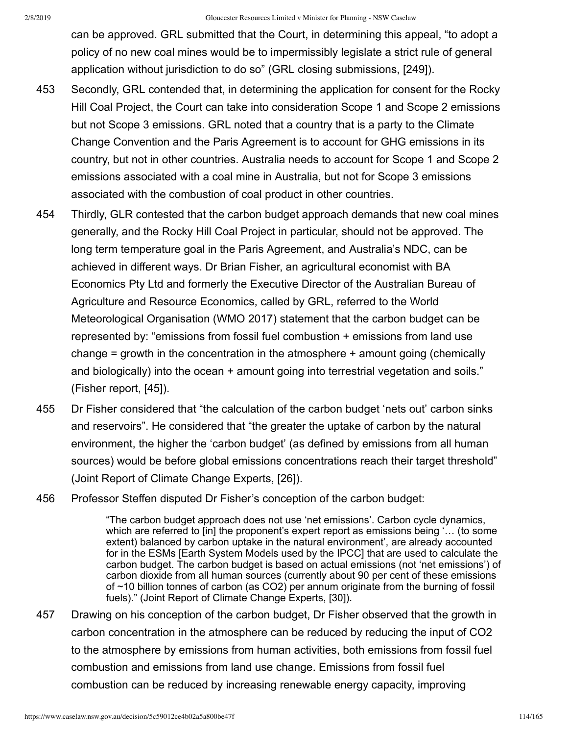can be approved. GRL submitted that the Court, in determining this appeal, "to adopt a policy of no new coal mines would be to impermissibly legislate a strict rule of general application without jurisdiction to do so" (GRL closing submissions, [249]).

453 Secondly, GRL contended that, in determining the application for consent for the Rocky Hill Coal Project, the Court can take into consideration Scope 1 and Scope 2 emissions but not Scope 3 emissions. GRL noted that a country that is a party to the Climate Change Convention and the Paris Agreement is to account for GHG emissions in its country, but not in other countries. Australia needs to account for Scope 1 and Scope 2 emissions associated with a coal mine in Australia, but not for Scope 3 emissions associated with the combustion of coal product in other countries.

454 Thirdly, GLR contested that the carbon budget approach demands that new coal mines generally, and the Rocky Hill Coal Project in particular, should not be approved. The long term temperature goal in the Paris Agreement, and Australia's NDC, can be achieved in different ways. Dr Brian Fisher, an agricultural economist with BA Economics Pty Ltd and formerly the Executive Director of the Australian Bureau of Agriculture and Resource Economics, called by GRL, referred to the World Meteorological Organisation (WMO 2017) statement that the carbon budget can be represented by: "emissions from fossil fuel combustion + emissions from land use change = growth in the concentration in the atmosphere + amount going (chemically and biologically) into the ocean + amount going into terrestrial vegetation and soils." (Fisher report, [45]).

455 Dr Fisher considered that "the calculation of the carbon budget 'nets out' carbon sinks and reservoirs". He considered that "the greater the uptake of carbon by the natural environment, the higher the 'carbon budget' (as defined by emissions from all human sources) would be before global emissions concentrations reach their target threshold" (Joint Report of Climate Change Experts, [26]).

456 Professor Steffen disputed Dr Fisher's conception of the carbon budget:

> "The carbon budget approach does not use 'net emissions'. Carbon cycle dynamics, which are referred to [in] the proponent's expert report as emissions being '… (to some extent) balanced by carbon uptake in the natural environment', are already accounted for in the ESMs [Earth System Models used by the IPCC] that are used to calculate the carbon budget. The carbon budget is based on actual emissions (not 'net emissions') of carbon dioxide from all human sources (currently about 90 per cent of these emissions of ~10 billion tonnes of carbon (as $CO_2$) per annum originate from the burning of fossil fuels)." (Joint Report of Climate Change Experts, [30]).

457 Drawing on his conception of the carbon budget, Dr Fisher observed that the growth in carbon concentration in the atmosphere can be reduced by reducing the input of $CO_2$ to the atmosphere by emissions from human activities, both emissions from fossil fuel combustion and emissions from land use change. Emissions from fossil fuel combustion can be reduced by increasing renewable energy capacity, improving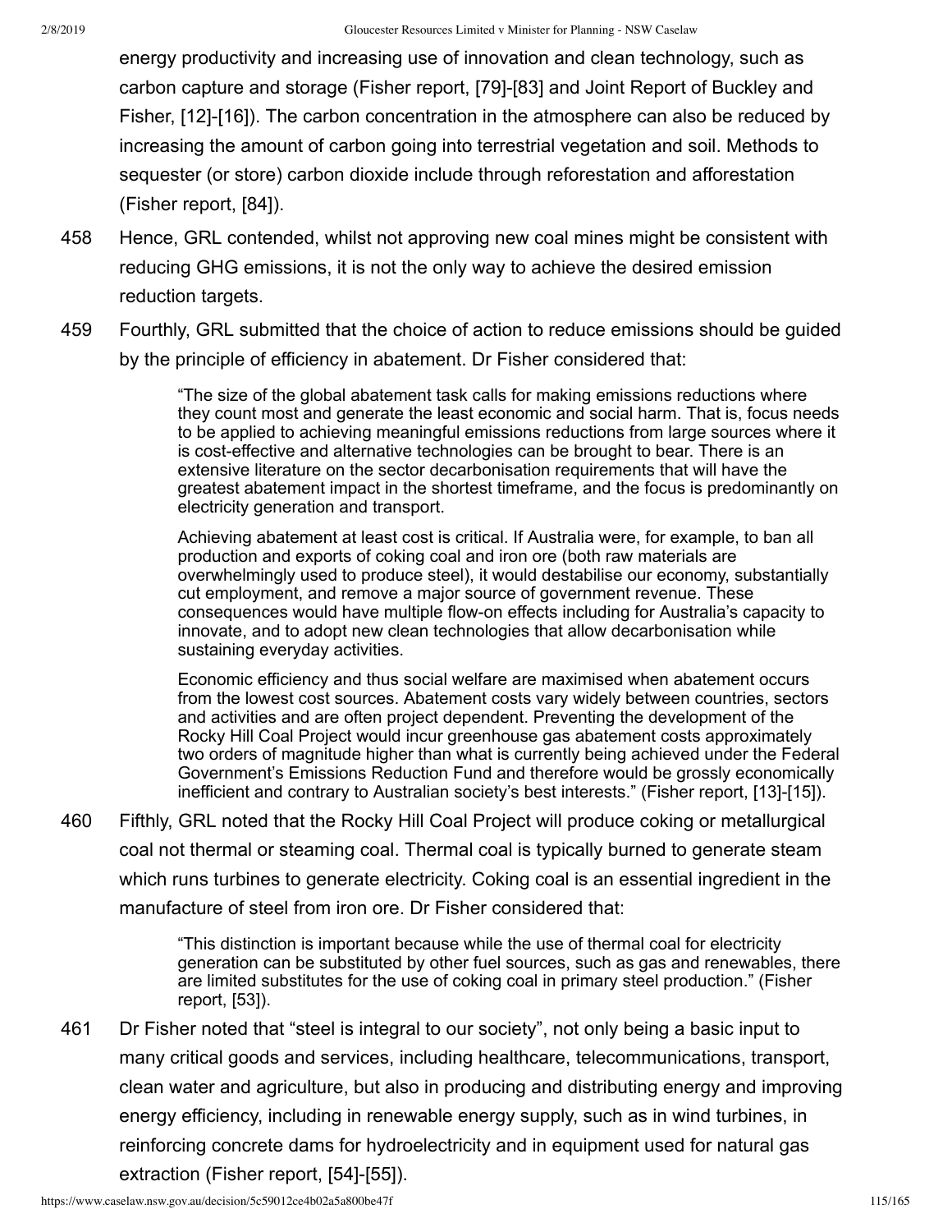energy productivity and increasing use of innovation and clean technology, such as carbon capture and storage (Fisher report, [79]-[83] and Joint Report of Buckley and Fisher, [12]-[16]). The carbon concentration in the atmosphere can also be reduced by increasing the amount of carbon going into terrestrial vegetation and soil. Methods to sequester (or store) carbon dioxide include through reforestation and afforestation (Fisher report, [84]).

458 Hence, GRL contended, whilst not approving new coal mines might be consistent with reducing GHG emissions, it is not the only way to achieve the desired emission reduction targets.

459 Fourthly, GRL submitted that the choice of action to reduce emissions should be guided by the principle of efficiency in abatement. Dr Fisher considered that:

> "The size of the global abatement task calls for making emissions reductions where they count most and generate the least economic and social harm. That is, focus needs to be applied to achieving meaningful emissions reductions from large sources where it is cost-effective and alternative technologies can be brought to bear. There is an extensive literature on the sector decarbonisation requirements that will have the greatest abatement impact in the shortest timeframe, and the focus is predominantly on electricity generation and transport.
>
> Achieving abatement at least cost is critical. If Australia were, for example, to ban all production and exports of coking coal and iron ore (both raw materials are overwhelmingly used to produce steel), it would destabilise our economy, substantially cut employment, and remove a major source of government revenue. These consequences would have multiple flow-on effects including for Australia's capacity to innovate, and to adopt new clean technologies that allow decarbonisation while sustaining everyday activities.
>
> Economic efficiency and thus social welfare are maximised when abatement occurs from the lowest cost sources. Abatement costs vary widely between countries, sectors and activities and are often project dependent. Preventing the development of the Rocky Hill Coal Project would incur greenhouse gas abatement costs approximately two orders of magnitude higher than what is currently being achieved under the Federal Government's Emissions Reduction Fund and therefore would be grossly economically inefficient and contrary to Australian society's best interests." (Fisher report, [13]-[15]).

460 Fifthly, GRL noted that the Rocky Hill Coal Project will produce coking or metallurgical coal not thermal or steaming coal. Thermal coal is typically burned to generate steam which runs turbines to generate electricity. Coking coal is an essential ingredient in the manufacture of steel from iron ore. Dr Fisher considered that:

> "This distinction is important because while the use of thermal coal for electricity generation can be substituted by other fuel sources, such as gas and renewables, there are limited substitutes for the use of coking coal in primary steel production." (Fisher report, [53]).

461 Dr Fisher noted that "steel is integral to our society", not only being a basic input to many critical goods and services, including healthcare, telecommunications, transport, clean water and agriculture, but also in producing and distributing energy and improving energy efficiency, including in renewable energy supply, such as in wind turbines, in reinforcing concrete dams for hydroelectricity and in equipment used for natural gas extraction (Fisher report, [54]-[55]).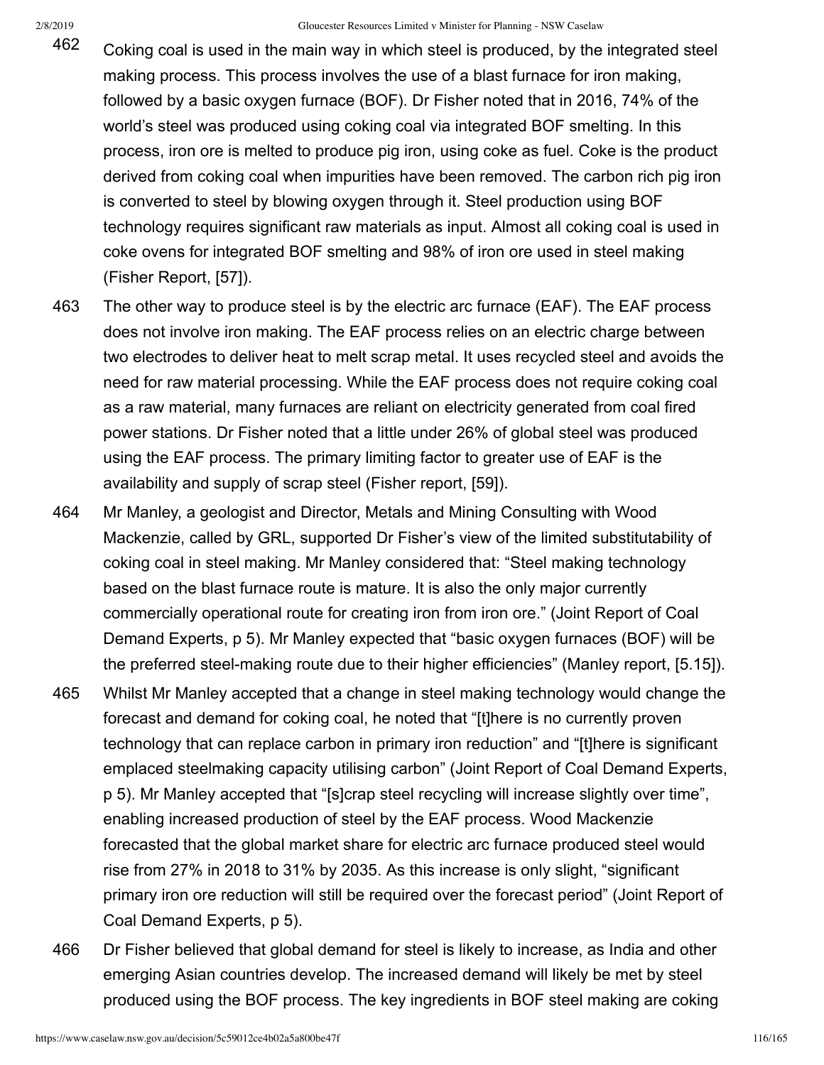462 Coking coal is used in the main way in which steel is produced, by the integrated steel making process. This process involves the use of a blast furnace for iron making, followed by a basic oxygen furnace (BOF). Dr Fisher noted that in 2016, 74% of the world's steel was produced using coking coal via integrated BOF smelting. In this process, iron ore is melted to produce pig iron, using coke as fuel. Coke is the product derived from coking coal when impurities have been removed. The carbon rich pig iron is converted to steel by blowing oxygen through it. Steel production using BOF technology requires significant raw materials as input. Almost all coking coal is used in coke ovens for integrated BOF smelting and 98% of iron ore used in steel making (Fisher Report, [57]).

463 The other way to produce steel is by the electric arc furnace (EAF). The EAF process does not involve iron making. The EAF process relies on an electric charge between two electrodes to deliver heat to melt scrap metal. It uses recycled steel and avoids the need for raw material processing. While the EAF process does not require coking coal as a raw material, many furnaces are reliant on electricity generated from coal fired power stations. Dr Fisher noted that a little under 26% of global steel was produced using the EAF process. The primary limiting factor to greater use of EAF is the availability and supply of scrap steel (Fisher report, [59]).

464 Mr Manley, a geologist and Director, Metals and Mining Consulting with Wood Mackenzie, called by GRL, supported Dr Fisher's view of the limited substitutability of coking coal in steel making. Mr Manley considered that: "Steel making technology based on the blast furnace route is mature. It is also the only major currently commercially operational route for creating iron from iron ore." (Joint Report of Coal Demand Experts, p 5). Mr Manley expected that "basic oxygen furnaces (BOF) will be the preferred steel-making route due to their higher efficiencies" (Manley report, [5.15]).

465 Whilst Mr Manley accepted that a change in steel making technology would change the forecast and demand for coking coal, he noted that "[t]here is no currently proven technology that can replace carbon in primary iron reduction" and "[t]here is significant emplaced steelmaking capacity utilising carbon" (Joint Report of Coal Demand Experts, p 5). Mr Manley accepted that "[s]crap steel recycling will increase slightly over time", enabling increased production of steel by the EAF process. Wood Mackenzie forecasted that the global market share for electric arc furnace produced steel would rise from 27% in 2018 to 31% by 2035. As this increase is only slight, "significant primary iron ore reduction will still be required over the forecast period" (Joint Report of Coal Demand Experts, p 5).

466 Dr Fisher believed that global demand for steel is likely to increase, as India and other emerging Asian countries develop. The increased demand will likely be met by steel produced using the BOF process. The key ingredients in BOF steel making are coking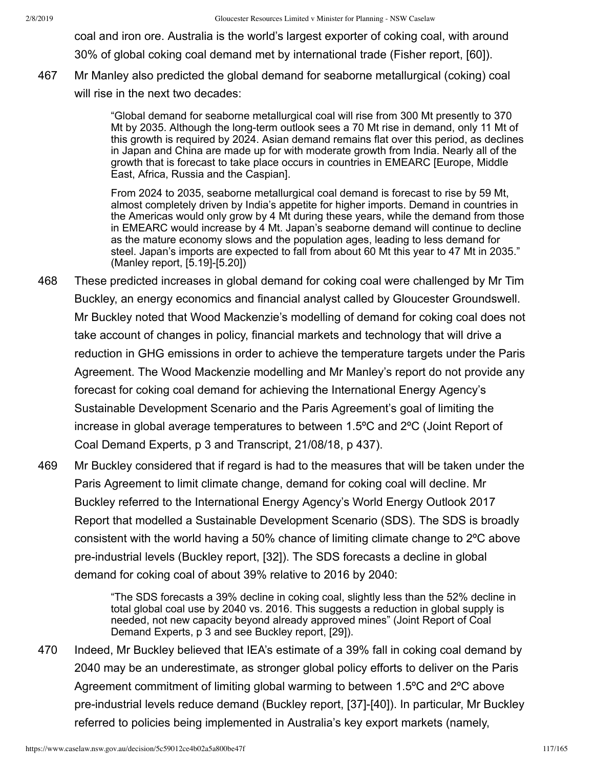coal and iron ore. Australia is the world's largest exporter of coking coal, with around 30% of global coking coal demand met by international trade (Fisher report, [60]).

467 Mr Manley also predicted the global demand for seaborne metallurgical (coking) coal will rise in the next two decades:

> "Global demand for seaborne metallurgical coal will rise from 300 Mt presently to 370 Mt by 2035. Although the long-term outlook sees a 70 Mt rise in demand, only 11 Mt of this growth is required by 2024. Asian demand remains flat over this period, as declines in Japan and China are made up for with moderate growth from India. Nearly all of the growth that is forecast to take place occurs in countries in EMEARC [Europe, Middle East, Africa, Russia and the Caspian].
>
> From 2024 to 2035, seaborne metallurgical coal demand is forecast to rise by 59 Mt, almost completely driven by India's appetite for higher imports. Demand in countries in the Americas would only grow by 4 Mt during these years, while the demand from those in EMEARC would increase by 4 Mt. Japan's seaborne demand will continue to decline as the mature economy slows and the population ages, leading to less demand for steel. Japan's imports are expected to fall from about 60 Mt this year to 47 Mt in 2035." (Manley report, [5.19]-[5.20])

468 These predicted increases in global demand for coking coal were challenged by Mr Tim Buckley, an energy economics and financial analyst called by Gloucester Groundswell. Mr Buckley noted that Wood Mackenzie's modelling of demand for coking coal does not take account of changes in policy, financial markets and technology that will drive a reduction in GHG emissions in order to achieve the temperature targets under the Paris Agreement. The Wood Mackenzie modelling and Mr Manley's report do not provide any forecast for coking coal demand for achieving the International Energy Agency's Sustainable Development Scenario and the Paris Agreement's goal of limiting the increase in global average temperatures to between 1.5ºC and 2ºC (Joint Report of Coal Demand Experts, p 3 and Transcript, 21/08/18, p 437).

469 Mr Buckley considered that if regard is had to the measures that will be taken under the Paris Agreement to limit climate change, demand for coking coal will decline. Mr Buckley referred to the International Energy Agency's World Energy Outlook 2017 Report that modelled a Sustainable Development Scenario (SDS). The SDS is broadly consistent with the world having a 50% chance of limiting climate change to 2ºC above pre-industrial levels (Buckley report, [32]). The SDS forecasts a decline in global demand for coking coal of about 39% relative to 2016 by 2040:

> "The SDS forecasts a 39% decline in coking coal, slightly less than the 52% decline in total global coal use by 2040 vs. 2016. This suggests a reduction in global supply is needed, not new capacity beyond already approved mines" (Joint Report of Coal Demand Experts, p 3 and see Buckley report, [29]).

470 Indeed, Mr Buckley believed that IEA's estimate of a 39% fall in coking coal demand by 2040 may be an underestimate, as stronger global policy efforts to deliver on the Paris Agreement commitment of limiting global warming to between 1.5ºC and 2ºC above pre-industrial levels reduce demand (Buckley report, [37]-[40]). In particular, Mr Buckley referred to policies being implemented in Australia's key export markets (namely,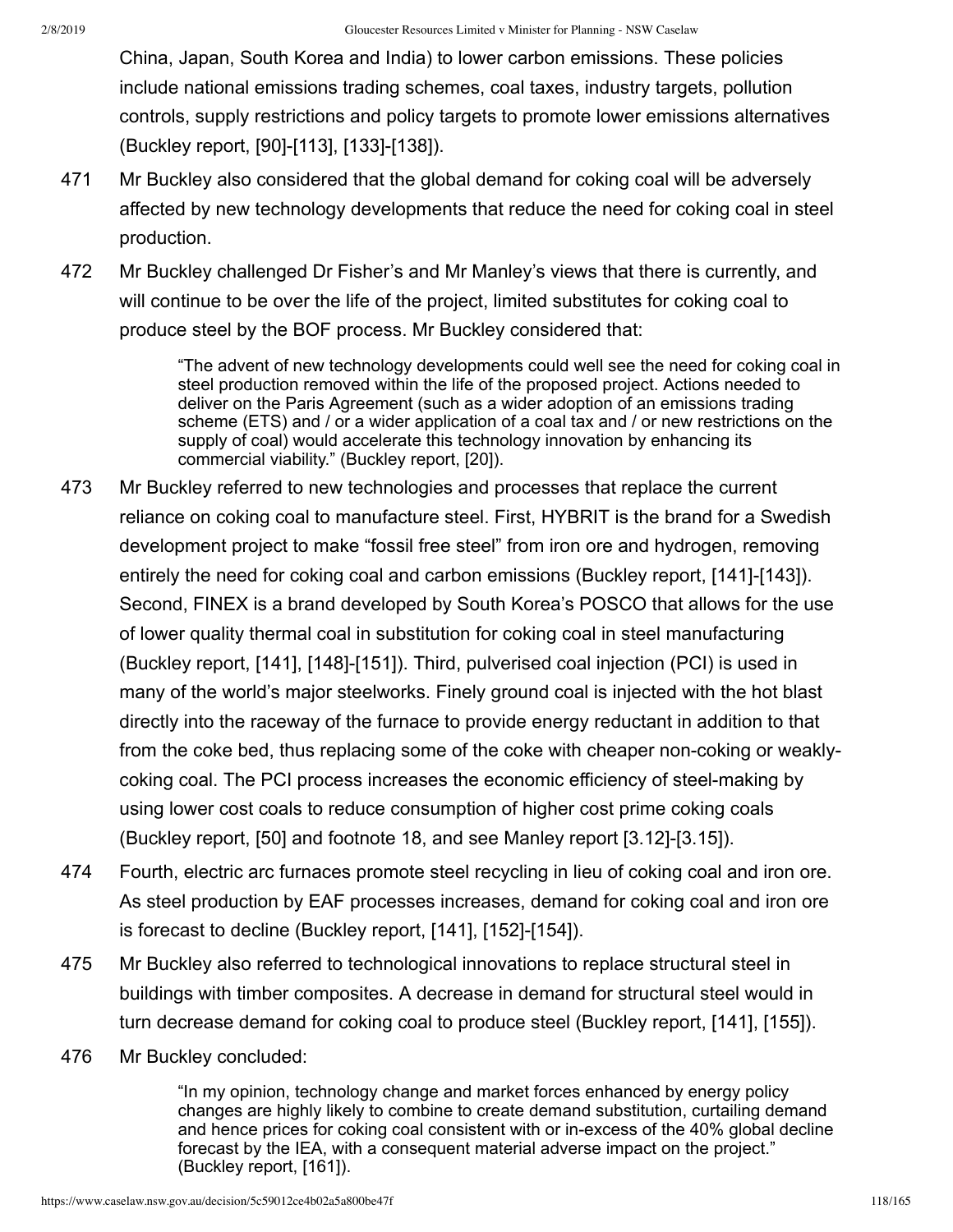China, Japan, South Korea and India) to lower carbon emissions. These policies include national emissions trading schemes, coal taxes, industry targets, pollution controls, supply restrictions and policy targets to promote lower emissions alternatives (Buckley report, [90]-[113], [133]-[138]).

471 Mr Buckley also considered that the global demand for coking coal will be adversely affected by new technology developments that reduce the need for coking coal in steel production.

472 Mr Buckley challenged Dr Fisher's and Mr Manley's views that there is currently, and will continue to be over the life of the project, limited substitutes for coking coal to produce steel by the BOF process. Mr Buckley considered that:

> "The advent of new technology developments could well see the need for coking coal in steel production removed within the life of the proposed project. Actions needed to deliver on the Paris Agreement (such as a wider adoption of an emissions trading scheme (ETS) and / or a wider application of a coal tax and / or new restrictions on the supply of coal) would accelerate this technology innovation by enhancing its commercial viability." (Buckley report, [20]).

473 Mr Buckley referred to new technologies and processes that replace the current reliance on coking coal to manufacture steel. First, HYBRIT is the brand for a Swedish development project to make "fossil free steel" from iron ore and hydrogen, removing entirely the need for coking coal and carbon emissions (Buckley report, [141]-[143]). Second, FINEX is a brand developed by South Korea's POSCO that allows for the use of lower quality thermal coal in substitution for coking coal in steel manufacturing (Buckley report, [141], [148]-[151]). Third, pulverised coal injection (PCI) is used in many of the world's major steelworks. Finely ground coal is injected with the hot blast directly into the raceway of the furnace to provide energy reductant in addition to that from the coke bed, thus replacing some of the coke with cheaper non-coking or weakly-coking coal. The PCI process increases the economic efficiency of steel-making by using lower cost coals to reduce consumption of higher cost prime coking coals (Buckley report, [50] and footnote 18, and see Manley report [3.12]-[3.15]).

474 Fourth, electric arc furnaces promote steel recycling in lieu of coking coal and iron ore. As steel production by EAF processes increases, demand for coking coal and iron ore is forecast to decline (Buckley report, [141], [152]-[154]).

475 Mr Buckley also referred to technological innovations to replace structural steel in buildings with timber composites. A decrease in demand for structural steel would in turn decrease demand for coking coal to produce steel (Buckley report, [141], [155]).

476 Mr Buckley concluded:

> "In my opinion, technology change and market forces enhanced by energy policy changes are highly likely to combine to create demand substitution, curtailing demand and hence prices for coking coal consistent with or in-excess of the 40% global decline forecast by the IEA, with a consequent material adverse impact on the project." (Buckley report, [161]).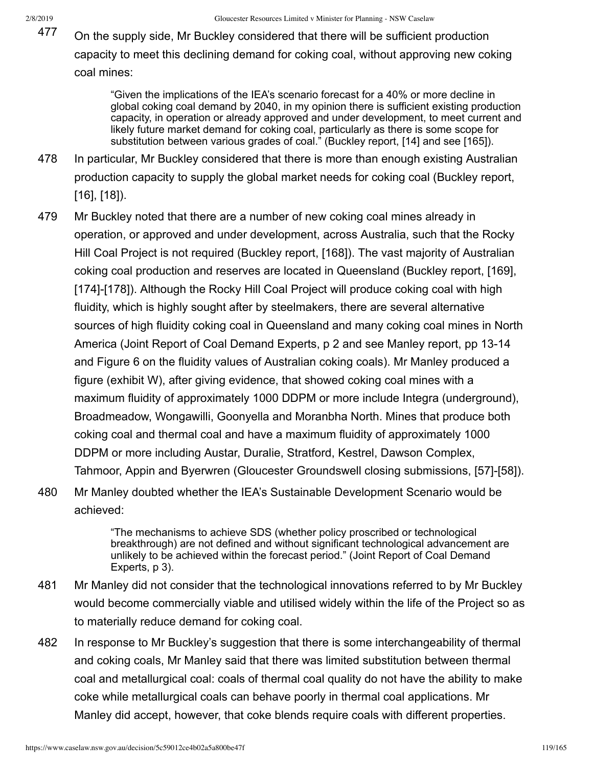477 On the supply side, Mr Buckley considered that there will be sufficient production capacity to meet this declining demand for coking coal, without approving new coking coal mines:

> "Given the implications of the IEA's scenario forecast for a 40% or more decline in global coking coal demand by 2040, in my opinion there is sufficient existing production capacity, in operation or already approved and under development, to meet current and likely future market demand for coking coal, particularly as there is some scope for substitution between various grades of coal." (Buckley report, [14] and see [165]).

478 In particular, Mr Buckley considered that there is more than enough existing Australian production capacity to supply the global market needs for coking coal (Buckley report, [16], [18]).

479 Mr Buckley noted that there are a number of new coking coal mines already in operation, or approved and under development, across Australia, such that the Rocky Hill Coal Project is not required (Buckley report, [168]). The vast majority of Australian coking coal production and reserves are located in Queensland (Buckley report, [169], [174]-[178]). Although the Rocky Hill Coal Project will produce coking coal with high fluidity, which is highly sought after by steelmakers, there are several alternative sources of high fluidity coking coal in Queensland and many coking coal mines in North America (Joint Report of Coal Demand Experts, p 2 and see Manley report, pp 13-14 and Figure 6 on the fluidity values of Australian coking coals). Mr Manley produced a figure (exhibit W), after giving evidence, that showed coking coal mines with a maximum fluidity of approximately 1000 DDPM or more include Integra (underground), Broadmeadow, Wongawilli, Goonyella and Moranbha North. Mines that produce both coking coal and thermal coal and have a maximum fluidity of approximately 1000 DDPM or more including Austar, Duralie, Stratford, Kestrel, Dawson Complex, Tahmoor, Appin and Byerwren (Gloucester Groundswell closing submissions, [57]-[58]).

480 Mr Manley doubted whether the IEA's Sustainable Development Scenario would be achieved:

> "The mechanisms to achieve SDS (whether policy proscribed or technological breakthrough) are not defined and without significant technological advancement are unlikely to be achieved within the forecast period." (Joint Report of Coal Demand Experts, p 3).

481 Mr Manley did not consider that the technological innovations referred to by Mr Buckley would become commercially viable and utilised widely within the life of the Project so as to materially reduce demand for coking coal.

482 In response to Mr Buckley's suggestion that there is some interchangeability of thermal and coking coals, Mr Manley said that there was limited substitution between thermal coal and metallurgical coal: coals of thermal coal quality do not have the ability to make coke while metallurgical coals can behave poorly in thermal coal applications. Mr Manley did accept, however, that coke blends require coals with different properties.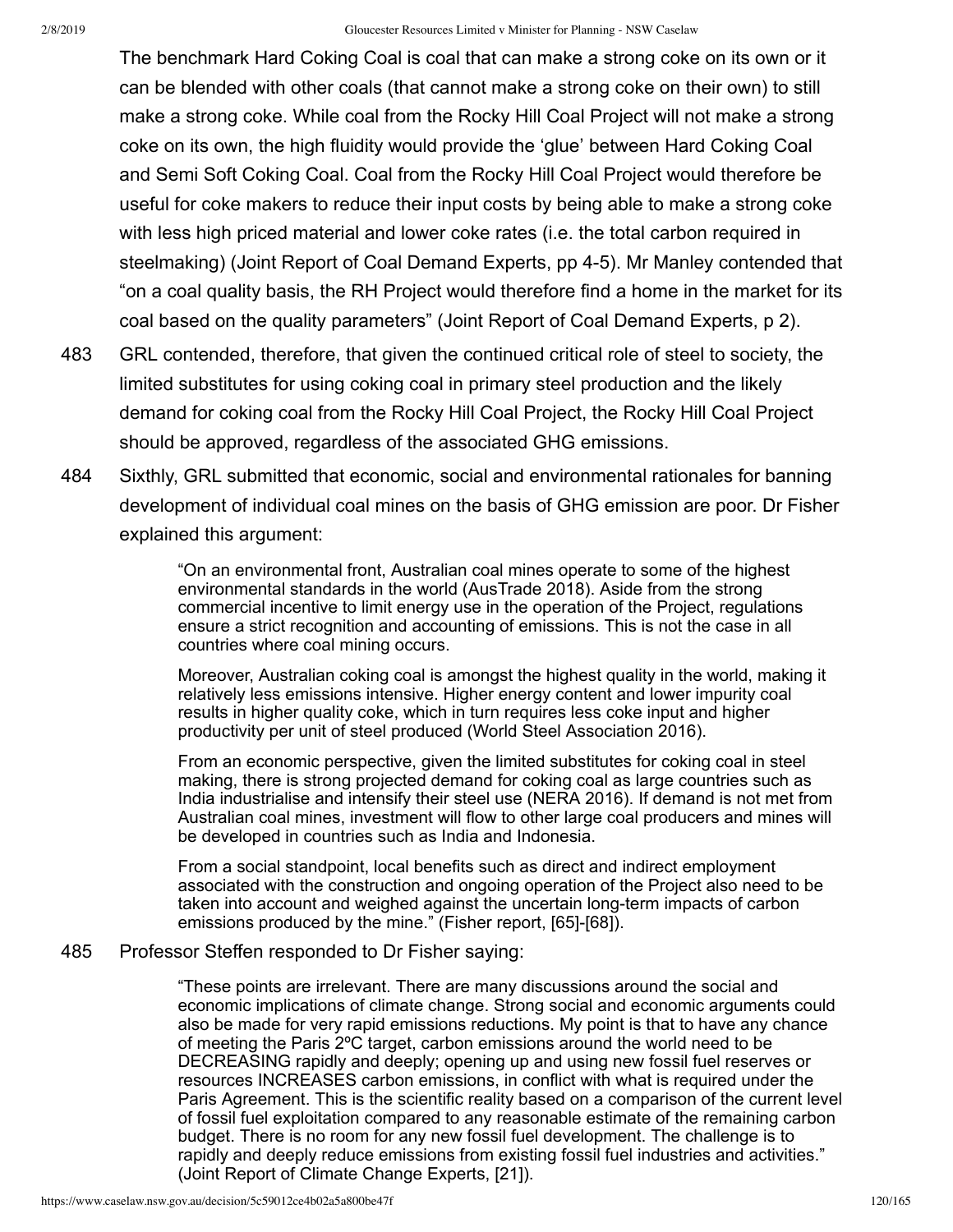The benchmark Hard Coking Coal is coal that can make a strong coke on its own or it can be blended with other coals (that cannot make a strong coke on their own) to still make a strong coke. While coal from the Rocky Hill Coal Project will not make a strong coke on its own, the high fluidity would provide the 'glue' between Hard Coking Coal and Semi Soft Coking Coal. Coal from the Rocky Hill Coal Project would therefore be useful for coke makers to reduce their input costs by being able to make a strong coke with less high priced material and lower coke rates (i.e. the total carbon required in steelmaking) (Joint Report of Coal Demand Experts, pp 4-5). Mr Manley contended that "on a coal quality basis, the RH Project would therefore find a home in the market for its coal based on the quality parameters" (Joint Report of Coal Demand Experts, p 2).

483 GRL contended, therefore, that given the continued critical role of steel to society, the limited substitutes for using coking coal in primary steel production and the likely demand for coking coal from the Rocky Hill Coal Project, the Rocky Hill Coal Project should be approved, regardless of the associated GHG emissions.

484 Sixthly, GRL submitted that economic, social and environmental rationales for banning development of individual coal mines on the basis of GHG emission are poor. Dr Fisher explained this argument:

> "On an environmental front, Australian coal mines operate to some of the highest environmental standards in the world (AusTrade 2018). Aside from the strong commercial incentive to limit energy use in the operation of the Project, regulations ensure a strict recognition and accounting of emissions. This is not the case in all countries where coal mining occurs.
>
> Moreover, Australian coking coal is amongst the highest quality in the world, making it relatively less emissions intensive. Higher energy content and lower impurity coal results in higher quality coke, which in turn requires less coke input and higher productivity per unit of steel produced (World Steel Association 2016).
>
> From an economic perspective, given the limited substitutes for coking coal in steel making, there is strong projected demand for coking coal as large countries such as India industrialise and intensify their steel use (NERA 2016). If demand is not met from Australian coal mines, investment will flow to other large coal producers and mines will be developed in countries such as India and Indonesia.
>
> From a social standpoint, local benefits such as direct and indirect employment associated with the construction and ongoing operation of the Project also need to be taken into account and weighed against the uncertain long-term impacts of carbon emissions produced by the mine." (Fisher report, [65]-[68]).

485 Professor Steffen responded to Dr Fisher saying:

> "These points are irrelevant. There are many discussions around the social and economic implications of climate change. Strong social and economic arguments could also be made for very rapid emissions reductions. My point is that to have any chance of meeting the Paris 2ºC target, carbon emissions around the world need to be DECREASING rapidly and deeply; opening up and using new fossil fuel reserves or resources INCREASES carbon emissions, in conflict with what is required under the Paris Agreement. This is the scientific reality based on a comparison of the current level of fossil fuel exploitation compared to any reasonable estimate of the remaining carbon budget. There is no room for any new fossil fuel development. The challenge is to rapidly and deeply reduce emissions from existing fossil fuel industries and activities." (Joint Report of Climate Change Experts, [21]).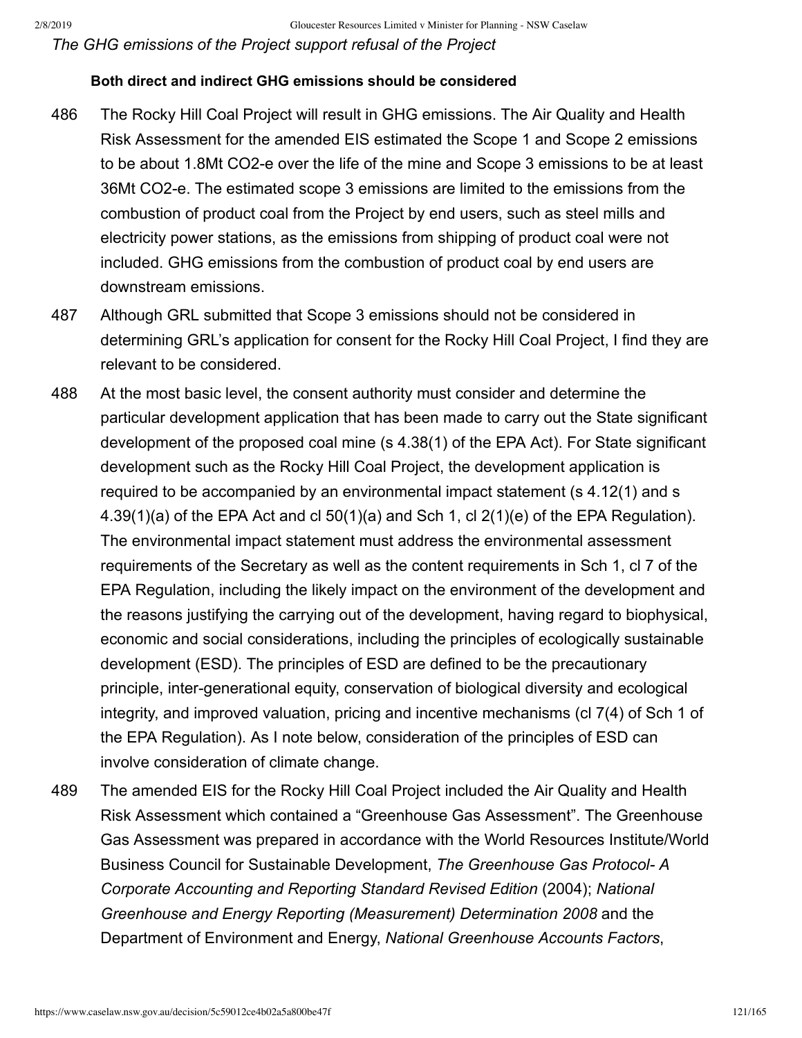*The GHG emissions of the Project support refusal of the Project*

**Both direct and indirect GHG emissions should be considered**

486 The Rocky Hill Coal Project will result in GHG emissions. The Air Quality and Health Risk Assessment for the amended EIS estimated the Scope 1 and Scope 2 emissions to be about 1.8Mt CO2-e over the life of the mine and Scope 3 emissions to be at least 36Mt CO2-e. The estimated scope 3 emissions are limited to the emissions from the combustion of product coal from the Project by end users, such as steel mills and electricity power stations, as the emissions from shipping of product coal were not included. GHG emissions from the combustion of product coal by end users are downstream emissions.

487 Although GRL submitted that Scope 3 emissions should not be considered in determining GRL's application for consent for the Rocky Hill Coal Project, I find they are relevant to be considered.

488 At the most basic level, the consent authority must consider and determine the particular development application that has been made to carry out the State significant development of the proposed coal mine (s 4.38(1) of the EPA Act). For State significant development such as the Rocky Hill Coal Project, the development application is required to be accompanied by an environmental impact statement (s 4.12(1) and s 4.39(1)(a) of the EPA Act and cl 50(1)(a) and Sch 1, cl 2(1)(e) of the EPA Regulation). The environmental impact statement must address the environmental assessment requirements of the Secretary as well as the content requirements in Sch 1, cl 7 of the EPA Regulation, including the likely impact on the environment of the development and the reasons justifying the carrying out of the development, having regard to biophysical, economic and social considerations, including the principles of ecologically sustainable development (ESD). The principles of ESD are defined to be the precautionary principle, inter-generational equity, conservation of biological diversity and ecological integrity, and improved valuation, pricing and incentive mechanisms (cl 7(4) of Sch 1 of the EPA Regulation). As I note below, consideration of the principles of ESD can involve consideration of climate change.

489 The amended EIS for the Rocky Hill Coal Project included the Air Quality and Health Risk Assessment which contained a "Greenhouse Gas Assessment". The Greenhouse Gas Assessment was prepared in accordance with the World Resources Institute/World Business Council for Sustainable Development, *The Greenhouse Gas Protocol- A Corporate Accounting and Reporting Standard Revised Edition* (2004); *National Greenhouse and Energy Reporting (Measurement) Determination 2008* and the Department of Environment and Energy, *National Greenhouse Accounts Factors*,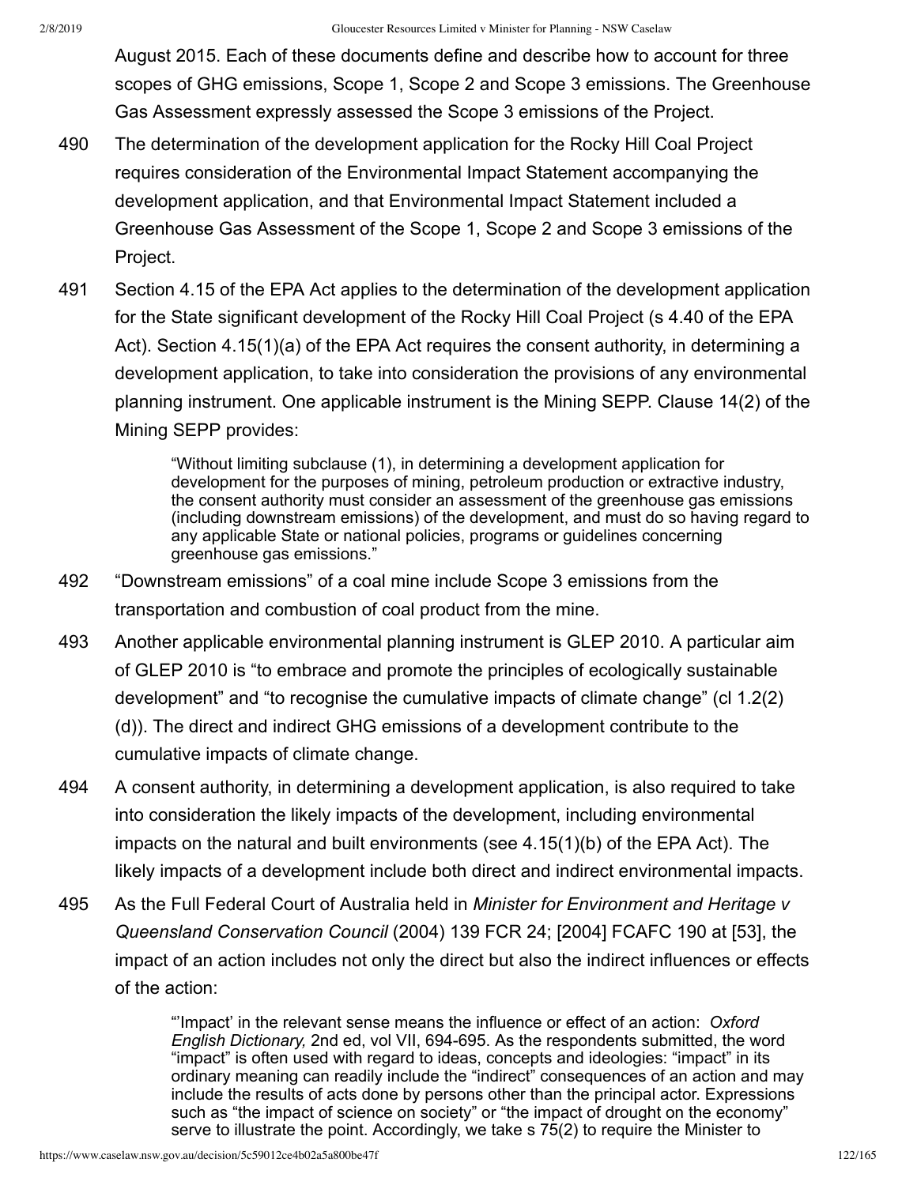August 2015. Each of these documents define and describe how to account for three scopes of GHG emissions, Scope 1, Scope 2 and Scope 3 emissions. The Greenhouse Gas Assessment expressly assessed the Scope 3 emissions of the Project.

490 The determination of the development application for the Rocky Hill Coal Project requires consideration of the Environmental Impact Statement accompanying the development application, and that Environmental Impact Statement included a Greenhouse Gas Assessment of the Scope 1, Scope 2 and Scope 3 emissions of the Project.

491 Section 4.15 of the EPA Act applies to the determination of the development application for the State significant development of the Rocky Hill Coal Project (s 4.40 of the EPA Act). Section 4.15(1)(a) of the EPA Act requires the consent authority, in determining a development application, to take into consideration the provisions of any environmental planning instrument. One applicable instrument is the Mining SEPP. Clause 14(2) of the Mining SEPP provides:

> "Without limiting subclause (1), in determining a development application for development for the purposes of mining, petroleum production or extractive industry, the consent authority must consider an assessment of the greenhouse gas emissions (including downstream emissions) of the development, and must do so having regard to any applicable State or national policies, programs or guidelines concerning greenhouse gas emissions."

492 "Downstream emissions" of a coal mine include Scope 3 emissions from the transportation and combustion of coal product from the mine.

493 Another applicable environmental planning instrument is GLEP 2010. A particular aim of GLEP 2010 is "to embrace and promote the principles of ecologically sustainable development" and "to recognise the cumulative impacts of climate change" (cl 1.2(2)(d)). The direct and indirect GHG emissions of a development contribute to the cumulative impacts of climate change.

494 A consent authority, in determining a development application, is also required to take into consideration the likely impacts of the development, including environmental impacts on the natural and built environments (see 4.15(1)(b) of the EPA Act). The likely impacts of a development include both direct and indirect environmental impacts.

495 As the Full Federal Court of Australia held in *Minister for Environment and Heritage v Queensland Conservation Council* (2004) 139 FCR 24; [2004] FCAFC 190 at [53], the impact of an action includes not only the direct but also the indirect influences or effects of the action:

> "'Impact' in the relevant sense means the influence or effect of an action: *Oxford English Dictionary,* 2nd ed, vol VII, 694-695. As the respondents submitted, the word "impact" is often used with regard to ideas, concepts and ideologies: "impact" in its ordinary meaning can readily include the "indirect" consequences of an action and may include the results of acts done by persons other than the principal actor. Expressions such as "the impact of science on society" or "the impact of drought on the economy" serve to illustrate the point. Accordingly, we take s 75(2) to require the Minister to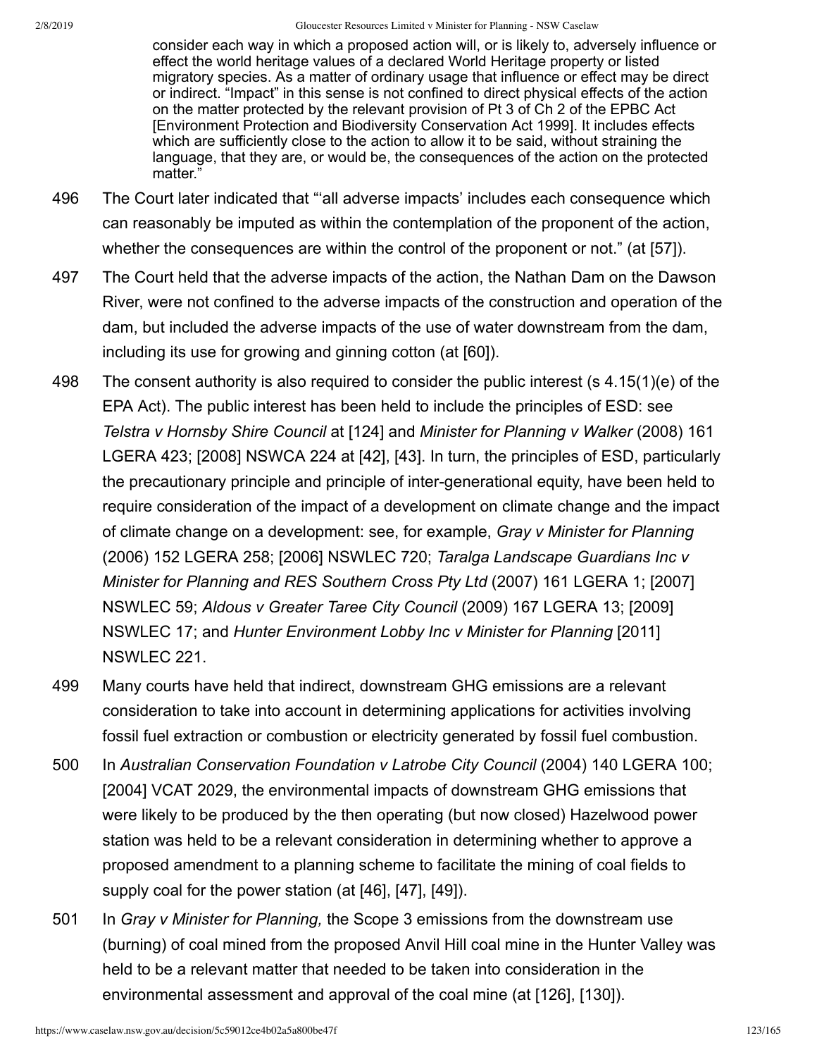> consider each way in which a proposed action will, or is likely to, adversely influence or effect the world heritage values of a declared World Heritage property or listed migratory species. As a matter of ordinary usage that influence or effect may be direct or indirect. "Impact" in this sense is not confined to direct physical effects of the action on the matter protected by the relevant provision of Pt 3 of Ch 2 of the EPBC Act [Environment Protection and Biodiversity Conservation Act 1999]. It includes effects which are sufficiently close to the action to allow it to be said, without straining the language, that they are, or would be, the consequences of the action on the protected matter."

496 The Court later indicated that "'all adverse impacts' includes each consequence which can reasonably be imputed as within the contemplation of the proponent of the action, whether the consequences are within the control of the proponent or not." (at [57]).

497 The Court held that the adverse impacts of the action, the Nathan Dam on the Dawson River, were not confined to the adverse impacts of the construction and operation of the dam, but included the adverse impacts of the use of water downstream from the dam, including its use for growing and ginning cotton (at [60]).

498 The consent authority is also required to consider the public interest (s 4.15(1)(e) of the EPA Act). The public interest has been held to include the principles of ESD: see *Telstra v Hornsby Shire Council* at [124] and *Minister for Planning v Walker* (2008) 161 LGERA 423; [2008] NSWCA 224 at [42], [43]. In turn, the principles of ESD, particularly the precautionary principle and principle of inter-generational equity, have been held to require consideration of the impact of a development on climate change and the impact of climate change on a development: see, for example, *Gray v Minister for Planning* (2006) 152 LGERA 258; [2006] NSWLEC 720; *Taralga Landscape Guardians Inc v Minister for Planning and RES Southern Cross Pty Ltd* (2007) 161 LGERA 1; [2007] NSWLEC 59; *Aldous v Greater Taree City Council* (2009) 167 LGERA 13; [2009] NSWLEC 17; and *Hunter Environment Lobby Inc v Minister for Planning* [2011] NSWLEC 221.

499 Many courts have held that indirect, downstream GHG emissions are a relevant consideration to take into account in determining applications for activities involving fossil fuel extraction or combustion or electricity generated by fossil fuel combustion.

500 In *Australian Conservation Foundation v Latrobe City Council* (2004) 140 LGERA 100; [2004] VCAT 2029, the environmental impacts of downstream GHG emissions that were likely to be produced by the then operating (but now closed) Hazelwood power station was held to be a relevant consideration in determining whether to approve a proposed amendment to a planning scheme to facilitate the mining of coal fields to supply coal for the power station (at [46], [47], [49]).

501 In *Gray v Minister for Planning,* the Scope 3 emissions from the downstream use (burning) of coal mined from the proposed Anvil Hill coal mine in the Hunter Valley was held to be a relevant matter that needed to be taken into consideration in the environmental assessment and approval of the coal mine (at [126], [130]).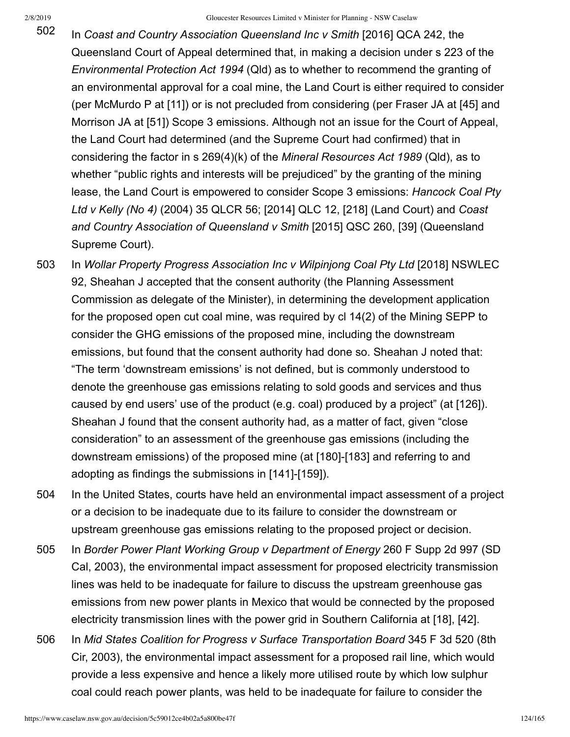502 In *Coast and Country Association Queensland Inc v Smith* [2016] QCA 242, the Queensland Court of Appeal determined that, in making a decision under s 223 of the *Environmental Protection Act 1994* (Qld) as to whether to recommend the granting of an environmental approval for a coal mine, the Land Court is either required to consider (per McMurdo P at [11]) or is not precluded from considering (per Fraser JA at [45] and Morrison JA at [51]) Scope 3 emissions. Although not an issue for the Court of Appeal, the Land Court had determined (and the Supreme Court had confirmed) that in considering the factor in s 269(4)(k) of the *Mineral Resources Act 1989* (Qld), as to whether "public rights and interests will be prejudiced" by the granting of the mining lease, the Land Court is empowered to consider Scope 3 emissions: *Hancock Coal Pty Ltd v Kelly (No 4)* (2004) 35 QLCR 56; [2014] QLC 12, [218] (Land Court) and *Coast and Country Association of Queensland v Smith* [2015] QSC 260, [39] (Queensland Supreme Court).

503 In *Wollar Property Progress Association Inc v Wilpinjong Coal Pty Ltd* [2018] NSWLEC 92, Sheahan J accepted that the consent authority (the Planning Assessment Commission as delegate of the Minister), in determining the development application for the proposed open cut coal mine, was required by cl 14(2) of the Mining SEPP to consider the GHG emissions of the proposed mine, including the downstream emissions, but found that the consent authority had done so. Sheahan J noted that: "The term 'downstream emissions' is not defined, but is commonly understood to denote the greenhouse gas emissions relating to sold goods and services and thus caused by end users' use of the product (e.g. coal) produced by a project" (at [126]). Sheahan J found that the consent authority had, as a matter of fact, given "close consideration" to an assessment of the greenhouse gas emissions (including the downstream emissions) of the proposed mine (at [180]-[183] and referring to and adopting as findings the submissions in [141]-[159]).

504 In the United States, courts have held an environmental impact assessment of a project or a decision to be inadequate due to its failure to consider the downstream or upstream greenhouse gas emissions relating to the proposed project or decision.

505 In *Border Power Plant Working Group v Department of Energy* 260 F Supp 2d 997 (SD Cal, 2003), the environmental impact assessment for proposed electricity transmission lines was held to be inadequate for failure to discuss the upstream greenhouse gas emissions from new power plants in Mexico that would be connected by the proposed electricity transmission lines with the power grid in Southern California at [18], [42].

506 In *Mid States Coalition for Progress v Surface Transportation Board* 345 F 3d 520 (8th Cir, 2003), the environmental impact assessment for a proposed rail line, which would provide a less expensive and hence a likely more utilised route by which low sulphur coal could reach power plants, was held to be inadequate for failure to consider the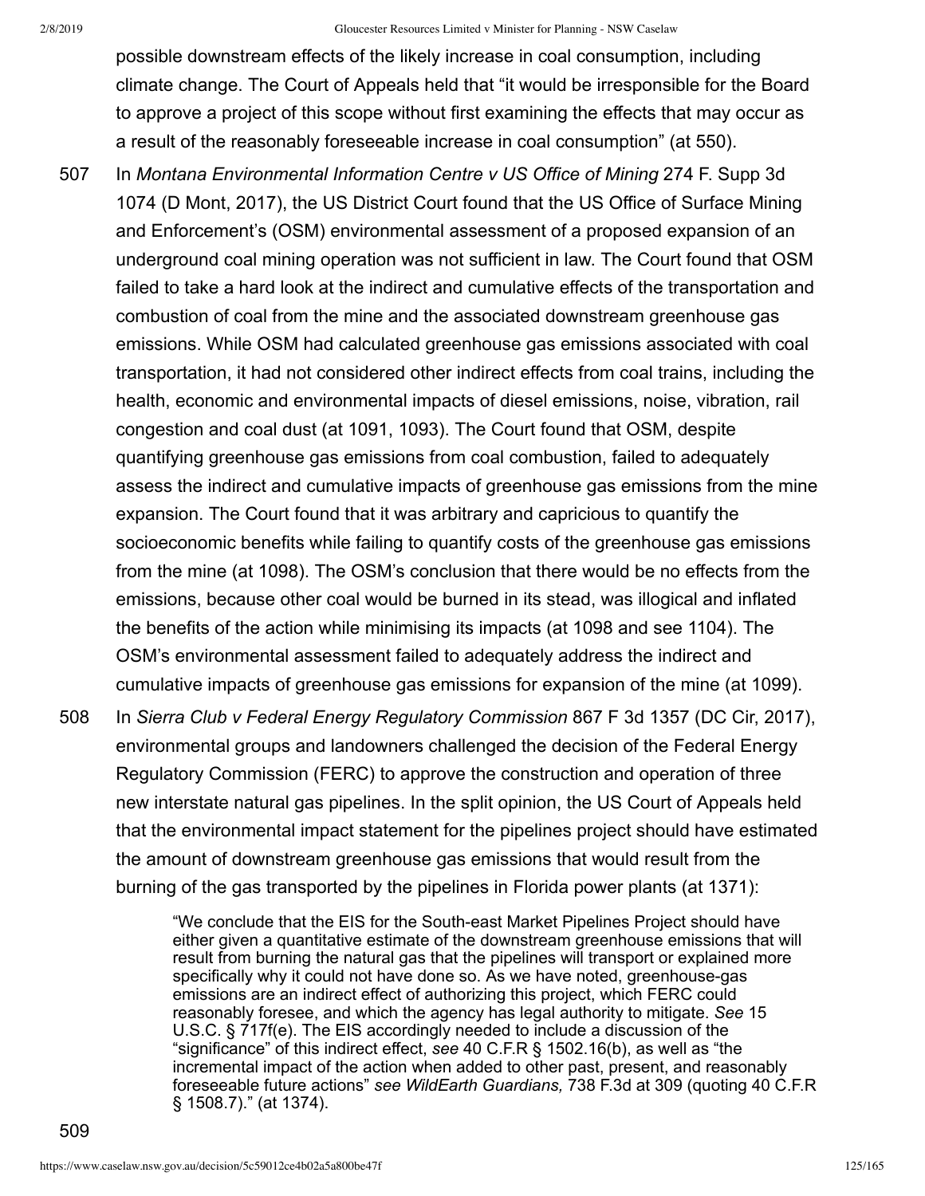possible downstream effects of the likely increase in coal consumption, including climate change. The Court of Appeals held that "it would be irresponsible for the Board to approve a project of this scope without first examining the effects that may occur as a result of the reasonably foreseeable increase in coal consumption" (at 550).

507 In *Montana Environmental Information Centre v US Office of Mining* 274 F. Supp 3d 1074 (D Mont, 2017), the US District Court found that the US Office of Surface Mining and Enforcement's (OSM) environmental assessment of a proposed expansion of an underground coal mining operation was not sufficient in law. The Court found that OSM failed to take a hard look at the indirect and cumulative effects of the transportation and combustion of coal from the mine and the associated downstream greenhouse gas emissions. While OSM had calculated greenhouse gas emissions associated with coal transportation, it had not considered other indirect effects from coal trains, including the health, economic and environmental impacts of diesel emissions, noise, vibration, rail congestion and coal dust (at 1091, 1093). The Court found that OSM, despite quantifying greenhouse gas emissions from coal combustion, failed to adequately assess the indirect and cumulative impacts of greenhouse gas emissions from the mine expansion. The Court found that it was arbitrary and capricious to quantify the socioeconomic benefits while failing to quantify costs of the greenhouse gas emissions from the mine (at 1098). The OSM's conclusion that there would be no effects from the emissions, because other coal would be burned in its stead, was illogical and inflated the benefits of the action while minimising its impacts (at 1098 and see 1104). The OSM's environmental assessment failed to adequately address the indirect and cumulative impacts of greenhouse gas emissions for expansion of the mine (at 1099).

508 In *Sierra Club v Federal Energy Regulatory Commission* 867 F 3d 1357 (DC Cir, 2017), environmental groups and landowners challenged the decision of the Federal Energy Regulatory Commission (FERC) to approve the construction and operation of three new interstate natural gas pipelines. In the split opinion, the US Court of Appeals held that the environmental impact statement for the pipelines project should have estimated the amount of downstream greenhouse gas emissions that would result from the burning of the gas transported by the pipelines in Florida power plants (at 1371):

> "We conclude that the EIS for the South-east Market Pipelines Project should have either given a quantitative estimate of the downstream greenhouse emissions that will result from burning the natural gas that the pipelines will transport or explained more specifically why it could not have done so. As we have noted, greenhouse-gas emissions are an indirect effect of authorizing this project, which FERC could reasonably foresee, and which the agency has legal authority to mitigate. *See* 15 U.S.C. § 717f(e). The EIS accordingly needed to include a discussion of the "significance" of this indirect effect, *see* 40 C.F.R § 1502.16(b), as well as "the incremental impact of the action when added to other past, present, and reasonably foreseeable future actions" *see WildEarth Guardians,* 738 F.3d at 309 (quoting 40 C.F.R § 1508.7)." (at 1374).

509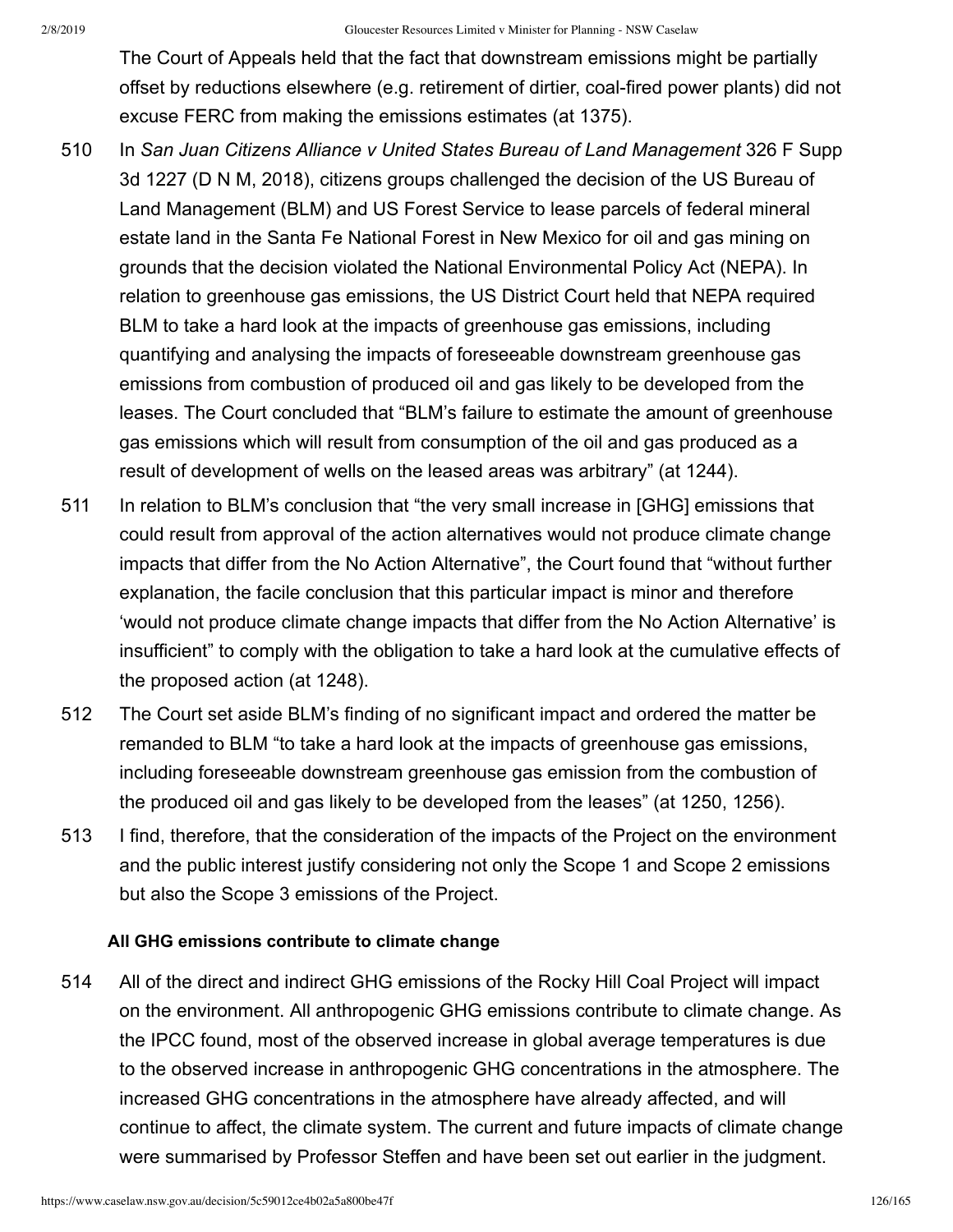The Court of Appeals held that the fact that downstream emissions might be partially offset by reductions elsewhere (e.g. retirement of dirtier, coal-fired power plants) did not excuse FERC from making the emissions estimates (at 1375).

510 In *San Juan Citizens Alliance v United States Bureau of Land Management* 326 F Supp 3d 1227 (D N M, 2018), citizens groups challenged the decision of the US Bureau of Land Management (BLM) and US Forest Service to lease parcels of federal mineral estate land in the Santa Fe National Forest in New Mexico for oil and gas mining on grounds that the decision violated the National Environmental Policy Act (NEPA). In relation to greenhouse gas emissions, the US District Court held that NEPA required BLM to take a hard look at the impacts of greenhouse gas emissions, including quantifying and analysing the impacts of foreseeable downstream greenhouse gas emissions from combustion of produced oil and gas likely to be developed from the leases. The Court concluded that "BLM's failure to estimate the amount of greenhouse gas emissions which will result from consumption of the oil and gas produced as a result of development of wells on the leased areas was arbitrary" (at 1244).

511 In relation to BLM's conclusion that "the very small increase in [GHG] emissions that could result from approval of the action alternatives would not produce climate change impacts that differ from the No Action Alternative", the Court found that "without further explanation, the facile conclusion that this particular impact is minor and therefore 'would not produce climate change impacts that differ from the No Action Alternative' is insufficient" to comply with the obligation to take a hard look at the cumulative effects of the proposed action (at 1248).

512 The Court set aside BLM's finding of no significant impact and ordered the matter be remanded to BLM "to take a hard look at the impacts of greenhouse gas emissions, including foreseeable downstream greenhouse gas emission from the combustion of the produced oil and gas likely to be developed from the leases" (at 1250, 1256).

513 I find, therefore, that the consideration of the impacts of the Project on the environment and the public interest justify considering not only the Scope 1 and Scope 2 emissions but also the Scope 3 emissions of the Project.

**All GHG emissions contribute to climate change**

514 All of the direct and indirect GHG emissions of the Rocky Hill Coal Project will impact on the environment. All anthropogenic GHG emissions contribute to climate change. As the IPCC found, most of the observed increase in global average temperatures is due to the observed increase in anthropogenic GHG concentrations in the atmosphere. The increased GHG concentrations in the atmosphere have already affected, and will continue to affect, the climate system. The current and future impacts of climate change were summarised by Professor Steffen and have been set out earlier in the judgment.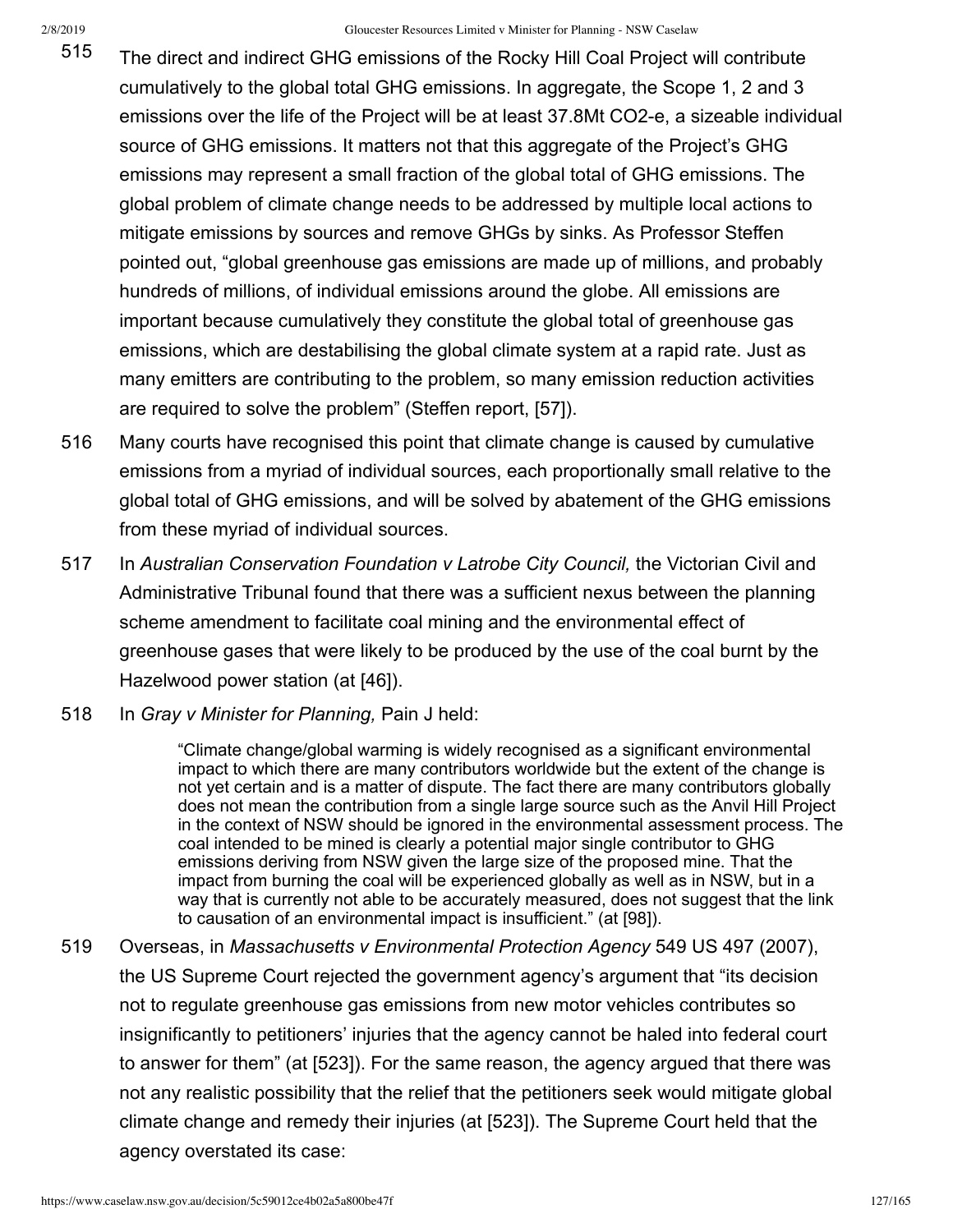515 The direct and indirect GHG emissions of the Rocky Hill Coal Project will contribute cumulatively to the global total GHG emissions. In aggregate, the Scope 1, 2 and 3 emissions over the life of the Project will be at least 37.8Mt $CO_2$-e, a sizeable individual source of GHG emissions. It matters not that this aggregate of the Project's GHG emissions may represent a small fraction of the global total of GHG emissions. The global problem of climate change needs to be addressed by multiple local actions to mitigate emissions by sources and remove GHGs by sinks. As Professor Steffen pointed out, "global greenhouse gas emissions are made up of millions, and probably hundreds of millions, of individual emissions around the globe. All emissions are important because cumulatively they constitute the global total of greenhouse gas emissions, which are destabilising the global climate system at a rapid rate. Just as many emitters are contributing to the problem, so many emission reduction activities are required to solve the problem" (Steffen report, [57]).

516 Many courts have recognised this point that climate change is caused by cumulative emissions from a myriad of individual sources, each proportionally small relative to the global total of GHG emissions, and will be solved by abatement of the GHG emissions from these myriad of individual sources.

517 In *Australian Conservation Foundation v Latrobe City Council,* the Victorian Civil and Administrative Tribunal found that there was a sufficient nexus between the planning scheme amendment to facilitate coal mining and the environmental effect of greenhouse gases that were likely to be produced by the use of the coal burnt by the Hazelwood power station (at [46]).

518 In *Gray v Minister for Planning,* Pain J held:

> "Climate change/global warming is widely recognised as a significant environmental impact to which there are many contributors worldwide but the extent of the change is not yet certain and is a matter of dispute. The fact there are many contributors globally does not mean the contribution from a single large source such as the Anvil Hill Project in the context of NSW should be ignored in the environmental assessment process. The coal intended to be mined is clearly a potential major single contributor to GHG emissions deriving from NSW given the large size of the proposed mine. That the impact from burning the coal will be experienced globally as well as in NSW, but in a way that is currently not able to be accurately measured, does not suggest that the link to causation of an environmental impact is insufficient." (at [98]).

519 Overseas, in *Massachusetts v Environmental Protection Agency* 549 US 497 (2007), the US Supreme Court rejected the government agency's argument that "its decision not to regulate greenhouse gas emissions from new motor vehicles contributes so insignificantly to petitioners' injuries that the agency cannot be haled into federal court to answer for them" (at [523]). For the same reason, the agency argued that there was not any realistic possibility that the relief that the petitioners seek would mitigate global climate change and remedy their injuries (at [523]). The Supreme Court held that the agency overstated its case: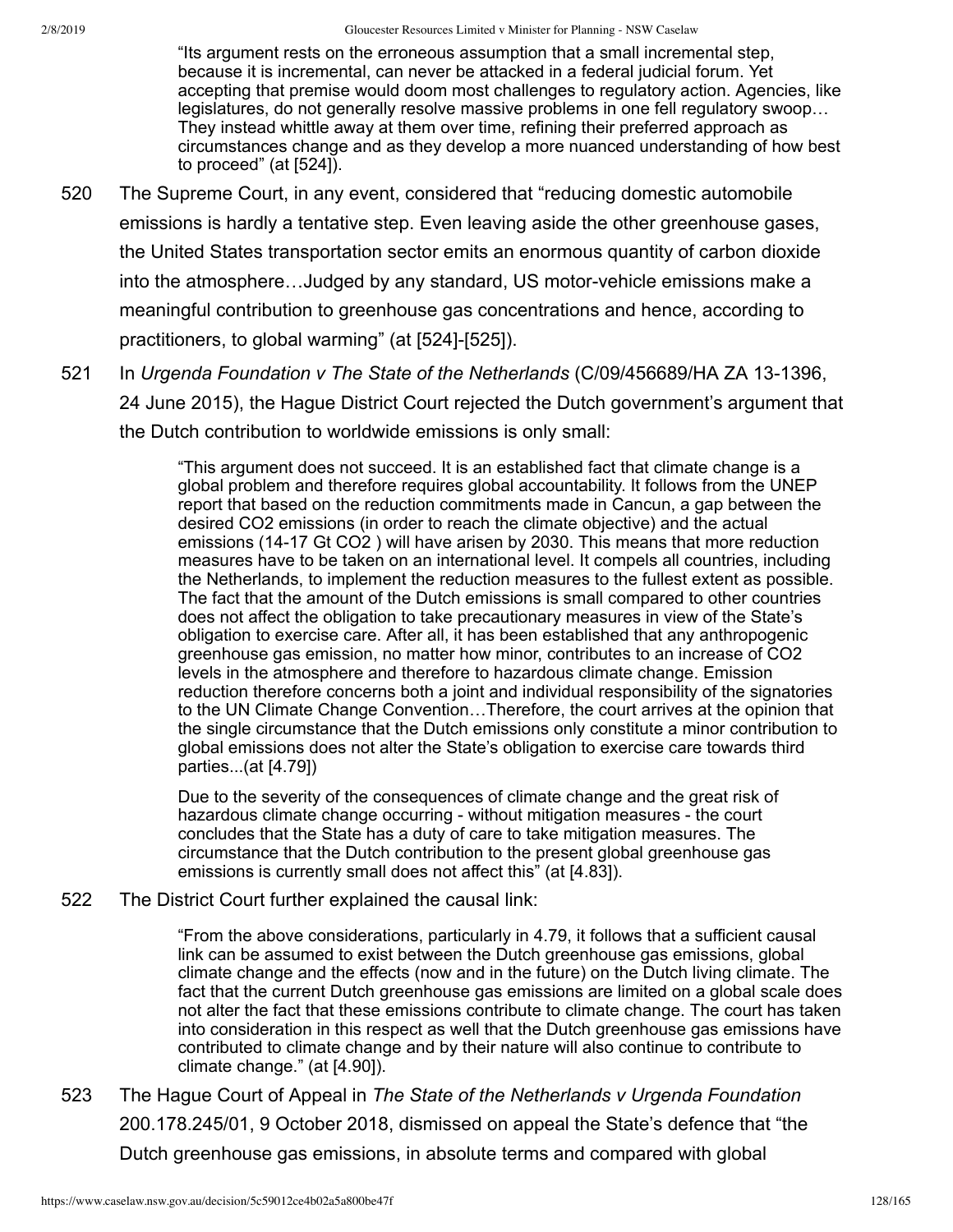> "Its argument rests on the erroneous assumption that a small incremental step, because it is incremental, can never be attacked in a federal judicial forum. Yet accepting that premise would doom most challenges to regulatory action. Agencies, like legislatures, do not generally resolve massive problems in one fell regulatory swoop… They instead whittle away at them over time, refining their preferred approach as circumstances change and as they develop a more nuanced understanding of how best to proceed" (at [524]).

520 The Supreme Court, in any event, considered that "reducing domestic automobile emissions is hardly a tentative step. Even leaving aside the other greenhouse gases, the United States transportation sector emits an enormous quantity of carbon dioxide into the atmosphere…Judged by any standard, US motor-vehicle emissions make a meaningful contribution to greenhouse gas concentrations and hence, according to practitioners, to global warming" (at [524]-[525]).

521 In *Urgenda Foundation v The State of the Netherlands* (C/09/456689/HA ZA 13-1396, 24 June 2015), the Hague District Court rejected the Dutch government's argument that the Dutch contribution to worldwide emissions is only small:

> "This argument does not succeed. It is an established fact that climate change is a global problem and therefore requires global accountability. It follows from the UNEP report that based on the reduction commitments made in Cancun, a gap between the desired $CO_2$ emissions (in order to reach the climate objective) and the actual emissions (14-17 Gt $CO_2$ ) will have arisen by 2030. This means that more reduction measures have to be taken on an international level. It compels all countries, including the Netherlands, to implement the reduction measures to the fullest extent as possible. The fact that the amount of the Dutch emissions is small compared to other countries does not affect the obligation to take precautionary measures in view of the State's obligation to exercise care. After all, it has been established that any anthropogenic greenhouse gas emission, no matter how minor, contributes to an increase of $CO_2$ levels in the atmosphere and therefore to hazardous climate change. Emission reduction therefore concerns both a joint and individual responsibility of the signatories to the UN Climate Change Convention…Therefore, the court arrives at the opinion that the single circumstance that the Dutch emissions only constitute a minor contribution to global emissions does not alter the State's obligation to exercise care towards third parties...(at [4.79])
>
> Due to the severity of the consequences of climate change and the great risk of hazardous climate change occurring - without mitigation measures - the court concludes that the State has a duty of care to take mitigation measures. The circumstance that the Dutch contribution to the present global greenhouse gas emissions is currently small does not affect this" (at [4.83]).

522 The District Court further explained the causal link:

> "From the above considerations, particularly in 4.79, it follows that a sufficient causal link can be assumed to exist between the Dutch greenhouse gas emissions, global climate change and the effects (now and in the future) on the Dutch living climate. The fact that the current Dutch greenhouse gas emissions are limited on a global scale does not alter the fact that these emissions contribute to climate change. The court has taken into consideration in this respect as well that the Dutch greenhouse gas emissions have contributed to climate change and by their nature will also continue to contribute to climate change." (at [4.90]).

523 The Hague Court of Appeal in *The State of the Netherlands v Urgenda Foundation* 200.178.245/01, 9 October 2018, dismissed on appeal the State's defence that "the Dutch greenhouse gas emissions, in absolute terms and compared with global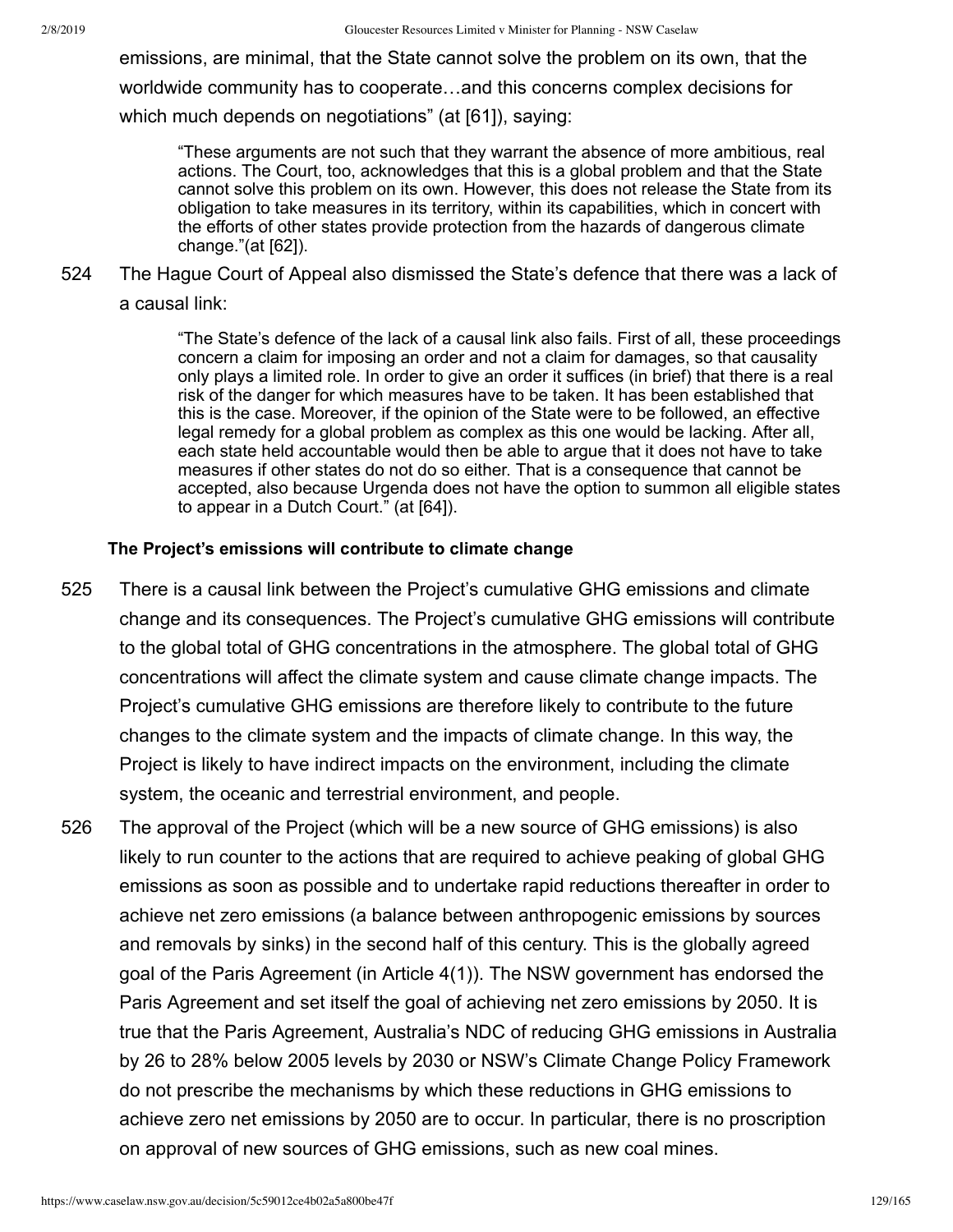emissions, are minimal, that the State cannot solve the problem on its own, that the worldwide community has to cooperate…and this concerns complex decisions for which much depends on negotiations" (at [61]), saying:

> "These arguments are not such that they warrant the absence of more ambitious, real actions. The Court, too, acknowledges that this is a global problem and that the State cannot solve this problem on its own. However, this does not release the State from its obligation to take measures in its territory, within its capabilities, which in concert with the efforts of other states provide protection from the hazards of dangerous climate change."(at [62]).

524 The Hague Court of Appeal also dismissed the State's defence that there was a lack of a causal link:

> "The State's defence of the lack of a causal link also fails. First of all, these proceedings concern a claim for imposing an order and not a claim for damages, so that causality only plays a limited role. In order to give an order it suffices (in brief) that there is a real risk of the danger for which measures have to be taken. It has been established that this is the case. Moreover, if the opinion of the State were to be followed, an effective legal remedy for a global problem as complex as this one would be lacking. After all, each state held accountable would then be able to argue that it does not have to take measures if other states do not do so either. That is a consequence that cannot be accepted, also because Urgenda does not have the option to summon all eligible states to appear in a Dutch Court." (at [64]).

**The Project's emissions will contribute to climate change**

525 There is a causal link between the Project's cumulative GHG emissions and climate change and its consequences. The Project's cumulative GHG emissions will contribute to the global total of GHG concentrations in the atmosphere. The global total of GHG concentrations will affect the climate system and cause climate change impacts. The Project's cumulative GHG emissions are therefore likely to contribute to the future changes to the climate system and the impacts of climate change. In this way, the Project is likely to have indirect impacts on the environment, including the climate system, the oceanic and terrestrial environment, and people.

526 The approval of the Project (which will be a new source of GHG emissions) is also likely to run counter to the actions that are required to achieve peaking of global GHG emissions as soon as possible and to undertake rapid reductions thereafter in order to achieve net zero emissions (a balance between anthropogenic emissions by sources and removals by sinks) in the second half of this century. This is the globally agreed goal of the Paris Agreement (in Article 4(1)). The NSW government has endorsed the Paris Agreement and set itself the goal of achieving net zero emissions by 2050. It is true that the Paris Agreement, Australia's NDC of reducing GHG emissions in Australia by 26 to 28% below 2005 levels by 2030 or NSW's Climate Change Policy Framework do not prescribe the mechanisms by which these reductions in GHG emissions to achieve zero net emissions by 2050 are to occur. In particular, there is no proscription on approval of new sources of GHG emissions, such as new coal mines.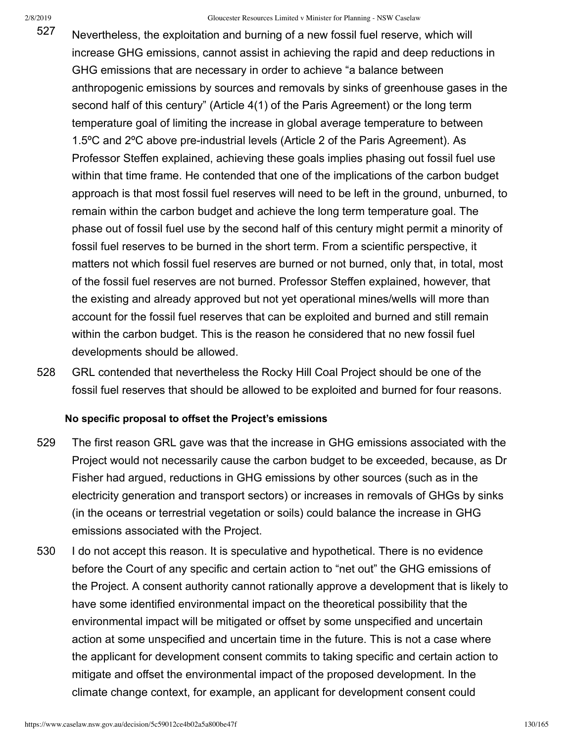527 Nevertheless, the exploitation and burning of a new fossil fuel reserve, which will increase GHG emissions, cannot assist in achieving the rapid and deep reductions in GHG emissions that are necessary in order to achieve "a balance between anthropogenic emissions by sources and removals by sinks of greenhouse gases in the second half of this century" (Article 4(1) of the Paris Agreement) or the long term temperature goal of limiting the increase in global average temperature to between 1.5ºC and 2ºC above pre-industrial levels (Article 2 of the Paris Agreement). As Professor Steffen explained, achieving these goals implies phasing out fossil fuel use within that time frame. He contended that one of the implications of the carbon budget approach is that most fossil fuel reserves will need to be left in the ground, unburned, to remain within the carbon budget and achieve the long term temperature goal. The phase out of fossil fuel use by the second half of this century might permit a minority of fossil fuel reserves to be burned in the short term. From a scientific perspective, it matters not which fossil fuel reserves are burned or not burned, only that, in total, most of the fossil fuel reserves are not burned. Professor Steffen explained, however, that the existing and already approved but not yet operational mines/wells will more than account for the fossil fuel reserves that can be exploited and burned and still remain within the carbon budget. This is the reason he considered that no new fossil fuel developments should be allowed.

528 GRL contended that nevertheless the Rocky Hill Coal Project should be one of the fossil fuel reserves that should be allowed to be exploited and burned for four reasons.

**No specific proposal to offset the Project's emissions**

529 The first reason GRL gave was that the increase in GHG emissions associated with the Project would not necessarily cause the carbon budget to be exceeded, because, as Dr Fisher had argued, reductions in GHG emissions by other sources (such as in the electricity generation and transport sectors) or increases in removals of GHGs by sinks (in the oceans or terrestrial vegetation or soils) could balance the increase in GHG emissions associated with the Project.

530 I do not accept this reason. It is speculative and hypothetical. There is no evidence before the Court of any specific and certain action to "net out" the GHG emissions of the Project. A consent authority cannot rationally approve a development that is likely to have some identified environmental impact on the theoretical possibility that the environmental impact will be mitigated or offset by some unspecified and uncertain action at some unspecified and uncertain time in the future. This is not a case where the applicant for development consent commits to taking specific and certain action to mitigate and offset the environmental impact of the proposed development. In the climate change context, for example, an applicant for development consent could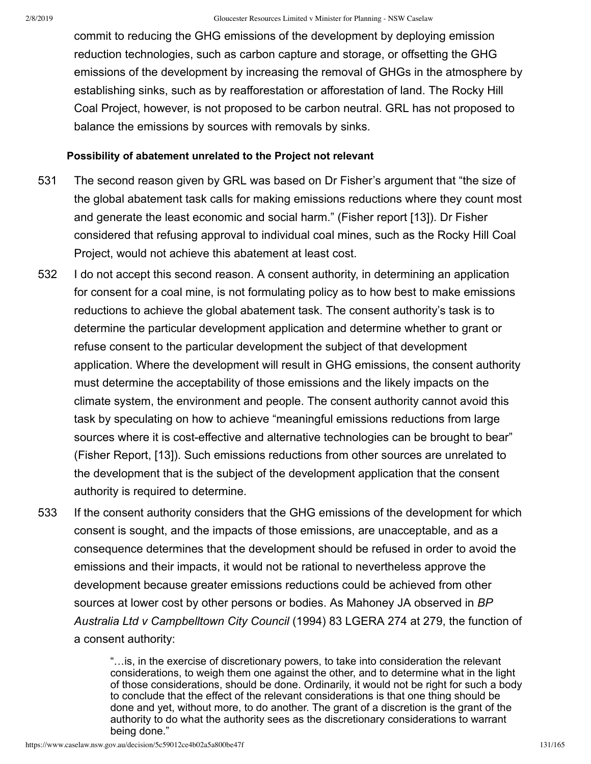commit to reducing the GHG emissions of the development by deploying emission reduction technologies, such as carbon capture and storage, or offsetting the GHG emissions of the development by increasing the removal of GHGs in the atmosphere by establishing sinks, such as by reafforestation or afforestation of land. The Rocky Hill Coal Project, however, is not proposed to be carbon neutral. GRL has not proposed to balance the emissions by sources with removals by sinks.

**Possibility of abatement unrelated to the Project not relevant**

531 The second reason given by GRL was based on Dr Fisher's argument that "the size of the global abatement task calls for making emissions reductions where they count most and generate the least economic and social harm." (Fisher report [13]). Dr Fisher considered that refusing approval to individual coal mines, such as the Rocky Hill Coal Project, would not achieve this abatement at least cost.

532 I do not accept this second reason. A consent authority, in determining an application for consent for a coal mine, is not formulating policy as to how best to make emissions reductions to achieve the global abatement task. The consent authority's task is to determine the particular development application and determine whether to grant or refuse consent to the particular development the subject of that development application. Where the development will result in GHG emissions, the consent authority must determine the acceptability of those emissions and the likely impacts on the climate system, the environment and people. The consent authority cannot avoid this task by speculating on how to achieve "meaningful emissions reductions from large sources where it is cost-effective and alternative technologies can be brought to bear" (Fisher Report, [13]). Such emissions reductions from other sources are unrelated to the development that is the subject of the development application that the consent authority is required to determine.

533 If the consent authority considers that the GHG emissions of the development for which consent is sought, and the impacts of those emissions, are unacceptable, and as a consequence determines that the development should be refused in order to avoid the emissions and their impacts, it would not be rational to nevertheless approve the development because greater emissions reductions could be achieved from other sources at lower cost by other persons or bodies. As Mahoney JA observed in *BP Australia Ltd v Campbelltown City Council* (1994) 83 LGERA 274 at 279, the function of a consent authority:

> "…is, in the exercise of discretionary powers, to take into consideration the relevant considerations, to weigh them one against the other, and to determine what in the light of those considerations, should be done. Ordinarily, it would not be right for such a body to conclude that the effect of the relevant considerations is that one thing should be done and yet, without more, to do another. The grant of a discretion is the grant of the authority to do what the authority sees as the discretionary considerations to warrant being done."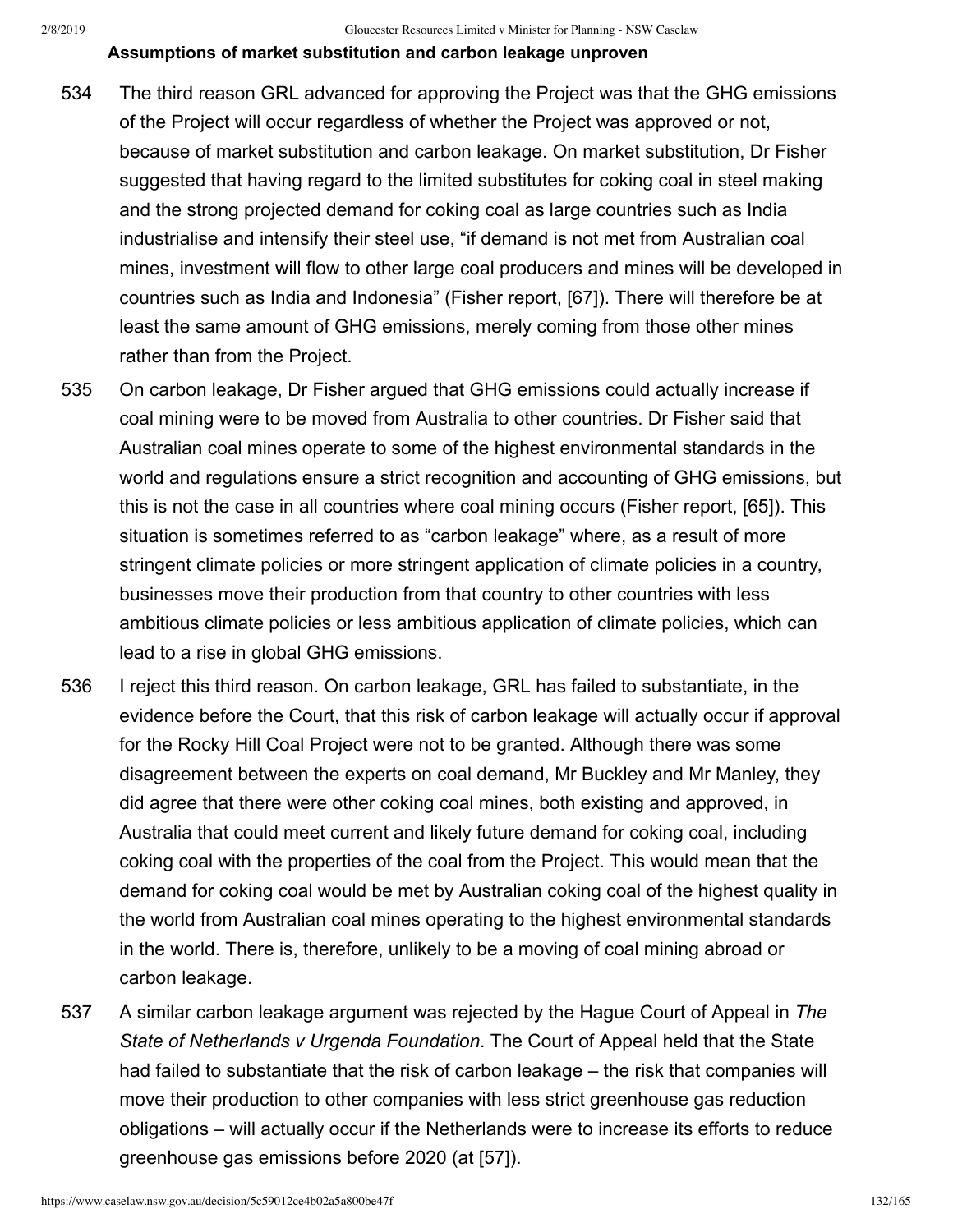**Assumptions of market substitution and carbon leakage unproven**

534 The third reason GRL advanced for approving the Project was that the GHG emissions of the Project will occur regardless of whether the Project was approved or not, because of market substitution and carbon leakage. On market substitution, Dr Fisher suggested that having regard to the limited substitutes for coking coal in steel making and the strong projected demand for coking coal as large countries such as India industrialise and intensify their steel use, "if demand is not met from Australian coal mines, investment will flow to other large coal producers and mines will be developed in countries such as India and Indonesia" (Fisher report, [67]). There will therefore be at least the same amount of GHG emissions, merely coming from those other mines rather than from the Project.

535 On carbon leakage, Dr Fisher argued that GHG emissions could actually increase if coal mining were to be moved from Australia to other countries. Dr Fisher said that Australian coal mines operate to some of the highest environmental standards in the world and regulations ensure a strict recognition and accounting of GHG emissions, but this is not the case in all countries where coal mining occurs (Fisher report, [65]). This situation is sometimes referred to as "carbon leakage" where, as a result of more stringent climate policies or more stringent application of climate policies in a country, businesses move their production from that country to other countries with less ambitious climate policies or less ambitious application of climate policies, which can lead to a rise in global GHG emissions.

536 I reject this third reason. On carbon leakage, GRL has failed to substantiate, in the evidence before the Court, that this risk of carbon leakage will actually occur if approval for the Rocky Hill Coal Project were not to be granted. Although there was some disagreement between the experts on coal demand, Mr Buckley and Mr Manley, they did agree that there were other coking coal mines, both existing and approved, in Australia that could meet current and likely future demand for coking coal, including coking coal with the properties of the coal from the Project. This would mean that the demand for coking coal would be met by Australian coking coal of the highest quality in the world from Australian coal mines operating to the highest environmental standards in the world. There is, therefore, unlikely to be a moving of coal mining abroad or carbon leakage.

537 A similar carbon leakage argument was rejected by the Hague Court of Appeal in *The State of Netherlands v Urgenda Foundation*. The Court of Appeal held that the State had failed to substantiate that the risk of carbon leakage – the risk that companies will move their production to other companies with less strict greenhouse gas reduction obligations – will actually occur if the Netherlands were to increase its efforts to reduce greenhouse gas emissions before 2020 (at [57]).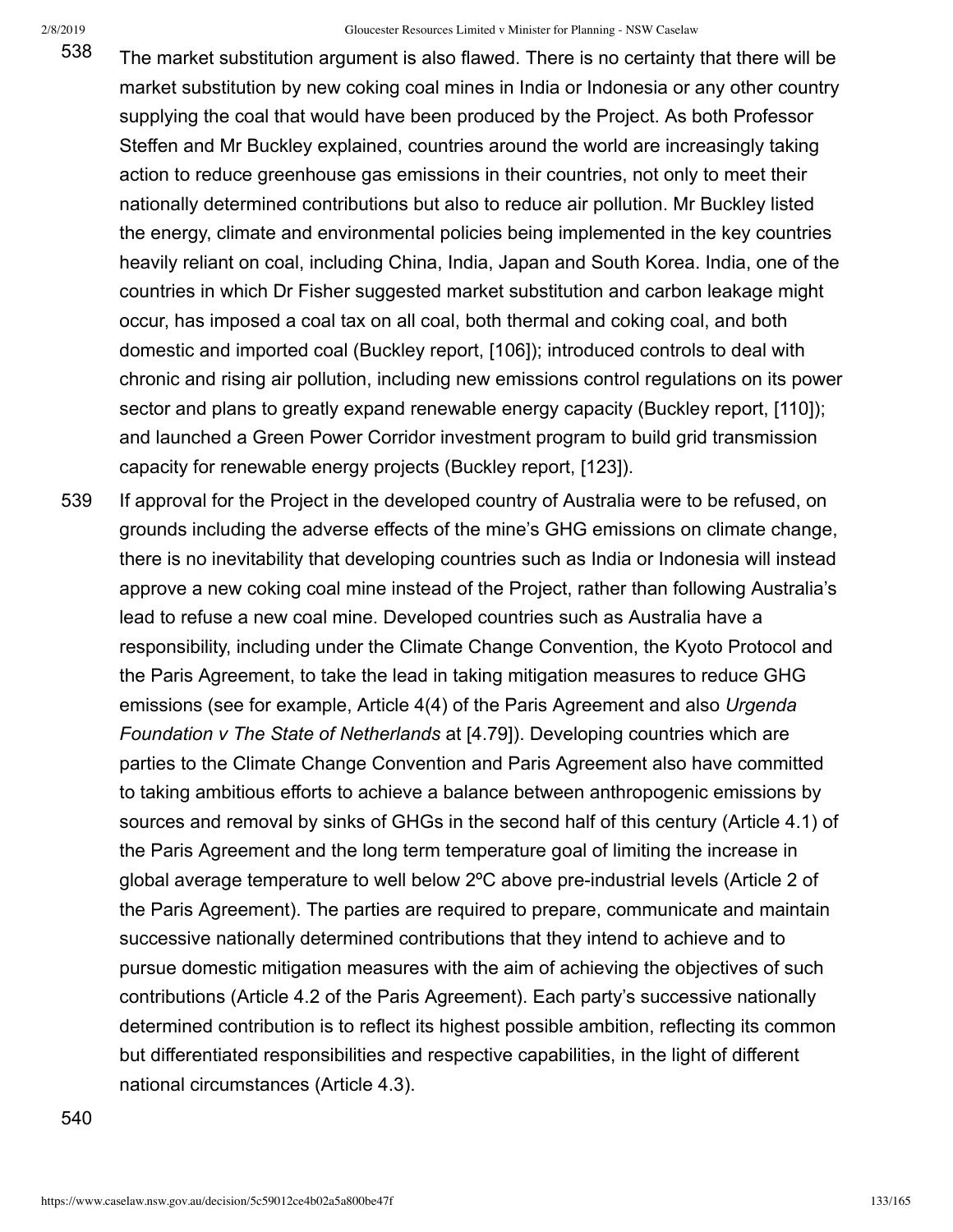538 The market substitution argument is also flawed. There is no certainty that there will be market substitution by new coking coal mines in India or Indonesia or any other country supplying the coal that would have been produced by the Project. As both Professor Steffen and Mr Buckley explained, countries around the world are increasingly taking action to reduce greenhouse gas emissions in their countries, not only to meet their nationally determined contributions but also to reduce air pollution. Mr Buckley listed the energy, climate and environmental policies being implemented in the key countries heavily reliant on coal, including China, India, Japan and South Korea. India, one of the countries in which Dr Fisher suggested market substitution and carbon leakage might occur, has imposed a coal tax on all coal, both thermal and coking coal, and both domestic and imported coal (Buckley report, [106]); introduced controls to deal with chronic and rising air pollution, including new emissions control regulations on its power sector and plans to greatly expand renewable energy capacity (Buckley report, [110]); and launched a Green Power Corridor investment program to build grid transmission capacity for renewable energy projects (Buckley report, [123]).

539 If approval for the Project in the developed country of Australia were to be refused, on grounds including the adverse effects of the mine's GHG emissions on climate change, there is no inevitability that developing countries such as India or Indonesia will instead approve a new coking coal mine instead of the Project, rather than following Australia's lead to refuse a new coal mine. Developed countries such as Australia have a responsibility, including under the Climate Change Convention, the Kyoto Protocol and the Paris Agreement, to take the lead in taking mitigation measures to reduce GHG emissions (see for example, Article 4(4) of the Paris Agreement and also *Urgenda Foundation v The State of Netherlands* at [4.79]). Developing countries which are parties to the Climate Change Convention and Paris Agreement also have committed to taking ambitious efforts to achieve a balance between anthropogenic emissions by sources and removal by sinks of GHGs in the second half of this century (Article 4.1) of the Paris Agreement and the long term temperature goal of limiting the increase in global average temperature to well below 2ºC above pre-industrial levels (Article 2 of the Paris Agreement). The parties are required to prepare, communicate and maintain successive nationally determined contributions that they intend to achieve and to pursue domestic mitigation measures with the aim of achieving the objectives of such contributions (Article 4.2 of the Paris Agreement). Each party's successive nationally determined contribution is to reflect its highest possible ambition, reflecting its common but differentiated responsibilities and respective capabilities, in the light of different national circumstances (Article 4.3).

540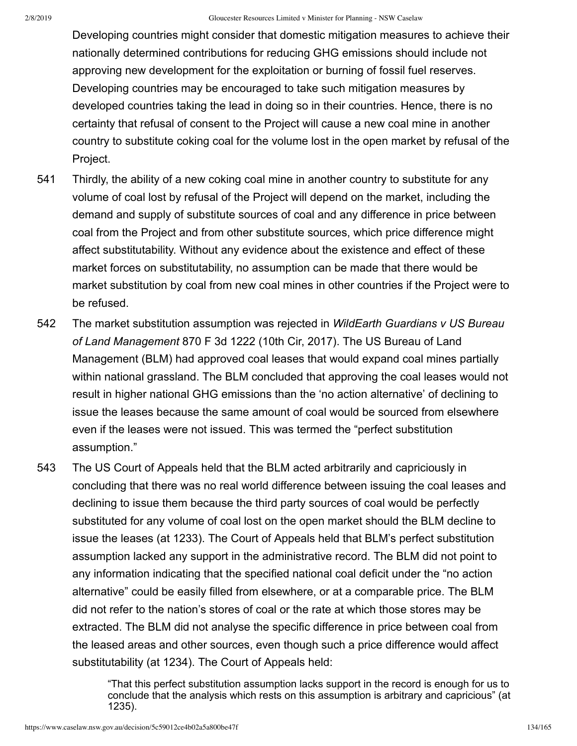Developing countries might consider that domestic mitigation measures to achieve their nationally determined contributions for reducing GHG emissions should include not approving new development for the exploitation or burning of fossil fuel reserves. Developing countries may be encouraged to take such mitigation measures by developed countries taking the lead in doing so in their countries. Hence, there is no certainty that refusal of consent to the Project will cause a new coal mine in another country to substitute coking coal for the volume lost in the open market by refusal of the Project.

541 Thirdly, the ability of a new coking coal mine in another country to substitute for any volume of coal lost by refusal of the Project will depend on the market, including the demand and supply of substitute sources of coal and any difference in price between coal from the Project and from other substitute sources, which price difference might affect substitutability. Without any evidence about the existence and effect of these market forces on substitutability, no assumption can be made that there would be market substitution by coal from new coal mines in other countries if the Project were to be refused.

542 The market substitution assumption was rejected in *WildEarth Guardians v US Bureau of Land Management* 870 F 3d 1222 (10th Cir, 2017). The US Bureau of Land Management (BLM) had approved coal leases that would expand coal mines partially within national grassland. The BLM concluded that approving the coal leases would not result in higher national GHG emissions than the 'no action alternative' of declining to issue the leases because the same amount of coal would be sourced from elsewhere even if the leases were not issued. This was termed the "perfect substitution assumption."

543 The US Court of Appeals held that the BLM acted arbitrarily and capriciously in concluding that there was no real world difference between issuing the coal leases and declining to issue them because the third party sources of coal would be perfectly substituted for any volume of coal lost on the open market should the BLM decline to issue the leases (at 1233). The Court of Appeals held that BLM's perfect substitution assumption lacked any support in the administrative record. The BLM did not point to any information indicating that the specified national coal deficit under the "no action alternative" could be easily filled from elsewhere, or at a comparable price. The BLM did not refer to the nation's stores of coal or the rate at which those stores may be extracted. The BLM did not analyse the specific difference in price between coal from the leased areas and other sources, even though such a price difference would affect substitutability (at 1234). The Court of Appeals held:

> "That this perfect substitution assumption lacks support in the record is enough for us to conclude that the analysis which rests on this assumption is arbitrary and capricious" (at 1235).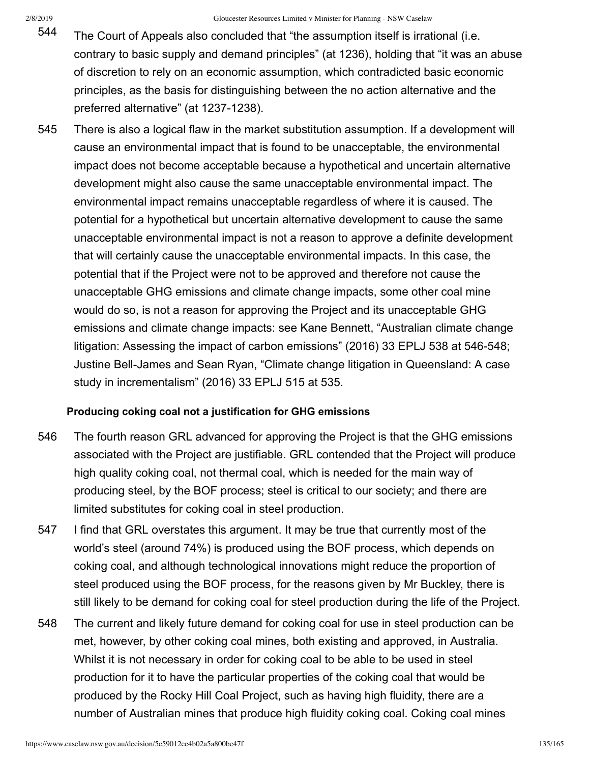544 The Court of Appeals also concluded that "the assumption itself is irrational (i.e. contrary to basic supply and demand principles" (at 1236), holding that "it was an abuse of discretion to rely on an economic assumption, which contradicted basic economic principles, as the basis for distinguishing between the no action alternative and the preferred alternative" (at 1237-1238).

545 There is also a logical flaw in the market substitution assumption. If a development will cause an environmental impact that is found to be unacceptable, the environmental impact does not become acceptable because a hypothetical and uncertain alternative development might also cause the same unacceptable environmental impact. The environmental impact remains unacceptable regardless of where it is caused. The potential for a hypothetical but uncertain alternative development to cause the same unacceptable environmental impact is not a reason to approve a definite development that will certainly cause the unacceptable environmental impacts. In this case, the potential that if the Project were not to be approved and therefore not cause the unacceptable GHG emissions and climate change impacts, some other coal mine would do so, is not a reason for approving the Project and its unacceptable GHG emissions and climate change impacts: see Kane Bennett, "Australian climate change litigation: Assessing the impact of carbon emissions" (2016) 33 EPLJ 538 at 546-548; Justine Bell-James and Sean Ryan, "Climate change litigation in Queensland: A case study in incrementalism" (2016) 33 EPLJ 515 at 535.

**Producing coking coal not a justification for GHG emissions**

546 The fourth reason GRL advanced for approving the Project is that the GHG emissions associated with the Project are justifiable. GRL contended that the Project will produce high quality coking coal, not thermal coal, which is needed for the main way of producing steel, by the BOF process; steel is critical to our society; and there are limited substitutes for coking coal in steel production.

547 I find that GRL overstates this argument. It may be true that currently most of the world's steel (around 74%) is produced using the BOF process, which depends on coking coal, and although technological innovations might reduce the proportion of steel produced using the BOF process, for the reasons given by Mr Buckley, there is still likely to be demand for coking coal for steel production during the life of the Project.

548 The current and likely future demand for coking coal for use in steel production can be met, however, by other coking coal mines, both existing and approved, in Australia. Whilst it is not necessary in order for coking coal to be able to be used in steel production for it to have the particular properties of the coking coal that would be produced by the Rocky Hill Coal Project, such as having high fluidity, there are a number of Australian mines that produce high fluidity coking coal. Coking coal mines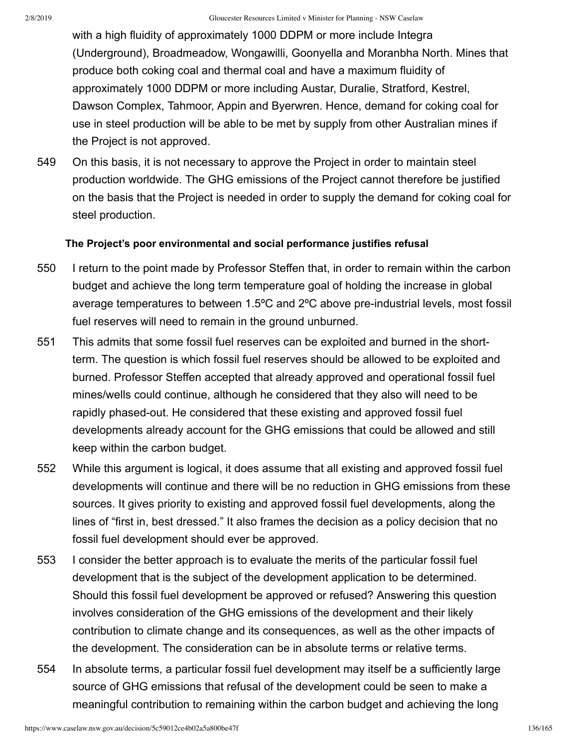with a high fluidity of approximately 1000 DDPM or more include Integra (Underground), Broadmeadow, Wongawilli, Goonyella and Moranbha North. Mines that produce both coking coal and thermal coal and have a maximum fluidity of approximately 1000 DDPM or more including Austar, Duralie, Stratford, Kestrel, Dawson Complex, Tahmoor, Appin and Byerwren. Hence, demand for coking coal for use in steel production will be able to be met by supply from other Australian mines if the Project is not approved.

549 On this basis, it is not necessary to approve the Project in order to maintain steel production worldwide. The GHG emissions of the Project cannot therefore be justified on the basis that the Project is needed in order to supply the demand for coking coal for steel production.

**The Project's poor environmental and social performance justifies refusal**

550 I return to the point made by Professor Steffen that, in order to remain within the carbon budget and achieve the long term temperature goal of holding the increase in global average temperatures to between 1.5ºC and 2ºC above pre-industrial levels, most fossil fuel reserves will need to remain in the ground unburned.

551 This admits that some fossil fuel reserves can be exploited and burned in the short-term. The question is which fossil fuel reserves should be allowed to be exploited and burned. Professor Steffen accepted that already approved and operational fossil fuel mines/wells could continue, although he considered that they also will need to be rapidly phased-out. He considered that these existing and approved fossil fuel developments already account for the GHG emissions that could be allowed and still keep within the carbon budget.

552 While this argument is logical, it does assume that all existing and approved fossil fuel developments will continue and there will be no reduction in GHG emissions from these sources. It gives priority to existing and approved fossil fuel developments, along the lines of "first in, best dressed." It also frames the decision as a policy decision that no fossil fuel development should ever be approved.

553 I consider the better approach is to evaluate the merits of the particular fossil fuel development that is the subject of the development application to be determined. Should this fossil fuel development be approved or refused? Answering this question involves consideration of the GHG emissions of the development and their likely contribution to climate change and its consequences, as well as the other impacts of the development. The consideration can be in absolute terms or relative terms.

554 In absolute terms, a particular fossil fuel development may itself be a sufficiently large source of GHG emissions that refusal of the development could be seen to make a meaningful contribution to remaining within the carbon budget and achieving the long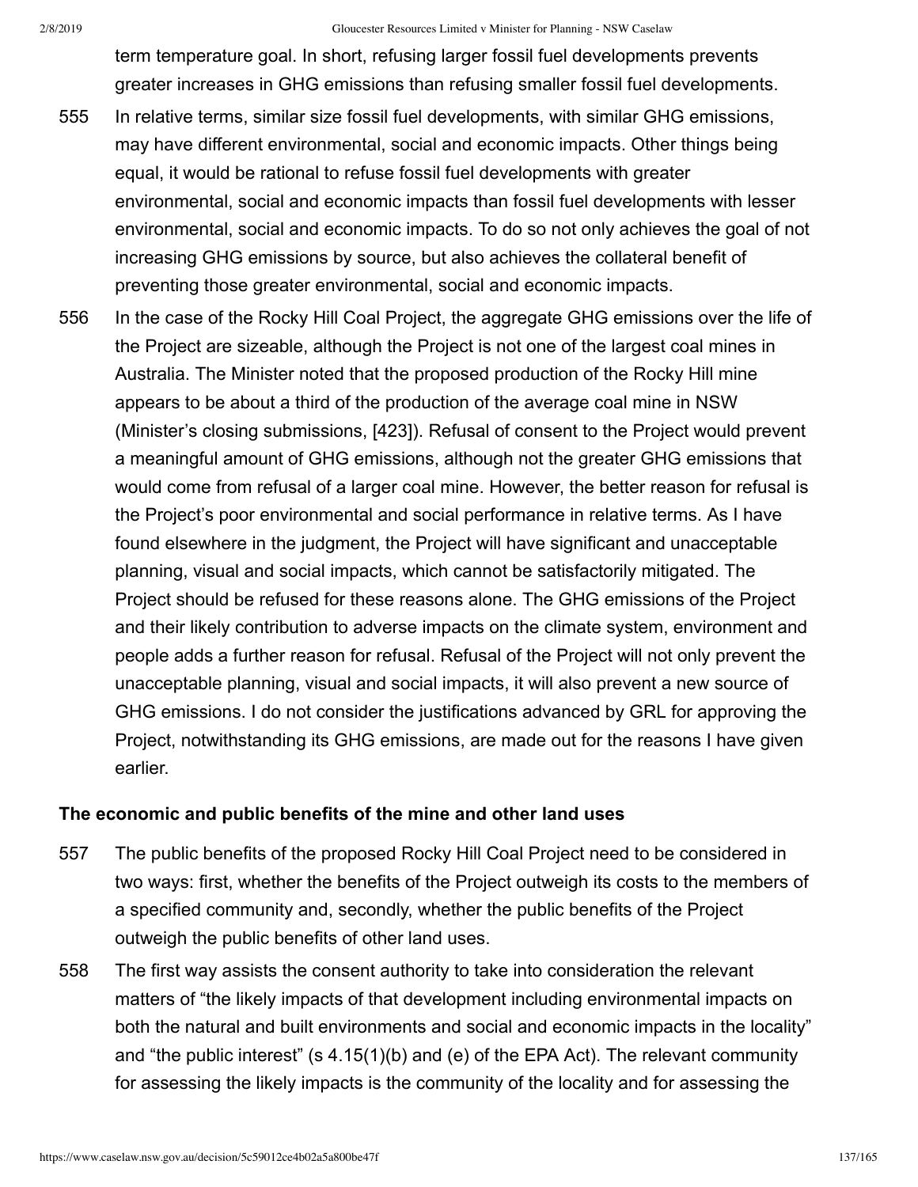term temperature goal. In short, refusing larger fossil fuel developments prevents greater increases in GHG emissions than refusing smaller fossil fuel developments.

555 In relative terms, similar size fossil fuel developments, with similar GHG emissions, may have different environmental, social and economic impacts. Other things being equal, it would be rational to refuse fossil fuel developments with greater environmental, social and economic impacts than fossil fuel developments with lesser environmental, social and economic impacts. To do so not only achieves the goal of not increasing GHG emissions by source, but also achieves the collateral benefit of preventing those greater environmental, social and economic impacts.

556 In the case of the Rocky Hill Coal Project, the aggregate GHG emissions over the life of the Project are sizeable, although the Project is not one of the largest coal mines in Australia. The Minister noted that the proposed production of the Rocky Hill mine appears to be about a third of the production of the average coal mine in NSW (Minister's closing submissions, [423]). Refusal of consent to the Project would prevent a meaningful amount of GHG emissions, although not the greater GHG emissions that would come from refusal of a larger coal mine. However, the better reason for refusal is the Project's poor environmental and social performance in relative terms. As I have found elsewhere in the judgment, the Project will have significant and unacceptable planning, visual and social impacts, which cannot be satisfactorily mitigated. The Project should be refused for these reasons alone. The GHG emissions of the Project and their likely contribution to adverse impacts on the climate system, environment and people adds a further reason for refusal. Refusal of the Project will not only prevent the unacceptable planning, visual and social impacts, it will also prevent a new source of GHG emissions. I do not consider the justifications advanced by GRL for approving the Project, notwithstanding its GHG emissions, are made out for the reasons I have given earlier.

### The economic and public benefits of the mine and other land uses

557 The public benefits of the proposed Rocky Hill Coal Project need to be considered in two ways: first, whether the benefits of the Project outweigh its costs to the members of a specified community and, secondly, whether the public benefits of the Project outweigh the public benefits of other land uses.

558 The first way assists the consent authority to take into consideration the relevant matters of "the likely impacts of that development including environmental impacts on both the natural and built environments and social and economic impacts in the locality" and "the public interest" (s 4.15(1)(b) and (e) of the EPA Act). The relevant community for assessing the likely impacts is the community of the locality and for assessing the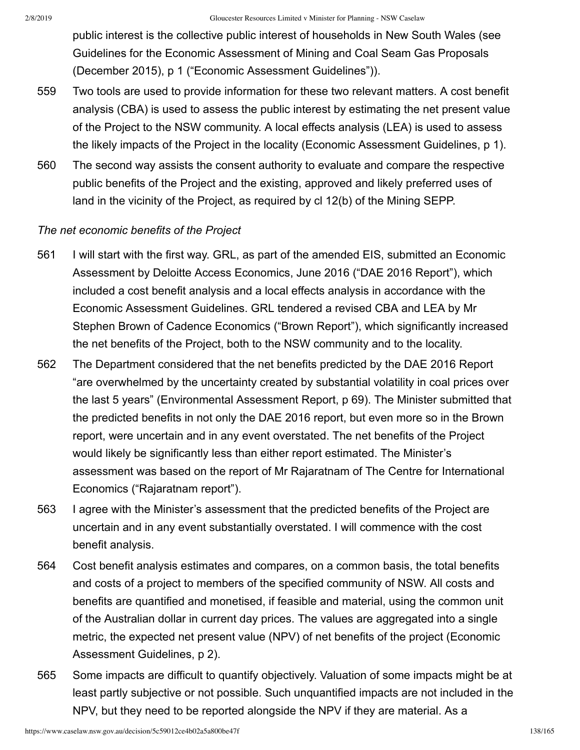public interest is the collective public interest of households in New South Wales (see Guidelines for the Economic Assessment of Mining and Coal Seam Gas Proposals (December 2015), p 1 ("Economic Assessment Guidelines")).

559 Two tools are used to provide information for these two relevant matters. A cost benefit analysis (CBA) is used to assess the public interest by estimating the net present value of the Project to the NSW community. A local effects analysis (LEA) is used to assess the likely impacts of the Project in the locality (Economic Assessment Guidelines, p 1).

560 The second way assists the consent authority to evaluate and compare the respective public benefits of the Project and the existing, approved and likely preferred uses of land in the vicinity of the Project, as required by cl 12(b) of the Mining SEPP.

*The net economic benefits of the Project*

561 I will start with the first way. GRL, as part of the amended EIS, submitted an Economic Assessment by Deloitte Access Economics, June 2016 ("DAE 2016 Report"), which included a cost benefit analysis and a local effects analysis in accordance with the Economic Assessment Guidelines. GRL tendered a revised CBA and LEA by Mr Stephen Brown of Cadence Economics ("Brown Report"), which significantly increased the net benefits of the Project, both to the NSW community and to the locality.

562 The Department considered that the net benefits predicted by the DAE 2016 Report "are overwhelmed by the uncertainty created by substantial volatility in coal prices over the last 5 years" (Environmental Assessment Report, p 69). The Minister submitted that the predicted benefits in not only the DAE 2016 report, but even more so in the Brown report, were uncertain and in any event overstated. The net benefits of the Project would likely be significantly less than either report estimated. The Minister's assessment was based on the report of Mr Rajaratnam of The Centre for International Economics ("Rajaratnam report").

563 I agree with the Minister's assessment that the predicted benefits of the Project are uncertain and in any event substantially overstated. I will commence with the cost benefit analysis.

564 Cost benefit analysis estimates and compares, on a common basis, the total benefits and costs of a project to members of the specified community of NSW. All costs and benefits are quantified and monetised, if feasible and material, using the common unit of the Australian dollar in current day prices. The values are aggregated into a single metric, the expected net present value (NPV) of net benefits of the project (Economic Assessment Guidelines, p 2).

565 Some impacts are difficult to quantify objectively. Valuation of some impacts might be at least partly subjective or not possible. Such unquantified impacts are not included in the NPV, but they need to be reported alongside the NPV if they are material. As a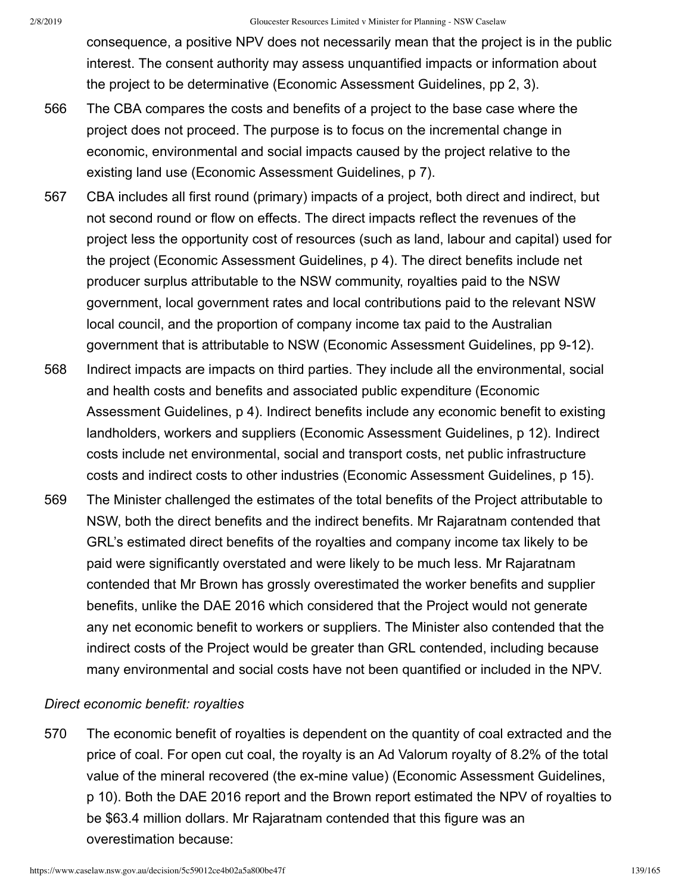consequence, a positive NPV does not necessarily mean that the project is in the public interest. The consent authority may assess unquantified impacts or information about the project to be determinative (Economic Assessment Guidelines, pp 2, 3).

566 The CBA compares the costs and benefits of a project to the base case where the project does not proceed. The purpose is to focus on the incremental change in economic, environmental and social impacts caused by the project relative to the existing land use (Economic Assessment Guidelines, p 7).

567 CBA includes all first round (primary) impacts of a project, both direct and indirect, but not second round or flow on effects. The direct impacts reflect the revenues of the project less the opportunity cost of resources (such as land, labour and capital) used for the project (Economic Assessment Guidelines, p 4). The direct benefits include net producer surplus attributable to the NSW community, royalties paid to the NSW government, local government rates and local contributions paid to the relevant NSW local council, and the proportion of company income tax paid to the Australian government that is attributable to NSW (Economic Assessment Guidelines, pp 9-12).

568 Indirect impacts are impacts on third parties. They include all the environmental, social and health costs and benefits and associated public expenditure (Economic Assessment Guidelines, p 4). Indirect benefits include any economic benefit to existing landholders, workers and suppliers (Economic Assessment Guidelines, p 12). Indirect costs include net environmental, social and transport costs, net public infrastructure costs and indirect costs to other industries (Economic Assessment Guidelines, p 15).

569 The Minister challenged the estimates of the total benefits of the Project attributable to NSW, both the direct benefits and the indirect benefits. Mr Rajaratnam contended that GRL's estimated direct benefits of the royalties and company income tax likely to be paid were significantly overstated and were likely to be much less. Mr Rajaratnam contended that Mr Brown has grossly overestimated the worker benefits and supplier benefits, unlike the DAE 2016 which considered that the Project would not generate any net economic benefit to workers or suppliers. The Minister also contended that the indirect costs of the Project would be greater than GRL contended, including because many environmental and social costs have not been quantified or included in the NPV.

*Direct economic benefit: royalties*

570 The economic benefit of royalties is dependent on the quantity of coal extracted and the price of coal. For open cut coal, the royalty is an Ad Valorum royalty of 8.2% of the total value of the mineral recovered (the ex-mine value) (Economic Assessment Guidelines, p 10). Both the DAE 2016 report and the Brown report estimated the NPV of royalties to be $63.4 million dollars. Mr Rajaratnam contended that this figure was an overestimation because: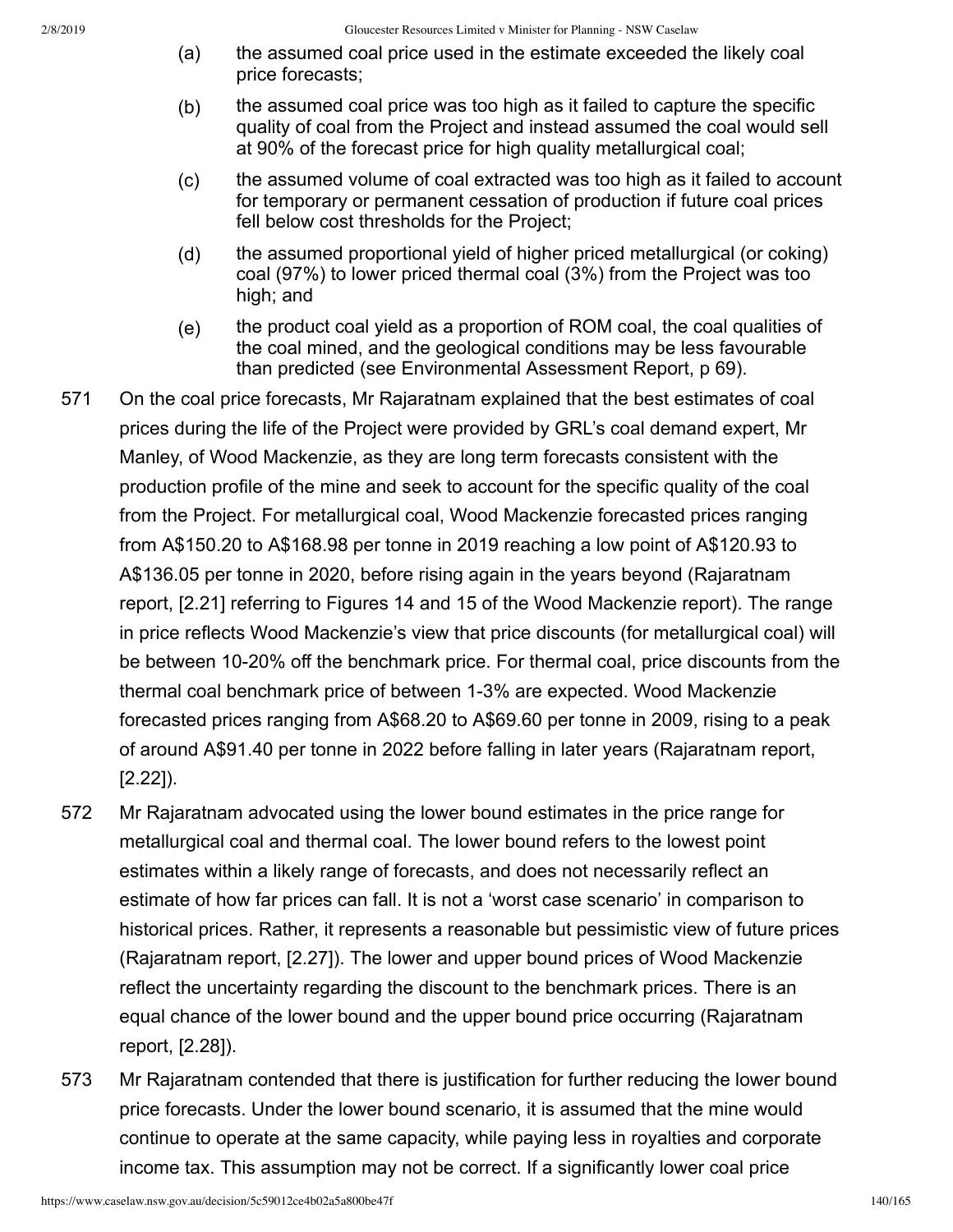(a) the assumed coal price used in the estimate exceeded the likely coal price forecasts;

(b) the assumed coal price was too high as it failed to capture the specific quality of coal from the Project and instead assumed the coal would sell at 90% of the forecast price for high quality metallurgical coal;

(c) the assumed volume of coal extracted was too high as it failed to account for temporary or permanent cessation of production if future coal prices fell below cost thresholds for the Project;

(d) the assumed proportional yield of higher priced metallurgical (or coking) coal (97%) to lower priced thermal coal (3%) from the Project was too high; and

(e) the product coal yield as a proportion of ROM coal, the coal qualities of the coal mined, and the geological conditions may be less favourable than predicted (see Environmental Assessment Report, p 69).

571 On the coal price forecasts, Mr Rajaratnam explained that the best estimates of coal prices during the life of the Project were provided by GRL's coal demand expert, Mr Manley, of Wood Mackenzie, as they are long term forecasts consistent with the production profile of the mine and seek to account for the specific quality of the coal from the Project. For metallurgical coal, Wood Mackenzie forecasted prices ranging from A$150.20 to A$168.98 per tonne in 2019 reaching a low point of A$120.93 to A$136.05 per tonne in 2020, before rising again in the years beyond (Rajaratnam report, [2.21] referring to Figures 14 and 15 of the Wood Mackenzie report). The range in price reflects Wood Mackenzie's view that price discounts (for metallurgical coal) will be between 10-20% off the benchmark price. For thermal coal, price discounts from the thermal coal benchmark price of between 1-3% are expected. Wood Mackenzie forecasted prices ranging from A$68.20 to A$69.60 per tonne in 2009, rising to a peak of around A$91.40 per tonne in 2022 before falling in later years (Rajaratnam report, [2.22]).

572 Mr Rajaratnam advocated using the lower bound estimates in the price range for metallurgical coal and thermal coal. The lower bound refers to the lowest point estimates within a likely range of forecasts, and does not necessarily reflect an estimate of how far prices can fall. It is not a 'worst case scenario' in comparison to historical prices. Rather, it represents a reasonable but pessimistic view of future prices (Rajaratnam report, [2.27]). The lower and upper bound prices of Wood Mackenzie reflect the uncertainty regarding the discount to the benchmark prices. There is an equal chance of the lower bound and the upper bound price occurring (Rajaratnam report, [2.28]).

573 Mr Rajaratnam contended that there is justification for further reducing the lower bound price forecasts. Under the lower bound scenario, it is assumed that the mine would continue to operate at the same capacity, while paying less in royalties and corporate income tax. This assumption may not be correct. If a significantly lower coal price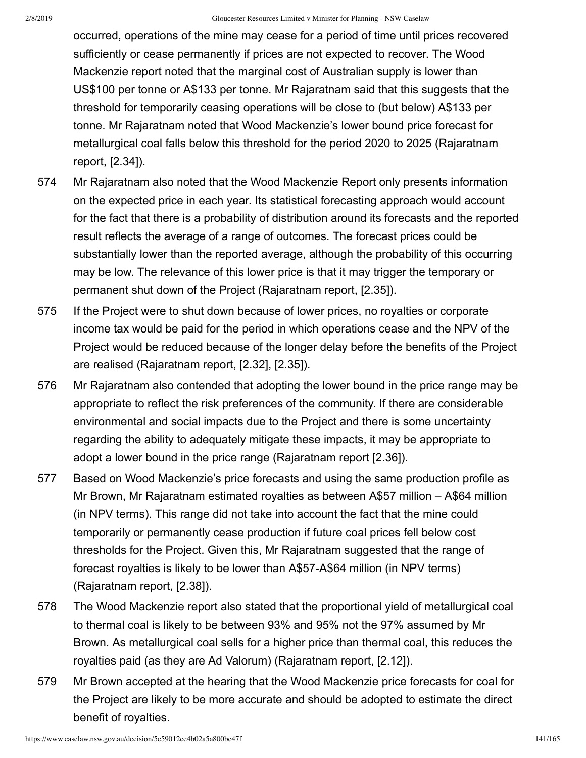occurred, operations of the mine may cease for a period of time until prices recovered sufficiently or cease permanently if prices are not expected to recover. The Wood Mackenzie report noted that the marginal cost of Australian supply is lower than US$100 per tonne or A$133 per tonne. Mr Rajaratnam said that this suggests that the threshold for temporarily ceasing operations will be close to (but below) A$133 per tonne. Mr Rajaratnam noted that Wood Mackenzie's lower bound price forecast for metallurgical coal falls below this threshold for the period 2020 to 2025 (Rajaratnam report, [2.34]).

574 Mr Rajaratnam also noted that the Wood Mackenzie Report only presents information on the expected price in each year. Its statistical forecasting approach would account for the fact that there is a probability of distribution around its forecasts and the reported result reflects the average of a range of outcomes. The forecast prices could be substantially lower than the reported average, although the probability of this occurring may be low. The relevance of this lower price is that it may trigger the temporary or permanent shut down of the Project (Rajaratnam report, [2.35]).

575 If the Project were to shut down because of lower prices, no royalties or corporate income tax would be paid for the period in which operations cease and the NPV of the Project would be reduced because of the longer delay before the benefits of the Project are realised (Rajaratnam report, [2.32], [2.35]).

576 Mr Rajaratnam also contended that adopting the lower bound in the price range may be appropriate to reflect the risk preferences of the community. If there are considerable environmental and social impacts due to the Project and there is some uncertainty regarding the ability to adequately mitigate these impacts, it may be appropriate to adopt a lower bound in the price range (Rajaratnam report [2.36]).

577 Based on Wood Mackenzie's price forecasts and using the same production profile as Mr Brown, Mr Rajaratnam estimated royalties as between A$57 million – A$64 million (in NPV terms). This range did not take into account the fact that the mine could temporarily or permanently cease production if future coal prices fell below cost thresholds for the Project. Given this, Mr Rajaratnam suggested that the range of forecast royalties is likely to be lower than A$57-A$64 million (in NPV terms) (Rajaratnam report, [2.38]).

578 The Wood Mackenzie report also stated that the proportional yield of metallurgical coal to thermal coal is likely to be between 93% and 95% not the 97% assumed by Mr Brown. As metallurgical coal sells for a higher price than thermal coal, this reduces the royalties paid (as they are Ad Valorum) (Rajaratnam report, [2.12]).

579 Mr Brown accepted at the hearing that the Wood Mackenzie price forecasts for coal for the Project are likely to be more accurate and should be adopted to estimate the direct benefit of royalties.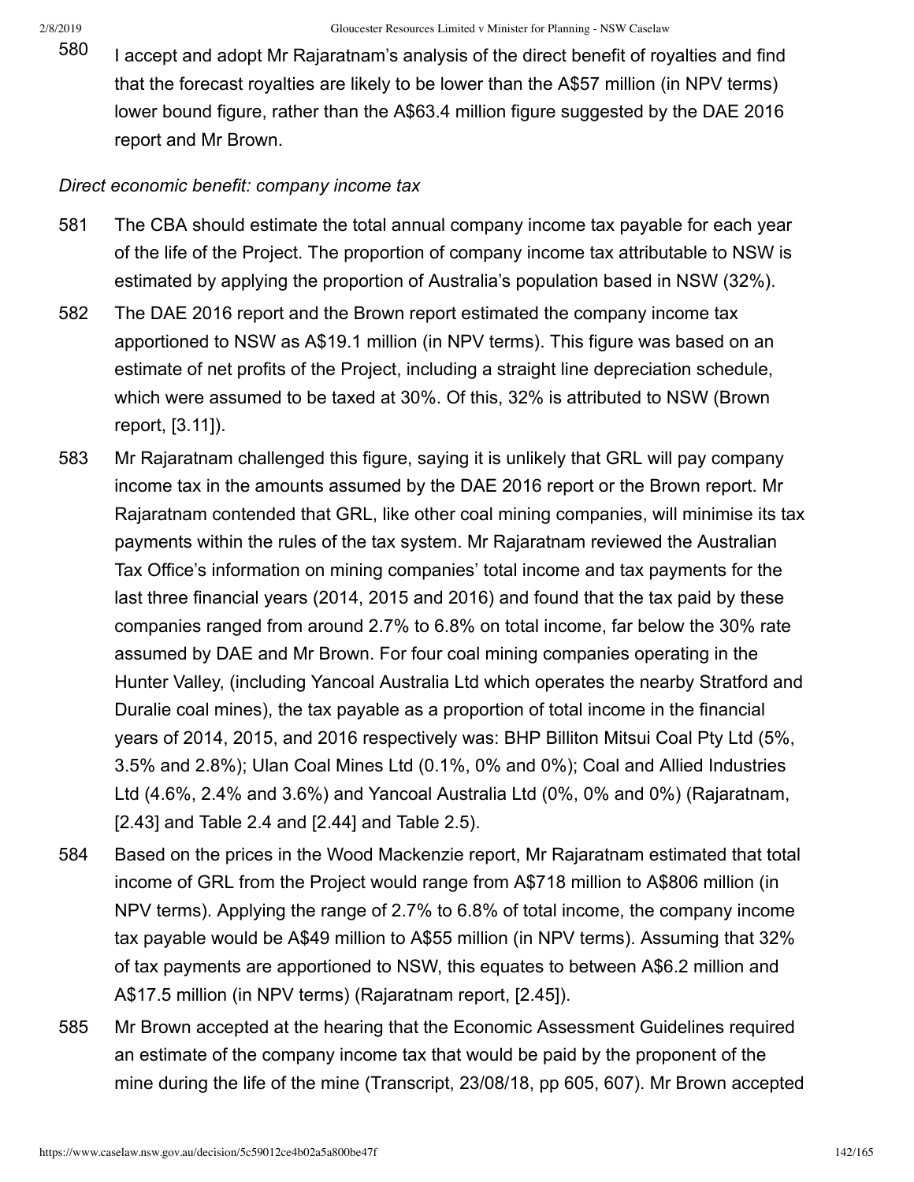580 I accept and adopt Mr Rajaratnam's analysis of the direct benefit of royalties and find that the forecast royalties are likely to be lower than the A$57 million (in NPV terms) lower bound figure, rather than the A$63.4 million figure suggested by the DAE 2016 report and Mr Brown.

*Direct economic benefit: company income tax*

581 The CBA should estimate the total annual company income tax payable for each year of the life of the Project. The proportion of company income tax attributable to NSW is estimated by applying the proportion of Australia's population based in NSW (32%).

582 The DAE 2016 report and the Brown report estimated the company income tax apportioned to NSW as A$19.1 million (in NPV terms). This figure was based on an estimate of net profits of the Project, including a straight line depreciation schedule, which were assumed to be taxed at 30%. Of this, 32% is attributed to NSW (Brown report, [3.11]).

583 Mr Rajaratnam challenged this figure, saying it is unlikely that GRL will pay company income tax in the amounts assumed by the DAE 2016 report or the Brown report. Mr Rajaratnam contended that GRL, like other coal mining companies, will minimise its tax payments within the rules of the tax system. Mr Rajaratnam reviewed the Australian Tax Office's information on mining companies' total income and tax payments for the last three financial years (2014, 2015 and 2016) and found that the tax paid by these companies ranged from around 2.7% to 6.8% on total income, far below the 30% rate assumed by DAE and Mr Brown. For four coal mining companies operating in the Hunter Valley, (including Yancoal Australia Ltd which operates the nearby Stratford and Duralie coal mines), the tax payable as a proportion of total income in the financial years of 2014, 2015, and 2016 respectively was: BHP Billiton Mitsui Coal Pty Ltd (5%, 3.5% and 2.8%); Ulan Coal Mines Ltd (0.1%, 0% and 0%); Coal and Allied Industries Ltd (4.6%, 2.4% and 3.6%) and Yancoal Australia Ltd (0%, 0% and 0%) (Rajaratnam, [2.43] and Table 2.4 and [2.44] and Table 2.5).

584 Based on the prices in the Wood Mackenzie report, Mr Rajaratnam estimated that total income of GRL from the Project would range from A$718 million to A$806 million (in NPV terms). Applying the range of 2.7% to 6.8% of total income, the company income tax payable would be A$49 million to A$55 million (in NPV terms). Assuming that 32% of tax payments are apportioned to NSW, this equates to between A$6.2 million and A$17.5 million (in NPV terms) (Rajaratnam report, [2.45]).

585 Mr Brown accepted at the hearing that the Economic Assessment Guidelines required an estimate of the company income tax that would be paid by the proponent of the mine during the life of the mine (Transcript, 23/08/18, pp 605, 607). Mr Brown accepted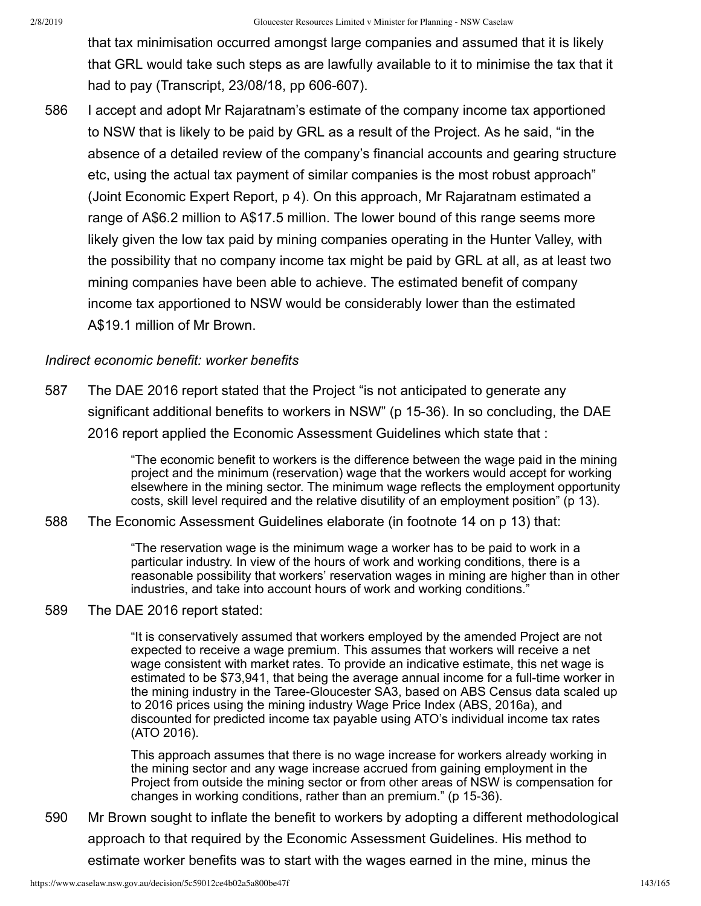that tax minimisation occurred amongst large companies and assumed that it is likely that GRL would take such steps as are lawfully available to it to minimise the tax that it had to pay (Transcript, 23/08/18, pp 606-607).

586 I accept and adopt Mr Rajaratnam's estimate of the company income tax apportioned to NSW that is likely to be paid by GRL as a result of the Project. As he said, "in the absence of a detailed review of the company's financial accounts and gearing structure etc, using the actual tax payment of similar companies is the most robust approach" (Joint Economic Expert Report, p 4). On this approach, Mr Rajaratnam estimated a range of A$6.2 million to A$17.5 million. The lower bound of this range seems more likely given the low tax paid by mining companies operating in the Hunter Valley, with the possibility that no company income tax might be paid by GRL at all, as at least two mining companies have been able to achieve. The estimated benefit of company income tax apportioned to NSW would be considerably lower than the estimated A$19.1 million of Mr Brown.

*Indirect economic benefit: worker benefits*

587 The DAE 2016 report stated that the Project "is not anticipated to generate any significant additional benefits to workers in NSW" (p 15-36). In so concluding, the DAE 2016 report applied the Economic Assessment Guidelines which state that :

> "The economic benefit to workers is the difference between the wage paid in the mining project and the minimum (reservation) wage that the workers would accept for working elsewhere in the mining sector. The minimum wage reflects the employment opportunity costs, skill level required and the relative disutility of an employment position" (p 13).

588 The Economic Assessment Guidelines elaborate (in footnote 14 on p 13) that:

> "The reservation wage is the minimum wage a worker has to be paid to work in a particular industry. In view of the hours of work and working conditions, there is a reasonable possibility that workers' reservation wages in mining are higher than in other industries, and take into account hours of work and working conditions."

589 The DAE 2016 report stated:

> "It is conservatively assumed that workers employed by the amended Project are not expected to receive a wage premium. This assumes that workers will receive a net wage consistent with market rates. To provide an indicative estimate, this net wage is estimated to be $73,941, that being the average annual income for a full-time worker in the mining industry in the Taree-Gloucester SA3, based on ABS Census data scaled up to 2016 prices using the mining industry Wage Price Index (ABS, 2016a), and discounted for predicted income tax payable using ATO's individual income tax rates (ATO 2016).
>
> This approach assumes that there is no wage increase for workers already working in the mining sector and any wage increase accrued from gaining employment in the Project from outside the mining sector or from other areas of NSW is compensation for changes in working conditions, rather than an premium." (p 15-36).

590 Mr Brown sought to inflate the benefit to workers by adopting a different methodological approach to that required by the Economic Assessment Guidelines. His method to estimate worker benefits was to start with the wages earned in the mine, minus the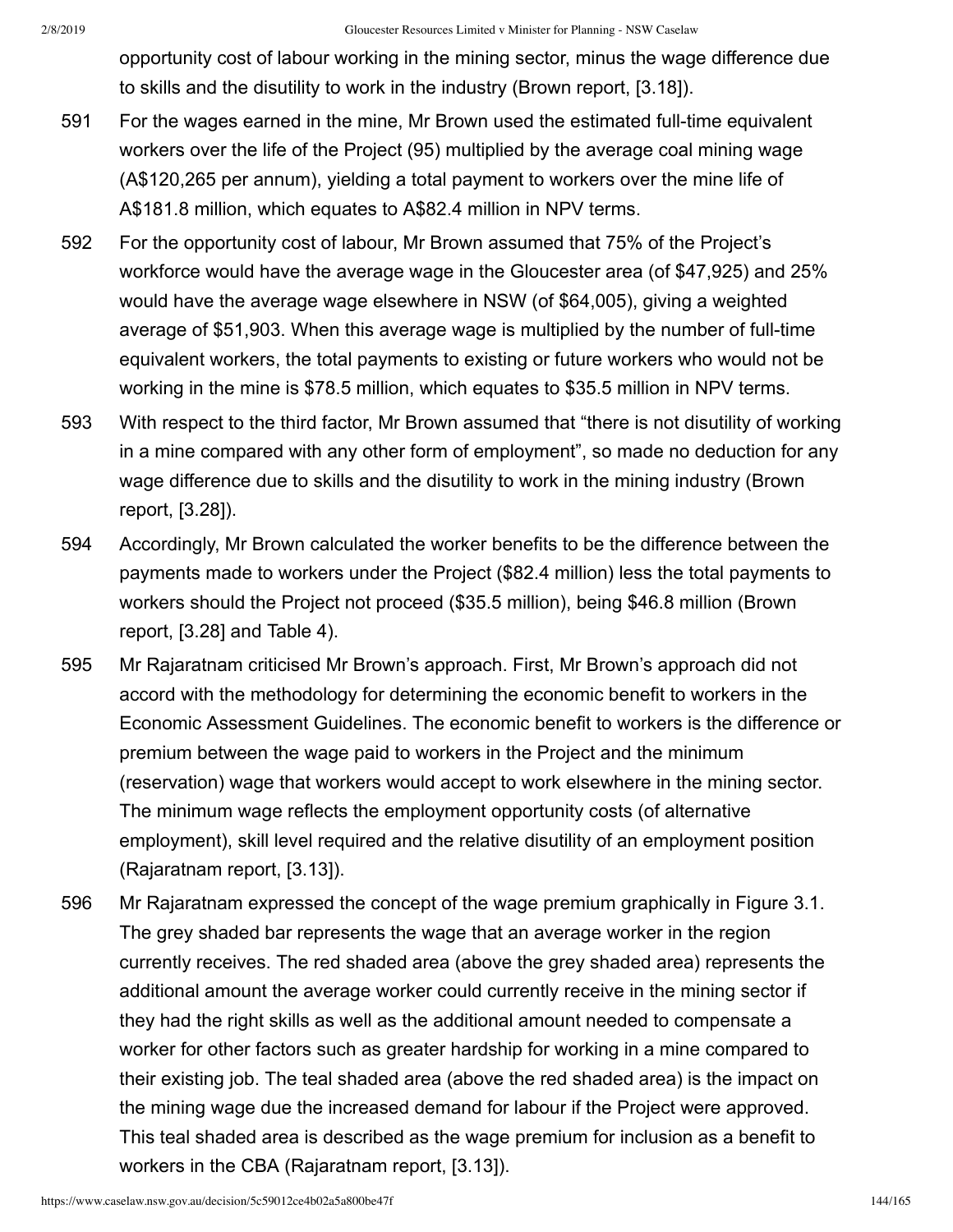opportunity cost of labour working in the mining sector, minus the wage difference due to skills and the disutility to work in the industry (Brown report, [3.18]).

591 For the wages earned in the mine, Mr Brown used the estimated full-time equivalent workers over the life of the Project (95) multiplied by the average coal mining wage (A$120,265 per annum), yielding a total payment to workers over the mine life of A$181.8 million, which equates to A$82.4 million in NPV terms.

592 For the opportunity cost of labour, Mr Brown assumed that 75% of the Project's workforce would have the average wage in the Gloucester area (of $47,925) and 25% would have the average wage elsewhere in NSW (of $64,005), giving a weighted average of $51,903. When this average wage is multiplied by the number of full-time equivalent workers, the total payments to existing or future workers who would not be working in the mine is $78.5 million, which equates to $35.5 million in NPV terms.

593 With respect to the third factor, Mr Brown assumed that "there is not disutility of working in a mine compared with any other form of employment", so made no deduction for any wage difference due to skills and the disutility to work in the mining industry (Brown report, [3.28]).

594 Accordingly, Mr Brown calculated the worker benefits to be the difference between the payments made to workers under the Project ($82.4 million) less the total payments to workers should the Project not proceed ($35.5 million), being $46.8 million (Brown report, [3.28] and Table 4).

595 Mr Rajaratnam criticised Mr Brown's approach. First, Mr Brown's approach did not accord with the methodology for determining the economic benefit to workers in the Economic Assessment Guidelines. The economic benefit to workers is the difference or premium between the wage paid to workers in the Project and the minimum (reservation) wage that workers would accept to work elsewhere in the mining sector. The minimum wage reflects the employment opportunity costs (of alternative employment), skill level required and the relative disutility of an employment position (Rajaratnam report, [3.13]).

596 Mr Rajaratnam expressed the concept of the wage premium graphically in Figure 3.1. The grey shaded bar represents the wage that an average worker in the region currently receives. The red shaded area (above the grey shaded area) represents the additional amount the average worker could currently receive in the mining sector if they had the right skills as well as the additional amount needed to compensate a worker for other factors such as greater hardship for working in a mine compared to their existing job. The teal shaded area (above the red shaded area) is the impact on the mining wage due the increased demand for labour if the Project were approved. This teal shaded area is described as the wage premium for inclusion as a benefit to workers in the CBA (Rajaratnam report, [3.13]).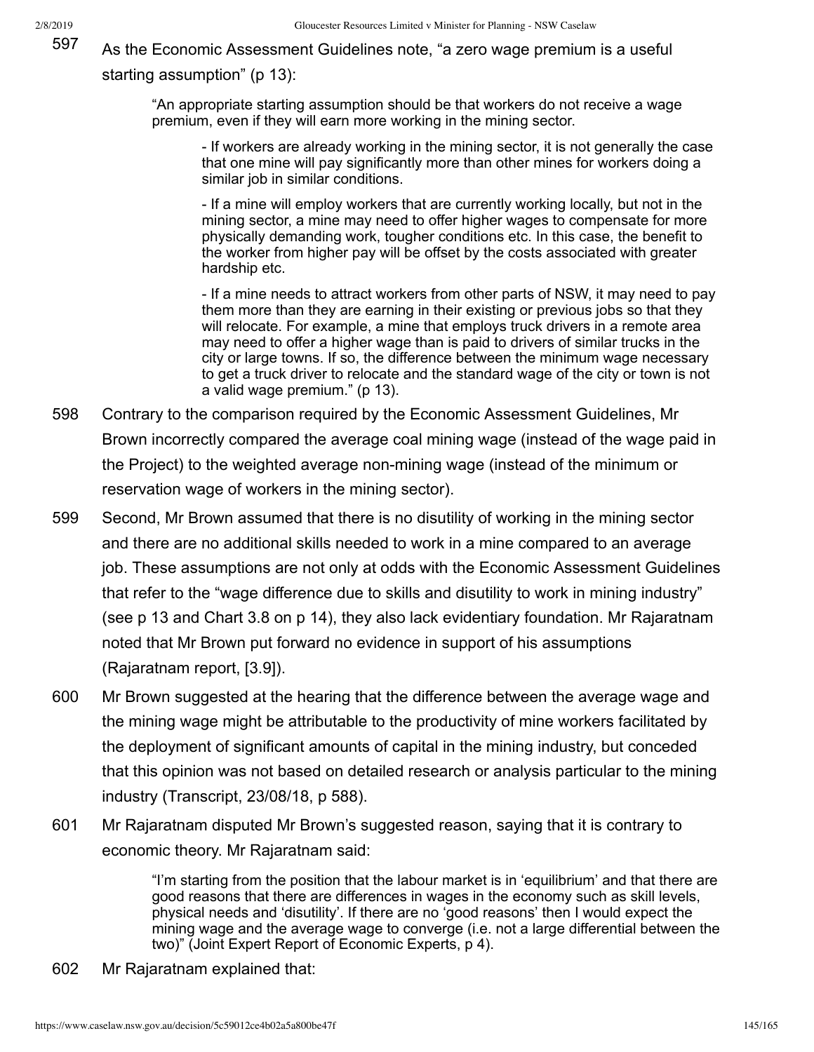597 As the Economic Assessment Guidelines note, "a zero wage premium is a useful starting assumption" (p 13):

> "An appropriate starting assumption should be that workers do not receive a wage premium, even if they will earn more working in the mining sector.
>
> > - If workers are already working in the mining sector, it is not generally the case that one mine will pay significantly more than other mines for workers doing a similar job in similar conditions.
> >
> > - If a mine will employ workers that are currently working locally, but not in the mining sector, a mine may need to offer higher wages to compensate for more physically demanding work, tougher conditions etc. In this case, the benefit to the worker from higher pay will be offset by the costs associated with greater hardship etc.
> >
> > - If a mine needs to attract workers from other parts of NSW, it may need to pay them more than they are earning in their existing or previous jobs so that they will relocate. For example, a mine that employs truck drivers in a remote area may need to offer a higher wage than is paid to drivers of similar trucks in the city or large towns. If so, the difference between the minimum wage necessary to get a truck driver to relocate and the standard wage of the city or town is not a valid wage premium." (p 13).

598 Contrary to the comparison required by the Economic Assessment Guidelines, Mr Brown incorrectly compared the average coal mining wage (instead of the wage paid in the Project) to the weighted average non-mining wage (instead of the minimum or reservation wage of workers in the mining sector).

599 Second, Mr Brown assumed that there is no disutility of working in the mining sector and there are no additional skills needed to work in a mine compared to an average job. These assumptions are not only at odds with the Economic Assessment Guidelines that refer to the "wage difference due to skills and disutility to work in mining industry" (see p 13 and Chart 3.8 on p 14), they also lack evidentiary foundation. Mr Rajaratnam noted that Mr Brown put forward no evidence in support of his assumptions (Rajaratnam report, [3.9]).

600 Mr Brown suggested at the hearing that the difference between the average wage and the mining wage might be attributable to the productivity of mine workers facilitated by the deployment of significant amounts of capital in the mining industry, but conceded that this opinion was not based on detailed research or analysis particular to the mining industry (Transcript, 23/08/18, p 588).

601 Mr Rajaratnam disputed Mr Brown's suggested reason, saying that it is contrary to economic theory. Mr Rajaratnam said:

> "I'm starting from the position that the labour market is in 'equilibrium' and that there are good reasons that there are differences in wages in the economy such as skill levels, physical needs and 'disutility'. If there are no 'good reasons' then I would expect the mining wage and the average wage to converge (i.e. not a large differential between the two)" (Joint Expert Report of Economic Experts, p 4).

602 Mr Rajaratnam explained that: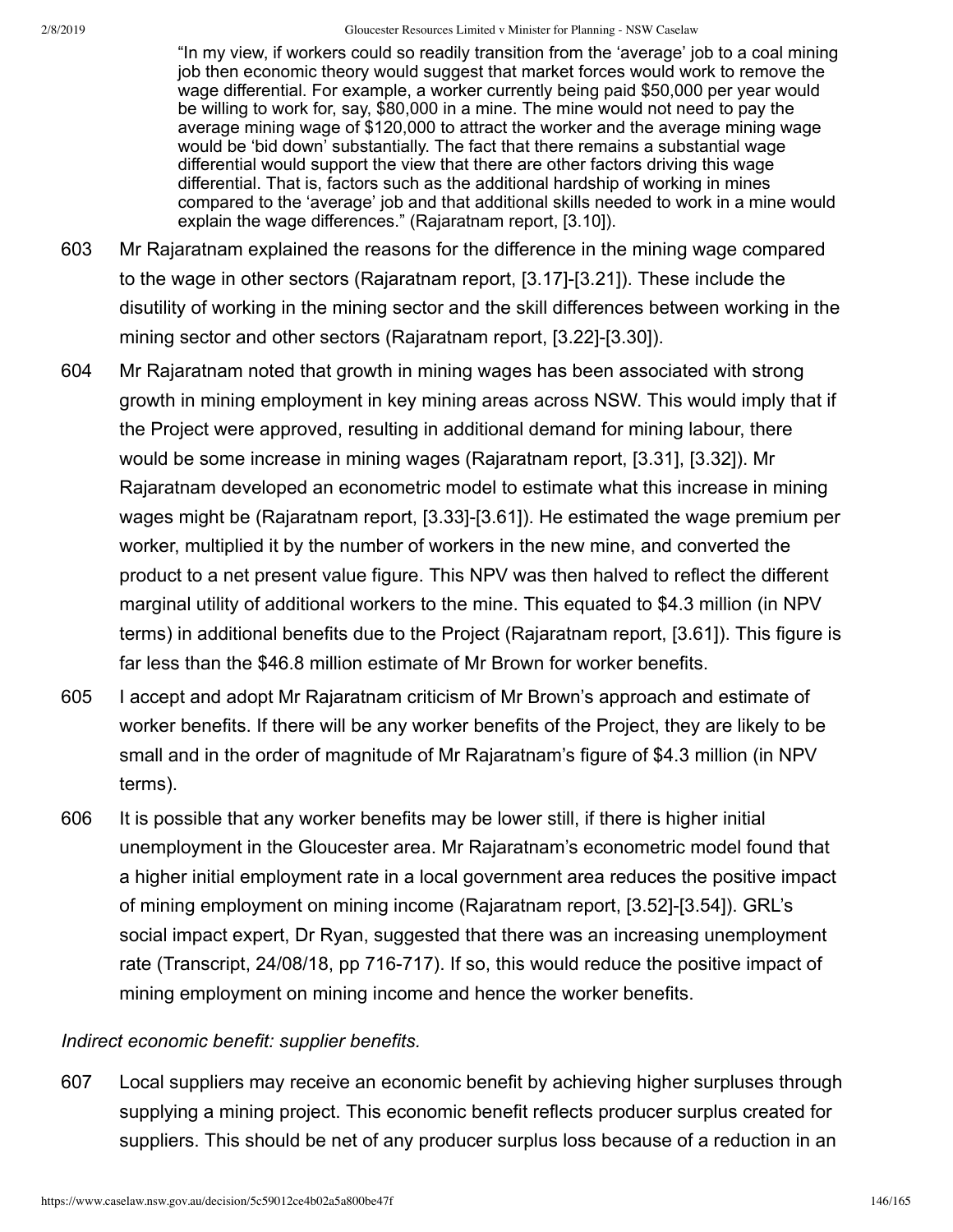> "In my view, if workers could so readily transition from the 'average' job to a coal mining job then economic theory would suggest that market forces would work to remove the wage differential. For example, a worker currently being paid $50,000 per year would be willing to work for, say, $80,000 in a mine. The mine would not need to pay the average mining wage of $120,000 to attract the worker and the average mining wage would be 'bid down' substantially. The fact that there remains a substantial wage differential would support the view that there are other factors driving this wage differential. That is, factors such as the additional hardship of working in mines compared to the 'average' job and that additional skills needed to work in a mine would explain the wage differences." (Rajaratnam report, [3.10]).

603 Mr Rajaratnam explained the reasons for the difference in the mining wage compared to the wage in other sectors (Rajaratnam report, [3.17]-[3.21]). These include the disutility of working in the mining sector and the skill differences between working in the mining sector and other sectors (Rajaratnam report, [3.22]-[3.30]).

604 Mr Rajaratnam noted that growth in mining wages has been associated with strong growth in mining employment in key mining areas across NSW. This would imply that if the Project were approved, resulting in additional demand for mining labour, there would be some increase in mining wages (Rajaratnam report, [3.31], [3.32]). Mr Rajaratnam developed an econometric model to estimate what this increase in mining wages might be (Rajaratnam report, [3.33]-[3.61]). He estimated the wage premium per worker, multiplied it by the number of workers in the new mine, and converted the product to a net present value figure. This NPV was then halved to reflect the different marginal utility of additional workers to the mine. This equated to $4.3 million (in NPV terms) in additional benefits due to the Project (Rajaratnam report, [3.61]). This figure is far less than the $46.8 million estimate of Mr Brown for worker benefits.

605 I accept and adopt Mr Rajaratnam criticism of Mr Brown's approach and estimate of worker benefits. If there will be any worker benefits of the Project, they are likely to be small and in the order of magnitude of Mr Rajaratnam's figure of $4.3 million (in NPV terms).

606 It is possible that any worker benefits may be lower still, if there is higher initial unemployment in the Gloucester area. Mr Rajaratnam's econometric model found that a higher initial employment rate in a local government area reduces the positive impact of mining employment on mining income (Rajaratnam report, [3.52]-[3.54]). GRL's social impact expert, Dr Ryan, suggested that there was an increasing unemployment rate (Transcript, 24/08/18, pp 716-717). If so, this would reduce the positive impact of mining employment on mining income and hence the worker benefits.

*Indirect economic benefit: supplier benefits.*

607 Local suppliers may receive an economic benefit by achieving higher surpluses through supplying a mining project. This economic benefit reflects producer surplus created for suppliers. This should be net of any producer surplus loss because of a reduction in an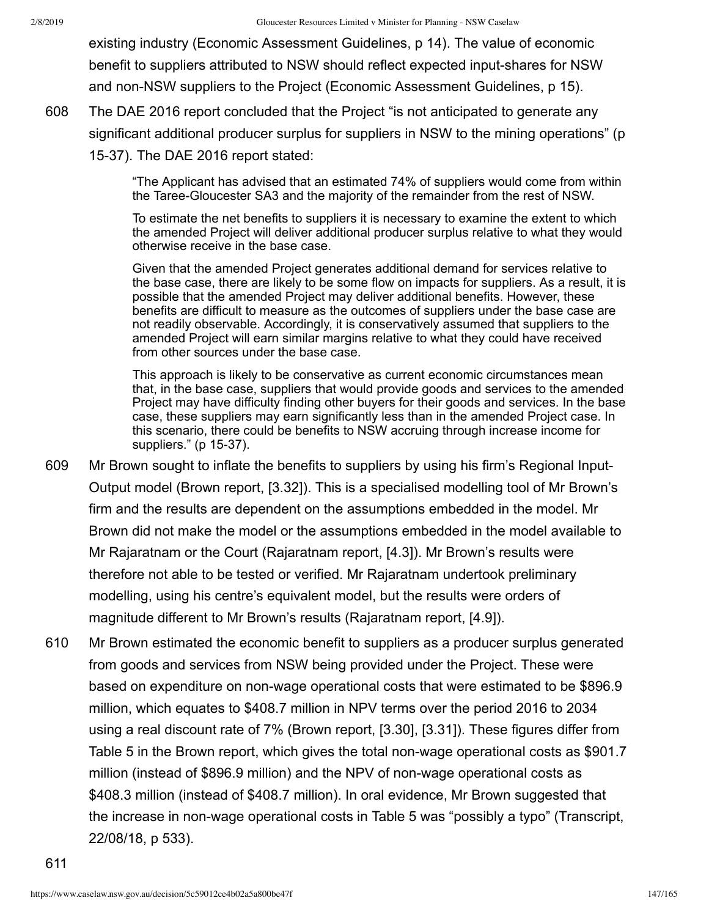existing industry (Economic Assessment Guidelines, p 14). The value of economic benefit to suppliers attributed to NSW should reflect expected input-shares for NSW and non-NSW suppliers to the Project (Economic Assessment Guidelines, p 15).

608 The DAE 2016 report concluded that the Project "is not anticipated to generate any significant additional producer surplus for suppliers in NSW to the mining operations" (p 15-37). The DAE 2016 report stated:

> "The Applicant has advised that an estimated 74% of suppliers would come from within the Taree-Gloucester SA3 and the majority of the remainder from the rest of NSW.
>
> To estimate the net benefits to suppliers it is necessary to examine the extent to which the amended Project will deliver additional producer surplus relative to what they would otherwise receive in the base case.
>
> Given that the amended Project generates additional demand for services relative to the base case, there are likely to be some flow on impacts for suppliers. As a result, it is possible that the amended Project may deliver additional benefits. However, these benefits are difficult to measure as the outcomes of suppliers under the base case are not readily observable. Accordingly, it is conservatively assumed that suppliers to the amended Project will earn similar margins relative to what they could have received from other sources under the base case.
>
> This approach is likely to be conservative as current economic circumstances mean that, in the base case, suppliers that would provide goods and services to the amended Project may have difficulty finding other buyers for their goods and services. In the base case, these suppliers may earn significantly less than in the amended Project case. In this scenario, there could be benefits to NSW accruing through increase income for suppliers." (p 15-37).

609 Mr Brown sought to inflate the benefits to suppliers by using his firm's Regional Input-Output model (Brown report, [3.32]). This is a specialised modelling tool of Mr Brown's firm and the results are dependent on the assumptions embedded in the model. Mr Brown did not make the model or the assumptions embedded in the model available to Mr Rajaratnam or the Court (Rajaratnam report, [4.3]). Mr Brown's results were therefore not able to be tested or verified. Mr Rajaratnam undertook preliminary modelling, using his centre's equivalent model, but the results were orders of magnitude different to Mr Brown's results (Rajaratnam report, [4.9]).

610 Mr Brown estimated the economic benefit to suppliers as a producer surplus generated from goods and services from NSW being provided under the Project. These were based on expenditure on non-wage operational costs that were estimated to be $896.9 million, which equates to $408.7 million in NPV terms over the period 2016 to 2034 using a real discount rate of 7% (Brown report, [3.30], [3.31]). These figures differ from Table 5 in the Brown report, which gives the total non-wage operational costs as $901.7 million (instead of $896.9 million) and the NPV of non-wage operational costs as $408.3 million (instead of $408.7 million). In oral evidence, Mr Brown suggested that the increase in non-wage operational costs in Table 5 was "possibly a typo" (Transcript, 22/08/18, p 533).

611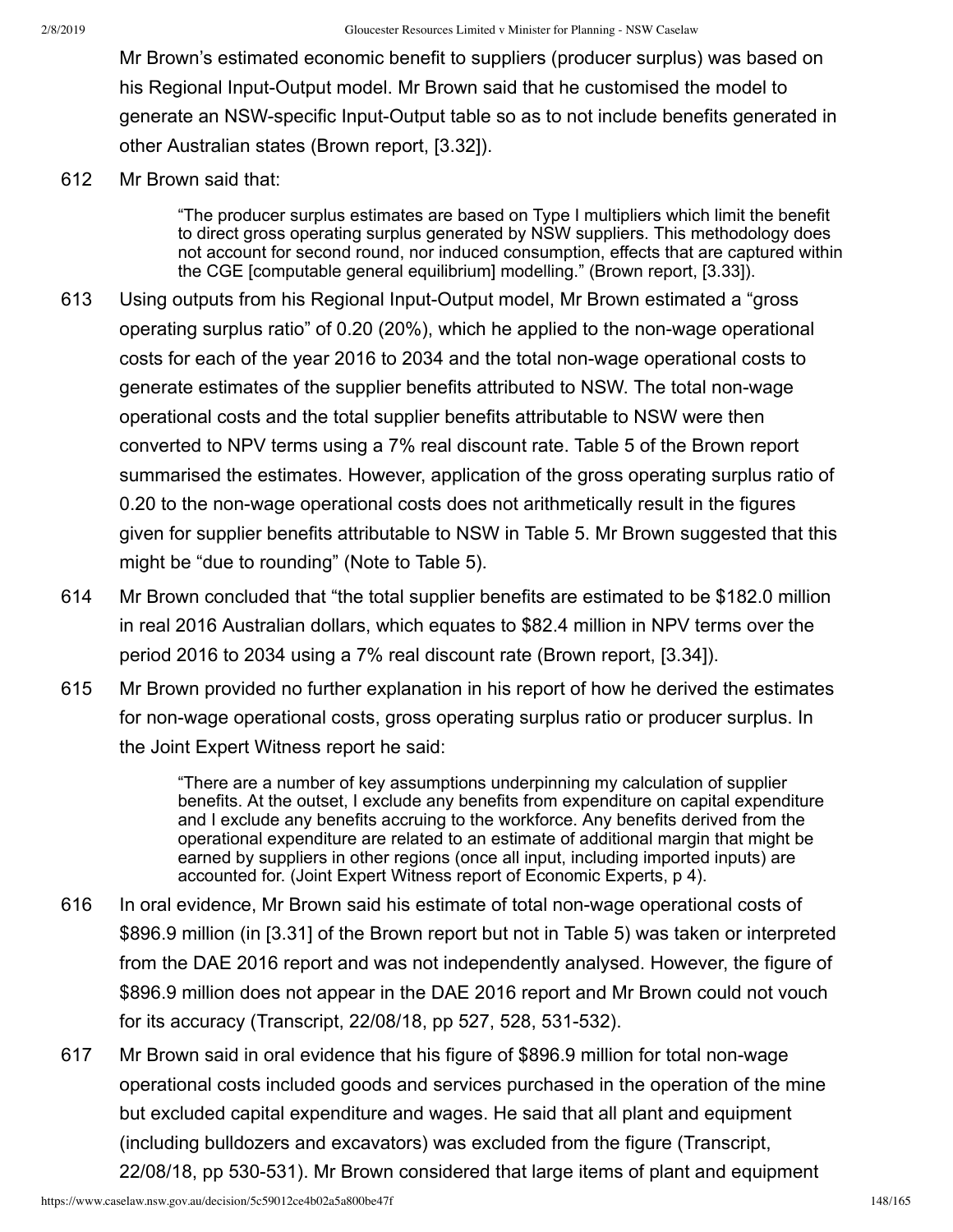Mr Brown's estimated economic benefit to suppliers (producer surplus) was based on his Regional Input-Output model. Mr Brown said that he customised the model to generate an NSW-specific Input-Output table so as to not include benefits generated in other Australian states (Brown report, [3.32]).

612 Mr Brown said that:

> "The producer surplus estimates are based on Type I multipliers which limit the benefit to direct gross operating surplus generated by NSW suppliers. This methodology does not account for second round, nor induced consumption, effects that are captured within the CGE [computable general equilibrium] modelling." (Brown report, [3.33]).

613 Using outputs from his Regional Input-Output model, Mr Brown estimated a "gross operating surplus ratio" of 0.20 (20%), which he applied to the non-wage operational costs for each of the year 2016 to 2034 and the total non-wage operational costs to generate estimates of the supplier benefits attributed to NSW. The total non-wage operational costs and the total supplier benefits attributable to NSW were then converted to NPV terms using a 7% real discount rate. Table 5 of the Brown report summarised the estimates. However, application of the gross operating surplus ratio of 0.20 to the non-wage operational costs does not arithmetically result in the figures given for supplier benefits attributable to NSW in Table 5. Mr Brown suggested that this might be "due to rounding" (Note to Table 5).

614 Mr Brown concluded that "the total supplier benefits are estimated to be $182.0 million in real 2016 Australian dollars, which equates to $82.4 million in NPV terms over the period 2016 to 2034 using a 7% real discount rate (Brown report, [3.34]).

615 Mr Brown provided no further explanation in his report of how he derived the estimates for non-wage operational costs, gross operating surplus ratio or producer surplus. In the Joint Expert Witness report he said:

> "There are a number of key assumptions underpinning my calculation of supplier benefits. At the outset, I exclude any benefits from expenditure on capital expenditure and I exclude any benefits accruing to the workforce. Any benefits derived from the operational expenditure are related to an estimate of additional margin that might be earned by suppliers in other regions (once all input, including imported inputs) are accounted for. (Joint Expert Witness report of Economic Experts, p 4).

616 In oral evidence, Mr Brown said his estimate of total non-wage operational costs of $896.9 million (in [3.31] of the Brown report but not in Table 5) was taken or interpreted from the DAE 2016 report and was not independently analysed. However, the figure of $896.9 million does not appear in the DAE 2016 report and Mr Brown could not vouch for its accuracy (Transcript, 22/08/18, pp 527, 528, 531-532).

617 Mr Brown said in oral evidence that his figure of $896.9 million for total non-wage operational costs included goods and services purchased in the operation of the mine but excluded capital expenditure and wages. He said that all plant and equipment (including bulldozers and excavators) was excluded from the figure (Transcript, 22/08/18, pp 530-531). Mr Brown considered that large items of plant and equipment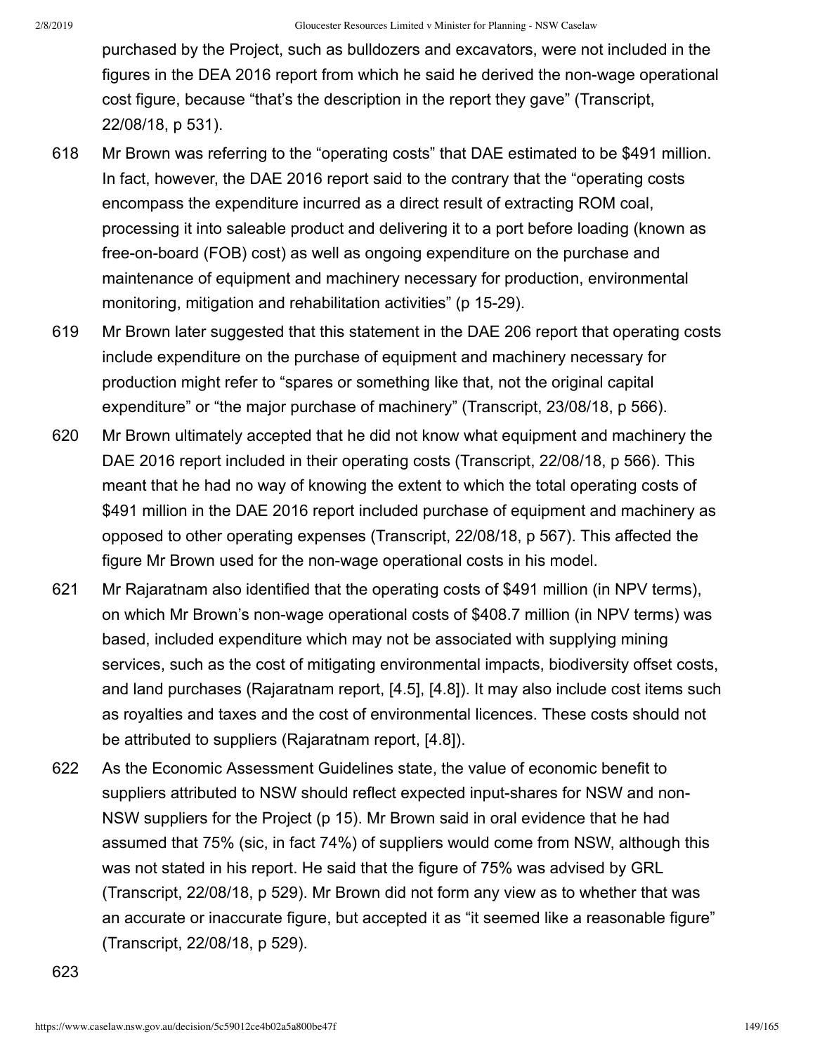purchased by the Project, such as bulldozers and excavators, were not included in the figures in the DEA 2016 report from which he said he derived the non-wage operational cost figure, because “that’s the description in the report they gave” (Transcript, 22/08/18, p 531).

618 Mr Brown was referring to the “operating costs” that DAE estimated to be $491 million. In fact, however, the DAE 2016 report said to the contrary that the “operating costs encompass the expenditure incurred as a direct result of extracting ROM coal, processing it into saleable product and delivering it to a port before loading (known as free-on-board (FOB) cost) as well as ongoing expenditure on the purchase and maintenance of equipment and machinery necessary for production, environmental monitoring, mitigation and rehabilitation activities” (p 15-29).

619 Mr Brown later suggested that this statement in the DAE 206 report that operating costs include expenditure on the purchase of equipment and machinery necessary for production might refer to “spares or something like that, not the original capital expenditure” or “the major purchase of machinery” (Transcript, 23/08/18, p 566).

620 Mr Brown ultimately accepted that he did not know what equipment and machinery the DAE 2016 report included in their operating costs (Transcript, 22/08/18, p 566). This meant that he had no way of knowing the extent to which the total operating costs of $491 million in the DAE 2016 report included purchase of equipment and machinery as opposed to other operating expenses (Transcript, 22/08/18, p 567). This affected the figure Mr Brown used for the non-wage operational costs in his model.

621 Mr Rajaratnam also identified that the operating costs of $491 million (in NPV terms), on which Mr Brown’s non-wage operational costs of $408.7 million (in NPV terms) was based, included expenditure which may not be associated with supplying mining services, such as the cost of mitigating environmental impacts, biodiversity offset costs, and land purchases (Rajaratnam report, [4.5], [4.8]). It may also include cost items such as royalties and taxes and the cost of environmental licences. These costs should not be attributed to suppliers (Rajaratnam report, [4.8]).

622 As the Economic Assessment Guidelines state, the value of economic benefit to suppliers attributed to NSW should reflect expected input-shares for NSW and non-NSW suppliers for the Project (p 15). Mr Brown said in oral evidence that he had assumed that 75% (sic, in fact 74%) of suppliers would come from NSW, although this was not stated in his report. He said that the figure of 75% was advised by GRL (Transcript, 22/08/18, p 529). Mr Brown did not form any view as to whether that was an accurate or inaccurate figure, but accepted it as “it seemed like a reasonable figure” (Transcript, 22/08/18, p 529).

623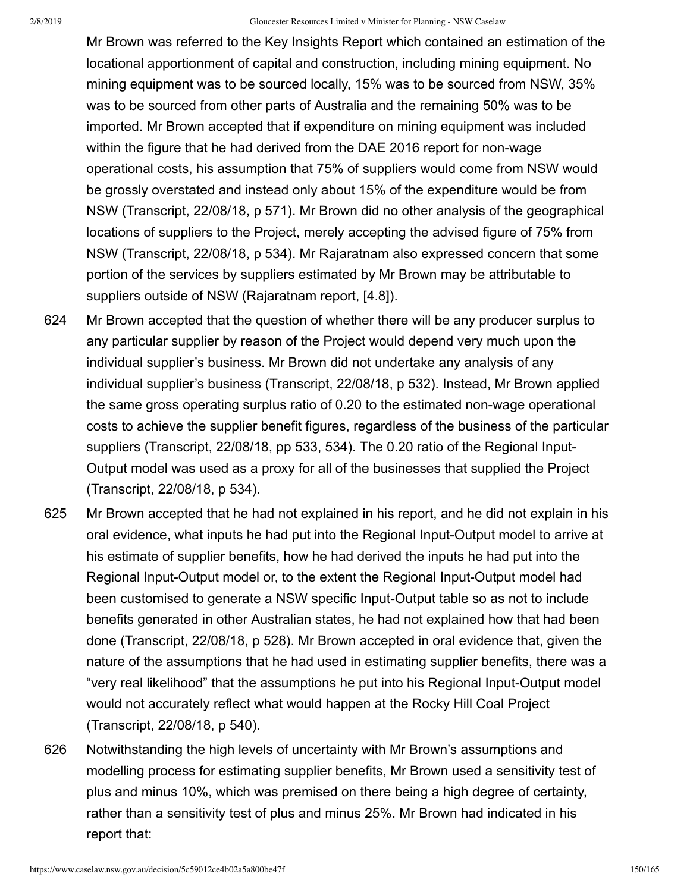Mr Brown was referred to the Key Insights Report which contained an estimation of the locational apportionment of capital and construction, including mining equipment. No mining equipment was to be sourced locally, 15% was to be sourced from NSW, 35% was to be sourced from other parts of Australia and the remaining 50% was to be imported. Mr Brown accepted that if expenditure on mining equipment was included within the figure that he had derived from the DAE 2016 report for non-wage operational costs, his assumption that 75% of suppliers would come from NSW would be grossly overstated and instead only about 15% of the expenditure would be from NSW (Transcript, 22/08/18, p 571). Mr Brown did no other analysis of the geographical locations of suppliers to the Project, merely accepting the advised figure of 75% from NSW (Transcript, 22/08/18, p 534). Mr Rajaratnam also expressed concern that some portion of the services by suppliers estimated by Mr Brown may be attributable to suppliers outside of NSW (Rajaratnam report, [4.8]).

624 Mr Brown accepted that the question of whether there will be any producer surplus to any particular supplier by reason of the Project would depend very much upon the individual supplier's business. Mr Brown did not undertake any analysis of any individual supplier's business (Transcript, 22/08/18, p 532). Instead, Mr Brown applied the same gross operating surplus ratio of 0.20 to the estimated non-wage operational costs to achieve the supplier benefit figures, regardless of the business of the particular suppliers (Transcript, 22/08/18, pp 533, 534). The 0.20 ratio of the Regional Input-Output model was used as a proxy for all of the businesses that supplied the Project (Transcript, 22/08/18, p 534).

625 Mr Brown accepted that he had not explained in his report, and he did not explain in his oral evidence, what inputs he had put into the Regional Input-Output model to arrive at his estimate of supplier benefits, how he had derived the inputs he had put into the Regional Input-Output model or, to the extent the Regional Input-Output model had been customised to generate a NSW specific Input-Output table so as not to include benefits generated in other Australian states, he had not explained how that had been done (Transcript, 22/08/18, p 528). Mr Brown accepted in oral evidence that, given the nature of the assumptions that he had used in estimating supplier benefits, there was a "very real likelihood" that the assumptions he put into his Regional Input-Output model would not accurately reflect what would happen at the Rocky Hill Coal Project (Transcript, 22/08/18, p 540).

626 Notwithstanding the high levels of uncertainty with Mr Brown's assumptions and modelling process for estimating supplier benefits, Mr Brown used a sensitivity test of plus and minus 10%, which was premised on there being a high degree of certainty, rather than a sensitivity test of plus and minus 25%. Mr Brown had indicated in his report that: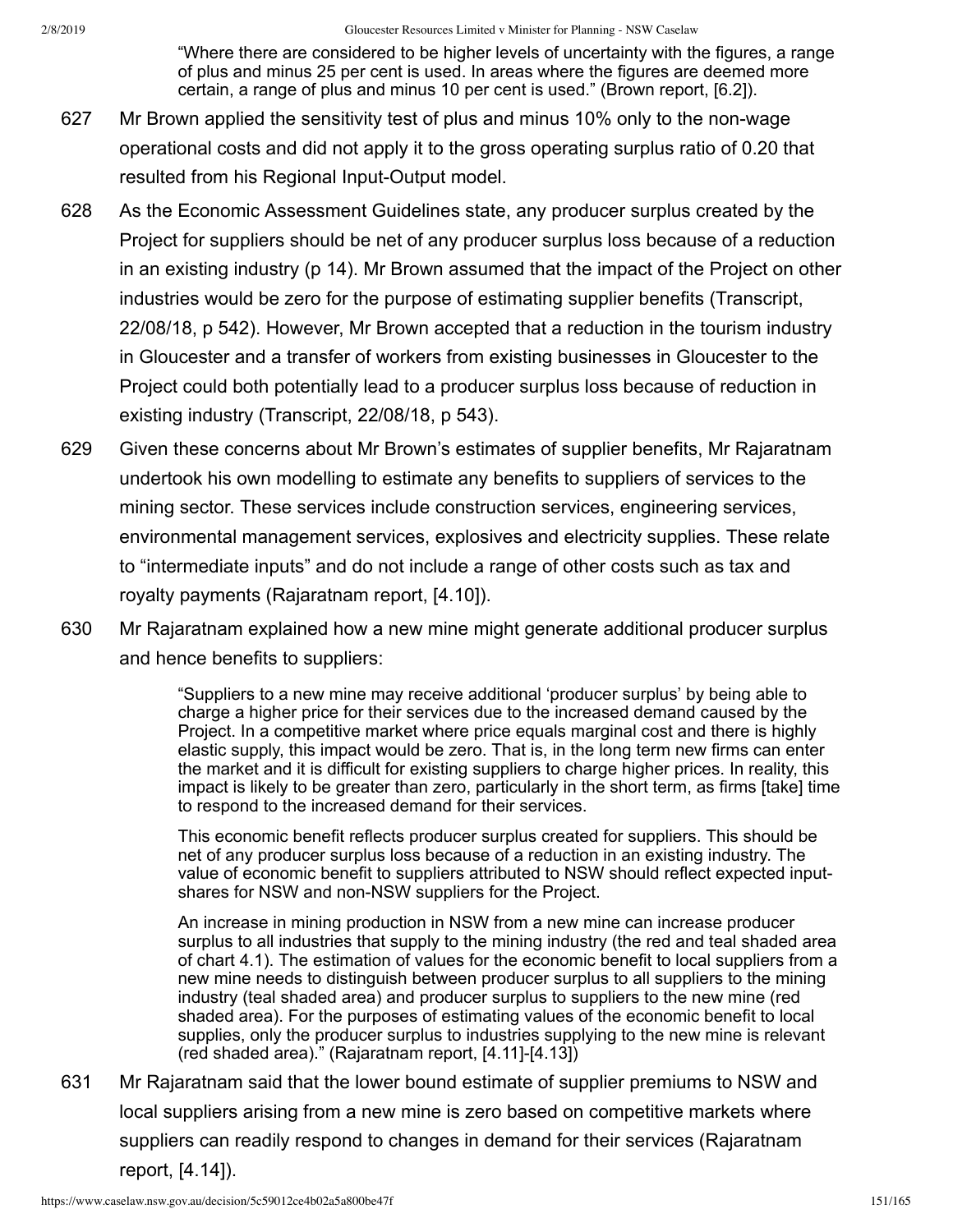> "Where there are considered to be higher levels of uncertainty with the figures, a range of plus and minus 25 per cent is used. In areas where the figures are deemed more certain, a range of plus and minus 10 per cent is used." (Brown report, [6.2]).

627 Mr Brown applied the sensitivity test of plus and minus 10% only to the non-wage operational costs and did not apply it to the gross operating surplus ratio of 0.20 that resulted from his Regional Input-Output model.

628 As the Economic Assessment Guidelines state, any producer surplus created by the Project for suppliers should be net of any producer surplus loss because of a reduction in an existing industry (p 14). Mr Brown assumed that the impact of the Project on other industries would be zero for the purpose of estimating supplier benefits (Transcript, 22/08/18, p 542). However, Mr Brown accepted that a reduction in the tourism industry in Gloucester and a transfer of workers from existing businesses in Gloucester to the Project could both potentially lead to a producer surplus loss because of reduction in existing industry (Transcript, 22/08/18, p 543).

629 Given these concerns about Mr Brown's estimates of supplier benefits, Mr Rajaratnam undertook his own modelling to estimate any benefits to suppliers of services to the mining sector. These services include construction services, engineering services, environmental management services, explosives and electricity supplies. These relate to "intermediate inputs" and do not include a range of other costs such as tax and royalty payments (Rajaratnam report, [4.10]).

630 Mr Rajaratnam explained how a new mine might generate additional producer surplus and hence benefits to suppliers:

> "Suppliers to a new mine may receive additional 'producer surplus' by being able to charge a higher price for their services due to the increased demand caused by the Project. In a competitive market where price equals marginal cost and there is highly elastic supply, this impact would be zero. That is, in the long term new firms can enter the market and it is difficult for existing suppliers to charge higher prices. In reality, this impact is likely to be greater than zero, particularly in the short term, as firms [take] time to respond to the increased demand for their services.
>
> This economic benefit reflects producer surplus created for suppliers. This should be net of any producer surplus loss because of a reduction in an existing industry. The value of economic benefit to suppliers attributed to NSW should reflect expected input-shares for NSW and non-NSW suppliers for the Project.
>
> An increase in mining production in NSW from a new mine can increase producer surplus to all industries that supply to the mining industry (the red and teal shaded area of chart 4.1). The estimation of values for the economic benefit to local suppliers from a new mine needs to distinguish between producer surplus to all suppliers to the mining industry (teal shaded area) and producer surplus to suppliers to the new mine (red shaded area). For the purposes of estimating values of the economic benefit to local supplies, only the producer surplus to industries supplying to the new mine is relevant (red shaded area)." (Rajaratnam report, [4.11]-[4.13])

631 Mr Rajaratnam said that the lower bound estimate of supplier premiums to NSW and local suppliers arising from a new mine is zero based on competitive markets where suppliers can readily respond to changes in demand for their services (Rajaratnam report, [4.14]).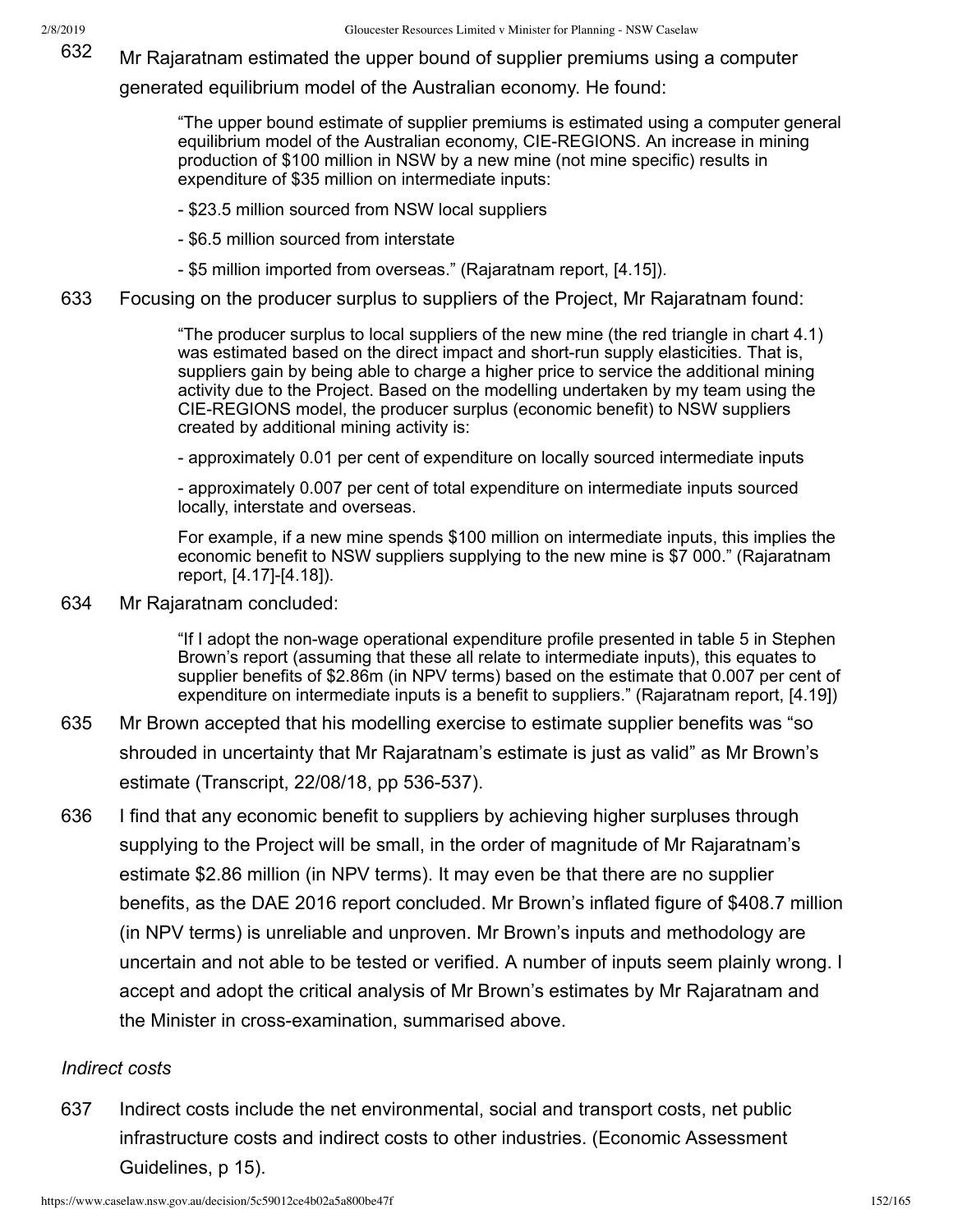632 Mr Rajaratnam estimated the upper bound of supplier premiums using a computer generated equilibrium model of the Australian economy. He found:

> "The upper bound estimate of supplier premiums is estimated using a computer general equilibrium model of the Australian economy, CIE-REGIONS. An increase in mining production of $100 million in NSW by a new mine (not mine specific) results in expenditure of $35 million on intermediate inputs:
>
> - $23.5 million sourced from NSW local suppliers
>
> - $6.5 million sourced from interstate
>
> - $5 million imported from overseas." (Rajaratnam report, [4.15]).

633 Focusing on the producer surplus to suppliers of the Project, Mr Rajaratnam found:

> "The producer surplus to local suppliers of the new mine (the red triangle in chart 4.1) was estimated based on the direct impact and short-run supply elasticities. That is, suppliers gain by being able to charge a higher price to service the additional mining activity due to the Project. Based on the modelling undertaken by my team using the CIE-REGIONS model, the producer surplus (economic benefit) to NSW suppliers created by additional mining activity is:
>
> - approximately 0.01 per cent of expenditure on locally sourced intermediate inputs
>
> - approximately 0.007 per cent of total expenditure on intermediate inputs sourced locally, interstate and overseas.
>
> For example, if a new mine spends $100 million on intermediate inputs, this implies the economic benefit to NSW suppliers supplying to the new mine is $7 000." (Rajaratnam report, [4.17]-[4.18]).

634 Mr Rajaratnam concluded:

> "If I adopt the non-wage operational expenditure profile presented in table 5 in Stephen Brown's report (assuming that these all relate to intermediate inputs), this equates to supplier benefits of $2.86m (in NPV terms) based on the estimate that 0.007 per cent of expenditure on intermediate inputs is a benefit to suppliers." (Rajaratnam report, [4.19])

635 Mr Brown accepted that his modelling exercise to estimate supplier benefits was "so shrouded in uncertainty that Mr Rajaratnam's estimate is just as valid" as Mr Brown's estimate (Transcript, 22/08/18, pp 536-537).

636 I find that any economic benefit to suppliers by achieving higher surpluses through supplying to the Project will be small, in the order of magnitude of Mr Rajaratnam's estimate $2.86 million (in NPV terms). It may even be that there are no supplier benefits, as the DAE 2016 report concluded. Mr Brown's inflated figure of $408.7 million (in NPV terms) is unreliable and unproven. Mr Brown's inputs and methodology are uncertain and not able to be tested or verified. A number of inputs seem plainly wrong. I accept and adopt the critical analysis of Mr Brown's estimates by Mr Rajaratnam and the Minister in cross-examination, summarised above.

*Indirect costs*

637 Indirect costs include the net environmental, social and transport costs, net public infrastructure costs and indirect costs to other industries. (Economic Assessment Guidelines, p 15).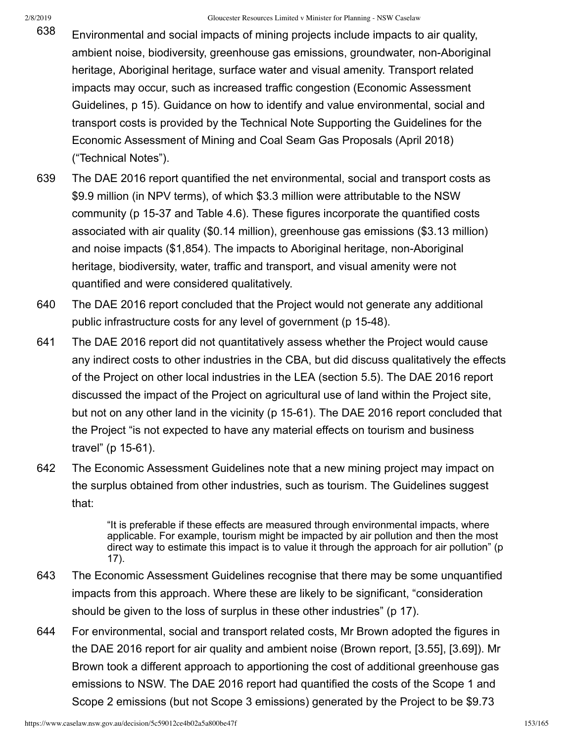638 Environmental and social impacts of mining projects include impacts to air quality, ambient noise, biodiversity, greenhouse gas emissions, groundwater, non-Aboriginal heritage, Aboriginal heritage, surface water and visual amenity. Transport related impacts may occur, such as increased traffic congestion (Economic Assessment Guidelines, p 15). Guidance on how to identify and value environmental, social and transport costs is provided by the Technical Note Supporting the Guidelines for the Economic Assessment of Mining and Coal Seam Gas Proposals (April 2018) ("Technical Notes").

639 The DAE 2016 report quantified the net environmental, social and transport costs as $9.9 million (in NPV terms), of which $3.3 million were attributable to the NSW community (p 15-37 and Table 4.6). These figures incorporate the quantified costs associated with air quality ($0.14 million), greenhouse gas emissions ($3.13 million) and noise impacts ($1,854). The impacts to Aboriginal heritage, non-Aboriginal heritage, biodiversity, water, traffic and transport, and visual amenity were not quantified and were considered qualitatively.

640 The DAE 2016 report concluded that the Project would not generate any additional public infrastructure costs for any level of government (p 15-48).

641 The DAE 2016 report did not quantitatively assess whether the Project would cause any indirect costs to other industries in the CBA, but did discuss qualitatively the effects of the Project on other local industries in the LEA (section 5.5). The DAE 2016 report discussed the impact of the Project on agricultural use of land within the Project site, but not on any other land in the vicinity (p 15-61). The DAE 2016 report concluded that the Project "is not expected to have any material effects on tourism and business travel" (p 15-61).

642 The Economic Assessment Guidelines note that a new mining project may impact on the surplus obtained from other industries, such as tourism. The Guidelines suggest that:

> "It is preferable if these effects are measured through environmental impacts, where applicable. For example, tourism might be impacted by air pollution and then the most direct way to estimate this impact is to value it through the approach for air pollution" (p 17).

643 The Economic Assessment Guidelines recognise that there may be some unquantified impacts from this approach. Where these are likely to be significant, "consideration should be given to the loss of surplus in these other industries" (p 17).

644 For environmental, social and transport related costs, Mr Brown adopted the figures in the DAE 2016 report for air quality and ambient noise (Brown report, [3.55], [3.69]). Mr Brown took a different approach to apportioning the cost of additional greenhouse gas emissions to NSW. The DAE 2016 report had quantified the costs of the Scope 1 and Scope 2 emissions (but not Scope 3 emissions) generated by the Project to be $9.73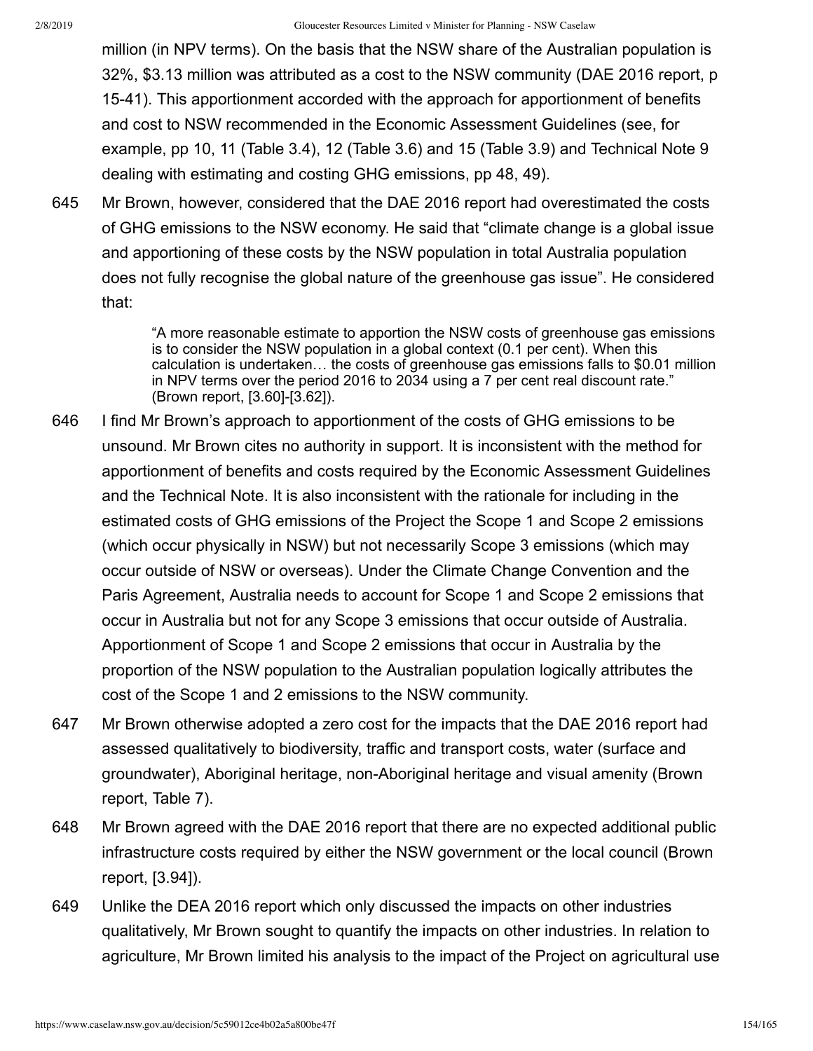million (in NPV terms). On the basis that the NSW share of the Australian population is 32%, $3.13 million was attributed as a cost to the NSW community (DAE 2016 report, p 15-41). This apportionment accorded with the approach for apportionment of benefits and cost to NSW recommended in the Economic Assessment Guidelines (see, for example, pp 10, 11 (Table 3.4), 12 (Table 3.6) and 15 (Table 3.9) and Technical Note 9 dealing with estimating and costing GHG emissions, pp 48, 49).

645 Mr Brown, however, considered that the DAE 2016 report had overestimated the costs of GHG emissions to the NSW economy. He said that "climate change is a global issue and apportioning of these costs by the NSW population in total Australia population does not fully recognise the global nature of the greenhouse gas issue". He considered that:

> "A more reasonable estimate to apportion the NSW costs of greenhouse gas emissions is to consider the NSW population in a global context (0.1 per cent). When this calculation is undertaken… the costs of greenhouse gas emissions falls to $0.01 million in NPV terms over the period 2016 to 2034 using a 7 per cent real discount rate." (Brown report, [3.60]-[3.62]).

646 I find Mr Brown's approach to apportionment of the costs of GHG emissions to be unsound. Mr Brown cites no authority in support. It is inconsistent with the method for apportionment of benefits and costs required by the Economic Assessment Guidelines and the Technical Note. It is also inconsistent with the rationale for including in the estimated costs of GHG emissions of the Project the Scope 1 and Scope 2 emissions (which occur physically in NSW) but not necessarily Scope 3 emissions (which may occur outside of NSW or overseas). Under the Climate Change Convention and the Paris Agreement, Australia needs to account for Scope 1 and Scope 2 emissions that occur in Australia but not for any Scope 3 emissions that occur outside of Australia. Apportionment of Scope 1 and Scope 2 emissions that occur in Australia by the proportion of the NSW population to the Australian population logically attributes the cost of the Scope 1 and 2 emissions to the NSW community.

647 Mr Brown otherwise adopted a zero cost for the impacts that the DAE 2016 report had assessed qualitatively to biodiversity, traffic and transport costs, water (surface and groundwater), Aboriginal heritage, non-Aboriginal heritage and visual amenity (Brown report, Table 7).

648 Mr Brown agreed with the DAE 2016 report that there are no expected additional public infrastructure costs required by either the NSW government or the local council (Brown report, [3.94]).

649 Unlike the DEA 2016 report which only discussed the impacts on other industries qualitatively, Mr Brown sought to quantify the impacts on other industries. In relation to agriculture, Mr Brown limited his analysis to the impact of the Project on agricultural use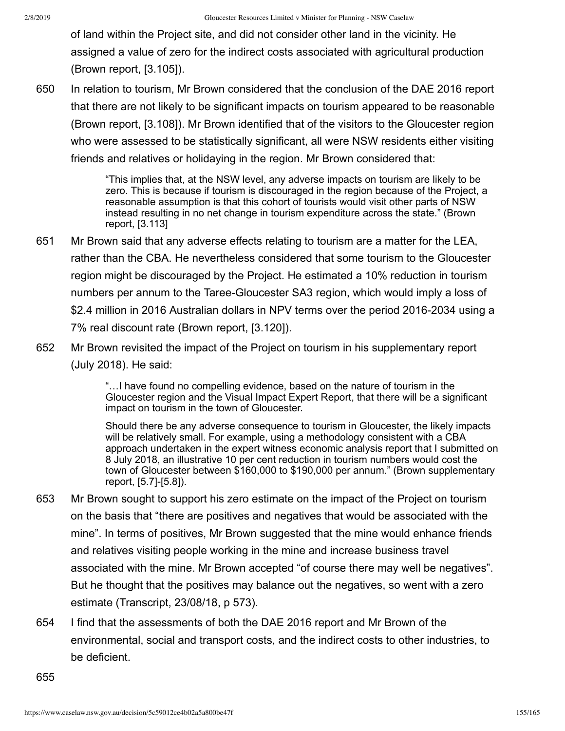of land within the Project site, and did not consider other land in the vicinity. He assigned a value of zero for the indirect costs associated with agricultural production (Brown report, [3.105]).

650 In relation to tourism, Mr Brown considered that the conclusion of the DAE 2016 report that there are not likely to be significant impacts on tourism appeared to be reasonable (Brown report, [3.108]). Mr Brown identified that of the visitors to the Gloucester region who were assessed to be statistically significant, all were NSW residents either visiting friends and relatives or holidaying in the region. Mr Brown considered that:

> "This implies that, at the NSW level, any adverse impacts on tourism are likely to be zero. This is because if tourism is discouraged in the region because of the Project, a reasonable assumption is that this cohort of tourists would visit other parts of NSW instead resulting in no net change in tourism expenditure across the state." (Brown report, [3.113]

651 Mr Brown said that any adverse effects relating to tourism are a matter for the LEA, rather than the CBA. He nevertheless considered that some tourism to the Gloucester region might be discouraged by the Project. He estimated a 10% reduction in tourism numbers per annum to the Taree-Gloucester SA3 region, which would imply a loss of $2.4 million in 2016 Australian dollars in NPV terms over the period 2016-2034 using a 7% real discount rate (Brown report, [3.120]).

652 Mr Brown revisited the impact of the Project on tourism in his supplementary report (July 2018). He said:

> "…I have found no compelling evidence, based on the nature of tourism in the Gloucester region and the Visual Impact Expert Report, that there will be a significant impact on tourism in the town of Gloucester.
>
> Should there be any adverse consequence to tourism in Gloucester, the likely impacts will be relatively small. For example, using a methodology consistent with a CBA approach undertaken in the expert witness economic analysis report that I submitted on 8 July 2018, an illustrative 10 per cent reduction in tourism numbers would cost the town of Gloucester between $160,000 to $190,000 per annum." (Brown supplementary report, [5.7]-[5.8]).

653 Mr Brown sought to support his zero estimate on the impact of the Project on tourism on the basis that "there are positives and negatives that would be associated with the mine". In terms of positives, Mr Brown suggested that the mine would enhance friends and relatives visiting people working in the mine and increase business travel associated with the mine. Mr Brown accepted "of course there may well be negatives". But he thought that the positives may balance out the negatives, so went with a zero estimate (Transcript, 23/08/18, p 573).

654 I find that the assessments of both the DAE 2016 report and Mr Brown of the environmental, social and transport costs, and the indirect costs to other industries, to be deficient.

655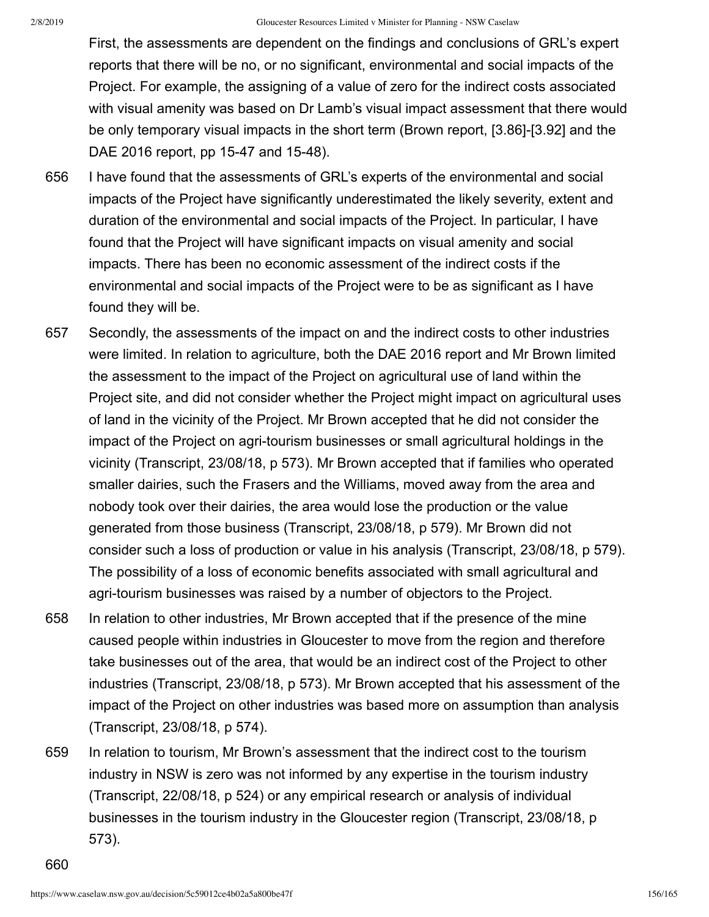First, the assessments are dependent on the findings and conclusions of GRL's expert reports that there will be no, or no significant, environmental and social impacts of the Project. For example, the assigning of a value of zero for the indirect costs associated with visual amenity was based on Dr Lamb's visual impact assessment that there would be only temporary visual impacts in the short term (Brown report, [3.86]-[3.92] and the DAE 2016 report, pp 15-47 and 15-48).

656 I have found that the assessments of GRL's experts of the environmental and social impacts of the Project have significantly underestimated the likely severity, extent and duration of the environmental and social impacts of the Project. In particular, I have found that the Project will have significant impacts on visual amenity and social impacts. There has been no economic assessment of the indirect costs if the environmental and social impacts of the Project were to be as significant as I have found they will be.

657 Secondly, the assessments of the impact on and the indirect costs to other industries were limited. In relation to agriculture, both the DAE 2016 report and Mr Brown limited the assessment to the impact of the Project on agricultural use of land within the Project site, and did not consider whether the Project might impact on agricultural uses of land in the vicinity of the Project. Mr Brown accepted that he did not consider the impact of the Project on agri-tourism businesses or small agricultural holdings in the vicinity (Transcript, 23/08/18, p 573). Mr Brown accepted that if families who operated smaller dairies, such the Frasers and the Williams, moved away from the area and nobody took over their dairies, the area would lose the production or the value generated from those business (Transcript, 23/08/18, p 579). Mr Brown did not consider such a loss of production or value in his analysis (Transcript, 23/08/18, p 579). The possibility of a loss of economic benefits associated with small agricultural and agri-tourism businesses was raised by a number of objectors to the Project.

658 In relation to other industries, Mr Brown accepted that if the presence of the mine caused people within industries in Gloucester to move from the region and therefore take businesses out of the area, that would be an indirect cost of the Project to other industries (Transcript, 23/08/18, p 573). Mr Brown accepted that his assessment of the impact of the Project on other industries was based more on assumption than analysis (Transcript, 23/08/18, p 574).

659 In relation to tourism, Mr Brown's assessment that the indirect cost to the tourism industry in NSW is zero was not informed by any expertise in the tourism industry (Transcript, 22/08/18, p 524) or any empirical research or analysis of individual businesses in the tourism industry in the Gloucester region (Transcript, 23/08/18, p 573).

660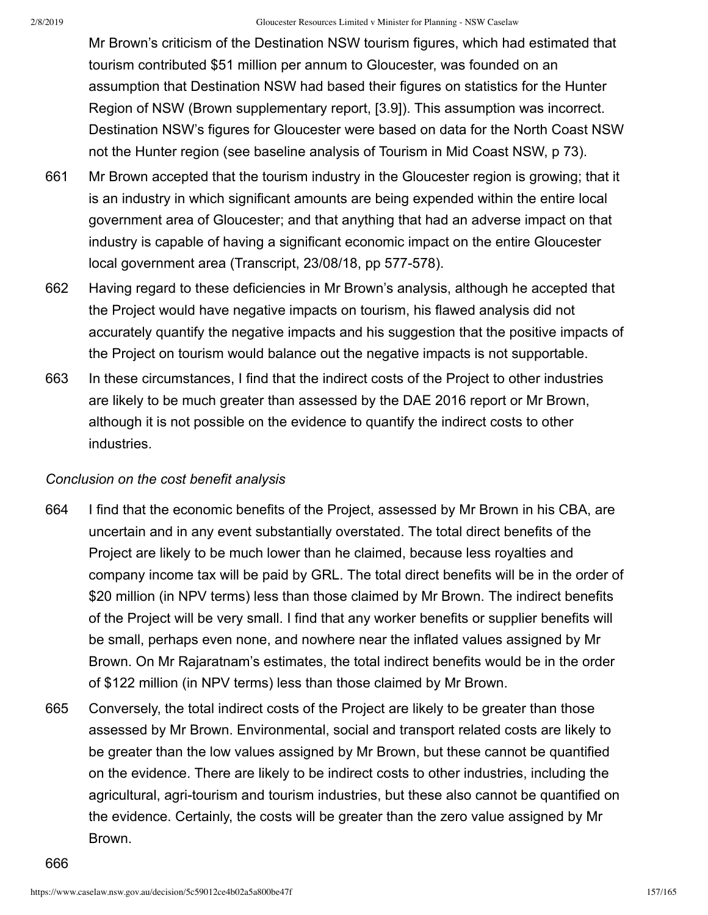Mr Brown's criticism of the Destination NSW tourism figures, which had estimated that tourism contributed $51 million per annum to Gloucester, was founded on an assumption that Destination NSW had based their figures on statistics for the Hunter Region of NSW (Brown supplementary report, [3.9]). This assumption was incorrect. Destination NSW's figures for Gloucester were based on data for the North Coast NSW not the Hunter region (see baseline analysis of Tourism in Mid Coast NSW, p 73).

661 Mr Brown accepted that the tourism industry in the Gloucester region is growing; that it is an industry in which significant amounts are being expended within the entire local government area of Gloucester; and that anything that had an adverse impact on that industry is capable of having a significant economic impact on the entire Gloucester local government area (Transcript, 23/08/18, pp 577-578).

662 Having regard to these deficiencies in Mr Brown's analysis, although he accepted that the Project would have negative impacts on tourism, his flawed analysis did not accurately quantify the negative impacts and his suggestion that the positive impacts of the Project on tourism would balance out the negative impacts is not supportable.

663 In these circumstances, I find that the indirect costs of the Project to other industries are likely to be much greater than assessed by the DAE 2016 report or Mr Brown, although it is not possible on the evidence to quantify the indirect costs to other industries.

*Conclusion on the cost benefit analysis*

664 I find that the economic benefits of the Project, assessed by Mr Brown in his CBA, are uncertain and in any event substantially overstated. The total direct benefits of the Project are likely to be much lower than he claimed, because less royalties and company income tax will be paid by GRL. The total direct benefits will be in the order of $20 million (in NPV terms) less than those claimed by Mr Brown. The indirect benefits of the Project will be very small. I find that any worker benefits or supplier benefits will be small, perhaps even none, and nowhere near the inflated values assigned by Mr Brown. On Mr Rajaratnam's estimates, the total indirect benefits would be in the order of $122 million (in NPV terms) less than those claimed by Mr Brown.

665 Conversely, the total indirect costs of the Project are likely to be greater than those assessed by Mr Brown. Environmental, social and transport related costs are likely to be greater than the low values assigned by Mr Brown, but these cannot be quantified on the evidence. There are likely to be indirect costs to other industries, including the agricultural, agri-tourism and tourism industries, but these also cannot be quantified on the evidence. Certainly, the costs will be greater than the zero value assigned by Mr Brown.

666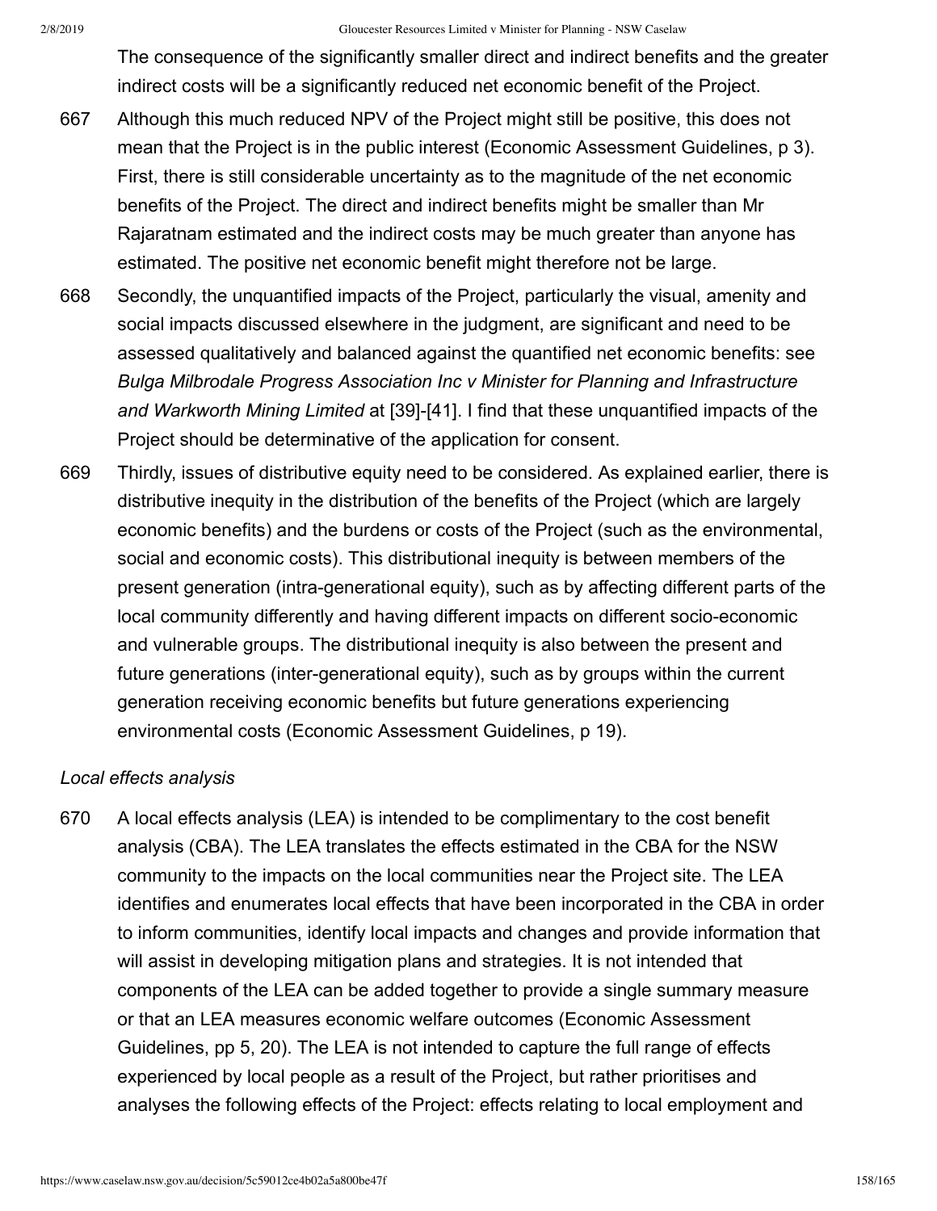The consequence of the significantly smaller direct and indirect benefits and the greater indirect costs will be a significantly reduced net economic benefit of the Project.

667 Although this much reduced NPV of the Project might still be positive, this does not mean that the Project is in the public interest (Economic Assessment Guidelines, p 3). First, there is still considerable uncertainty as to the magnitude of the net economic benefits of the Project. The direct and indirect benefits might be smaller than Mr Rajaratnam estimated and the indirect costs may be much greater than anyone has estimated. The positive net economic benefit might therefore not be large.

668 Secondly, the unquantified impacts of the Project, particularly the visual, amenity and social impacts discussed elsewhere in the judgment, are significant and need to be assessed qualitatively and balanced against the quantified net economic benefits: see *Bulga Milbrodale Progress Association Inc v Minister for Planning and Infrastructure and Warkworth Mining Limited* at [39]-[41]. I find that these unquantified impacts of the Project should be determinative of the application for consent.

669 Thirdly, issues of distributive equity need to be considered. As explained earlier, there is distributive inequity in the distribution of the benefits of the Project (which are largely economic benefits) and the burdens or costs of the Project (such as the environmental, social and economic costs). This distributional inequity is between members of the present generation (intra-generational equity), such as by affecting different parts of the local community differently and having different impacts on different socio-economic and vulnerable groups. The distributional inequity is also between the present and future generations (inter-generational equity), such as by groups within the current generation receiving economic benefits but future generations experiencing environmental costs (Economic Assessment Guidelines, p 19).

*Local effects analysis*

670 A local effects analysis (LEA) is intended to be complimentary to the cost benefit analysis (CBA). The LEA translates the effects estimated in the CBA for the NSW community to the impacts on the local communities near the Project site. The LEA identifies and enumerates local effects that have been incorporated in the CBA in order to inform communities, identify local impacts and changes and provide information that will assist in developing mitigation plans and strategies. It is not intended that components of the LEA can be added together to provide a single summary measure or that an LEA measures economic welfare outcomes (Economic Assessment Guidelines, pp 5, 20). The LEA is not intended to capture the full range of effects experienced by local people as a result of the Project, but rather prioritises and analyses the following effects of the Project: effects relating to local employment and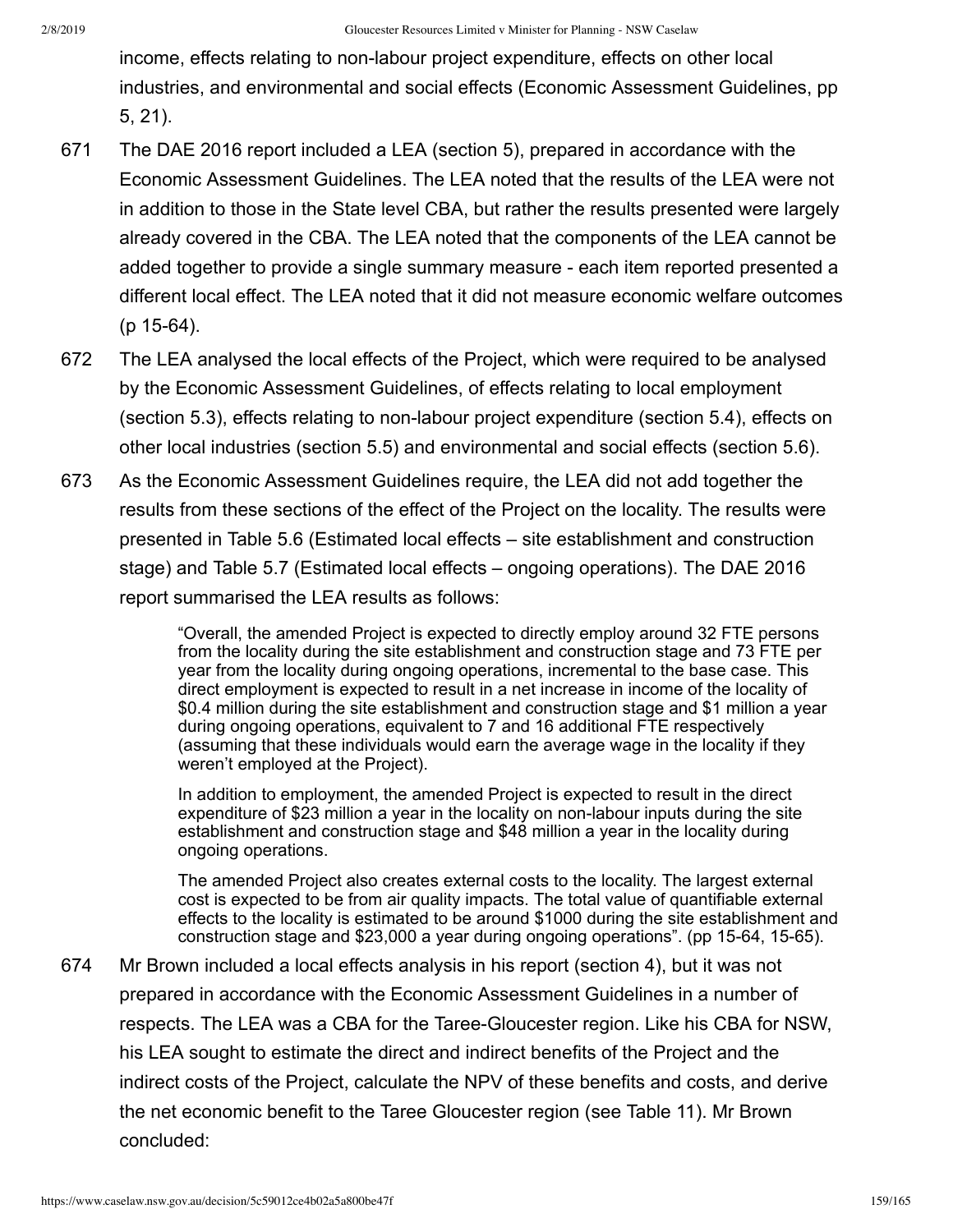income, effects relating to non-labour project expenditure, effects on other local industries, and environmental and social effects (Economic Assessment Guidelines, pp 5, 21).

671 The DAE 2016 report included a LEA (section 5), prepared in accordance with the Economic Assessment Guidelines. The LEA noted that the results of the LEA were not in addition to those in the State level CBA, but rather the results presented were largely already covered in the CBA. The LEA noted that the components of the LEA cannot be added together to provide a single summary measure - each item reported presented a different local effect. The LEA noted that it did not measure economic welfare outcomes (p 15-64).

672 The LEA analysed the local effects of the Project, which were required to be analysed by the Economic Assessment Guidelines, of effects relating to local employment (section 5.3), effects relating to non-labour project expenditure (section 5.4), effects on other local industries (section 5.5) and environmental and social effects (section 5.6).

673 As the Economic Assessment Guidelines require, the LEA did not add together the results from these sections of the effect of the Project on the locality. The results were presented in Table 5.6 (Estimated local effects – site establishment and construction stage) and Table 5.7 (Estimated local effects – ongoing operations). The DAE 2016 report summarised the LEA results as follows:

> "Overall, the amended Project is expected to directly employ around 32 FTE persons from the locality during the site establishment and construction stage and 73 FTE per year from the locality during ongoing operations, incremental to the base case. This direct employment is expected to result in a net increase in income of the locality of $0.4 million during the site establishment and construction stage and $1 million a year during ongoing operations, equivalent to 7 and 16 additional FTE respectively (assuming that these individuals would earn the average wage in the locality if they weren't employed at the Project).
>
> In addition to employment, the amended Project is expected to result in the direct expenditure of $23 million a year in the locality on non-labour inputs during the site establishment and construction stage and $48 million a year in the locality during ongoing operations.
>
> The amended Project also creates external costs to the locality. The largest external cost is expected to be from air quality impacts. The total value of quantifiable external effects to the locality is estimated to be around $1000 during the site establishment and construction stage and $23,000 a year during ongoing operations". (pp 15-64, 15-65).

674 Mr Brown included a local effects analysis in his report (section 4), but it was not prepared in accordance with the Economic Assessment Guidelines in a number of respects. The LEA was a CBA for the Taree-Gloucester region. Like his CBA for NSW, his LEA sought to estimate the direct and indirect benefits of the Project and the indirect costs of the Project, calculate the NPV of these benefits and costs, and derive the net economic benefit to the Taree Gloucester region (see Table 11). Mr Brown concluded: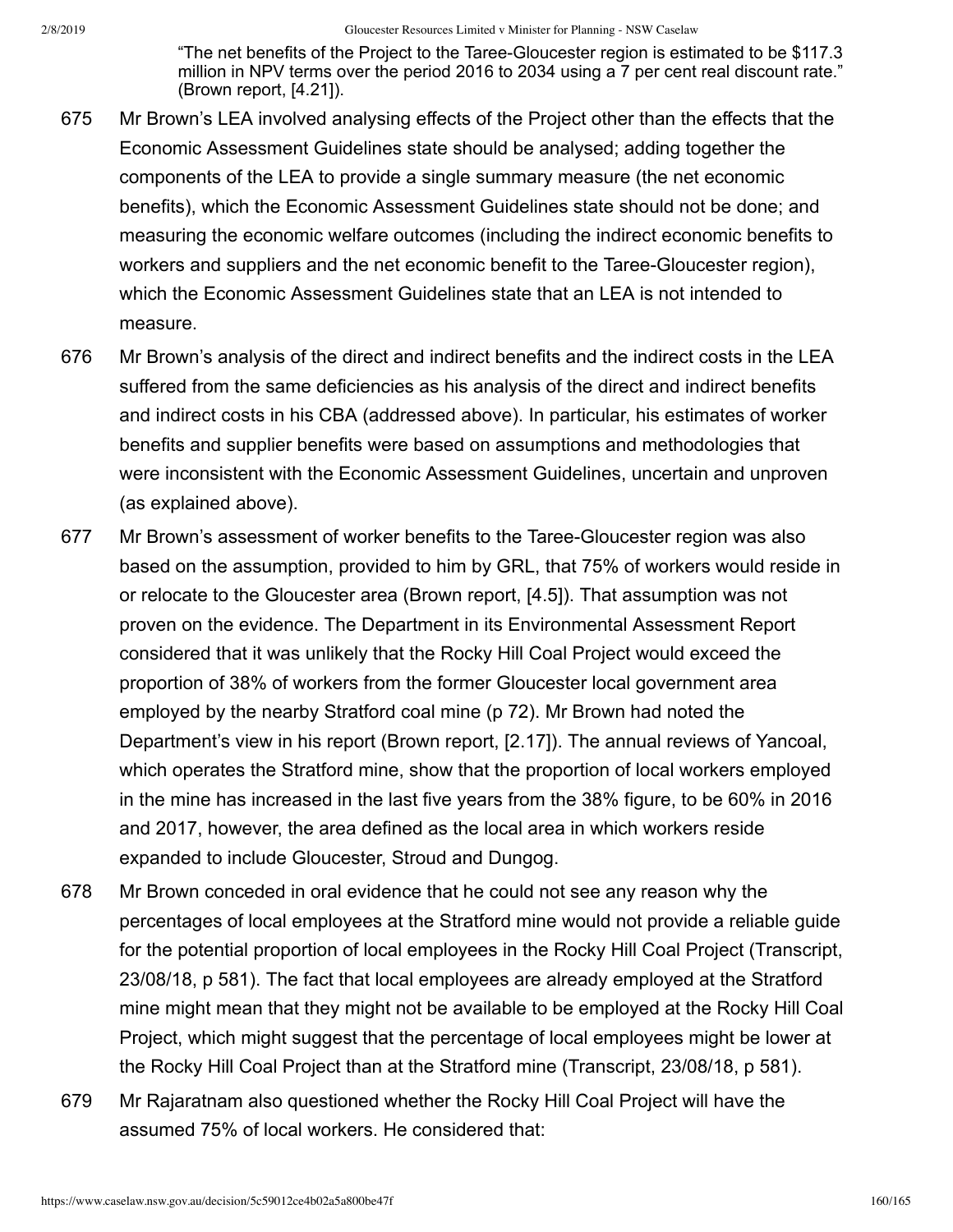> "The net benefits of the Project to the Taree-Gloucester region is estimated to be $117.3 million in NPV terms over the period 2016 to 2034 using a 7 per cent real discount rate." (Brown report, [4.21]).

675 Mr Brown's LEA involved analysing effects of the Project other than the effects that the Economic Assessment Guidelines state should be analysed; adding together the components of the LEA to provide a single summary measure (the net economic benefits), which the Economic Assessment Guidelines state should not be done; and measuring the economic welfare outcomes (including the indirect economic benefits to workers and suppliers and the net economic benefit to the Taree-Gloucester region), which the Economic Assessment Guidelines state that an LEA is not intended to measure.

676 Mr Brown's analysis of the direct and indirect benefits and the indirect costs in the LEA suffered from the same deficiencies as his analysis of the direct and indirect benefits and indirect costs in his CBA (addressed above). In particular, his estimates of worker benefits and supplier benefits were based on assumptions and methodologies that were inconsistent with the Economic Assessment Guidelines, uncertain and unproven (as explained above).

677 Mr Brown's assessment of worker benefits to the Taree-Gloucester region was also based on the assumption, provided to him by GRL, that 75% of workers would reside in or relocate to the Gloucester area (Brown report, [4.5]). That assumption was not proven on the evidence. The Department in its Environmental Assessment Report considered that it was unlikely that the Rocky Hill Coal Project would exceed the proportion of 38% of workers from the former Gloucester local government area employed by the nearby Stratford coal mine (p 72). Mr Brown had noted the Department's view in his report (Brown report, [2.17]). The annual reviews of Yancoal, which operates the Stratford mine, show that the proportion of local workers employed in the mine has increased in the last five years from the 38% figure, to be 60% in 2016 and 2017, however, the area defined as the local area in which workers reside expanded to include Gloucester, Stroud and Dungog.

678 Mr Brown conceded in oral evidence that he could not see any reason why the percentages of local employees at the Stratford mine would not provide a reliable guide for the potential proportion of local employees in the Rocky Hill Coal Project (Transcript, 23/08/18, p 581). The fact that local employees are already employed at the Stratford mine might mean that they might not be available to be employed at the Rocky Hill Coal Project, which might suggest that the percentage of local employees might be lower at the Rocky Hill Coal Project than at the Stratford mine (Transcript, 23/08/18, p 581).

679 Mr Rajaratnam also questioned whether the Rocky Hill Coal Project will have the assumed 75% of local workers. He considered that: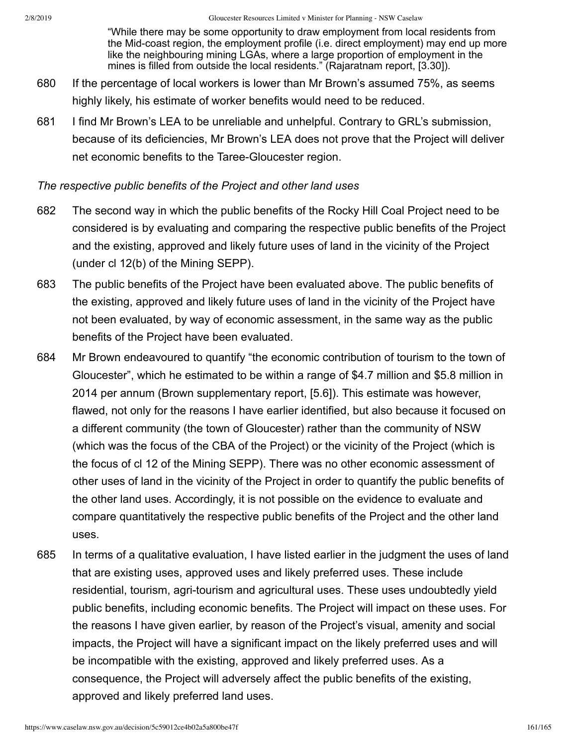> "While there may be some opportunity to draw employment from local residents from the Mid-coast region, the employment profile (i.e. direct employment) may end up more like the neighbouring mining LGAs, where a large proportion of employment in the mines is filled from outside the local residents." (Rajaratnam report, [3.30]).

680 If the percentage of local workers is lower than Mr Brown's assumed 75%, as seems highly likely, his estimate of worker benefits would need to be reduced.

681 I find Mr Brown's LEA to be unreliable and unhelpful. Contrary to GRL's submission, because of its deficiencies, Mr Brown's LEA does not prove that the Project will deliver net economic benefits to the Taree-Gloucester region.

*The respective public benefits of the Project and other land uses*

682 The second way in which the public benefits of the Rocky Hill Coal Project need to be considered is by evaluating and comparing the respective public benefits of the Project and the existing, approved and likely future uses of land in the vicinity of the Project (under cl 12(b) of the Mining SEPP).

683 The public benefits of the Project have been evaluated above. The public benefits of the existing, approved and likely future uses of land in the vicinity of the Project have not been evaluated, by way of economic assessment, in the same way as the public benefits of the Project have been evaluated.

684 Mr Brown endeavoured to quantify "the economic contribution of tourism to the town of Gloucester", which he estimated to be within a range of $4.7 million and $5.8 million in 2014 per annum (Brown supplementary report, [5.6]). This estimate was however, flawed, not only for the reasons I have earlier identified, but also because it focused on a different community (the town of Gloucester) rather than the community of NSW (which was the focus of the CBA of the Project) or the vicinity of the Project (which is the focus of cl 12 of the Mining SEPP). There was no other economic assessment of other uses of land in the vicinity of the Project in order to quantify the public benefits of the other land uses. Accordingly, it is not possible on the evidence to evaluate and compare quantitatively the respective public benefits of the Project and the other land uses.

685 In terms of a qualitative evaluation, I have listed earlier in the judgment the uses of land that are existing uses, approved uses and likely preferred uses. These include residential, tourism, agri-tourism and agricultural uses. These uses undoubtedly yield public benefits, including economic benefits. The Project will impact on these uses. For the reasons I have given earlier, by reason of the Project's visual, amenity and social impacts, the Project will have a significant impact on the likely preferred uses and will be incompatible with the existing, approved and likely preferred uses. As a consequence, the Project will adversely affect the public benefits of the existing, approved and likely preferred land uses.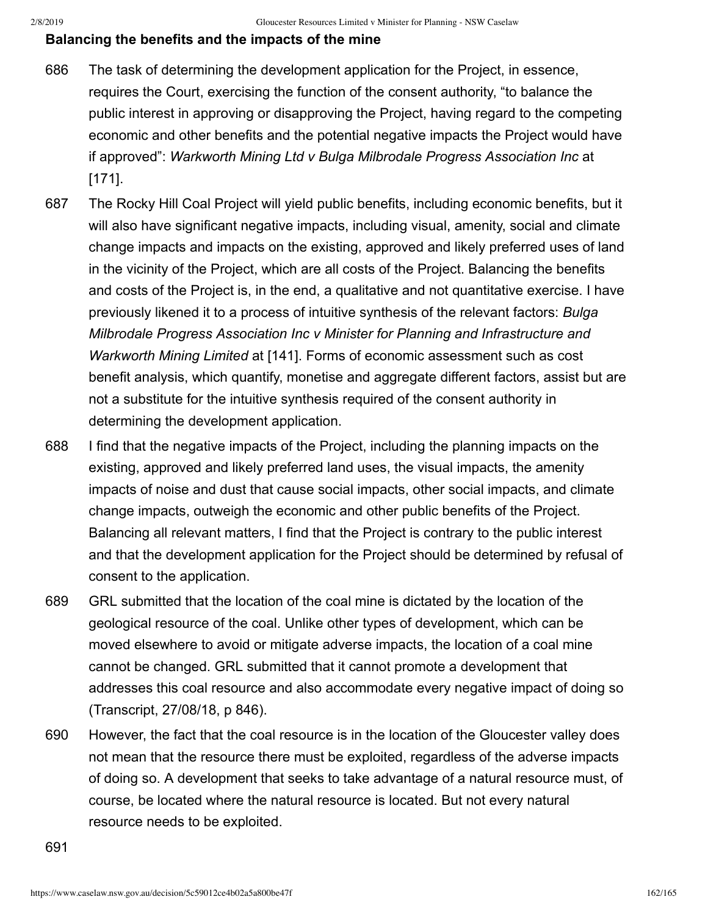**Balancing the benefits and the impacts of the mine**

686 The task of determining the development application for the Project, in essence, requires the Court, exercising the function of the consent authority, "to balance the public interest in approving or disapproving the Project, having regard to the competing economic and other benefits and the potential negative impacts the Project would have if approved": *Warkworth Mining Ltd v Bulga Milbrodale Progress Association Inc* at [171].

687 The Rocky Hill Coal Project will yield public benefits, including economic benefits, but it will also have significant negative impacts, including visual, amenity, social and climate change impacts and impacts on the existing, approved and likely preferred uses of land in the vicinity of the Project, which are all costs of the Project. Balancing the benefits and costs of the Project is, in the end, a qualitative and not quantitative exercise. I have previously likened it to a process of intuitive synthesis of the relevant factors: *Bulga Milbrodale Progress Association Inc v Minister for Planning and Infrastructure and Warkworth Mining Limited* at [141]. Forms of economic assessment such as cost benefit analysis, which quantify, monetise and aggregate different factors, assist but are not a substitute for the intuitive synthesis required of the consent authority in determining the development application.

688 I find that the negative impacts of the Project, including the planning impacts on the existing, approved and likely preferred land uses, the visual impacts, the amenity impacts of noise and dust that cause social impacts, other social impacts, and climate change impacts, outweigh the economic and other public benefits of the Project. Balancing all relevant matters, I find that the Project is contrary to the public interest and that the development application for the Project should be determined by refusal of consent to the application.

689 GRL submitted that the location of the coal mine is dictated by the location of the geological resource of the coal. Unlike other types of development, which can be moved elsewhere to avoid or mitigate adverse impacts, the location of a coal mine cannot be changed. GRL submitted that it cannot promote a development that addresses this coal resource and also accommodate every negative impact of doing so (Transcript, 27/08/18, p 846).

690 However, the fact that the coal resource is in the location of the Gloucester valley does not mean that the resource there must be exploited, regardless of the adverse impacts of doing so. A development that seeks to take advantage of a natural resource must, of course, be located where the natural resource is located. But not every natural resource needs to be exploited.

691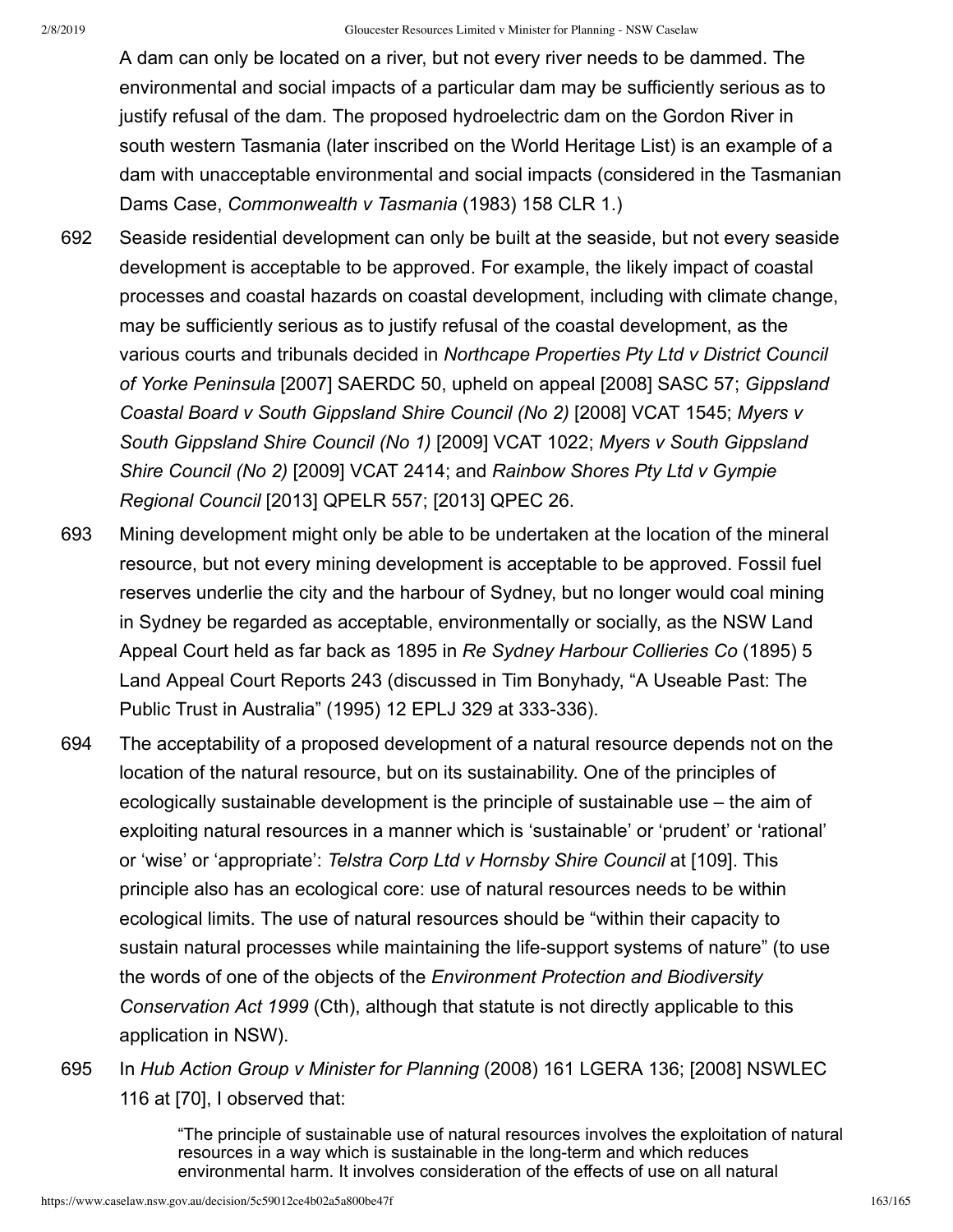A dam can only be located on a river, but not every river needs to be dammed. The environmental and social impacts of a particular dam may be sufficiently serious as to justify refusal of the dam. The proposed hydroelectric dam on the Gordon River in south western Tasmania (later inscribed on the World Heritage List) is an example of a dam with unacceptable environmental and social impacts (considered in the Tasmanian Dams Case, *Commonwealth v Tasmania* (1983) 158 CLR 1.)

692 Seaside residential development can only be built at the seaside, but not every seaside development is acceptable to be approved. For example, the likely impact of coastal processes and coastal hazards on coastal development, including with climate change, may be sufficiently serious as to justify refusal of the coastal development, as the various courts and tribunals decided in *Northcape Properties Pty Ltd v District Council of Yorke Peninsula* [2007] SAERDC 50, upheld on appeal [2008] SASC 57; *Gippsland Coastal Board v South Gippsland Shire Council (No 2)* [2008] VCAT 1545; *Myers v South Gippsland Shire Council (No 1)* [2009] VCAT 1022; *Myers v South Gippsland Shire Council (No 2)* [2009] VCAT 2414; and *Rainbow Shores Pty Ltd v Gympie Regional Council* [2013] QPELR 557; [2013] QPEC 26.

693 Mining development might only be able to be undertaken at the location of the mineral resource, but not every mining development is acceptable to be approved. Fossil fuel reserves underlie the city and the harbour of Sydney, but no longer would coal mining in Sydney be regarded as acceptable, environmentally or socially, as the NSW Land Appeal Court held as far back as 1895 in *Re Sydney Harbour Collieries Co* (1895) 5 Land Appeal Court Reports 243 (discussed in Tim Bonyhady, "A Useable Past: The Public Trust in Australia" (1995) 12 EPLJ 329 at 333-336).

694 The acceptability of a proposed development of a natural resource depends not on the location of the natural resource, but on its sustainability. One of the principles of ecologically sustainable development is the principle of sustainable use – the aim of exploiting natural resources in a manner which is 'sustainable' or 'prudent' or 'rational' or 'wise' or 'appropriate': *Telstra Corp Ltd v Hornsby Shire Council* at [109]. This principle also has an ecological core: use of natural resources needs to be within ecological limits. The use of natural resources should be "within their capacity to sustain natural processes while maintaining the life-support systems of nature" (to use the words of one of the objects of the *Environment Protection and Biodiversity Conservation Act 1999* (Cth), although that statute is not directly applicable to this application in NSW).

695 In *Hub Action Group v Minister for Planning* (2008) 161 LGERA 136; [2008] NSWLEC 116 at [70], I observed that:

> "The principle of sustainable use of natural resources involves the exploitation of natural resources in a way which is sustainable in the long-term and which reduces environmental harm. It involves consideration of the effects of use on all natural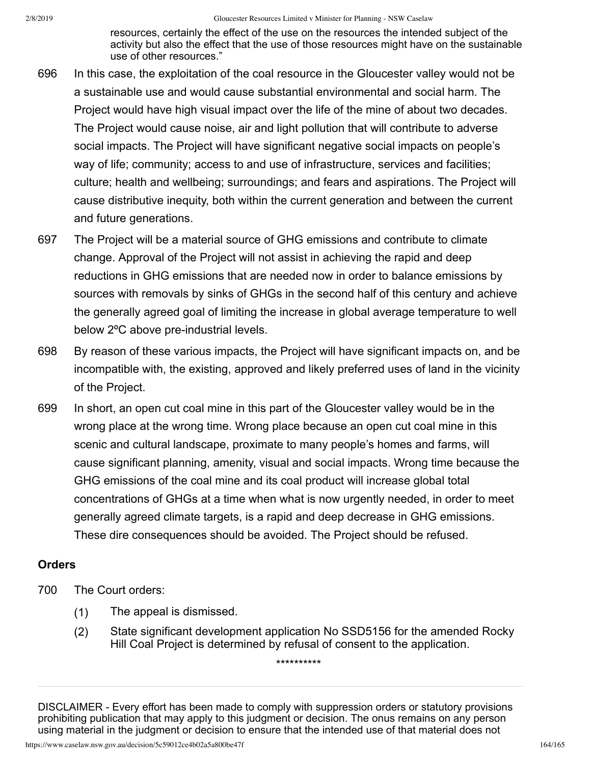> resources, certainly the effect of the use on the resources the intended subject of the activity but also the effect that the use of those resources might have on the sustainable use of other resources."

696 In this case, the exploitation of the coal resource in the Gloucester valley would not be a sustainable use and would cause substantial environmental and social harm. The Project would have high visual impact over the life of the mine of about two decades. The Project would cause noise, air and light pollution that will contribute to adverse social impacts. The Project will have significant negative social impacts on people's way of life; community; access to and use of infrastructure, services and facilities; culture; health and wellbeing; surroundings; and fears and aspirations. The Project will cause distributive inequity, both within the current generation and between the current and future generations.

697 The Project will be a material source of GHG emissions and contribute to climate change. Approval of the Project will not assist in achieving the rapid and deep reductions in GHG emissions that are needed now in order to balance emissions by sources with removals by sinks of GHGs in the second half of this century and achieve the generally agreed goal of limiting the increase in global average temperature to well below 2ºC above pre-industrial levels.

698 By reason of these various impacts, the Project will have significant impacts on, and be incompatible with, the existing, approved and likely preferred uses of land in the vicinity of the Project.

699 In short, an open cut coal mine in this part of the Gloucester valley would be in the wrong place at the wrong time. Wrong place because an open cut coal mine in this scenic and cultural landscape, proximate to many people's homes and farms, will cause significant planning, amenity, visual and social impacts. Wrong time because the GHG emissions of the coal mine and its coal product will increase global total concentrations of GHGs at a time when what is now urgently needed, in order to meet generally agreed climate targets, is a rapid and deep decrease in GHG emissions. These dire consequences should be avoided. The Project should be refused.

## Orders

700 The Court orders:

(1) The appeal is dismissed.

(2) State significant development application No SSD5156 for the amended Rocky Hill Coal Project is determined by refusal of consent to the application.

**********

---

DISCLAIMER - Every effort has been made to comply with suppression orders or statutory provisions prohibiting publication that may apply to this judgment or decision. The onus remains on any person using material in the judgment or decision to ensure that the intended use of that material does not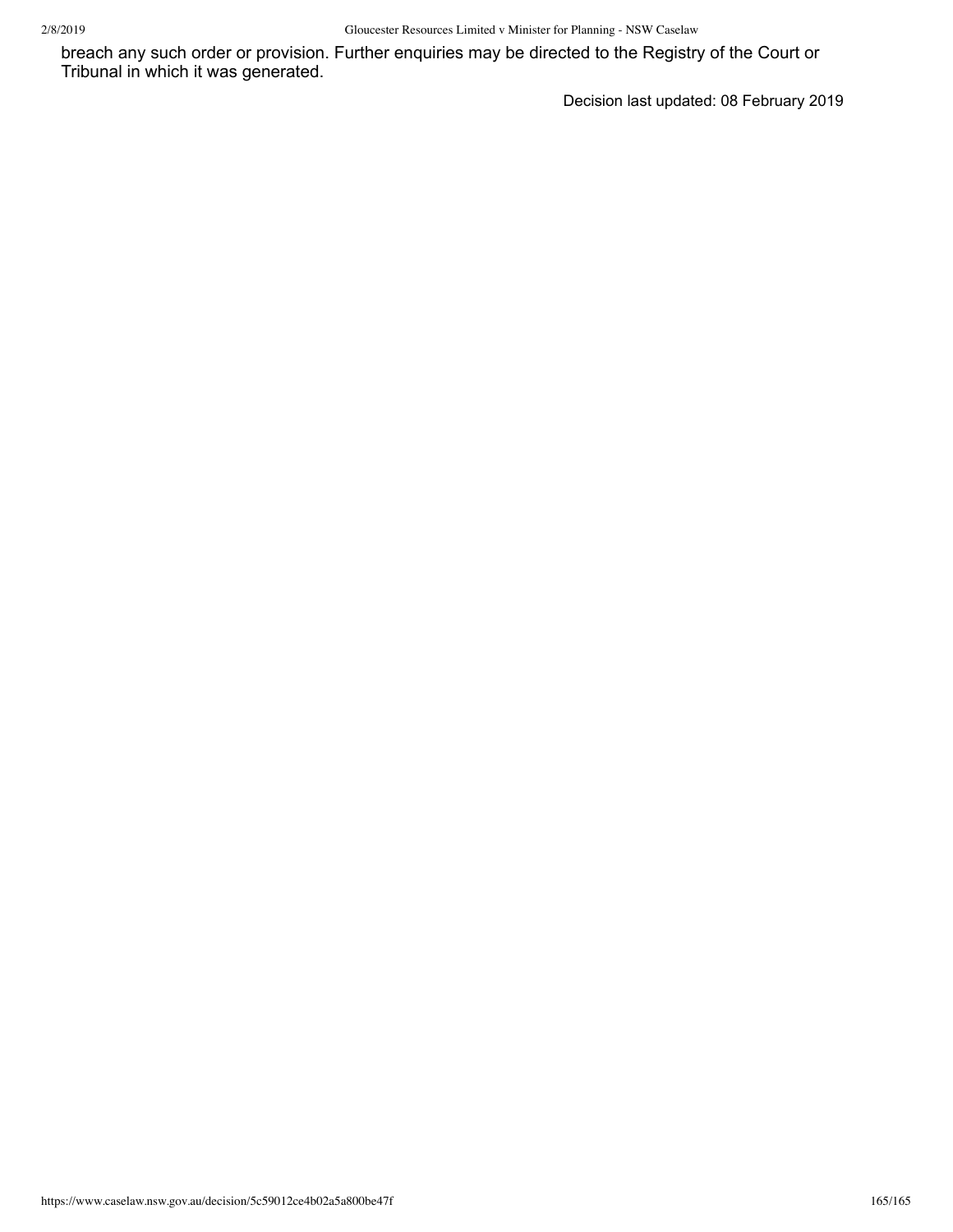breach any such order or provision. Further enquiries may be directed to the Registry of the Court or Tribunal in which it was generated.

Decision last updated: 08 February 2019